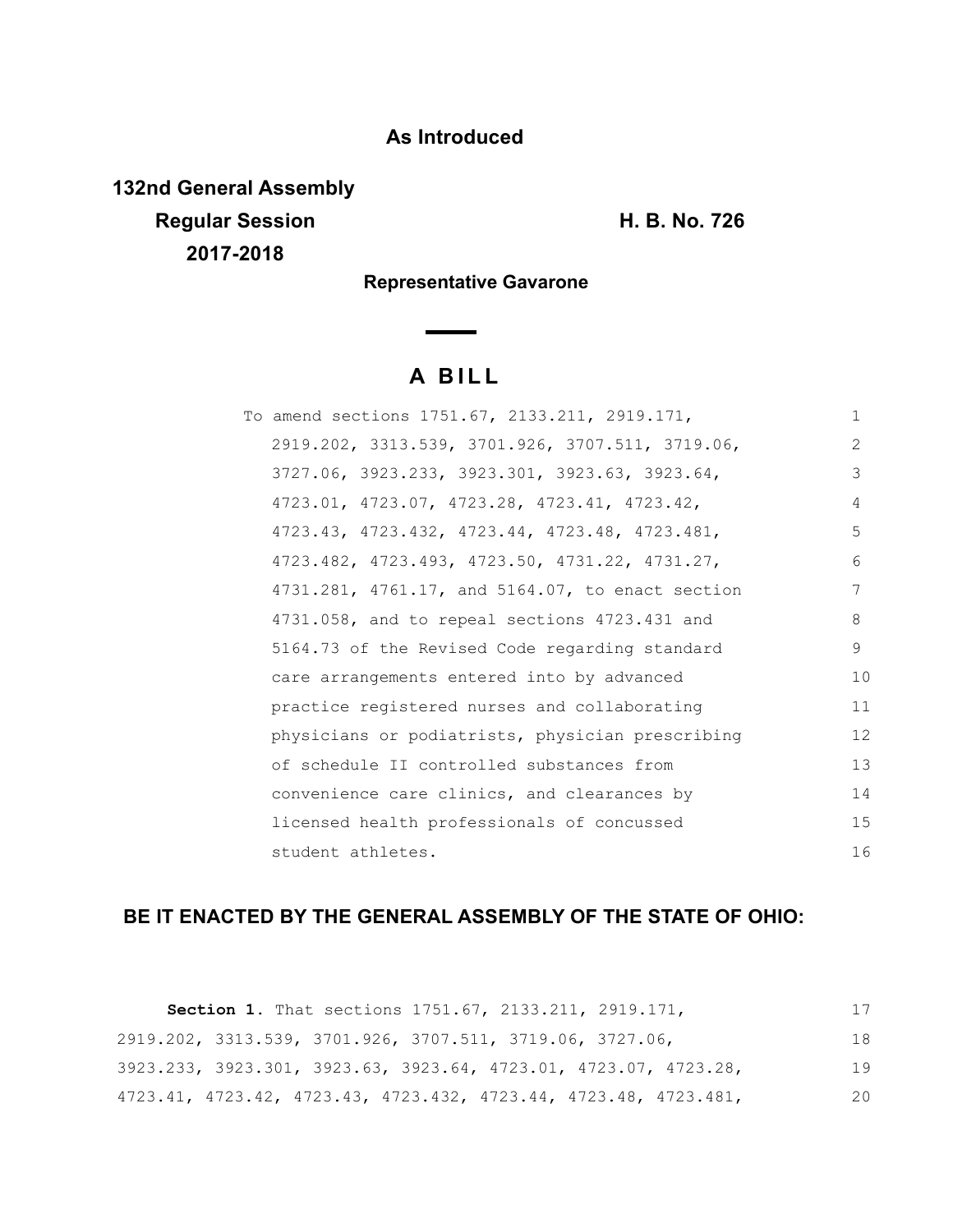**As Introduced**

**132nd General Assembly**
**Regular Session** **H. B. No. 726**
**2017-2018**

**Representative Gavarone**

# A BILL

To amend sections 1751.67, 2133.211, 2919.171, 2919.202, 3313.539, 3701.926, 3707.511, 3719.06, 3727.06, 3923.233, 3923.301, 3923.63, 3923.64, 4723.01, 4723.07, 4723.28, 4723.41, 4723.42, 4723.43, 4723.432, 4723.44, 4723.48, 4723.481, 4723.482, 4723.493, 4723.50, 4731.22, 4731.27, 4731.281, 4761.17, and 5164.07, to enact section 4731.058, and to repeal sections 4723.431 and 5164.73 of the Revised Code regarding standard care arrangements entered into by advanced practice registered nurses and collaborating physicians or podiatrists, physician prescribing of schedule II controlled substances from convenience care clinics, and clearances by licensed health professionals of concussed student athletes.

**BE IT ENACTED BY THE GENERAL ASSEMBLY OF THE STATE OF OHIO:**

**Section 1.** That sections 1751.67, 2133.211, 2919.171, 2919.202, 3313.539, 3701.926, 3707.511, 3719.06, 3727.06, 3923.233, 3923.301, 3923.63, 3923.64, 4723.01, 4723.07, 4723.28, 4723.41, 4723.42, 4723.43, 4723.432, 4723.44, 4723.48, 4723.481,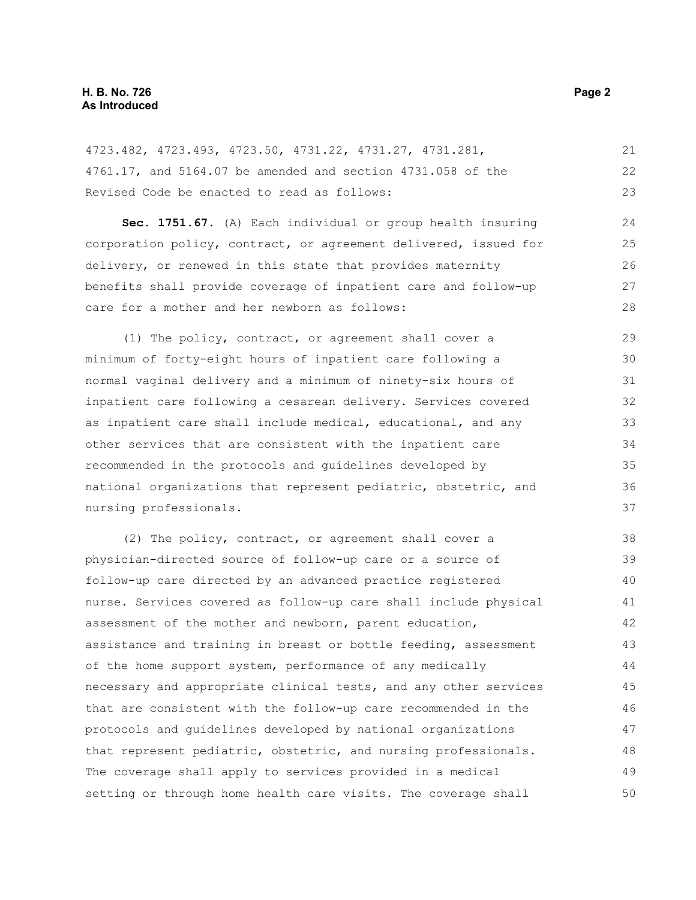4723.482, 4723.493, 4723.50, 4731.22, 4731.27, 4731.281, 4761.17, and 5164.07 be amended and section 4731.058 of the Revised Code be enacted to read as follows:

**Sec. 1751.67.** (A) Each individual or group health insuring corporation policy, contract, or agreement delivered, issued for delivery, or renewed in this state that provides maternity benefits shall provide coverage of inpatient care and follow-up care for a mother and her newborn as follows:

(1) The policy, contract, or agreement shall cover a minimum of forty-eight hours of inpatient care following a normal vaginal delivery and a minimum of ninety-six hours of inpatient care following a cesarean delivery. Services covered as inpatient care shall include medical, educational, and any other services that are consistent with the inpatient care recommended in the protocols and guidelines developed by national organizations that represent pediatric, obstetric, and nursing professionals.

(2) The policy, contract, or agreement shall cover a physician-directed source of follow-up care or a source of follow-up care directed by an advanced practice registered nurse. Services covered as follow-up care shall include physical assessment of the mother and newborn, parent education, assistance and training in breast or bottle feeding, assessment of the home support system, performance of any medically necessary and appropriate clinical tests, and any other services that are consistent with the follow-up care recommended in the protocols and guidelines developed by national organizations that represent pediatric, obstetric, and nursing professionals. The coverage shall apply to services provided in a medical setting or through home health care visits. The coverage shall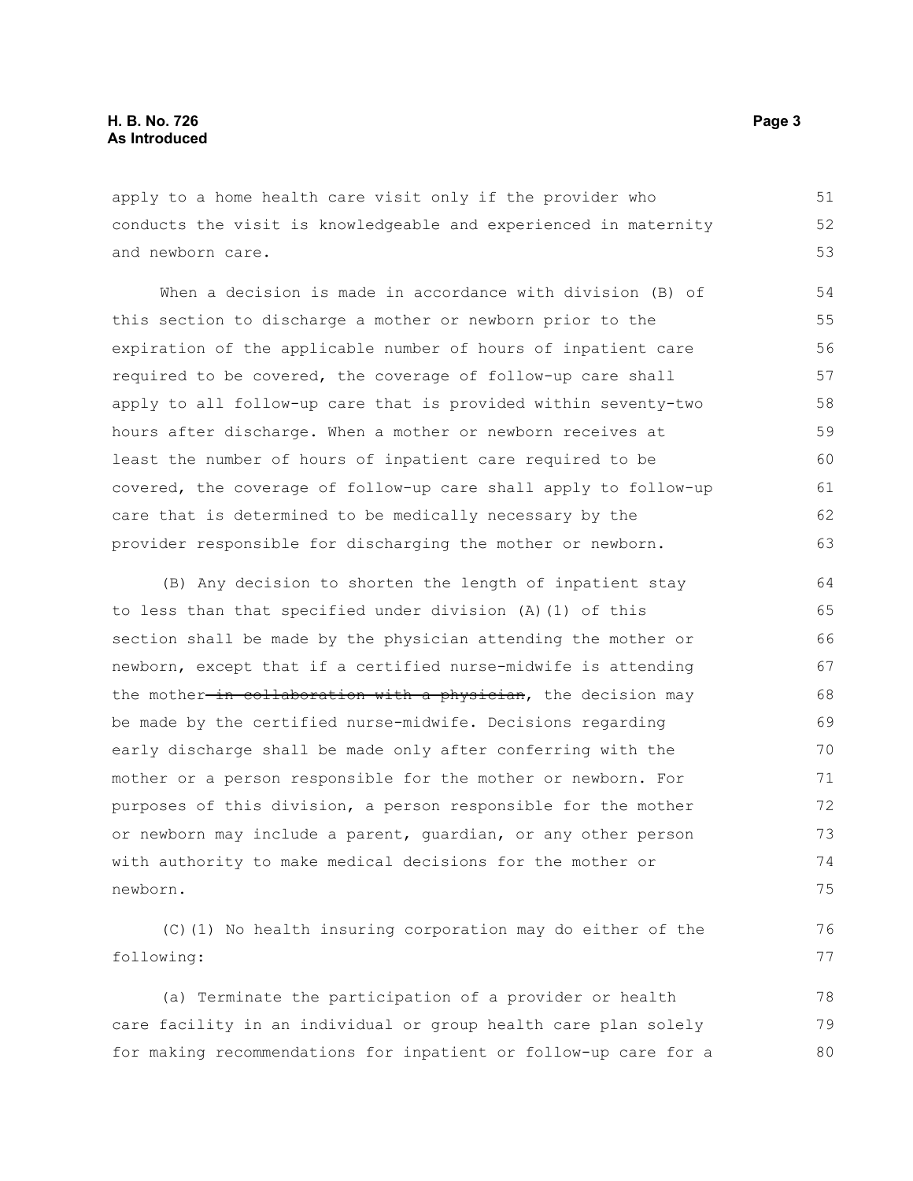apply to a home health care visit only if the provider who conducts the visit is knowledgeable and experienced in maternity and newborn care.

When a decision is made in accordance with division (B) of this section to discharge a mother or newborn prior to the expiration of the applicable number of hours of inpatient care required to be covered, the coverage of follow-up care shall apply to all follow-up care that is provided within seventy-two hours after discharge. When a mother or newborn receives at least the number of hours of inpatient care required to be covered, the coverage of follow-up care shall apply to follow-up care that is determined to be medically necessary by the provider responsible for discharging the mother or newborn.

(B) Any decision to shorten the length of inpatient stay to less than that specified under division (A)(1) of this section shall be made by the physician attending the mother or newborn, except that if a certified nurse-midwife is attending the mother ~~in collaboration with a physician~~, the decision may be made by the certified nurse-midwife. Decisions regarding early discharge shall be made only after conferring with the mother or a person responsible for the mother or newborn. For purposes of this division, a person responsible for the mother or newborn may include a parent, guardian, or any other person with authority to make medical decisions for the mother or newborn.

(C)(1) No health insuring corporation may do either of the following:

(a) Terminate the participation of a provider or health care facility in an individual or group health care plan solely for making recommendations for inpatient or follow-up care for a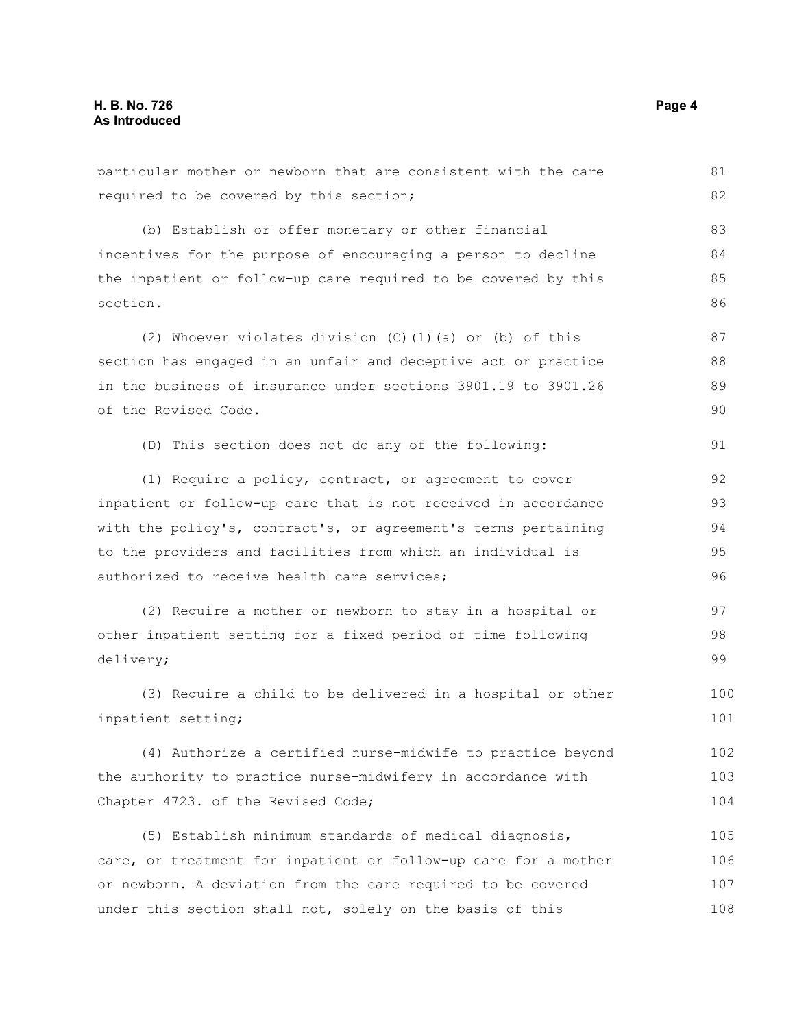particular mother or newborn that are consistent with the care required to be covered by this section;

(b) Establish or offer monetary or other financial incentives for the purpose of encouraging a person to decline the inpatient or follow-up care required to be covered by this section.

(2) Whoever violates division (C)(1)(a) or (b) of this section has engaged in an unfair and deceptive act or practice in the business of insurance under sections 3901.19 to 3901.26 of the Revised Code.

(D) This section does not do any of the following:

(1) Require a policy, contract, or agreement to cover inpatient or follow-up care that is not received in accordance with the policy's, contract's, or agreement's terms pertaining to the providers and facilities from which an individual is authorized to receive health care services;

(2) Require a mother or newborn to stay in a hospital or other inpatient setting for a fixed period of time following delivery;

(3) Require a child to be delivered in a hospital or other inpatient setting;

(4) Authorize a certified nurse-midwife to practice beyond the authority to practice nurse-midwifery in accordance with Chapter 4723. of the Revised Code;

(5) Establish minimum standards of medical diagnosis, care, or treatment for inpatient or follow-up care for a mother or newborn. A deviation from the care required to be covered under this section shall not, solely on the basis of this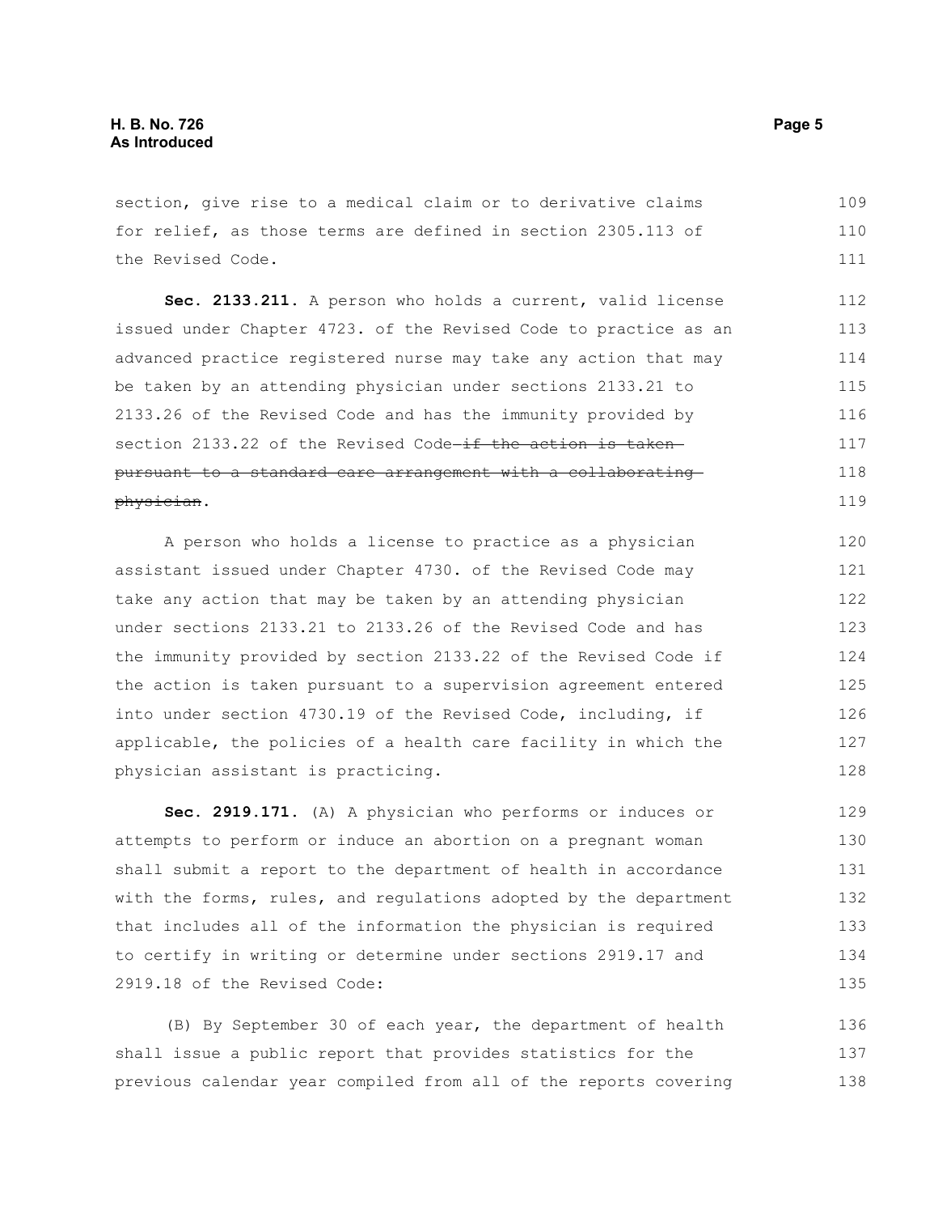section, give rise to a medical claim or to derivative claims for relief, as those terms are defined in section 2305.113 of the Revised Code.

**Sec. 2133.211.** A person who holds a current, valid license issued under Chapter 4723. of the Revised Code to practice as an advanced practice registered nurse may take any action that may be taken by an attending physician under sections 2133.21 to 2133.26 of the Revised Code and has the immunity provided by section 2133.22 of the Revised Code ~~if the action is taken pursuant to a standard care arrangement with a collaborating physician~~.

A person who holds a license to practice as a physician assistant issued under Chapter 4730. of the Revised Code may take any action that may be taken by an attending physician under sections 2133.21 to 2133.26 of the Revised Code and has the immunity provided by section 2133.22 of the Revised Code if the action is taken pursuant to a supervision agreement entered into under section 4730.19 of the Revised Code, including, if applicable, the policies of a health care facility in which the physician assistant is practicing.

**Sec. 2919.171.** (A) A physician who performs or induces or attempts to perform or induce an abortion on a pregnant woman shall submit a report to the department of health in accordance with the forms, rules, and regulations adopted by the department that includes all of the information the physician is required to certify in writing or determine under sections 2919.17 and 2919.18 of the Revised Code:

(B) By September 30 of each year, the department of health shall issue a public report that provides statistics for the previous calendar year compiled from all of the reports covering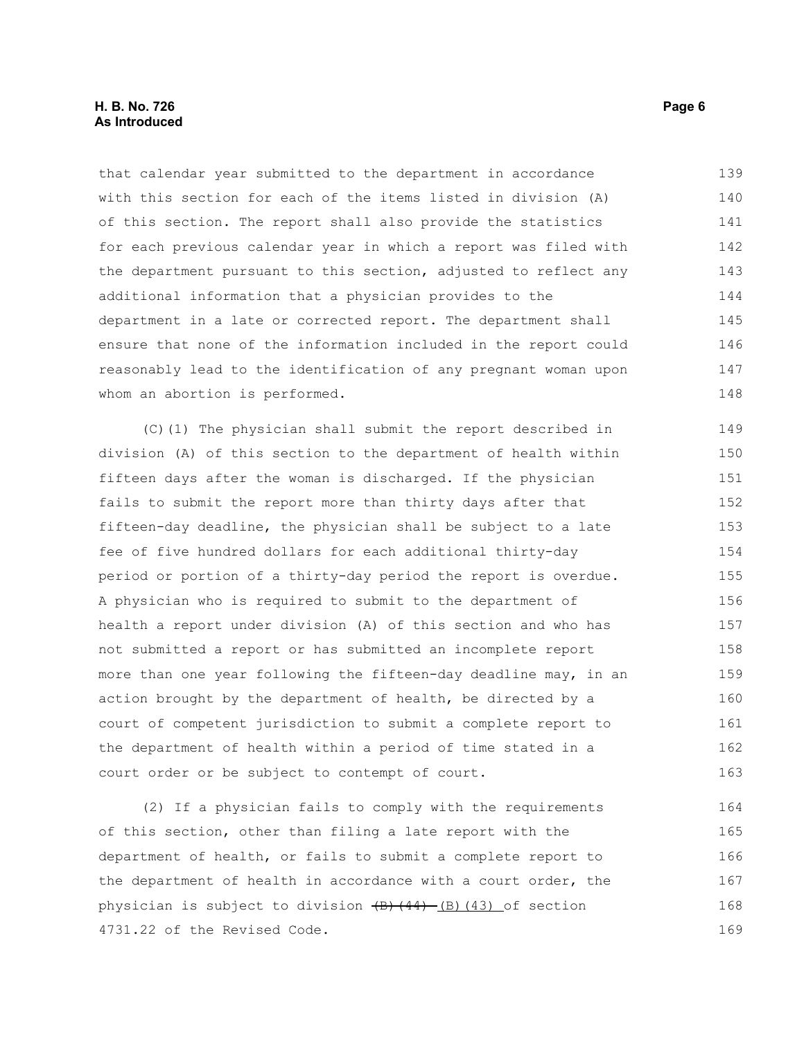that calendar year submitted to the department in accordance with this section for each of the items listed in division (A) of this section. The report shall also provide the statistics for each previous calendar year in which a report was filed with the department pursuant to this section, adjusted to reflect any additional information that a physician provides to the department in a late or corrected report. The department shall ensure that none of the information included in the report could reasonably lead to the identification of any pregnant woman upon whom an abortion is performed.

(C)(1) The physician shall submit the report described in division (A) of this section to the department of health within fifteen days after the woman is discharged. If the physician fails to submit the report more than thirty days after that fifteen-day deadline, the physician shall be subject to a late fee of five hundred dollars for each additional thirty-day period or portion of a thirty-day period the report is overdue. A physician who is required to submit to the department of health a report under division (A) of this section and who has not submitted a report or has submitted an incomplete report more than one year following the fifteen-day deadline may, in an action brought by the department of health, be directed by a court of competent jurisdiction to submit a complete report to the department of health within a period of time stated in a court order or be subject to contempt of court.

(2) If a physician fails to comply with the requirements of this section, other than filing a late report with the department of health, or fails to submit a complete report to the department of health in accordance with a court order, the physician is subject to division ~~(B)(44)~~ (B)(43) of section 4731.22 of the Revised Code.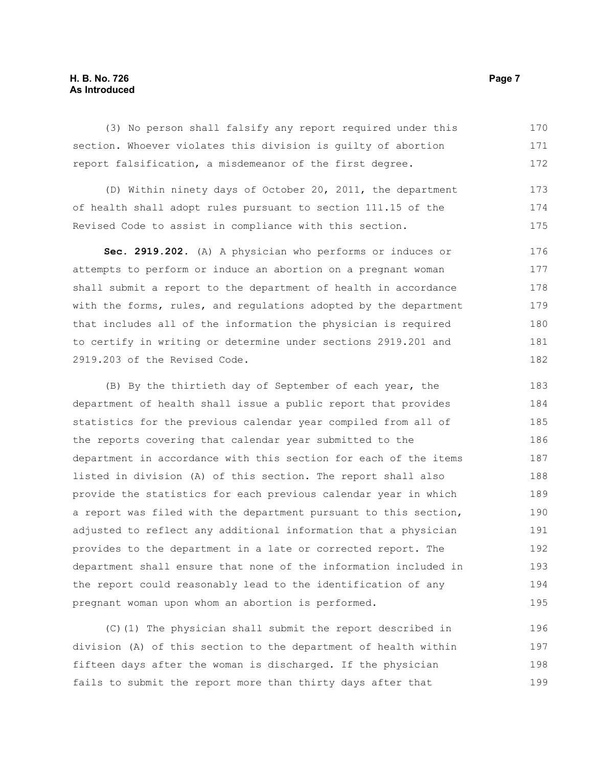(3) No person shall falsify any report required under this section. Whoever violates this division is guilty of abortion report falsification, a misdemeanor of the first degree.

(D) Within ninety days of October 20, 2011, the department of health shall adopt rules pursuant to section 111.15 of the Revised Code to assist in compliance with this section.

**Sec. 2919.202.** (A) A physician who performs or induces or attempts to perform or induce an abortion on a pregnant woman shall submit a report to the department of health in accordance with the forms, rules, and regulations adopted by the department that includes all of the information the physician is required to certify in writing or determine under sections 2919.201 and 2919.203 of the Revised Code.

(B) By the thirtieth day of September of each year, the department of health shall issue a public report that provides statistics for the previous calendar year compiled from all of the reports covering that calendar year submitted to the department in accordance with this section for each of the items listed in division (A) of this section. The report shall also provide the statistics for each previous calendar year in which a report was filed with the department pursuant to this section, adjusted to reflect any additional information that a physician provides to the department in a late or corrected report. The department shall ensure that none of the information included in the report could reasonably lead to the identification of any pregnant woman upon whom an abortion is performed.

(C)(1) The physician shall submit the report described in division (A) of this section to the department of health within fifteen days after the woman is discharged. If the physician fails to submit the report more than thirty days after that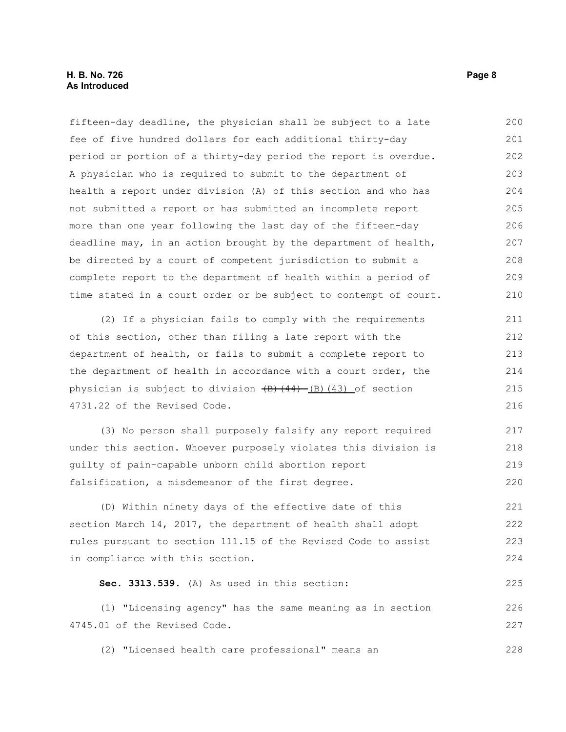fifteen-day deadline, the physician shall be subject to a late fee of five hundred dollars for each additional thirty-day period or portion of a thirty-day period the report is overdue. A physician who is required to submit to the department of health a report under division (A) of this section and who has not submitted a report or has submitted an incomplete report more than one year following the last day of the fifteen-day deadline may, in an action brought by the department of health, be directed by a court of competent jurisdiction to submit a complete report to the department of health within a period of time stated in a court order or be subject to contempt of court.

(2) If a physician fails to comply with the requirements of this section, other than filing a late report with the department of health, or fails to submit a complete report to the department of health in accordance with a court order, the physician is subject to division ~~(B)(44)~~ (B)(43) of section 4731.22 of the Revised Code.

(3) No person shall purposely falsify any report required under this section. Whoever purposely violates this division is guilty of pain-capable unborn child abortion report falsification, a misdemeanor of the first degree.

(D) Within ninety days of the effective date of this section March 14, 2017, the department of health shall adopt rules pursuant to section 111.15 of the Revised Code to assist in compliance with this section.

**Sec. 3313.539.** (A) As used in this section:

(1) "Licensing agency" has the same meaning as in section 4745.01 of the Revised Code.

(2) "Licensed health care professional" means an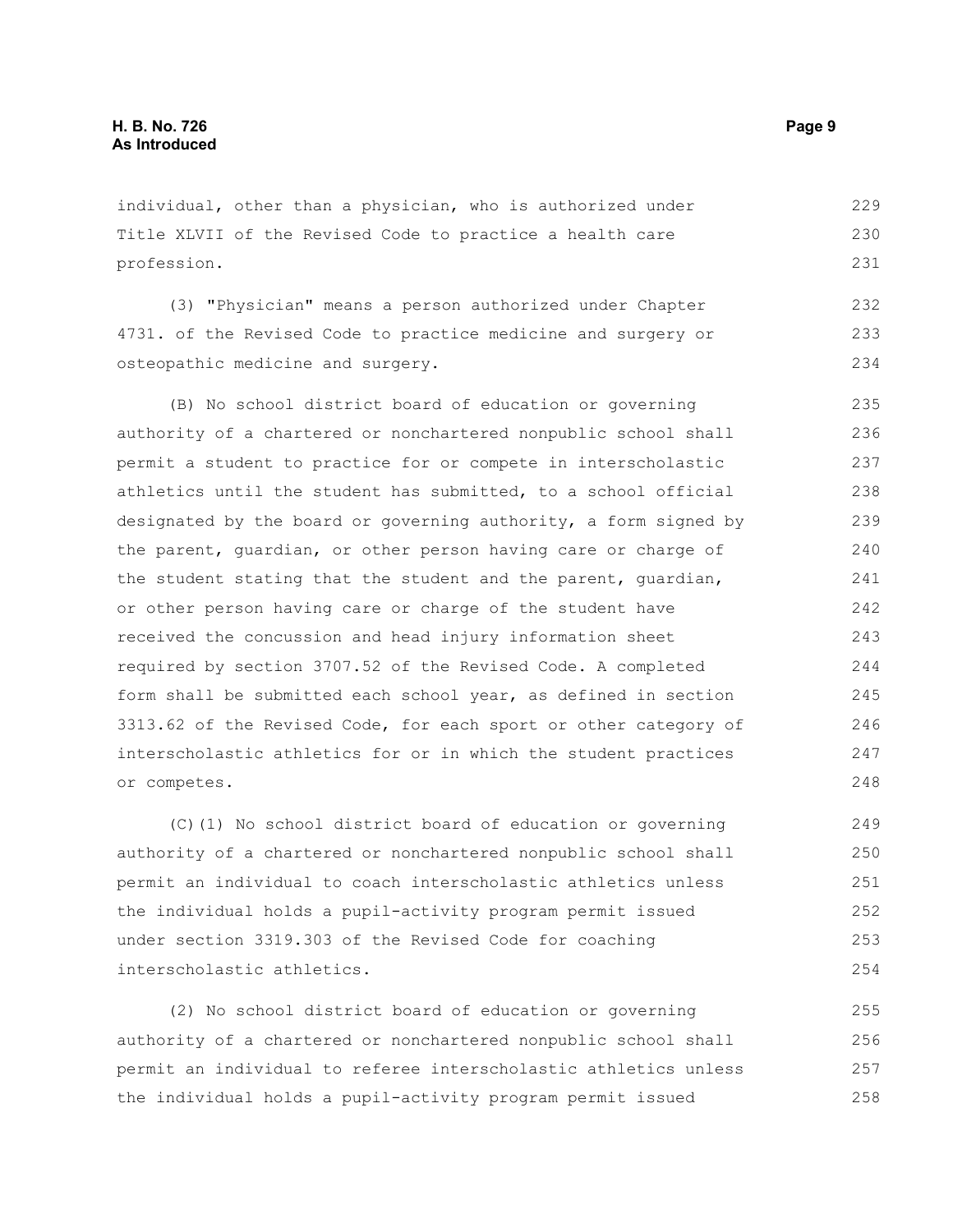individual, other than a physician, who is authorized under Title XLVII of the Revised Code to practice a health care profession.

(3) "Physician" means a person authorized under Chapter 4731. of the Revised Code to practice medicine and surgery or osteopathic medicine and surgery.

(B) No school district board of education or governing authority of a chartered or nonchartered nonpublic school shall permit a student to practice for or compete in interscholastic athletics until the student has submitted, to a school official designated by the board or governing authority, a form signed by the parent, guardian, or other person having care or charge of the student stating that the student and the parent, guardian, or other person having care or charge of the student have received the concussion and head injury information sheet required by section 3707.52 of the Revised Code. A completed form shall be submitted each school year, as defined in section 3313.62 of the Revised Code, for each sport or other category of interscholastic athletics for or in which the student practices or competes.

(C)(1) No school district board of education or governing authority of a chartered or nonchartered nonpublic school shall permit an individual to coach interscholastic athletics unless the individual holds a pupil-activity program permit issued under section 3319.303 of the Revised Code for coaching interscholastic athletics.

(2) No school district board of education or governing authority of a chartered or nonchartered nonpublic school shall permit an individual to referee interscholastic athletics unless the individual holds a pupil-activity program permit issued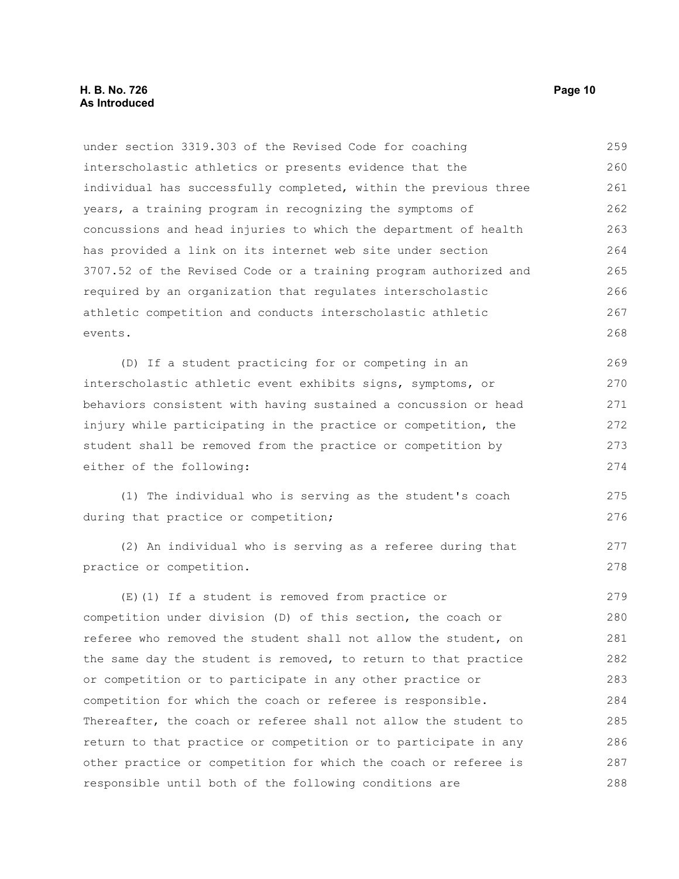under section 3319.303 of the Revised Code for coaching interscholastic athletics or presents evidence that the individual has successfully completed, within the previous three years, a training program in recognizing the symptoms of concussions and head injuries to which the department of health has provided a link on its internet web site under section 3707.52 of the Revised Code or a training program authorized and required by an organization that regulates interscholastic athletic competition and conducts interscholastic athletic events.

(D) If a student practicing for or competing in an interscholastic athletic event exhibits signs, symptoms, or behaviors consistent with having sustained a concussion or head injury while participating in the practice or competition, the student shall be removed from the practice or competition by either of the following:

(1) The individual who is serving as the student's coach during that practice or competition;

(2) An individual who is serving as a referee during that practice or competition.

(E)(1) If a student is removed from practice or competition under division (D) of this section, the coach or referee who removed the student shall not allow the student, on the same day the student is removed, to return to that practice or competition or to participate in any other practice or competition for which the coach or referee is responsible. Thereafter, the coach or referee shall not allow the student to return to that practice or competition or to participate in any other practice or competition for which the coach or referee is responsible until both of the following conditions are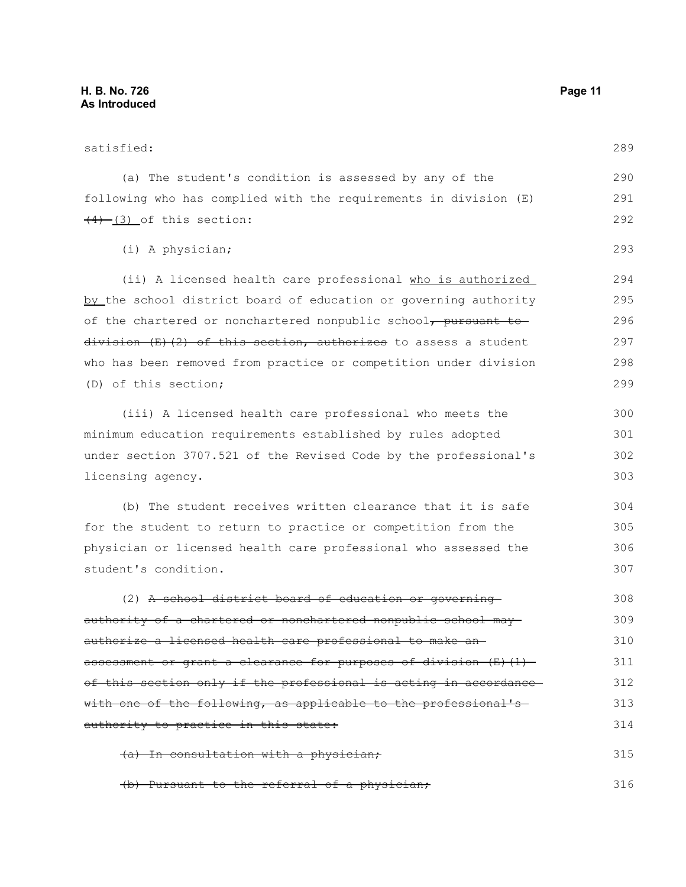satisfied:

(a) The student's condition is assessed by any of the following who has complied with the requirements in division (E) ~~(4)~~ (3) of this section:

(i) A physician;

(ii) A licensed health care professional who is authorized by the school district board of education or governing authority of the chartered or nonchartered nonpublic school~~, pursuant to division (E)(2) of this section, authorizes~~ to assess a student who has been removed from practice or competition under division (D) of this section;

(iii) A licensed health care professional who meets the minimum education requirements established by rules adopted under section 3707.521 of the Revised Code by the professional's licensing agency.

(b) The student receives written clearance that it is safe for the student to return to practice or competition from the physician or licensed health care professional who assessed the student's condition.

(2) ~~A school district board of education or governing authority of a chartered or nonchartered nonpublic school may authorize a licensed health care professional to make an assessment or grant a clearance for purposes of division (E)(1) of this section only if the professional is acting in accordance with one of the following, as applicable to the professional's authority to practice in this state:~~

~~(a) In consultation with a physician;~~

~~(b) Pursuant to the referral of a physician;~~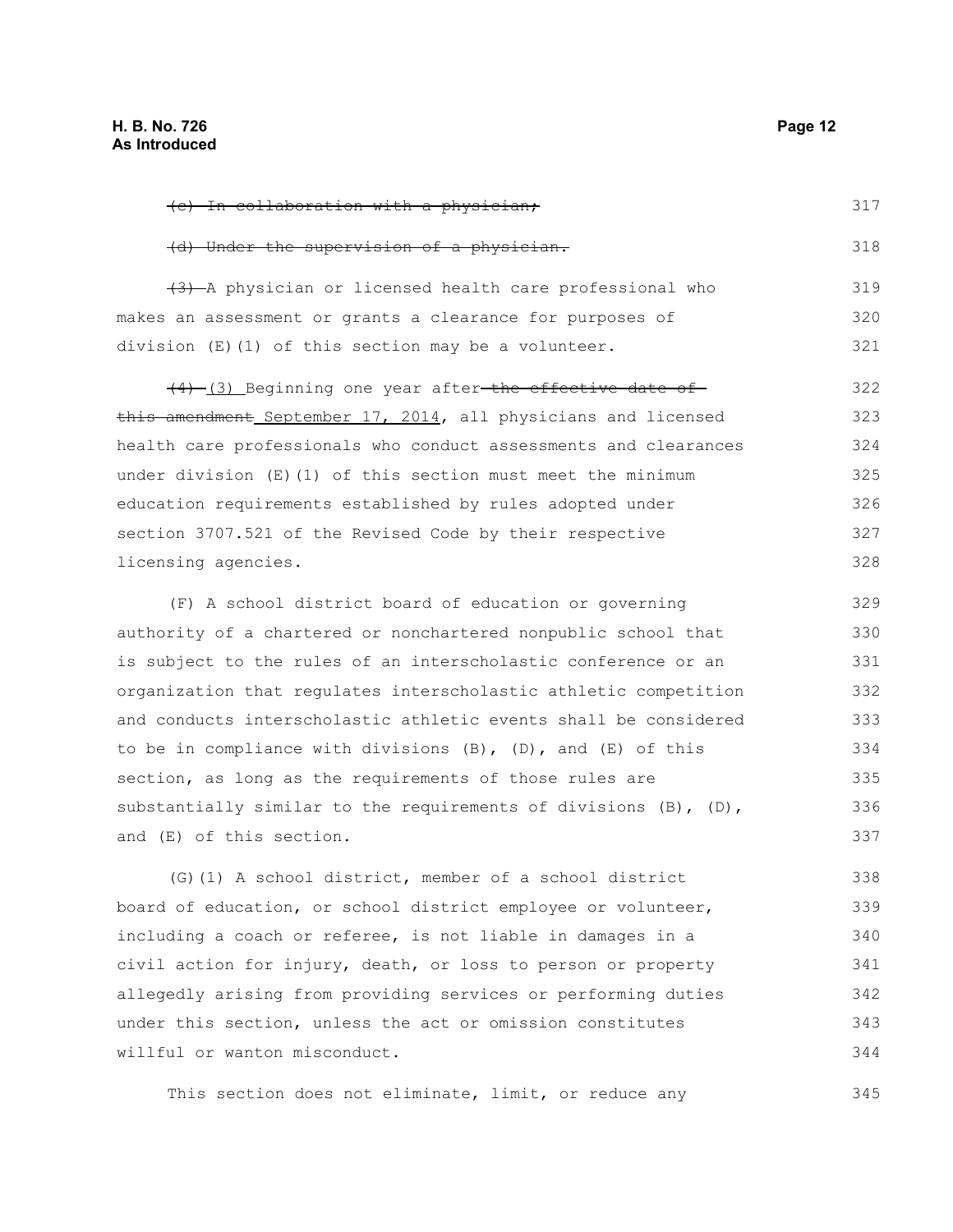~~(c) In collaboration with a physician;~~

~~(d) Under the supervision of a physician.~~

~~(3)~~ A physician or licensed health care professional who makes an assessment or grants a clearance for purposes of division (E)(1) of this section may be a volunteer.

~~(4)~~ (3) Beginning one year after ~~the effective date of this amendment~~ September 17, 2014, all physicians and licensed health care professionals who conduct assessments and clearances under division (E)(1) of this section must meet the minimum education requirements established by rules adopted under section 3707.521 of the Revised Code by their respective licensing agencies.

(F) A school district board of education or governing authority of a chartered or nonchartered nonpublic school that is subject to the rules of an interscholastic conference or an organization that regulates interscholastic athletic competition and conducts interscholastic athletic events shall be considered to be in compliance with divisions (B), (D), and (E) of this section, as long as the requirements of those rules are substantially similar to the requirements of divisions (B), (D), and (E) of this section.

(G)(1) A school district, member of a school district board of education, or school district employee or volunteer, including a coach or referee, is not liable in damages in a civil action for injury, death, or loss to person or property allegedly arising from providing services or performing duties under this section, unless the act or omission constitutes willful or wanton misconduct.

This section does not eliminate, limit, or reduce any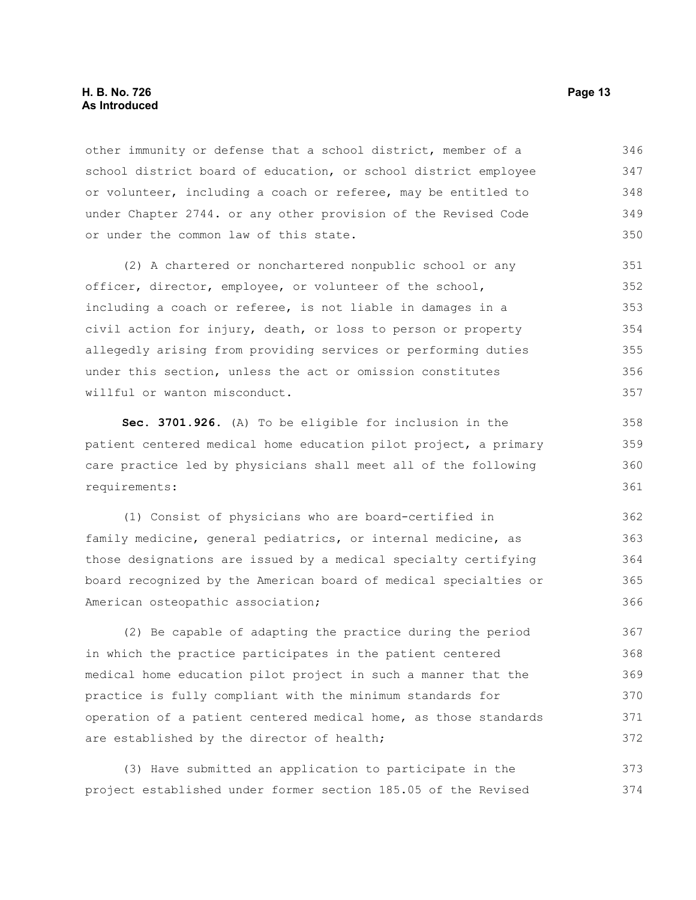other immunity or defense that a school district, member of a school district board of education, or school district employee or volunteer, including a coach or referee, may be entitled to under Chapter 2744. or any other provision of the Revised Code or under the common law of this state.

(2) A chartered or nonchartered nonpublic school or any officer, director, employee, or volunteer of the school, including a coach or referee, is not liable in damages in a civil action for injury, death, or loss to person or property allegedly arising from providing services or performing duties under this section, unless the act or omission constitutes willful or wanton misconduct.

**Sec. 3701.926.** (A) To be eligible for inclusion in the patient centered medical home education pilot project, a primary care practice led by physicians shall meet all of the following requirements:

(1) Consist of physicians who are board-certified in family medicine, general pediatrics, or internal medicine, as those designations are issued by a medical specialty certifying board recognized by the American board of medical specialties or American osteopathic association;

(2) Be capable of adapting the practice during the period in which the practice participates in the patient centered medical home education pilot project in such a manner that the practice is fully compliant with the minimum standards for operation of a patient centered medical home, as those standards are established by the director of health;

(3) Have submitted an application to participate in the project established under former section 185.05 of the Revised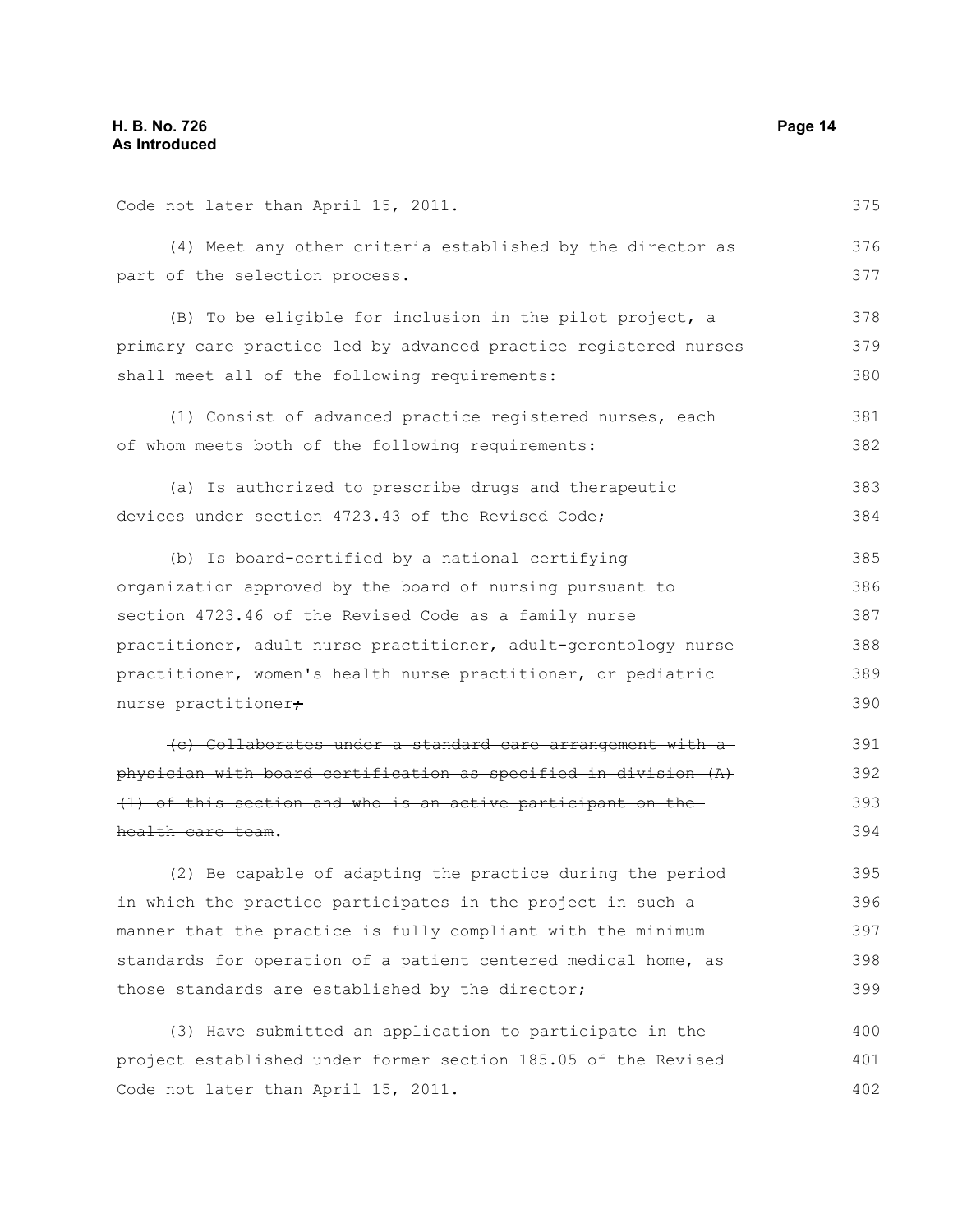Code not later than April 15, 2011.

(4) Meet any other criteria established by the director as part of the selection process.

(B) To be eligible for inclusion in the pilot project, a primary care practice led by advanced practice registered nurses shall meet all of the following requirements:

(1) Consist of advanced practice registered nurses, each of whom meets both of the following requirements:

(a) Is authorized to prescribe drugs and therapeutic devices under section 4723.43 of the Revised Code;

(b) Is board-certified by a national certifying organization approved by the board of nursing pursuant to section 4723.46 of the Revised Code as a family nurse practitioner, adult nurse practitioner, adult-gerontology nurse practitioner, women's health nurse practitioner, or pediatric nurse practitioner~~;~~

~~(c) Collaborates under a standard care arrangement with a physician with board certification as specified in division (A)(1) of this section and who is an active participant on the health care team~~.

(2) Be capable of adapting the practice during the period in which the practice participates in the project in such a manner that the practice is fully compliant with the minimum standards for operation of a patient centered medical home, as those standards are established by the director;

(3) Have submitted an application to participate in the project established under former section 185.05 of the Revised Code not later than April 15, 2011.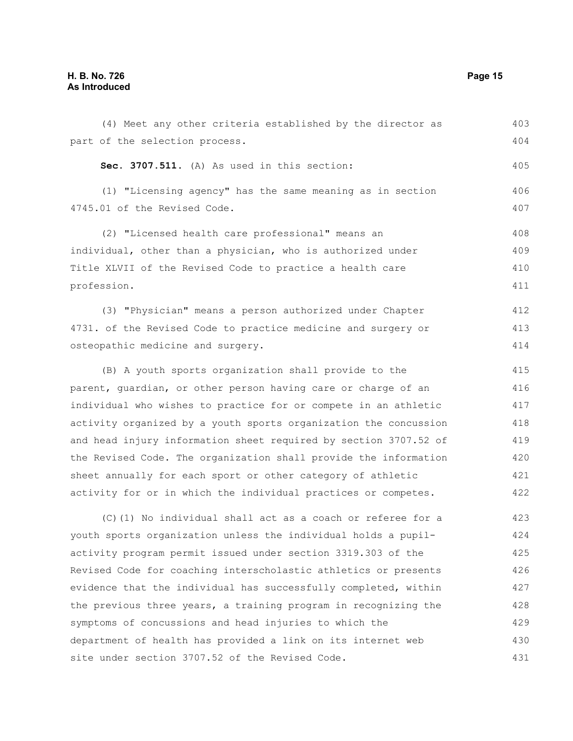(4) Meet any other criteria established by the director as part of the selection process.

**Sec. 3707.511.** (A) As used in this section:

(1) "Licensing agency" has the same meaning as in section 4745.01 of the Revised Code.

(2) "Licensed health care professional" means an individual, other than a physician, who is authorized under Title XLVII of the Revised Code to practice a health care profession.

(3) "Physician" means a person authorized under Chapter 4731. of the Revised Code to practice medicine and surgery or osteopathic medicine and surgery.

(B) A youth sports organization shall provide to the parent, guardian, or other person having care or charge of an individual who wishes to practice for or compete in an athletic activity organized by a youth sports organization the concussion and head injury information sheet required by section 3707.52 of the Revised Code. The organization shall provide the information sheet annually for each sport or other category of athletic activity for or in which the individual practices or competes.

(C)(1) No individual shall act as a coach or referee for a youth sports organization unless the individual holds a pupil-activity program permit issued under section 3319.303 of the Revised Code for coaching interscholastic athletics or presents evidence that the individual has successfully completed, within the previous three years, a training program in recognizing the symptoms of concussions and head injuries to which the department of health has provided a link on its internet web site under section 3707.52 of the Revised Code.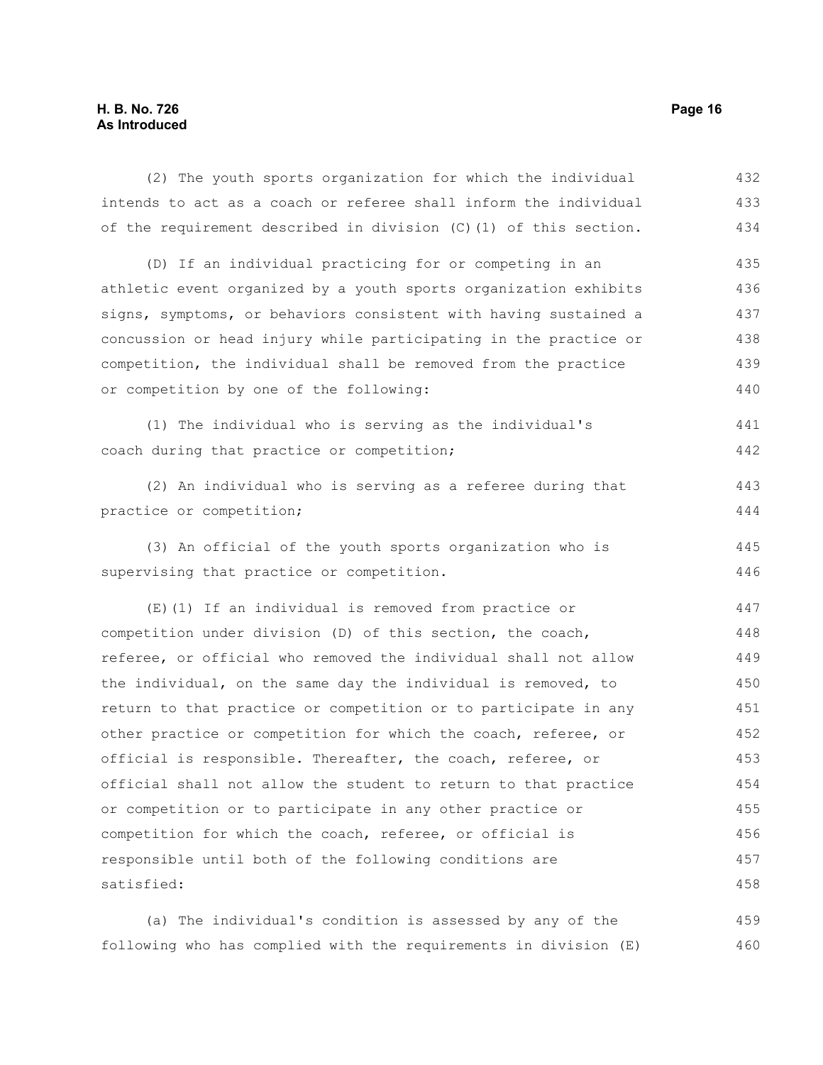(2) The youth sports organization for which the individual intends to act as a coach or referee shall inform the individual of the requirement described in division (C)(1) of this section.

(D) If an individual practicing for or competing in an athletic event organized by a youth sports organization exhibits signs, symptoms, or behaviors consistent with having sustained a concussion or head injury while participating in the practice or competition, the individual shall be removed from the practice or competition by one of the following:

(1) The individual who is serving as the individual's coach during that practice or competition;

(2) An individual who is serving as a referee during that practice or competition;

(3) An official of the youth sports organization who is supervising that practice or competition.

(E)(1) If an individual is removed from practice or competition under division (D) of this section, the coach, referee, or official who removed the individual shall not allow the individual, on the same day the individual is removed, to return to that practice or competition or to participate in any other practice or competition for which the coach, referee, or official is responsible. Thereafter, the coach, referee, or official shall not allow the student to return to that practice or competition or to participate in any other practice or competition for which the coach, referee, or official is responsible until both of the following conditions are satisfied:

(a) The individual's condition is assessed by any of the following who has complied with the requirements in division (E)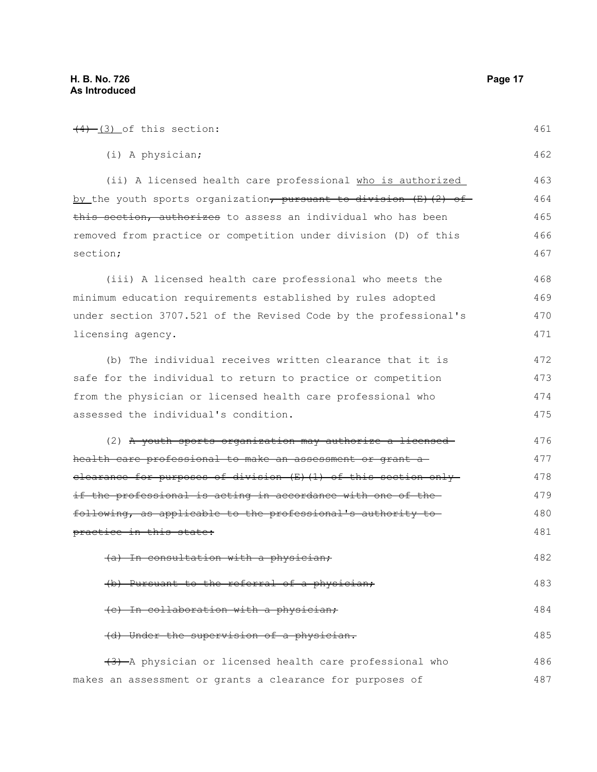~~(4)~~ (3) of this section:

(i) A physician;

(ii) A licensed health care professional <u>who is authorized by</u> the youth sports organization~~, pursuant to division (E)(2) of this section, authorizes~~ to assess an individual who has been removed from practice or competition under division (D) of this section;

(iii) A licensed health care professional who meets the minimum education requirements established by rules adopted under section 3707.521 of the Revised Code by the professional's licensing agency.

(b) The individual receives written clearance that it is safe for the individual to return to practice or competition from the physician or licensed health care professional who assessed the individual's condition.

(2) ~~A youth sports organization may authorize a licensed health care professional to make an assessment or grant a clearance for purposes of division (E)(1) of this section only if the professional is acting in accordance with one of the following, as applicable to the professional's authority to practice in this state:~~

~~(a) In consultation with a physician;~~

~~(b) Pursuant to the referral of a physician;~~

~~(c) In collaboration with a physician;~~

~~(d) Under the supervision of a physician.~~

~~(3)~~ A physician or licensed health care professional who makes an assessment or grants a clearance for purposes of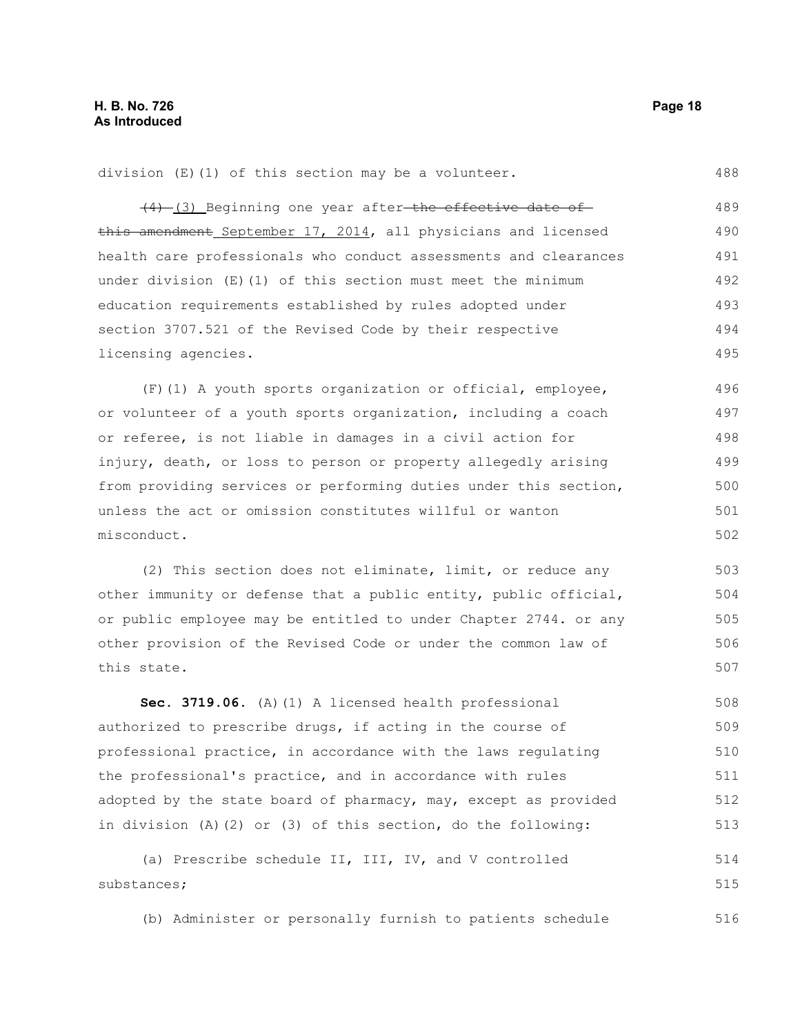division (E)(1) of this section may be a volunteer.

~~(4)~~ (3) Beginning one year after ~~the effective date of this amendment~~ September 17, 2014, all physicians and licensed health care professionals who conduct assessments and clearances under division (E)(1) of this section must meet the minimum education requirements established by rules adopted under section 3707.521 of the Revised Code by their respective licensing agencies.

(F)(1) A youth sports organization or official, employee, or volunteer of a youth sports organization, including a coach or referee, is not liable in damages in a civil action for injury, death, or loss to person or property allegedly arising from providing services or performing duties under this section, unless the act or omission constitutes willful or wanton misconduct.

(2) This section does not eliminate, limit, or reduce any other immunity or defense that a public entity, public official, or public employee may be entitled to under Chapter 2744. or any other provision of the Revised Code or under the common law of this state.

**Sec. 3719.06.** (A)(1) A licensed health professional authorized to prescribe drugs, if acting in the course of professional practice, in accordance with the laws regulating the professional's practice, and in accordance with rules adopted by the state board of pharmacy, may, except as provided in division (A)(2) or (3) of this section, do the following:

(a) Prescribe schedule II, III, IV, and V controlled substances;

(b) Administer or personally furnish to patients schedule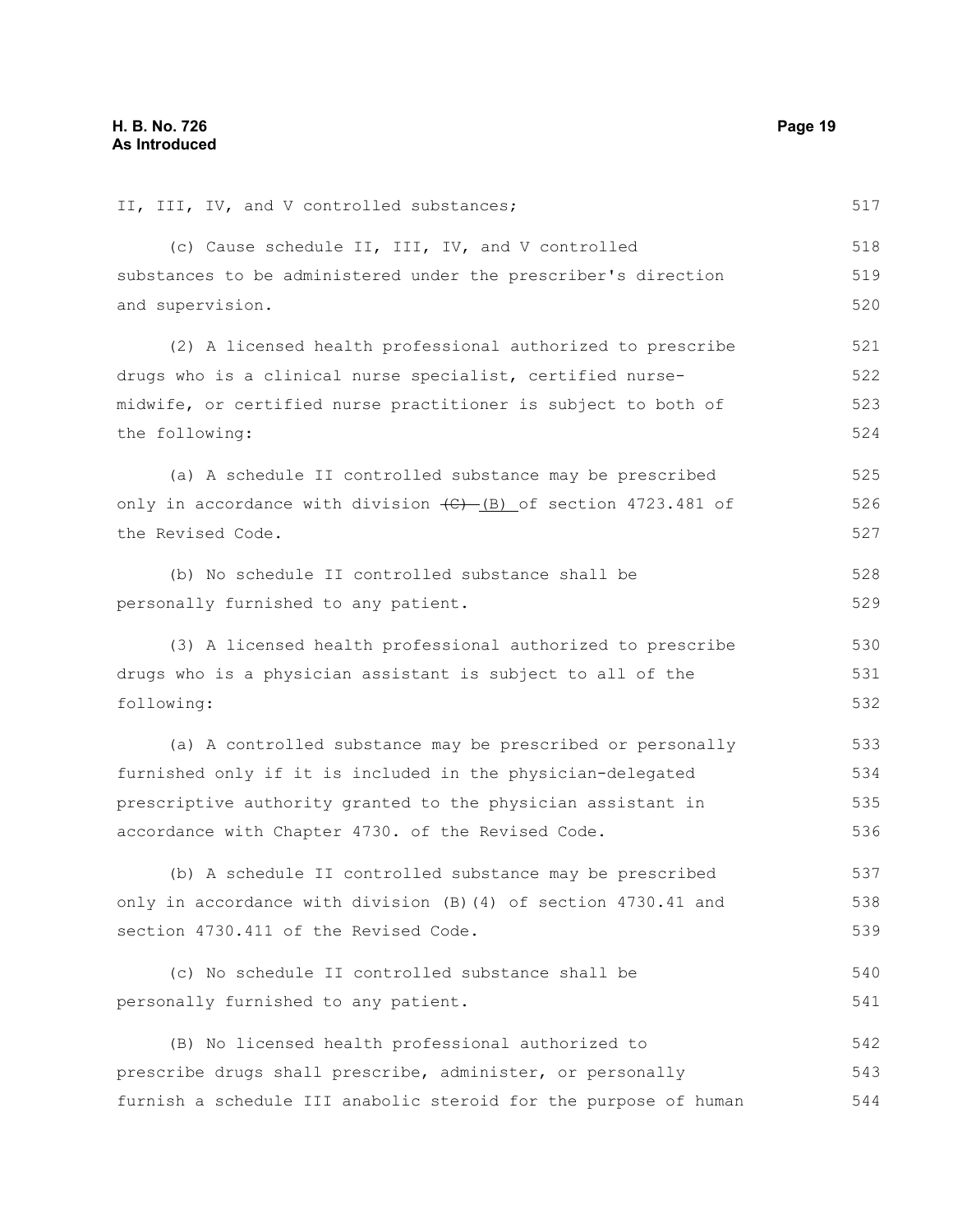II, III, IV, and V controlled substances;

(c) Cause schedule II, III, IV, and V controlled substances to be administered under the prescriber's direction and supervision.

(2) A licensed health professional authorized to prescribe drugs who is a clinical nurse specialist, certified nurse-midwife, or certified nurse practitioner is subject to both of the following:

(a) A schedule II controlled substance may be prescribed only in accordance with division ~~(C)~~ (B) of section 4723.481 of the Revised Code.

(b) No schedule II controlled substance shall be personally furnished to any patient.

(3) A licensed health professional authorized to prescribe drugs who is a physician assistant is subject to all of the following:

(a) A controlled substance may be prescribed or personally furnished only if it is included in the physician-delegated prescriptive authority granted to the physician assistant in accordance with Chapter 4730. of the Revised Code.

(b) A schedule II controlled substance may be prescribed only in accordance with division (B)(4) of section 4730.41 and section 4730.411 of the Revised Code.

(c) No schedule II controlled substance shall be personally furnished to any patient.

(B) No licensed health professional authorized to prescribe drugs shall prescribe, administer, or personally furnish a schedule III anabolic steroid for the purpose of human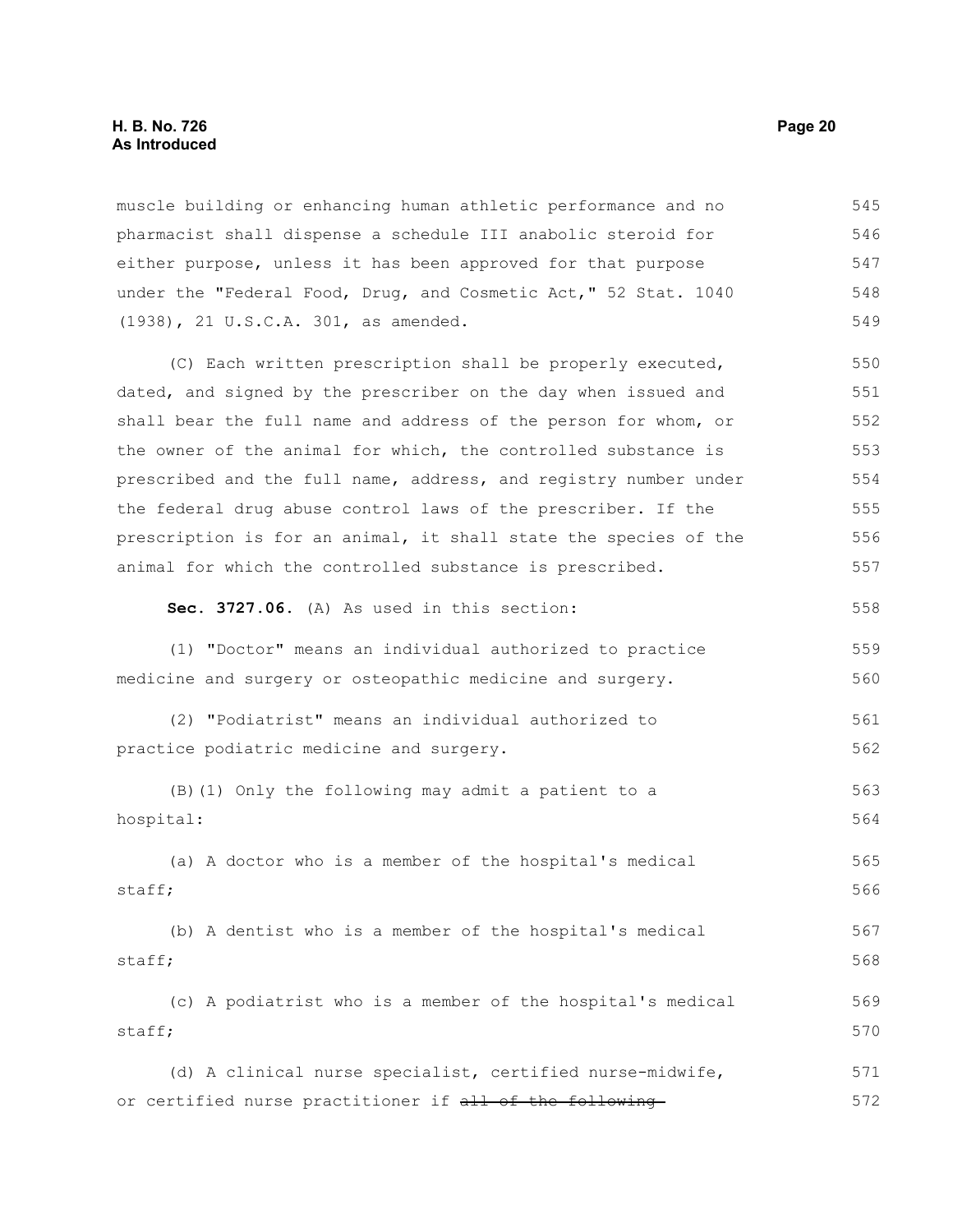muscle building or enhancing human athletic performance and no pharmacist shall dispense a schedule III anabolic steroid for either purpose, unless it has been approved for that purpose under the "Federal Food, Drug, and Cosmetic Act," 52 Stat. 1040 (1938), 21 U.S.C.A. 301, as amended.

(C) Each written prescription shall be properly executed, dated, and signed by the prescriber on the day when issued and shall bear the full name and address of the person for whom, or the owner of the animal for which, the controlled substance is prescribed and the full name, address, and registry number under the federal drug abuse control laws of the prescriber. If the prescription is for an animal, it shall state the species of the animal for which the controlled substance is prescribed.

**Sec. 3727.06.** (A) As used in this section:

(1) "Doctor" means an individual authorized to practice medicine and surgery or osteopathic medicine and surgery.

(2) "Podiatrist" means an individual authorized to practice podiatric medicine and surgery.

(B)(1) Only the following may admit a patient to a hospital:

(a) A doctor who is a member of the hospital's medical staff;

(b) A dentist who is a member of the hospital's medical staff;

(c) A podiatrist who is a member of the hospital's medical staff;

(d) A clinical nurse specialist, certified nurse-midwife, or certified nurse practitioner if ~~all of the following~~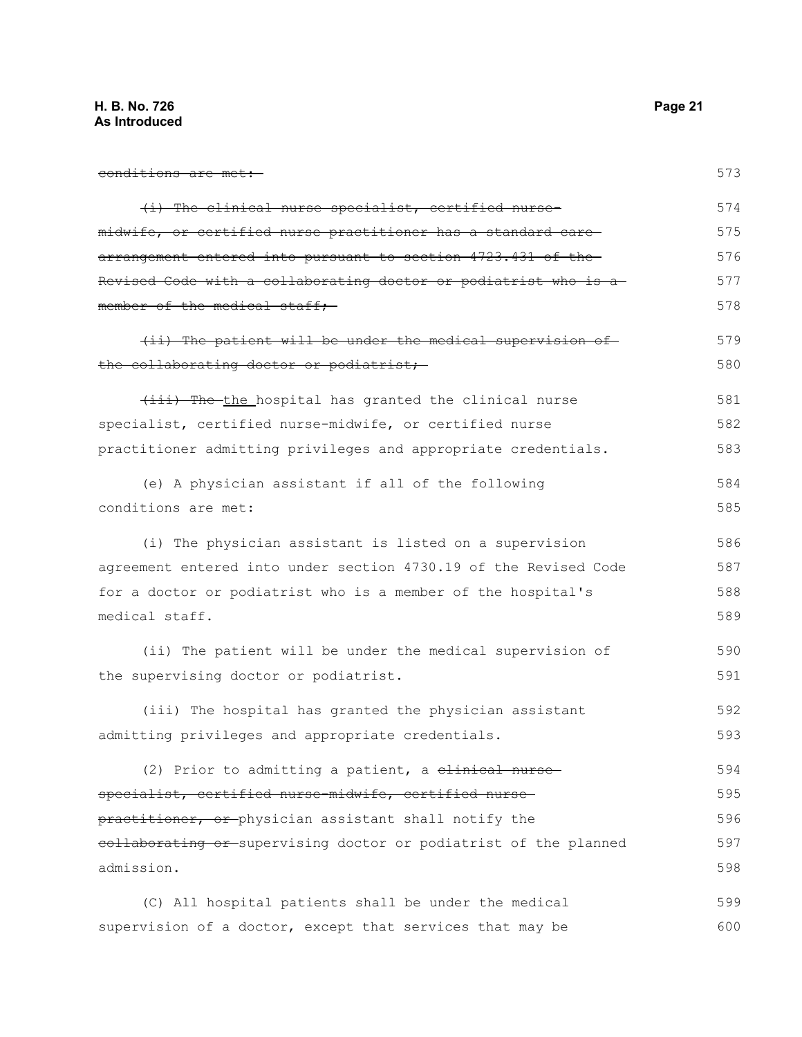~~conditions are met:~~

~~(i) The clinical nurse specialist, certified nurse-midwife, or certified nurse practitioner has a standard care arrangement entered into pursuant to section 4723.431 of the Revised Code with a collaborating doctor or podiatrist who is a member of the medical staff;~~

~~(ii) The patient will be under the medical supervision of the collaborating doctor or podiatrist;~~

~~(iii) The~~ the hospital has granted the clinical nurse specialist, certified nurse-midwife, or certified nurse practitioner admitting privileges and appropriate credentials.

(e) A physician assistant if all of the following conditions are met:

(i) The physician assistant is listed on a supervision agreement entered into under section 4730.19 of the Revised Code for a doctor or podiatrist who is a member of the hospital's medical staff.

(ii) The patient will be under the medical supervision of the supervising doctor or podiatrist.

(iii) The hospital has granted the physician assistant admitting privileges and appropriate credentials.

(2) Prior to admitting a patient, a ~~clinical nurse specialist, certified nurse-midwife, certified nurse practitioner, or~~ physician assistant shall notify the ~~collaborating or~~ supervising doctor or podiatrist of the planned admission.

(C) All hospital patients shall be under the medical supervision of a doctor, except that services that may be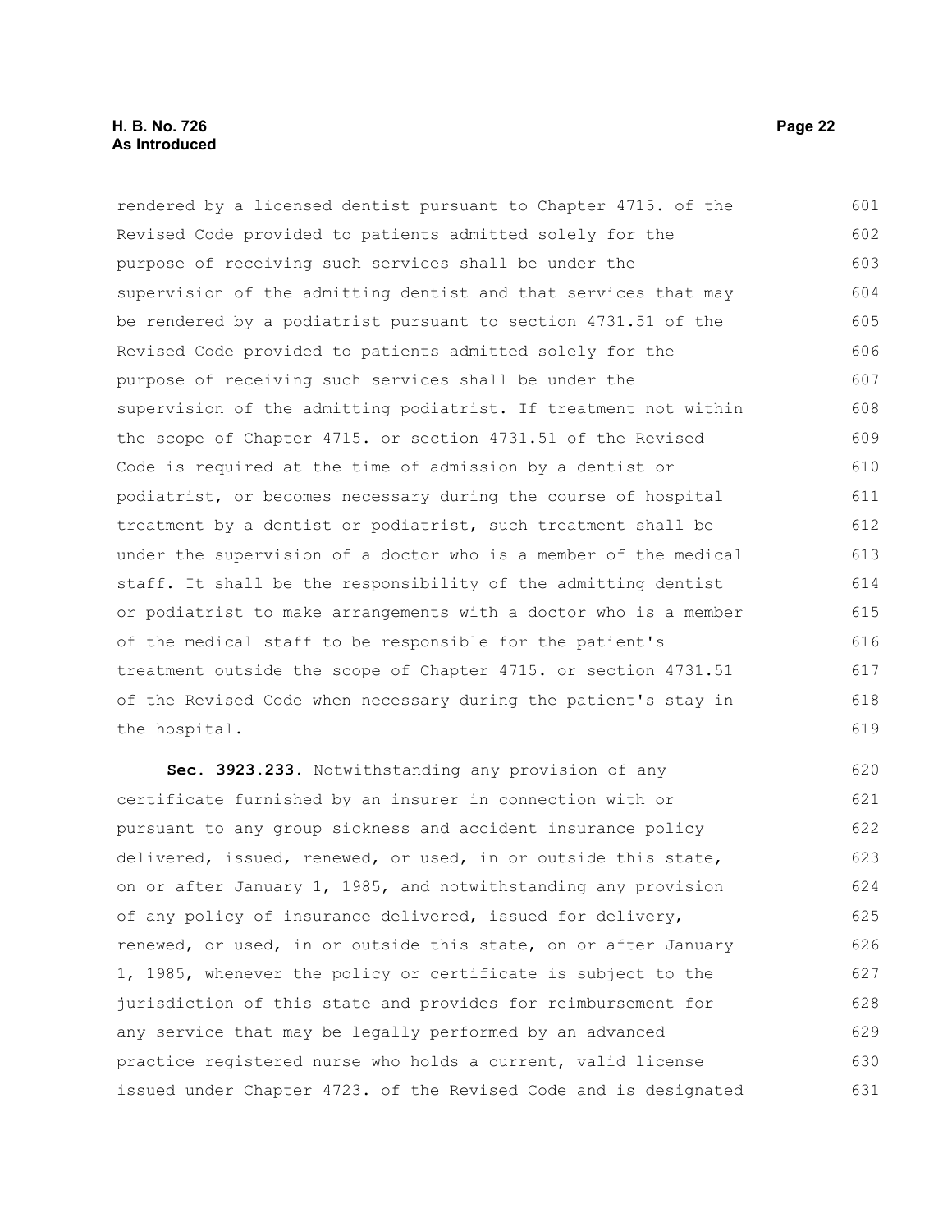rendered by a licensed dentist pursuant to Chapter 4715. of the Revised Code provided to patients admitted solely for the purpose of receiving such services shall be under the supervision of the admitting dentist and that services that may be rendered by a podiatrist pursuant to section 4731.51 of the Revised Code provided to patients admitted solely for the purpose of receiving such services shall be under the supervision of the admitting podiatrist. If treatment not within the scope of Chapter 4715. or section 4731.51 of the Revised Code is required at the time of admission by a dentist or podiatrist, or becomes necessary during the course of hospital treatment by a dentist or podiatrist, such treatment shall be under the supervision of a doctor who is a member of the medical staff. It shall be the responsibility of the admitting dentist or podiatrist to make arrangements with a doctor who is a member of the medical staff to be responsible for the patient's treatment outside the scope of Chapter 4715. or section 4731.51 of the Revised Code when necessary during the patient's stay in the hospital.

**Sec. 3923.233.** Notwithstanding any provision of any certificate furnished by an insurer in connection with or pursuant to any group sickness and accident insurance policy delivered, issued, renewed, or used, in or outside this state, on or after January 1, 1985, and notwithstanding any provision of any policy of insurance delivered, issued for delivery, renewed, or used, in or outside this state, on or after January 1, 1985, whenever the policy or certificate is subject to the jurisdiction of this state and provides for reimbursement for any service that may be legally performed by an advanced practice registered nurse who holds a current, valid license issued under Chapter 4723. of the Revised Code and is designated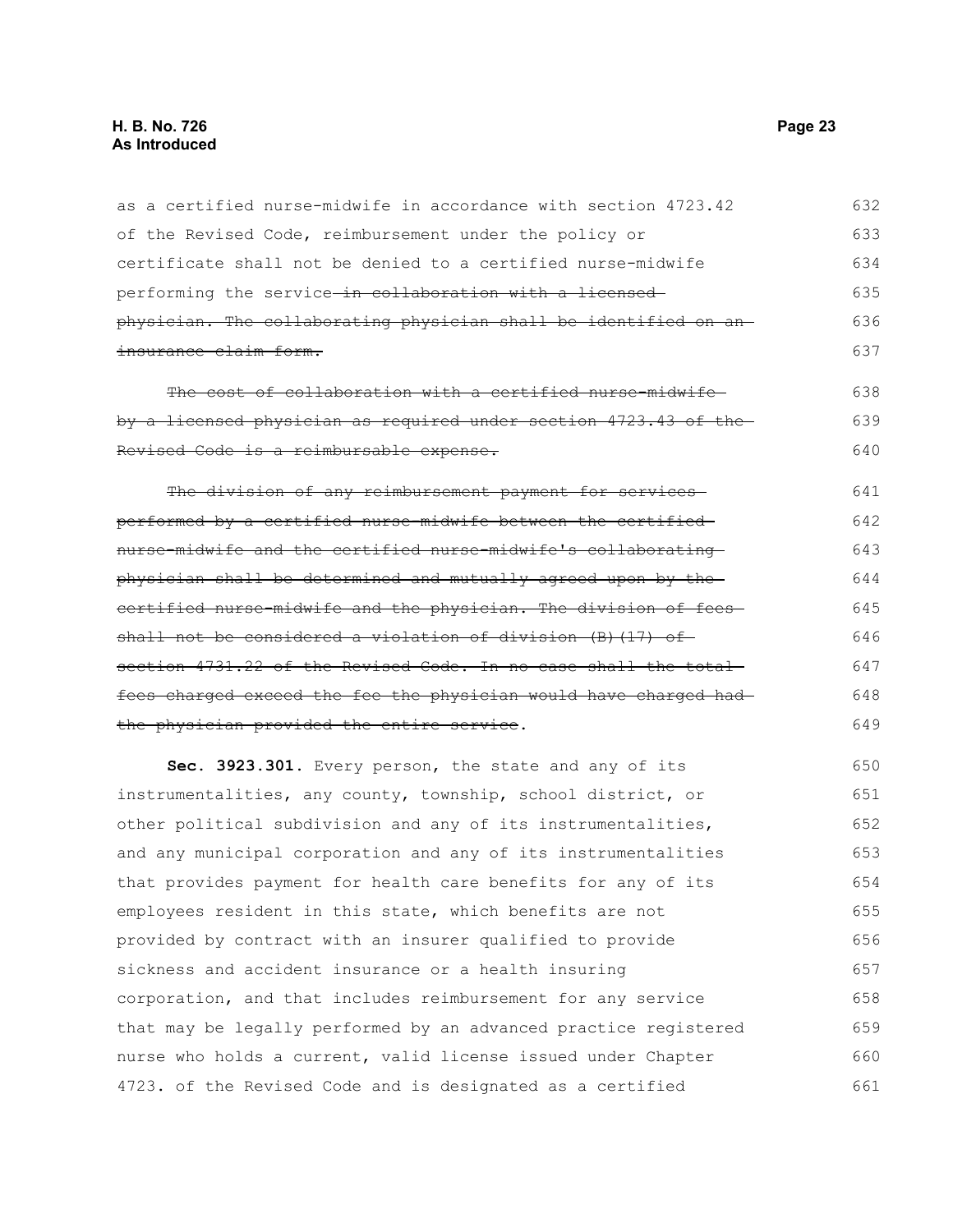as a certified nurse-midwife in accordance with section 4723.42 of the Revised Code, reimbursement under the policy or certificate shall not be denied to a certified nurse-midwife performing the service~~ in collaboration with a licensed physician. The collaborating physician shall be identified on an insurance claim form.~~

~~The cost of collaboration with a certified nurse-midwife by a licensed physician as required under section 4723.43 of the Revised Code is a reimbursable expense.~~

~~The division of any reimbursement payment for services performed by a certified nurse-midwife between the certified nurse-midwife and the certified nurse-midwife's collaborating physician shall be determined and mutually agreed upon by the certified nurse-midwife and the physician. The division of fees shall not be considered a violation of division (B)(17) of section 4731.22 of the Revised Code. In no case shall the total fees charged exceed the fee the physician would have charged had the physician provided the entire service~~.

**Sec. 3923.301.** Every person, the state and any of its instrumentalities, any county, township, school district, or other political subdivision and any of its instrumentalities, and any municipal corporation and any of its instrumentalities that provides payment for health care benefits for any of its employees resident in this state, which benefits are not provided by contract with an insurer qualified to provide sickness and accident insurance or a health insuring corporation, and that includes reimbursement for any service that may be legally performed by an advanced practice registered nurse who holds a current, valid license issued under Chapter 4723. of the Revised Code and is designated as a certified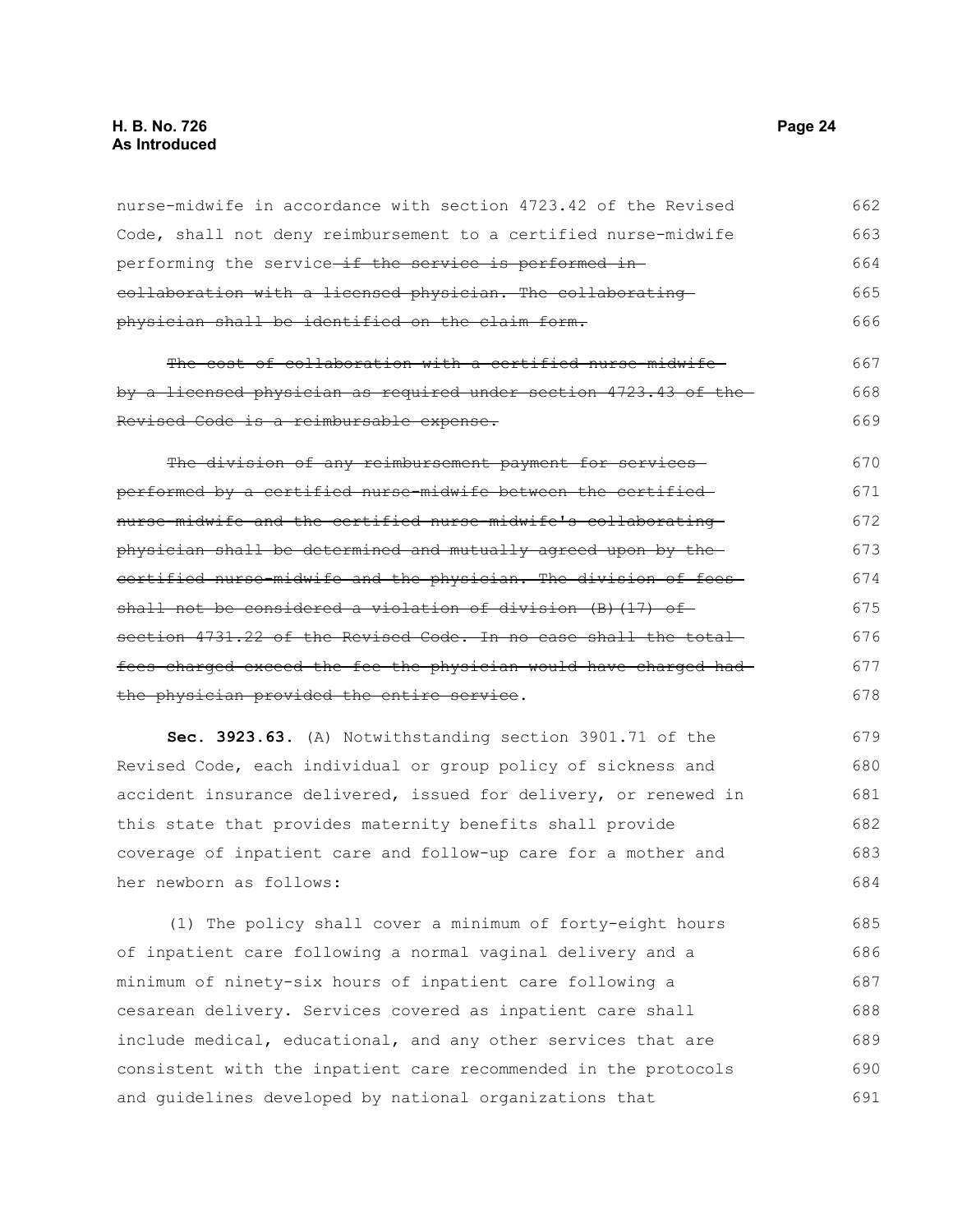nurse-midwife in accordance with section 4723.42 of the Revised Code, shall not deny reimbursement to a certified nurse-midwife performing the service ~~if the service is performed in collaboration with a licensed physician. The collaborating physician shall be identified on the claim form.~~

~~The cost of collaboration with a certified nurse-midwife by a licensed physician as required under section 4723.43 of the Revised Code is a reimbursable expense.~~

~~The division of any reimbursement payment for services performed by a certified nurse-midwife between the certified nurse-midwife and the certified nurse-midwife's collaborating physician shall be determined and mutually agreed upon by the certified nurse-midwife and the physician. The division of fees shall not be considered a violation of division (B)(17) of section 4731.22 of the Revised Code. In no case shall the total fees charged exceed the fee the physician would have charged had the physician provided the entire service~~.

**Sec. 3923.63.** (A) Notwithstanding section 3901.71 of the Revised Code, each individual or group policy of sickness and accident insurance delivered, issued for delivery, or renewed in this state that provides maternity benefits shall provide coverage of inpatient care and follow-up care for a mother and her newborn as follows:

(1) The policy shall cover a minimum of forty-eight hours of inpatient care following a normal vaginal delivery and a minimum of ninety-six hours of inpatient care following a cesarean delivery. Services covered as inpatient care shall include medical, educational, and any other services that are consistent with the inpatient care recommended in the protocols and guidelines developed by national organizations that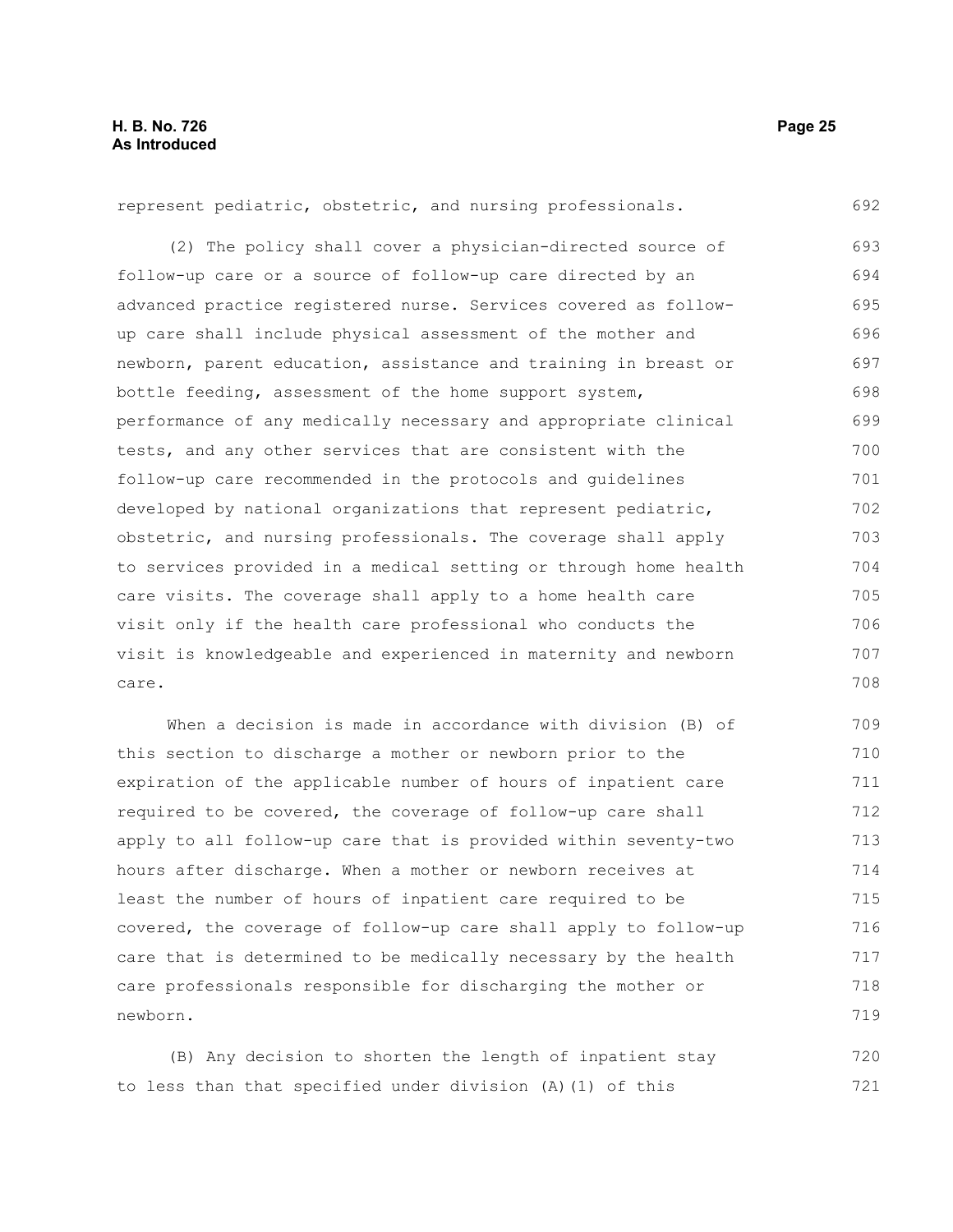represent pediatric, obstetric, and nursing professionals.

(2) The policy shall cover a physician-directed source of follow-up care or a source of follow-up care directed by an advanced practice registered nurse. Services covered as follow-up care shall include physical assessment of the mother and newborn, parent education, assistance and training in breast or bottle feeding, assessment of the home support system, performance of any medically necessary and appropriate clinical tests, and any other services that are consistent with the follow-up care recommended in the protocols and guidelines developed by national organizations that represent pediatric, obstetric, and nursing professionals. The coverage shall apply to services provided in a medical setting or through home health care visits. The coverage shall apply to a home health care visit only if the health care professional who conducts the visit is knowledgeable and experienced in maternity and newborn care.

When a decision is made in accordance with division (B) of this section to discharge a mother or newborn prior to the expiration of the applicable number of hours of inpatient care required to be covered, the coverage of follow-up care shall apply to all follow-up care that is provided within seventy-two hours after discharge. When a mother or newborn receives at least the number of hours of inpatient care required to be covered, the coverage of follow-up care shall apply to follow-up care that is determined to be medically necessary by the health care professionals responsible for discharging the mother or newborn.

(B) Any decision to shorten the length of inpatient stay to less than that specified under division (A)(1) of this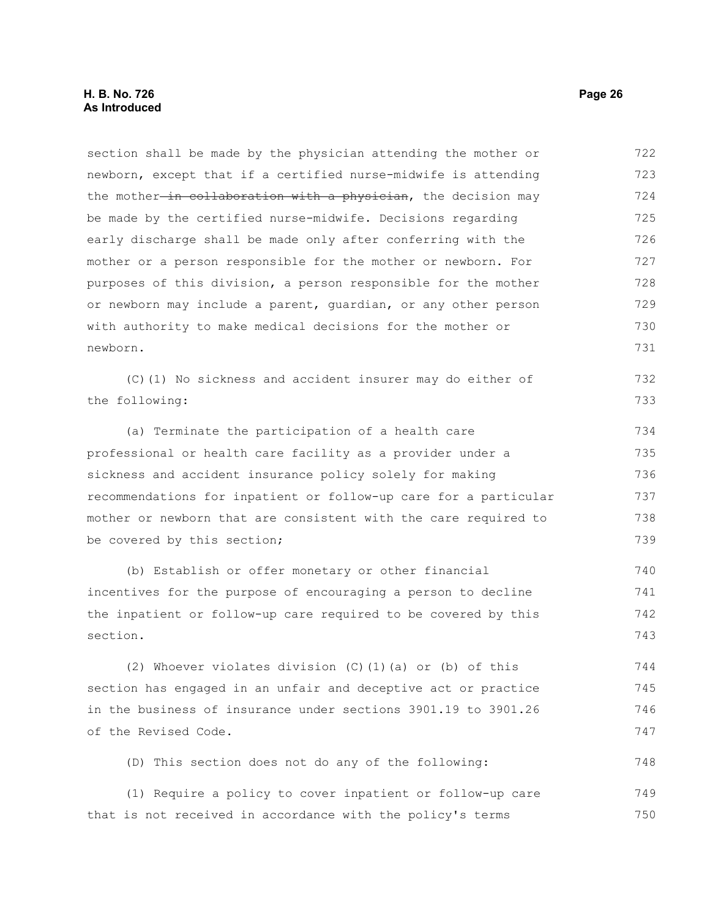section shall be made by the physician attending the mother or newborn, except that if a certified nurse-midwife is attending the mother ~~in collaboration with a physician~~, the decision may be made by the certified nurse-midwife. Decisions regarding early discharge shall be made only after conferring with the mother or a person responsible for the mother or newborn. For purposes of this division, a person responsible for the mother or newborn may include a parent, guardian, or any other person with authority to make medical decisions for the mother or newborn.

(C)(1) No sickness and accident insurer may do either of the following:

(a) Terminate the participation of a health care professional or health care facility as a provider under a sickness and accident insurance policy solely for making recommendations for inpatient or follow-up care for a particular mother or newborn that are consistent with the care required to be covered by this section;

(b) Establish or offer monetary or other financial incentives for the purpose of encouraging a person to decline the inpatient or follow-up care required to be covered by this section.

(2) Whoever violates division (C)(1)(a) or (b) of this section has engaged in an unfair and deceptive act or practice in the business of insurance under sections 3901.19 to 3901.26 of the Revised Code.

(D) This section does not do any of the following:

(1) Require a policy to cover inpatient or follow-up care that is not received in accordance with the policy's terms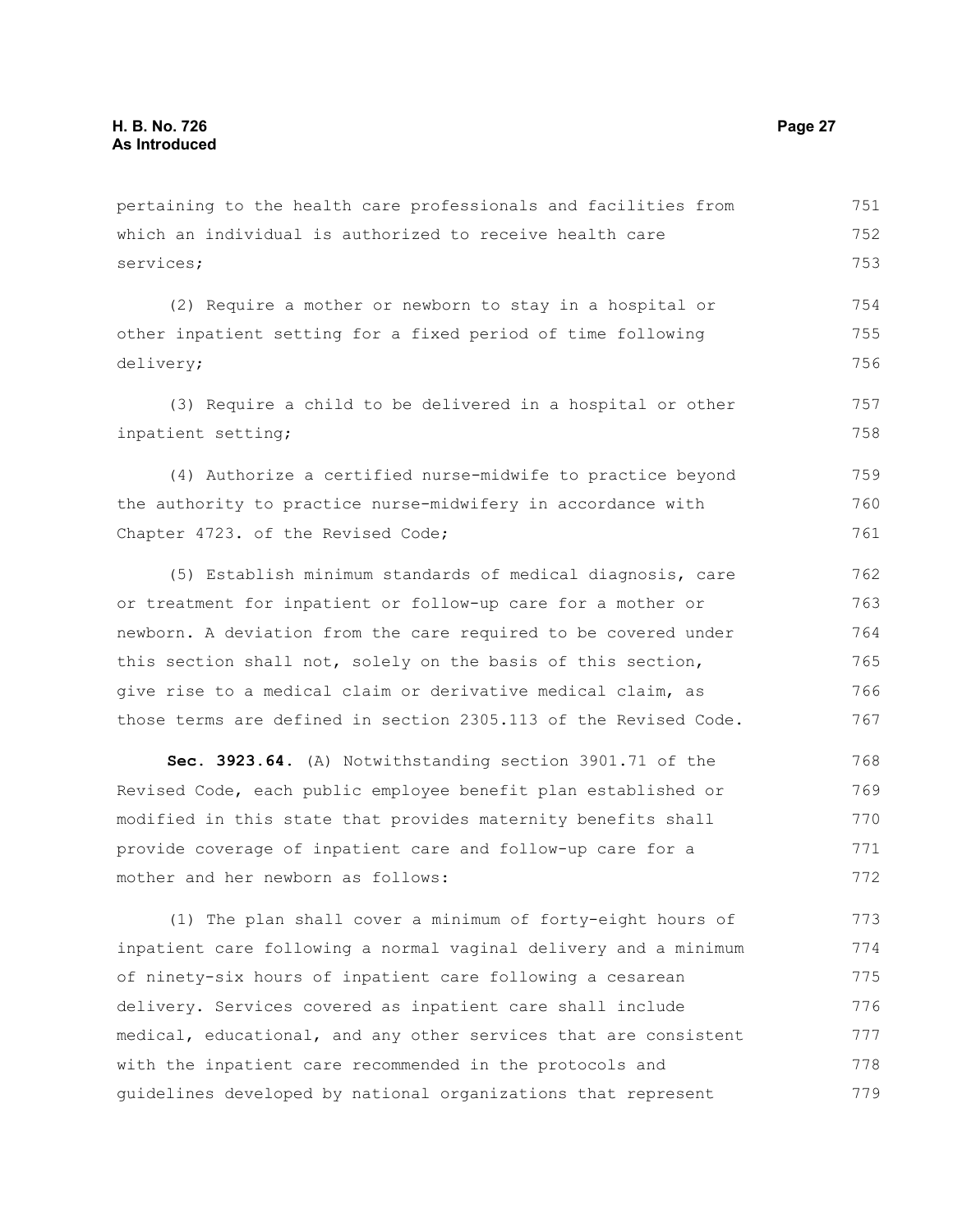pertaining to the health care professionals and facilities from which an individual is authorized to receive health care services;

(2) Require a mother or newborn to stay in a hospital or other inpatient setting for a fixed period of time following delivery;

(3) Require a child to be delivered in a hospital or other inpatient setting;

(4) Authorize a certified nurse-midwife to practice beyond the authority to practice nurse-midwifery in accordance with Chapter 4723. of the Revised Code;

(5) Establish minimum standards of medical diagnosis, care or treatment for inpatient or follow-up care for a mother or newborn. A deviation from the care required to be covered under this section shall not, solely on the basis of this section, give rise to a medical claim or derivative medical claim, as those terms are defined in section 2305.113 of the Revised Code.

**Sec. 3923.64.** (A) Notwithstanding section 3901.71 of the Revised Code, each public employee benefit plan established or modified in this state that provides maternity benefits shall provide coverage of inpatient care and follow-up care for a mother and her newborn as follows:

(1) The plan shall cover a minimum of forty-eight hours of inpatient care following a normal vaginal delivery and a minimum of ninety-six hours of inpatient care following a cesarean delivery. Services covered as inpatient care shall include medical, educational, and any other services that are consistent with the inpatient care recommended in the protocols and guidelines developed by national organizations that represent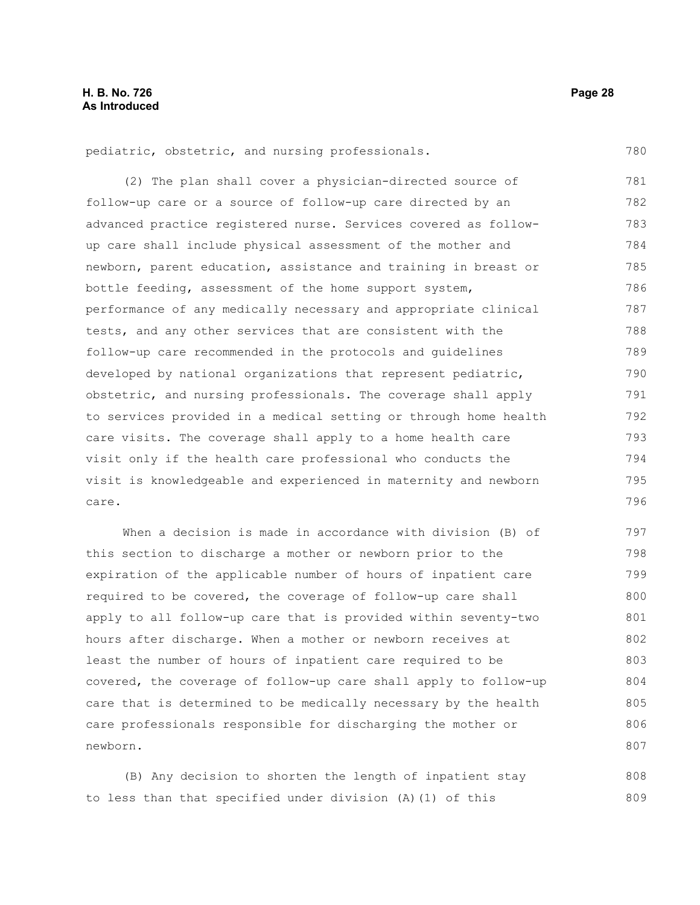pediatric, obstetric, and nursing professionals.

(2) The plan shall cover a physician-directed source of follow-up care or a source of follow-up care directed by an advanced practice registered nurse. Services covered as follow-up care shall include physical assessment of the mother and newborn, parent education, assistance and training in breast or bottle feeding, assessment of the home support system, performance of any medically necessary and appropriate clinical tests, and any other services that are consistent with the follow-up care recommended in the protocols and guidelines developed by national organizations that represent pediatric, obstetric, and nursing professionals. The coverage shall apply to services provided in a medical setting or through home health care visits. The coverage shall apply to a home health care visit only if the health care professional who conducts the visit is knowledgeable and experienced in maternity and newborn care.

When a decision is made in accordance with division (B) of this section to discharge a mother or newborn prior to the expiration of the applicable number of hours of inpatient care required to be covered, the coverage of follow-up care shall apply to all follow-up care that is provided within seventy-two hours after discharge. When a mother or newborn receives at least the number of hours of inpatient care required to be covered, the coverage of follow-up care shall apply to follow-up care that is determined to be medically necessary by the health care professionals responsible for discharging the mother or newborn.

(B) Any decision to shorten the length of inpatient stay to less than that specified under division (A)(1) of this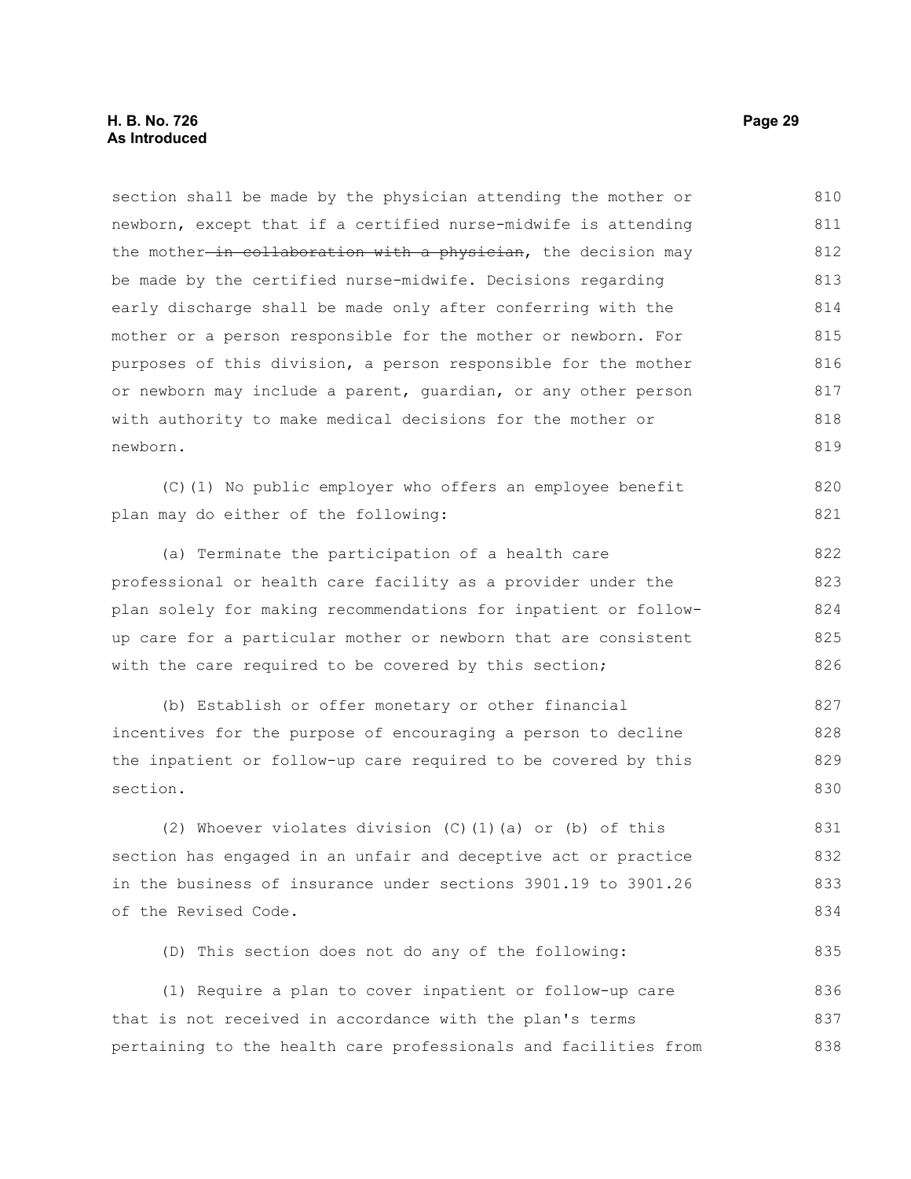section shall be made by the physician attending the mother or newborn, except that if a certified nurse-midwife is attending the mother ~~in collaboration with a physician~~, the decision may be made by the certified nurse-midwife. Decisions regarding early discharge shall be made only after conferring with the mother or a person responsible for the mother or newborn. For purposes of this division, a person responsible for the mother or newborn may include a parent, guardian, or any other person with authority to make medical decisions for the mother or newborn.

(C)(1) No public employer who offers an employee benefit plan may do either of the following:

(a) Terminate the participation of a health care professional or health care facility as a provider under the plan solely for making recommendations for inpatient or follow-up care for a particular mother or newborn that are consistent with the care required to be covered by this section;

(b) Establish or offer monetary or other financial incentives for the purpose of encouraging a person to decline the inpatient or follow-up care required to be covered by this section.

(2) Whoever violates division (C)(1)(a) or (b) of this section has engaged in an unfair and deceptive act or practice in the business of insurance under sections 3901.19 to 3901.26 of the Revised Code.

(D) This section does not do any of the following:

(1) Require a plan to cover inpatient or follow-up care that is not received in accordance with the plan's terms pertaining to the health care professionals and facilities from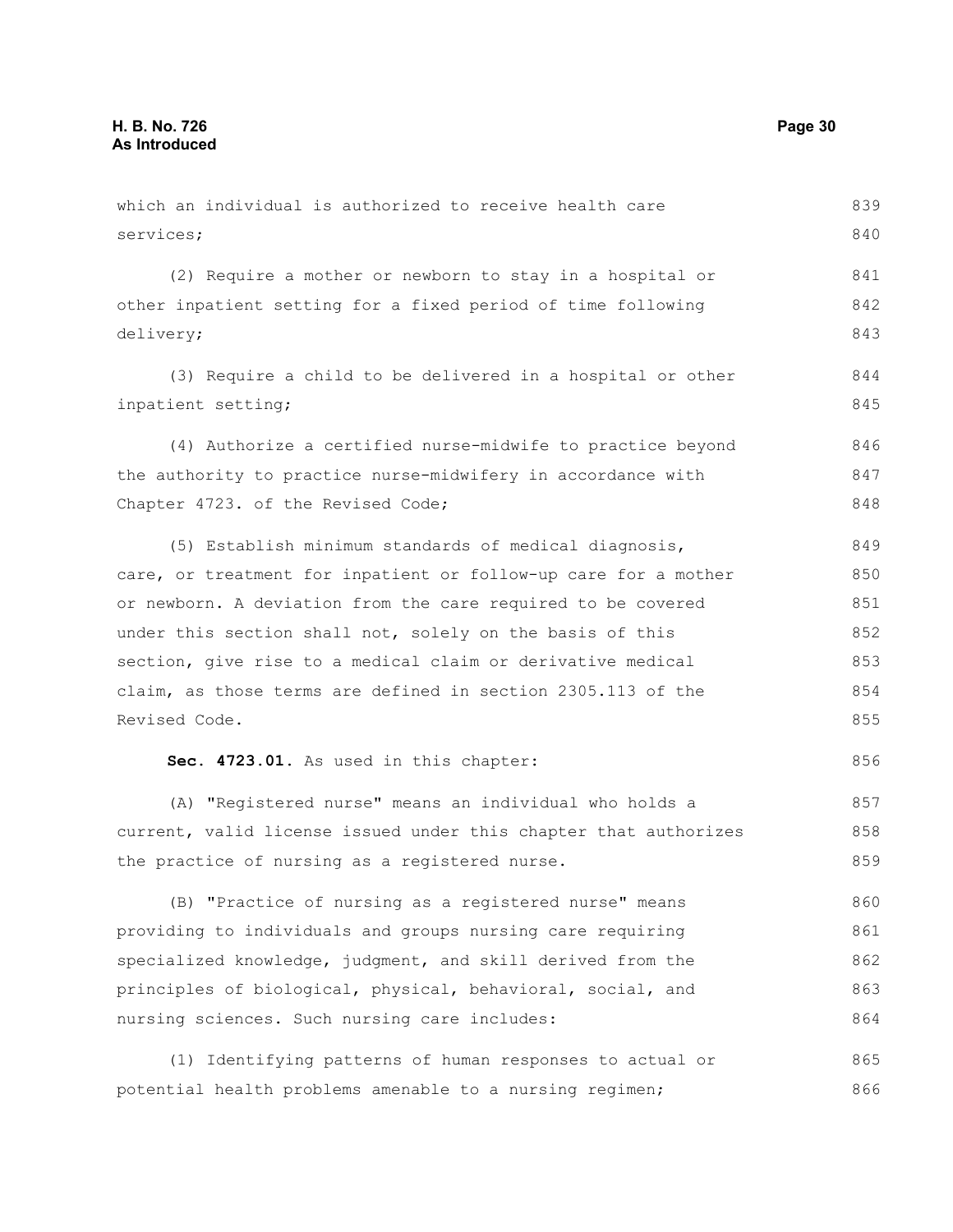which an individual is authorized to receive health care services;

(2) Require a mother or newborn to stay in a hospital or other inpatient setting for a fixed period of time following delivery;

(3) Require a child to be delivered in a hospital or other inpatient setting;

(4) Authorize a certified nurse-midwife to practice beyond the authority to practice nurse-midwifery in accordance with Chapter 4723. of the Revised Code;

(5) Establish minimum standards of medical diagnosis, care, or treatment for inpatient or follow-up care for a mother or newborn. A deviation from the care required to be covered under this section shall not, solely on the basis of this section, give rise to a medical claim or derivative medical claim, as those terms are defined in section 2305.113 of the Revised Code.

**Sec. 4723.01.** As used in this chapter:

(A) "Registered nurse" means an individual who holds a current, valid license issued under this chapter that authorizes the practice of nursing as a registered nurse.

(B) "Practice of nursing as a registered nurse" means providing to individuals and groups nursing care requiring specialized knowledge, judgment, and skill derived from the principles of biological, physical, behavioral, social, and nursing sciences. Such nursing care includes:

(1) Identifying patterns of human responses to actual or potential health problems amenable to a nursing regimen;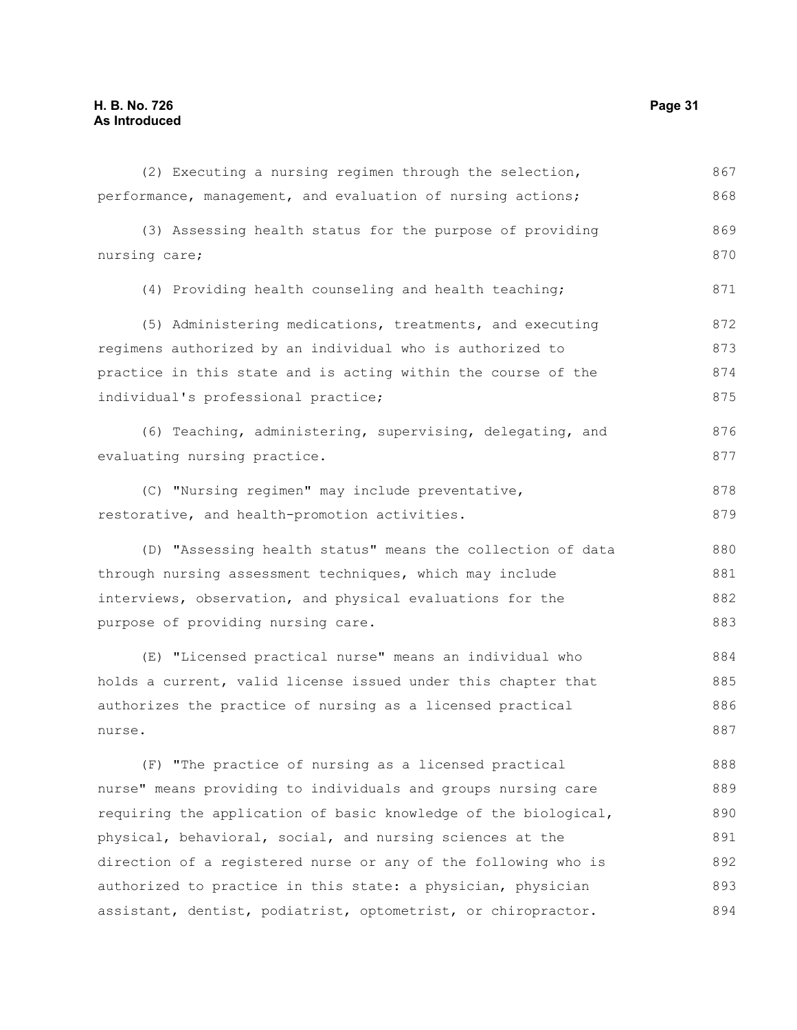(2) Executing a nursing regimen through the selection, performance, management, and evaluation of nursing actions;

(3) Assessing health status for the purpose of providing nursing care;

(4) Providing health counseling and health teaching;

(5) Administering medications, treatments, and executing regimens authorized by an individual who is authorized to practice in this state and is acting within the course of the individual's professional practice;

(6) Teaching, administering, supervising, delegating, and evaluating nursing practice.

(C) "Nursing regimen" may include preventative, restorative, and health-promotion activities.

(D) "Assessing health status" means the collection of data through nursing assessment techniques, which may include interviews, observation, and physical evaluations for the purpose of providing nursing care.

(E) "Licensed practical nurse" means an individual who holds a current, valid license issued under this chapter that authorizes the practice of nursing as a licensed practical nurse.

(F) "The practice of nursing as a licensed practical nurse" means providing to individuals and groups nursing care requiring the application of basic knowledge of the biological, physical, behavioral, social, and nursing sciences at the direction of a registered nurse or any of the following who is authorized to practice in this state: a physician, physician assistant, dentist, podiatrist, optometrist, or chiropractor.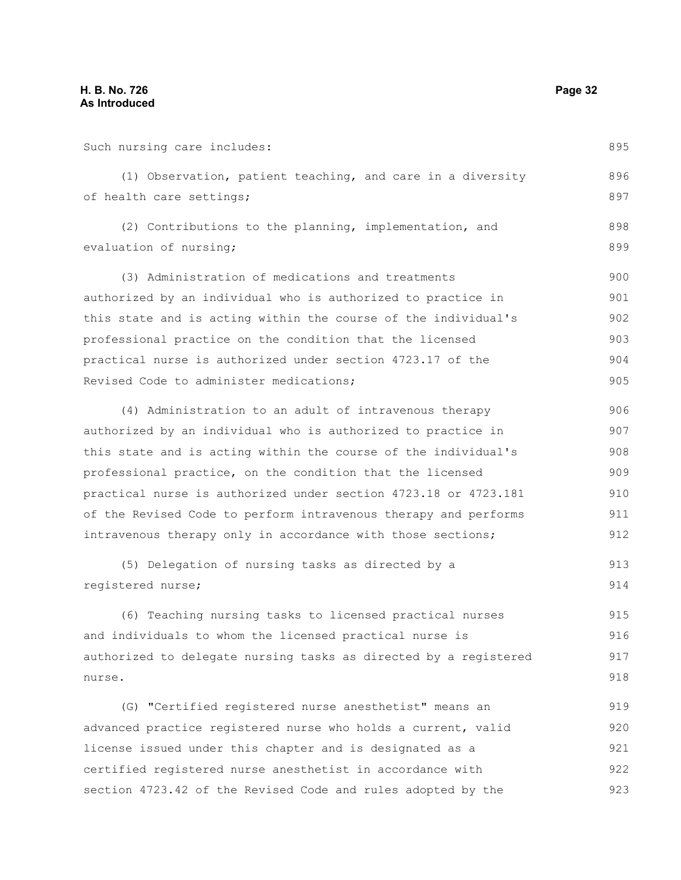Such nursing care includes:

(1) Observation, patient teaching, and care in a diversity of health care settings;

(2) Contributions to the planning, implementation, and evaluation of nursing;

(3) Administration of medications and treatments authorized by an individual who is authorized to practice in this state and is acting within the course of the individual's professional practice on the condition that the licensed practical nurse is authorized under section 4723.17 of the Revised Code to administer medications;

(4) Administration to an adult of intravenous therapy authorized by an individual who is authorized to practice in this state and is acting within the course of the individual's professional practice, on the condition that the licensed practical nurse is authorized under section 4723.18 or 4723.181 of the Revised Code to perform intravenous therapy and performs intravenous therapy only in accordance with those sections;

(5) Delegation of nursing tasks as directed by a registered nurse;

(6) Teaching nursing tasks to licensed practical nurses and individuals to whom the licensed practical nurse is authorized to delegate nursing tasks as directed by a registered nurse.

(G) "Certified registered nurse anesthetist" means an advanced practice registered nurse who holds a current, valid license issued under this chapter and is designated as a certified registered nurse anesthetist in accordance with section 4723.42 of the Revised Code and rules adopted by the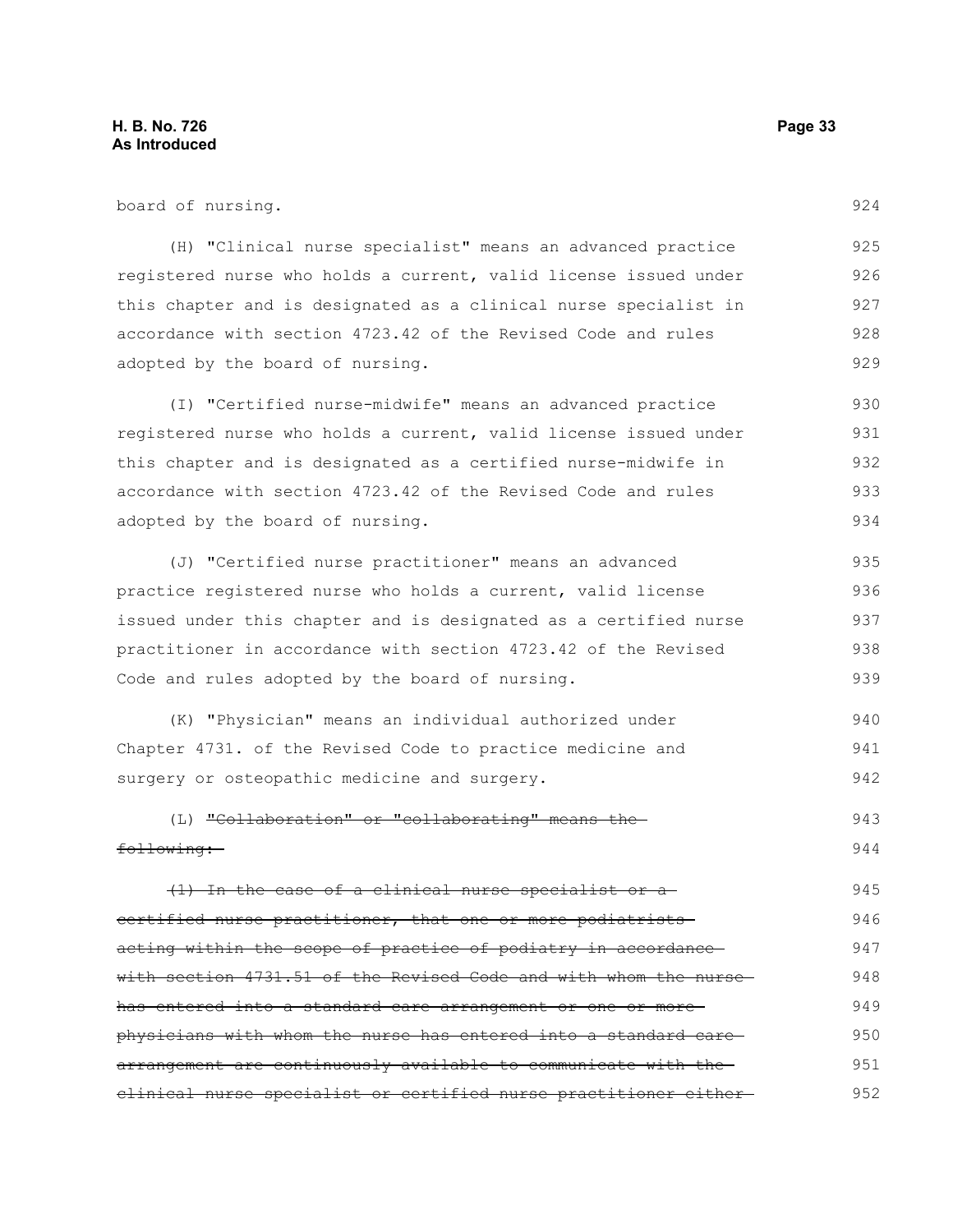board of nursing.

(H) "Clinical nurse specialist" means an advanced practice registered nurse who holds a current, valid license issued under this chapter and is designated as a clinical nurse specialist in accordance with section 4723.42 of the Revised Code and rules adopted by the board of nursing.

(I) "Certified nurse-midwife" means an advanced practice registered nurse who holds a current, valid license issued under this chapter and is designated as a certified nurse-midwife in accordance with section 4723.42 of the Revised Code and rules adopted by the board of nursing.

(J) "Certified nurse practitioner" means an advanced practice registered nurse who holds a current, valid license issued under this chapter and is designated as a certified nurse practitioner in accordance with section 4723.42 of the Revised Code and rules adopted by the board of nursing.

(K) "Physician" means an individual authorized under Chapter 4731. of the Revised Code to practice medicine and surgery or osteopathic medicine and surgery.

(L) ~~"Collaboration" or "collaborating" means the following:~~

~~(1) In the case of a clinical nurse specialist or a certified nurse practitioner, that one or more podiatrists acting within the scope of practice of podiatry in accordance with section 4731.51 of the Revised Code and with whom the nurse has entered into a standard care arrangement or one or more physicians with whom the nurse has entered into a standard care arrangement are continuously available to communicate with the clinical nurse specialist or certified nurse practitioner either~~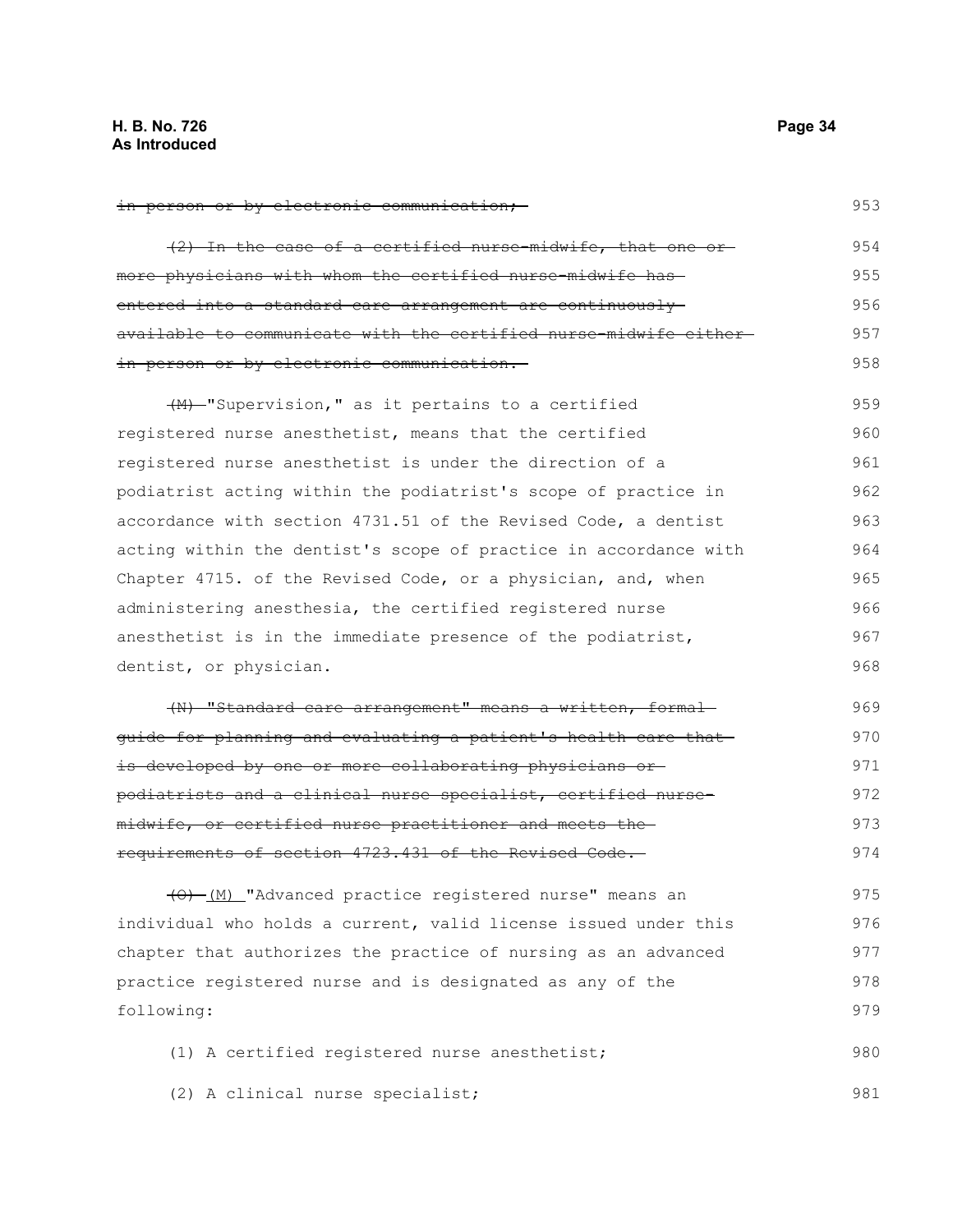~~in person or by electronic communication;~~

~~(2) In the case of a certified nurse-midwife, that one or more physicians with whom the certified nurse-midwife has entered into a standard care arrangement are continuously available to communicate with the certified nurse-midwife either in person or by electronic communication.~~

~~(M)~~ "Supervision," as it pertains to a certified registered nurse anesthetist, means that the certified registered nurse anesthetist is under the direction of a podiatrist acting within the podiatrist's scope of practice in accordance with section 4731.51 of the Revised Code, a dentist acting within the dentist's scope of practice in accordance with Chapter 4715. of the Revised Code, or a physician, and, when administering anesthesia, the certified registered nurse anesthetist is in the immediate presence of the podiatrist, dentist, or physician.

~~(N) "Standard care arrangement" means a written, formal guide for planning and evaluating a patient's health care that is developed by one or more collaborating physicians or podiatrists and a clinical nurse specialist, certified nurse-midwife, or certified nurse practitioner and meets the requirements of section 4723.431 of the Revised Code.~~

~~(O)~~ (M) "Advanced practice registered nurse" means an individual who holds a current, valid license issued under this chapter that authorizes the practice of nursing as an advanced practice registered nurse and is designated as any of the following:

(1) A certified registered nurse anesthetist;

(2) A clinical nurse specialist;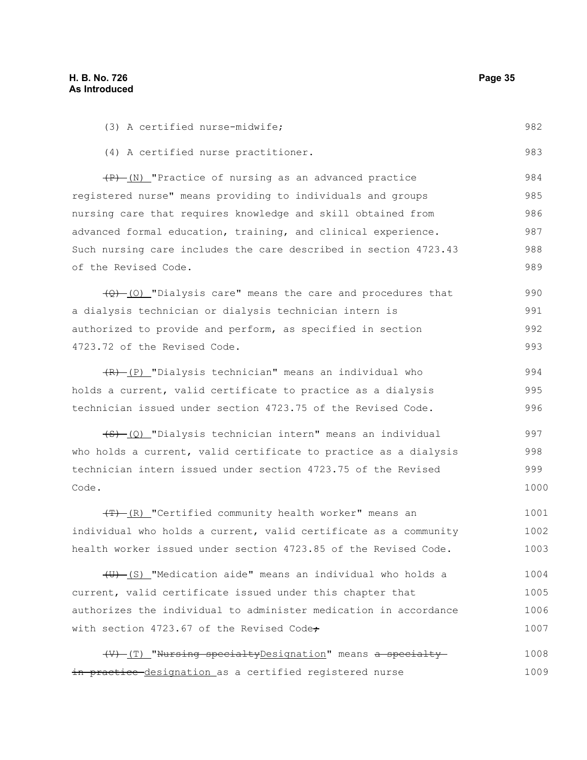(3) A certified nurse-midwife;

(4) A certified nurse practitioner.

~~(P)~~ <u>(N)</u> "Practice of nursing as an advanced practice registered nurse" means providing to individuals and groups nursing care that requires knowledge and skill obtained from advanced formal education, training, and clinical experience. Such nursing care includes the care described in section 4723.43 of the Revised Code.

~~(Q)~~ <u>(O)</u> "Dialysis care" means the care and procedures that a dialysis technician or dialysis technician intern is authorized to provide and perform, as specified in section 4723.72 of the Revised Code.

~~(R)~~ <u>(P)</u> "Dialysis technician" means an individual who holds a current, valid certificate to practice as a dialysis technician issued under section 4723.75 of the Revised Code.

~~(S)~~ <u>(Q)</u> "Dialysis technician intern" means an individual who holds a current, valid certificate to practice as a dialysis technician intern issued under section 4723.75 of the Revised Code.

~~(T)~~ <u>(R)</u> "Certified community health worker" means an individual who holds a current, valid certificate as a community health worker issued under section 4723.85 of the Revised Code.

~~(U)~~ <u>(S)</u> "Medication aide" means an individual who holds a current, valid certificate issued under this chapter that authorizes the individual to administer medication in accordance with section 4723.67 of the Revised Code~~;~~

~~(V)~~ <u>(T)</u> "~~Nursing specialty~~<u>Designation</u>" means ~~a specialty in practice~~ <u>designation</u> as a certified registered nurse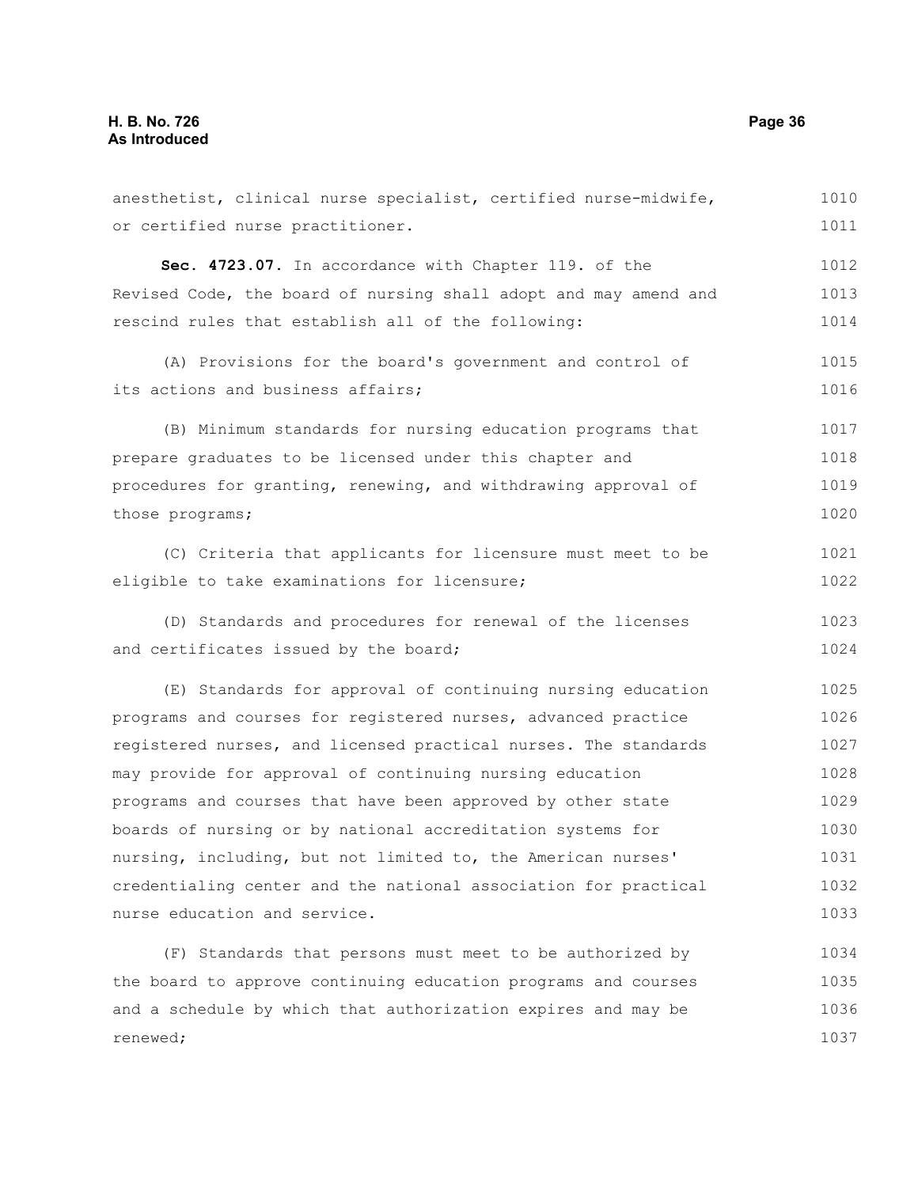anesthetist, clinical nurse specialist, certified nurse-midwife, or certified nurse practitioner.

**Sec. 4723.07.** In accordance with Chapter 119. of the Revised Code, the board of nursing shall adopt and may amend and rescind rules that establish all of the following:

(A) Provisions for the board's government and control of its actions and business affairs;

(B) Minimum standards for nursing education programs that prepare graduates to be licensed under this chapter and procedures for granting, renewing, and withdrawing approval of those programs;

(C) Criteria that applicants for licensure must meet to be eligible to take examinations for licensure;

(D) Standards and procedures for renewal of the licenses and certificates issued by the board;

(E) Standards for approval of continuing nursing education programs and courses for registered nurses, advanced practice registered nurses, and licensed practical nurses. The standards may provide for approval of continuing nursing education programs and courses that have been approved by other state boards of nursing or by national accreditation systems for nursing, including, but not limited to, the American nurses' credentialing center and the national association for practical nurse education and service.

(F) Standards that persons must meet to be authorized by the board to approve continuing education programs and courses and a schedule by which that authorization expires and may be renewed;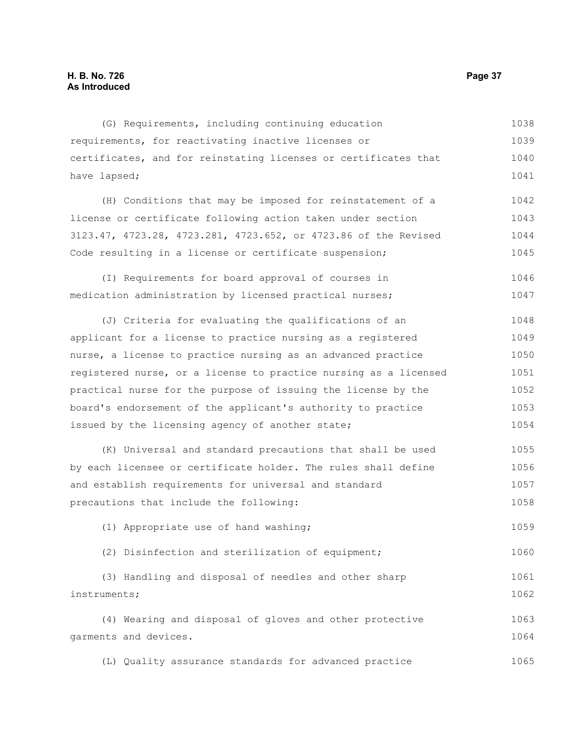(G) Requirements, including continuing education requirements, for reactivating inactive licenses or certificates, and for reinstating licenses or certificates that have lapsed;

(H) Conditions that may be imposed for reinstatement of a license or certificate following action taken under section 3123.47, 4723.28, 4723.281, 4723.652, or 4723.86 of the Revised Code resulting in a license or certificate suspension;

(I) Requirements for board approval of courses in medication administration by licensed practical nurses;

(J) Criteria for evaluating the qualifications of an applicant for a license to practice nursing as a registered nurse, a license to practice nursing as an advanced practice registered nurse, or a license to practice nursing as a licensed practical nurse for the purpose of issuing the license by the board's endorsement of the applicant's authority to practice issued by the licensing agency of another state;

(K) Universal and standard precautions that shall be used by each licensee or certificate holder. The rules shall define and establish requirements for universal and standard precautions that include the following:

(1) Appropriate use of hand washing;

(2) Disinfection and sterilization of equipment;

(3) Handling and disposal of needles and other sharp instruments;

(4) Wearing and disposal of gloves and other protective garments and devices.

(L) Quality assurance standards for advanced practice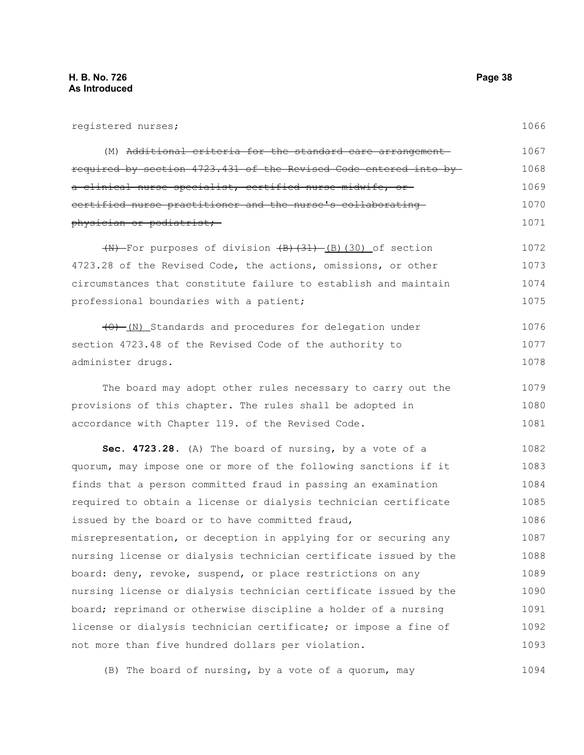registered nurses;

(M) ~~Additional criteria for the standard care arrangement required by section 4723.431 of the Revised Code entered into by a clinical nurse specialist, certified nurse-midwife, or certified nurse practitioner and the nurse's collaborating physician or podiatrist;~~

~~(N)~~ For purposes of division ~~(B)(31)~~ (B)(30) of section 4723.28 of the Revised Code, the actions, omissions, or other circumstances that constitute failure to establish and maintain professional boundaries with a patient;

~~(O)~~ (N) Standards and procedures for delegation under section 4723.48 of the Revised Code of the authority to administer drugs.

The board may adopt other rules necessary to carry out the provisions of this chapter. The rules shall be adopted in accordance with Chapter 119. of the Revised Code.

**Sec. 4723.28.** (A) The board of nursing, by a vote of a quorum, may impose one or more of the following sanctions if it finds that a person committed fraud in passing an examination required to obtain a license or dialysis technician certificate issued by the board or to have committed fraud, misrepresentation, or deception in applying for or securing any nursing license or dialysis technician certificate issued by the board: deny, revoke, suspend, or place restrictions on any nursing license or dialysis technician certificate issued by the board; reprimand or otherwise discipline a holder of a nursing license or dialysis technician certificate; or impose a fine of not more than five hundred dollars per violation.

(B) The board of nursing, by a vote of a quorum, may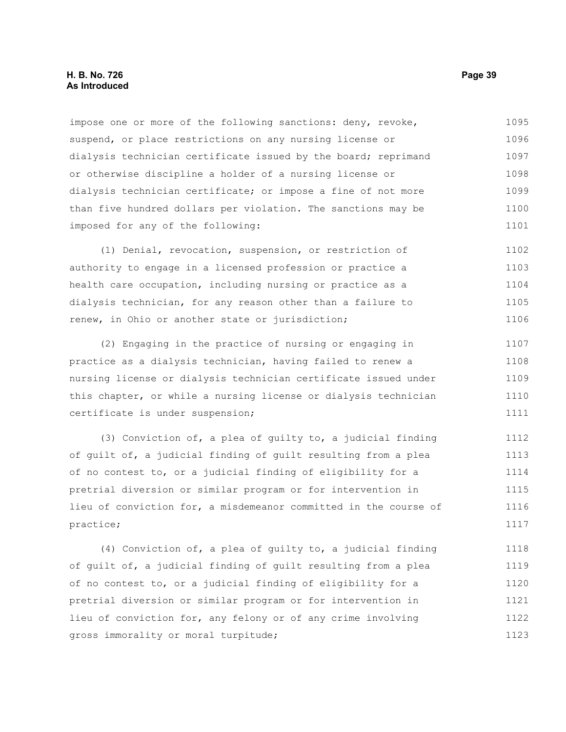impose one or more of the following sanctions: deny, revoke, suspend, or place restrictions on any nursing license or dialysis technician certificate issued by the board; reprimand or otherwise discipline a holder of a nursing license or dialysis technician certificate; or impose a fine of not more than five hundred dollars per violation. The sanctions may be imposed for any of the following:

(1) Denial, revocation, suspension, or restriction of authority to engage in a licensed profession or practice a health care occupation, including nursing or practice as a dialysis technician, for any reason other than a failure to renew, in Ohio or another state or jurisdiction;

(2) Engaging in the practice of nursing or engaging in practice as a dialysis technician, having failed to renew a nursing license or dialysis technician certificate issued under this chapter, or while a nursing license or dialysis technician certificate is under suspension;

(3) Conviction of, a plea of guilty to, a judicial finding of guilt of, a judicial finding of guilt resulting from a plea of no contest to, or a judicial finding of eligibility for a pretrial diversion or similar program or for intervention in lieu of conviction for, a misdemeanor committed in the course of practice;

(4) Conviction of, a plea of guilty to, a judicial finding of guilt of, a judicial finding of guilt resulting from a plea of no contest to, or a judicial finding of eligibility for a pretrial diversion or similar program or for intervention in lieu of conviction for, any felony or of any crime involving gross immorality or moral turpitude;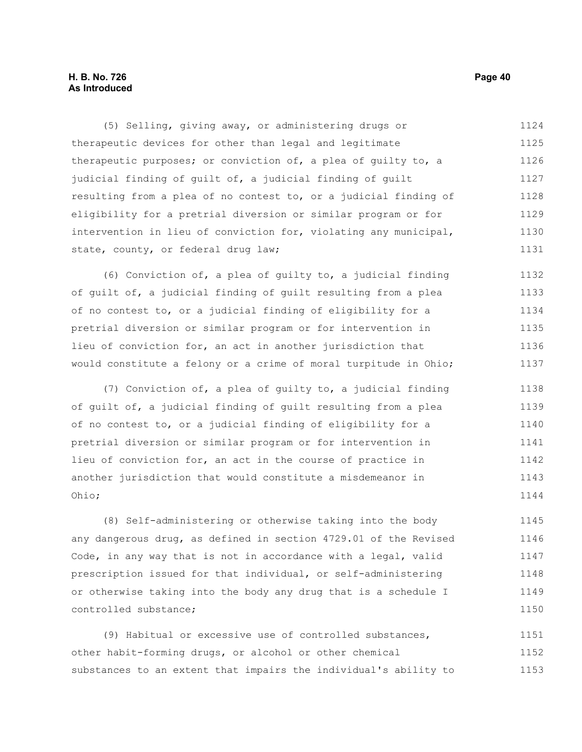(5) Selling, giving away, or administering drugs or therapeutic devices for other than legal and legitimate therapeutic purposes; or conviction of, a plea of guilty to, a judicial finding of guilt of, a judicial finding of guilt resulting from a plea of no contest to, or a judicial finding of eligibility for a pretrial diversion or similar program or for intervention in lieu of conviction for, violating any municipal, state, county, or federal drug law;

(6) Conviction of, a plea of guilty to, a judicial finding of guilt of, a judicial finding of guilt resulting from a plea of no contest to, or a judicial finding of eligibility for a pretrial diversion or similar program or for intervention in lieu of conviction for, an act in another jurisdiction that would constitute a felony or a crime of moral turpitude in Ohio;

(7) Conviction of, a plea of guilty to, a judicial finding of guilt of, a judicial finding of guilt resulting from a plea of no contest to, or a judicial finding of eligibility for a pretrial diversion or similar program or for intervention in lieu of conviction for, an act in the course of practice in another jurisdiction that would constitute a misdemeanor in Ohio;

(8) Self-administering or otherwise taking into the body any dangerous drug, as defined in section 4729.01 of the Revised Code, in any way that is not in accordance with a legal, valid prescription issued for that individual, or self-administering or otherwise taking into the body any drug that is a schedule I controlled substance;

(9) Habitual or excessive use of controlled substances, other habit-forming drugs, or alcohol or other chemical substances to an extent that impairs the individual's ability to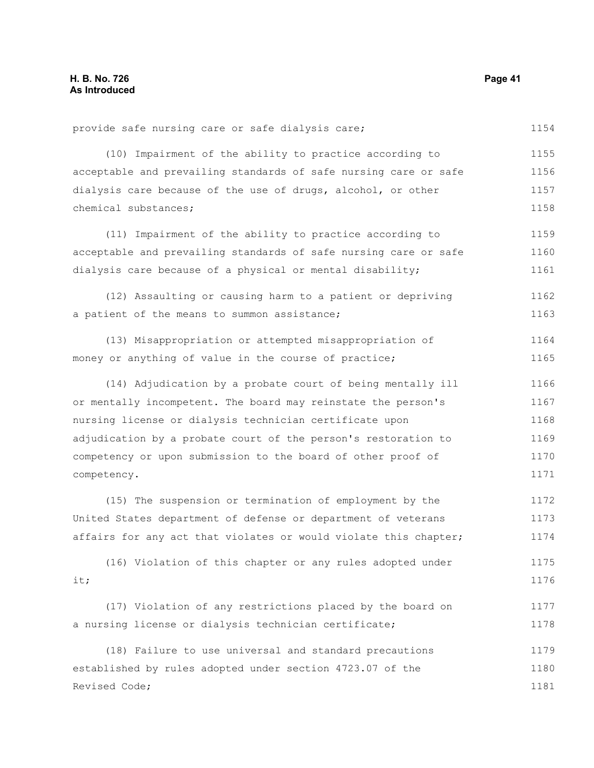provide safe nursing care or safe dialysis care;

(10) Impairment of the ability to practice according to acceptable and prevailing standards of safe nursing care or safe dialysis care because of the use of drugs, alcohol, or other chemical substances;

(11) Impairment of the ability to practice according to acceptable and prevailing standards of safe nursing care or safe dialysis care because of a physical or mental disability;

(12) Assaulting or causing harm to a patient or depriving a patient of the means to summon assistance;

(13) Misappropriation or attempted misappropriation of money or anything of value in the course of practice;

(14) Adjudication by a probate court of being mentally ill or mentally incompetent. The board may reinstate the person's nursing license or dialysis technician certificate upon adjudication by a probate court of the person's restoration to competency or upon submission to the board of other proof of competency.

(15) The suspension or termination of employment by the United States department of defense or department of veterans affairs for any act that violates or would violate this chapter;

(16) Violation of this chapter or any rules adopted under it;

(17) Violation of any restrictions placed by the board on a nursing license or dialysis technician certificate;

(18) Failure to use universal and standard precautions established by rules adopted under section 4723.07 of the Revised Code;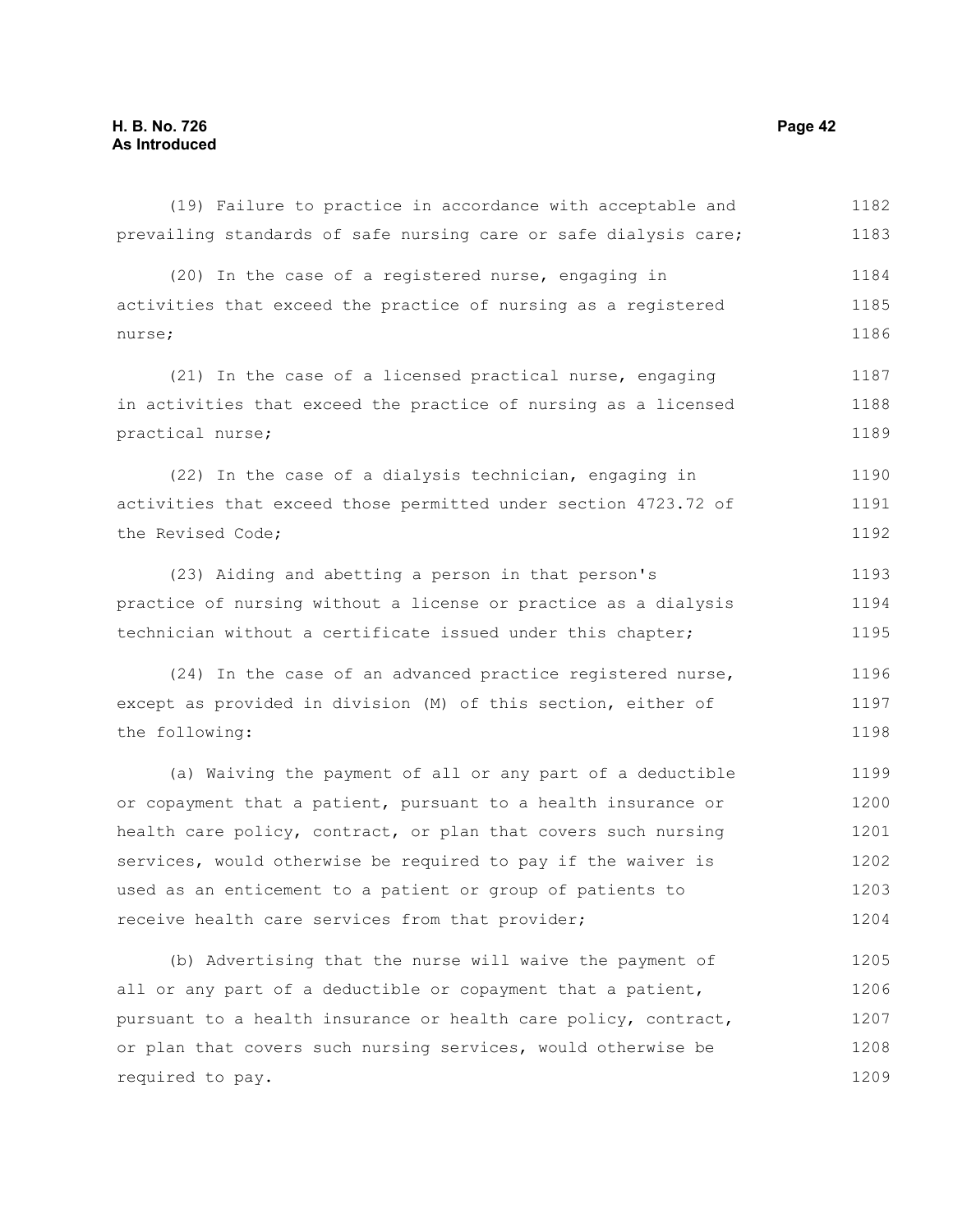(19) Failure to practice in accordance with acceptable and prevailing standards of safe nursing care or safe dialysis care;

(20) In the case of a registered nurse, engaging in activities that exceed the practice of nursing as a registered nurse;

(21) In the case of a licensed practical nurse, engaging in activities that exceed the practice of nursing as a licensed practical nurse;

(22) In the case of a dialysis technician, engaging in activities that exceed those permitted under section 4723.72 of the Revised Code;

(23) Aiding and abetting a person in that person's practice of nursing without a license or practice as a dialysis technician without a certificate issued under this chapter;

(24) In the case of an advanced practice registered nurse, except as provided in division (M) of this section, either of the following:

(a) Waiving the payment of all or any part of a deductible or copayment that a patient, pursuant to a health insurance or health care policy, contract, or plan that covers such nursing services, would otherwise be required to pay if the waiver is used as an enticement to a patient or group of patients to receive health care services from that provider;

(b) Advertising that the nurse will waive the payment of all or any part of a deductible or copayment that a patient, pursuant to a health insurance or health care policy, contract, or plan that covers such nursing services, would otherwise be required to pay.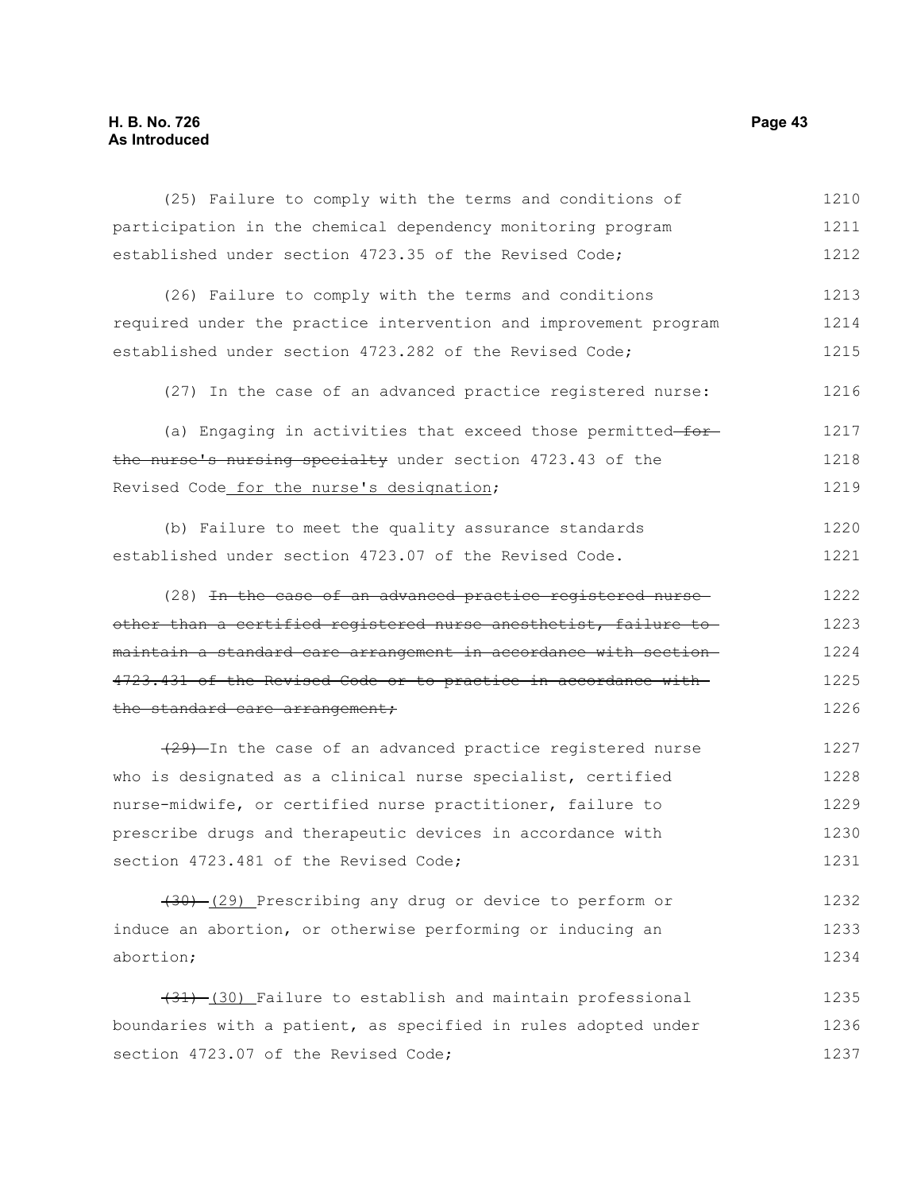(25) Failure to comply with the terms and conditions of participation in the chemical dependency monitoring program established under section 4723.35 of the Revised Code;

(26) Failure to comply with the terms and conditions required under the practice intervention and improvement program established under section 4723.282 of the Revised Code;

(27) In the case of an advanced practice registered nurse:

(a) Engaging in activities that exceed those permitted ~~for the nurse's nursing specialty~~ under section 4723.43 of the Revised Code for the nurse's designation;

(b) Failure to meet the quality assurance standards established under section 4723.07 of the Revised Code.

(28) ~~In the case of an advanced practice registered nurse other than a certified registered nurse anesthetist, failure to maintain a standard care arrangement in accordance with section 4723.431 of the Revised Code or to practice in accordance with the standard care arrangement;~~

~~(29)~~ In the case of an advanced practice registered nurse who is designated as a clinical nurse specialist, certified nurse-midwife, or certified nurse practitioner, failure to prescribe drugs and therapeutic devices in accordance with section 4723.481 of the Revised Code;

~~(30)~~ (29) Prescribing any drug or device to perform or induce an abortion, or otherwise performing or inducing an abortion;

~~(31)~~ (30) Failure to establish and maintain professional boundaries with a patient, as specified in rules adopted under section 4723.07 of the Revised Code;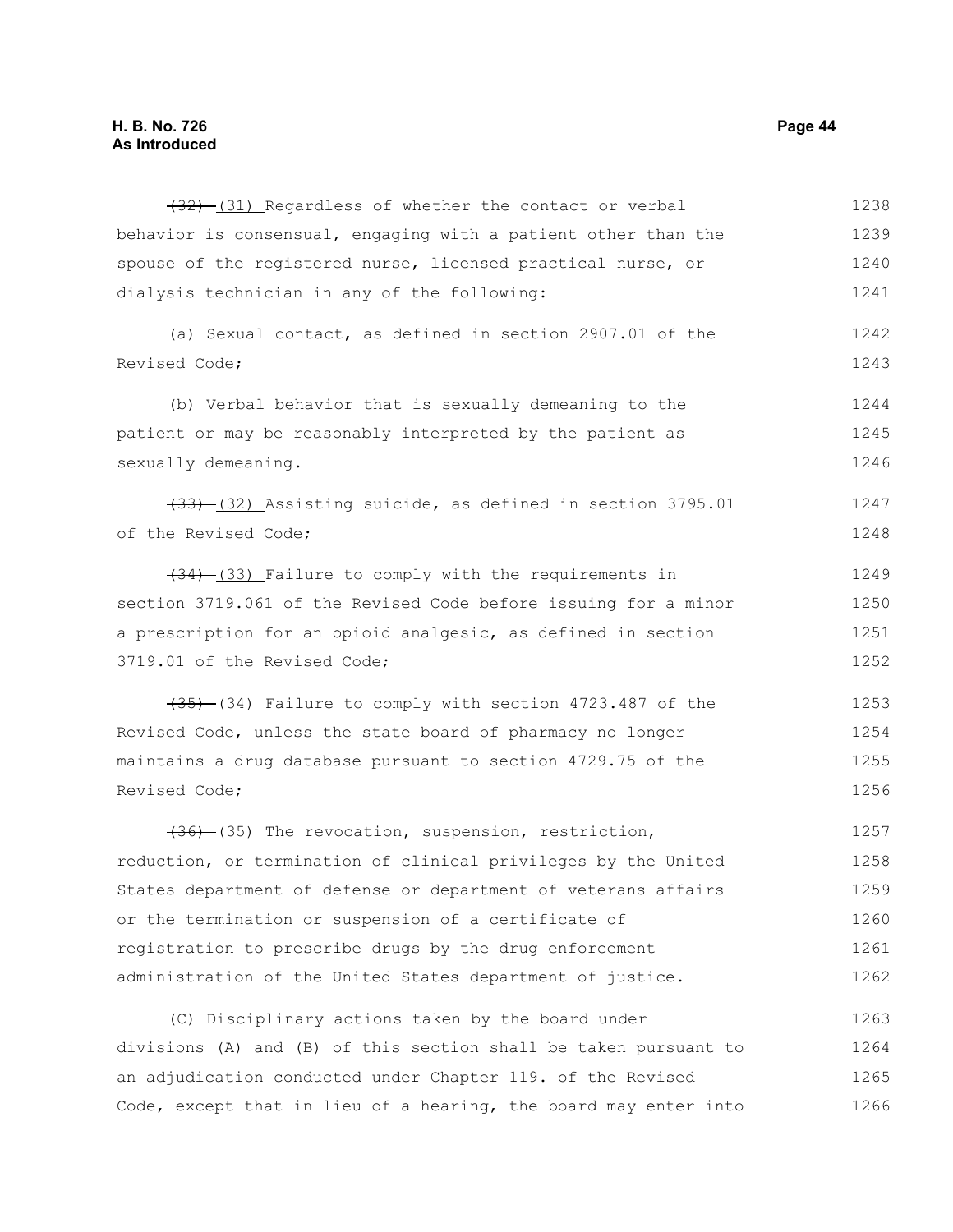~~(32)~~ (31) Regardless of whether the contact or verbal behavior is consensual, engaging with a patient other than the spouse of the registered nurse, licensed practical nurse, or dialysis technician in any of the following:

(a) Sexual contact, as defined in section 2907.01 of the Revised Code;

(b) Verbal behavior that is sexually demeaning to the patient or may be reasonably interpreted by the patient as sexually demeaning.

~~(33)~~ (32) Assisting suicide, as defined in section 3795.01 of the Revised Code;

~~(34)~~ (33) Failure to comply with the requirements in section 3719.061 of the Revised Code before issuing for a minor a prescription for an opioid analgesic, as defined in section 3719.01 of the Revised Code;

~~(35)~~ (34) Failure to comply with section 4723.487 of the Revised Code, unless the state board of pharmacy no longer maintains a drug database pursuant to section 4729.75 of the Revised Code;

~~(36)~~ (35) The revocation, suspension, restriction, reduction, or termination of clinical privileges by the United States department of defense or department of veterans affairs or the termination or suspension of a certificate of registration to prescribe drugs by the drug enforcement administration of the United States department of justice.

(C) Disciplinary actions taken by the board under divisions (A) and (B) of this section shall be taken pursuant to an adjudication conducted under Chapter 119. of the Revised Code, except that in lieu of a hearing, the board may enter into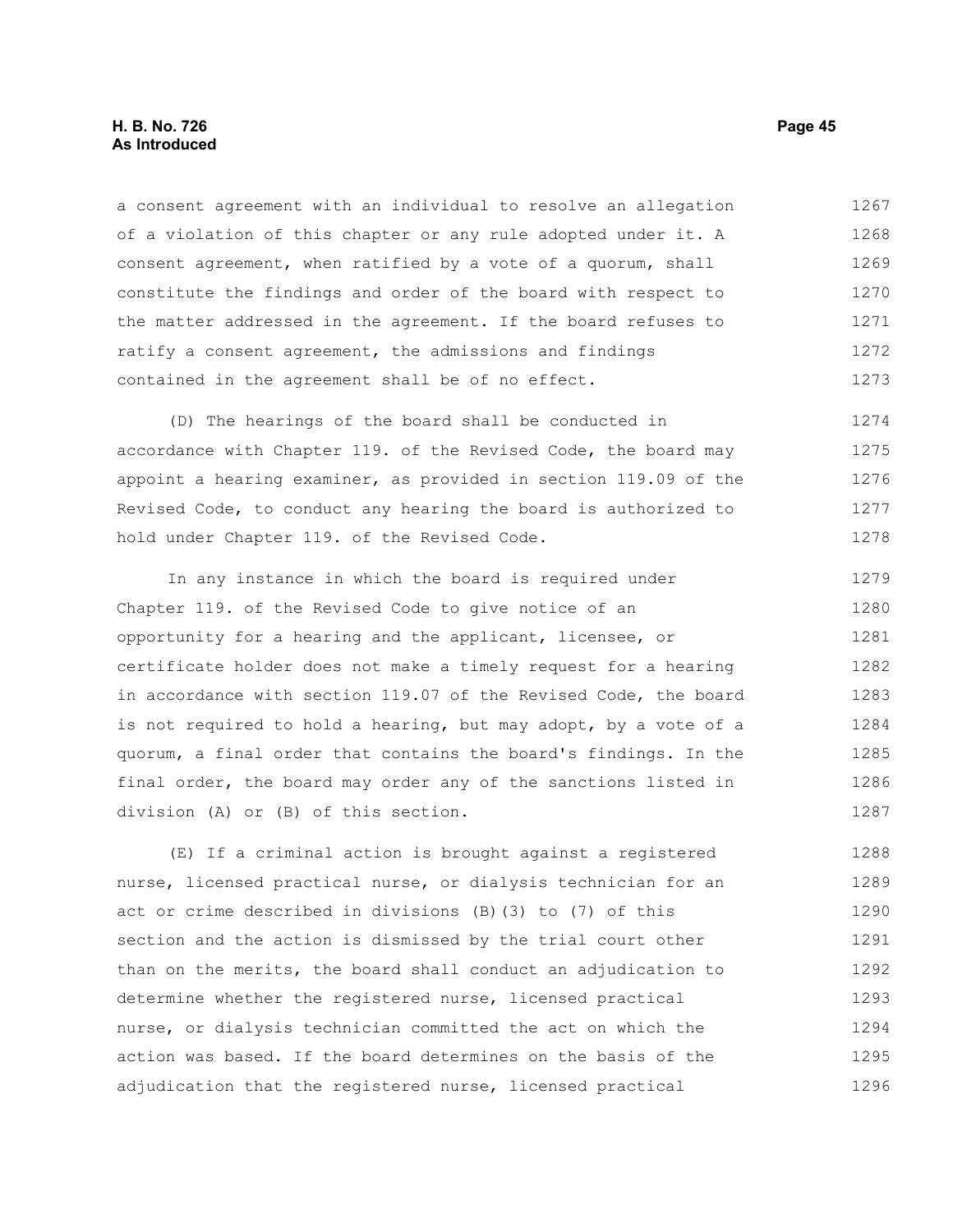a consent agreement with an individual to resolve an allegation of a violation of this chapter or any rule adopted under it. A consent agreement, when ratified by a vote of a quorum, shall constitute the findings and order of the board with respect to the matter addressed in the agreement. If the board refuses to ratify a consent agreement, the admissions and findings contained in the agreement shall be of no effect.

(D) The hearings of the board shall be conducted in accordance with Chapter 119. of the Revised Code, the board may appoint a hearing examiner, as provided in section 119.09 of the Revised Code, to conduct any hearing the board is authorized to hold under Chapter 119. of the Revised Code.

In any instance in which the board is required under Chapter 119. of the Revised Code to give notice of an opportunity for a hearing and the applicant, licensee, or certificate holder does not make a timely request for a hearing in accordance with section 119.07 of the Revised Code, the board is not required to hold a hearing, but may adopt, by a vote of a quorum, a final order that contains the board's findings. In the final order, the board may order any of the sanctions listed in division (A) or (B) of this section.

(E) If a criminal action is brought against a registered nurse, licensed practical nurse, or dialysis technician for an act or crime described in divisions (B)(3) to (7) of this section and the action is dismissed by the trial court other than on the merits, the board shall conduct an adjudication to determine whether the registered nurse, licensed practical nurse, or dialysis technician committed the act on which the action was based. If the board determines on the basis of the adjudication that the registered nurse, licensed practical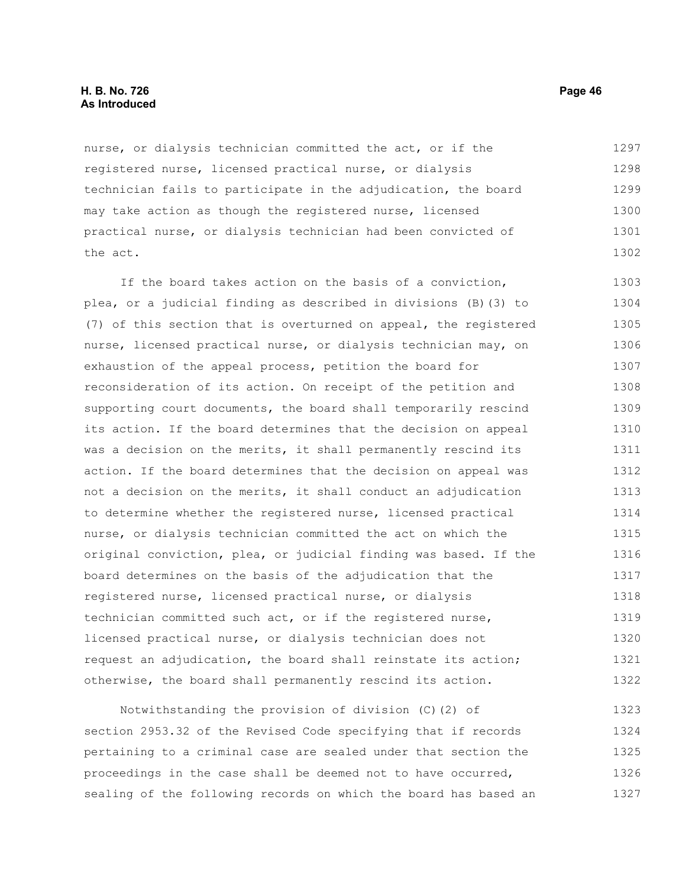nurse, or dialysis technician committed the act, or if the registered nurse, licensed practical nurse, or dialysis technician fails to participate in the adjudication, the board may take action as though the registered nurse, licensed practical nurse, or dialysis technician had been convicted of the act.

If the board takes action on the basis of a conviction, plea, or a judicial finding as described in divisions (B)(3) to (7) of this section that is overturned on appeal, the registered nurse, licensed practical nurse, or dialysis technician may, on exhaustion of the appeal process, petition the board for reconsideration of its action. On receipt of the petition and supporting court documents, the board shall temporarily rescind its action. If the board determines that the decision on appeal was a decision on the merits, it shall permanently rescind its action. If the board determines that the decision on appeal was not a decision on the merits, it shall conduct an adjudication to determine whether the registered nurse, licensed practical nurse, or dialysis technician committed the act on which the original conviction, plea, or judicial finding was based. If the board determines on the basis of the adjudication that the registered nurse, licensed practical nurse, or dialysis technician committed such act, or if the registered nurse, licensed practical nurse, or dialysis technician does not request an adjudication, the board shall reinstate its action; otherwise, the board shall permanently rescind its action.

Notwithstanding the provision of division (C)(2) of section 2953.32 of the Revised Code specifying that if records pertaining to a criminal case are sealed under that section the proceedings in the case shall be deemed not to have occurred, sealing of the following records on which the board has based an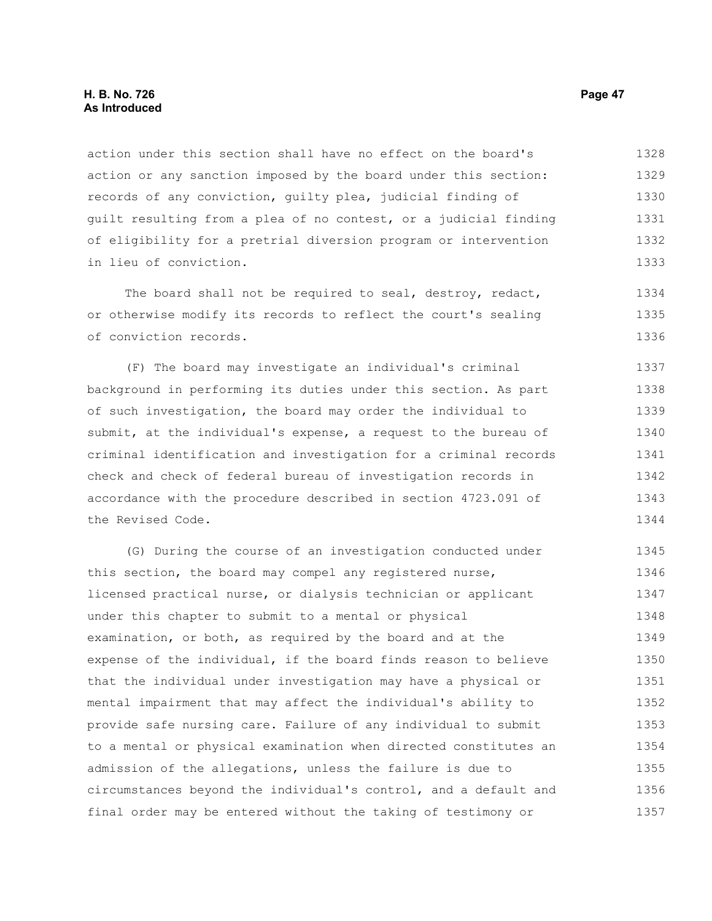action under this section shall have no effect on the board's action or any sanction imposed by the board under this section: records of any conviction, guilty plea, judicial finding of guilt resulting from a plea of no contest, or a judicial finding of eligibility for a pretrial diversion program or intervention in lieu of conviction.

The board shall not be required to seal, destroy, redact, or otherwise modify its records to reflect the court's sealing of conviction records.

(F) The board may investigate an individual's criminal background in performing its duties under this section. As part of such investigation, the board may order the individual to submit, at the individual's expense, a request to the bureau of criminal identification and investigation for a criminal records check and check of federal bureau of investigation records in accordance with the procedure described in section 4723.091 of the Revised Code.

(G) During the course of an investigation conducted under this section, the board may compel any registered nurse, licensed practical nurse, or dialysis technician or applicant under this chapter to submit to a mental or physical examination, or both, as required by the board and at the expense of the individual, if the board finds reason to believe that the individual under investigation may have a physical or mental impairment that may affect the individual's ability to provide safe nursing care. Failure of any individual to submit to a mental or physical examination when directed constitutes an admission of the allegations, unless the failure is due to circumstances beyond the individual's control, and a default and final order may be entered without the taking of testimony or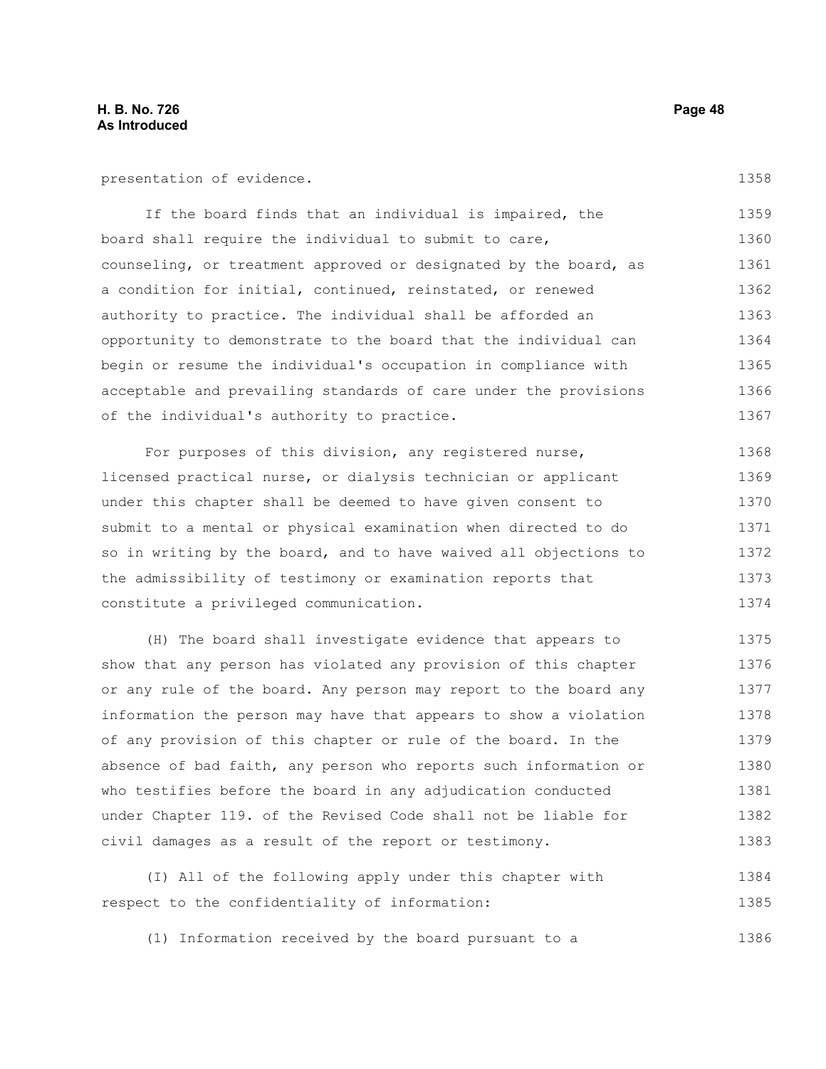presentation of evidence.

If the board finds that an individual is impaired, the board shall require the individual to submit to care, counseling, or treatment approved or designated by the board, as a condition for initial, continued, reinstated, or renewed authority to practice. The individual shall be afforded an opportunity to demonstrate to the board that the individual can begin or resume the individual's occupation in compliance with acceptable and prevailing standards of care under the provisions of the individual's authority to practice.

For purposes of this division, any registered nurse, licensed practical nurse, or dialysis technician or applicant under this chapter shall be deemed to have given consent to submit to a mental or physical examination when directed to do so in writing by the board, and to have waived all objections to the admissibility of testimony or examination reports that constitute a privileged communication.

(H) The board shall investigate evidence that appears to show that any person has violated any provision of this chapter or any rule of the board. Any person may report to the board any information the person may have that appears to show a violation of any provision of this chapter or rule of the board. In the absence of bad faith, any person who reports such information or who testifies before the board in any adjudication conducted under Chapter 119. of the Revised Code shall not be liable for civil damages as a result of the report or testimony.

(I) All of the following apply under this chapter with respect to the confidentiality of information:

(1) Information received by the board pursuant to a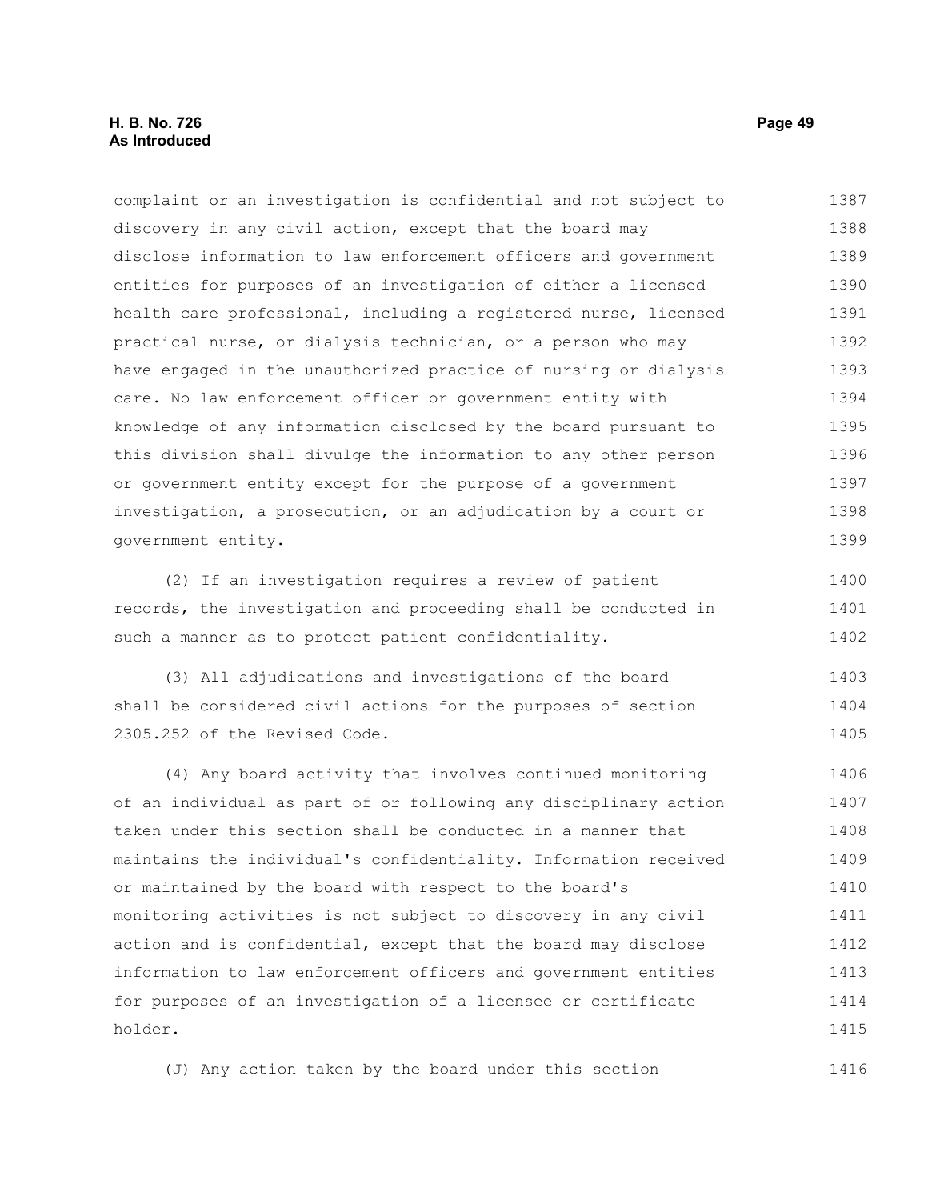complaint or an investigation is confidential and not subject to discovery in any civil action, except that the board may disclose information to law enforcement officers and government entities for purposes of an investigation of either a licensed health care professional, including a registered nurse, licensed practical nurse, or dialysis technician, or a person who may have engaged in the unauthorized practice of nursing or dialysis care. No law enforcement officer or government entity with knowledge of any information disclosed by the board pursuant to this division shall divulge the information to any other person or government entity except for the purpose of a government investigation, a prosecution, or an adjudication by a court or government entity.

(2) If an investigation requires a review of patient records, the investigation and proceeding shall be conducted in such a manner as to protect patient confidentiality.

(3) All adjudications and investigations of the board shall be considered civil actions for the purposes of section 2305.252 of the Revised Code.

(4) Any board activity that involves continued monitoring of an individual as part of or following any disciplinary action taken under this section shall be conducted in a manner that maintains the individual's confidentiality. Information received or maintained by the board with respect to the board's monitoring activities is not subject to discovery in any civil action and is confidential, except that the board may disclose information to law enforcement officers and government entities for purposes of an investigation of a licensee or certificate holder.

(J) Any action taken by the board under this section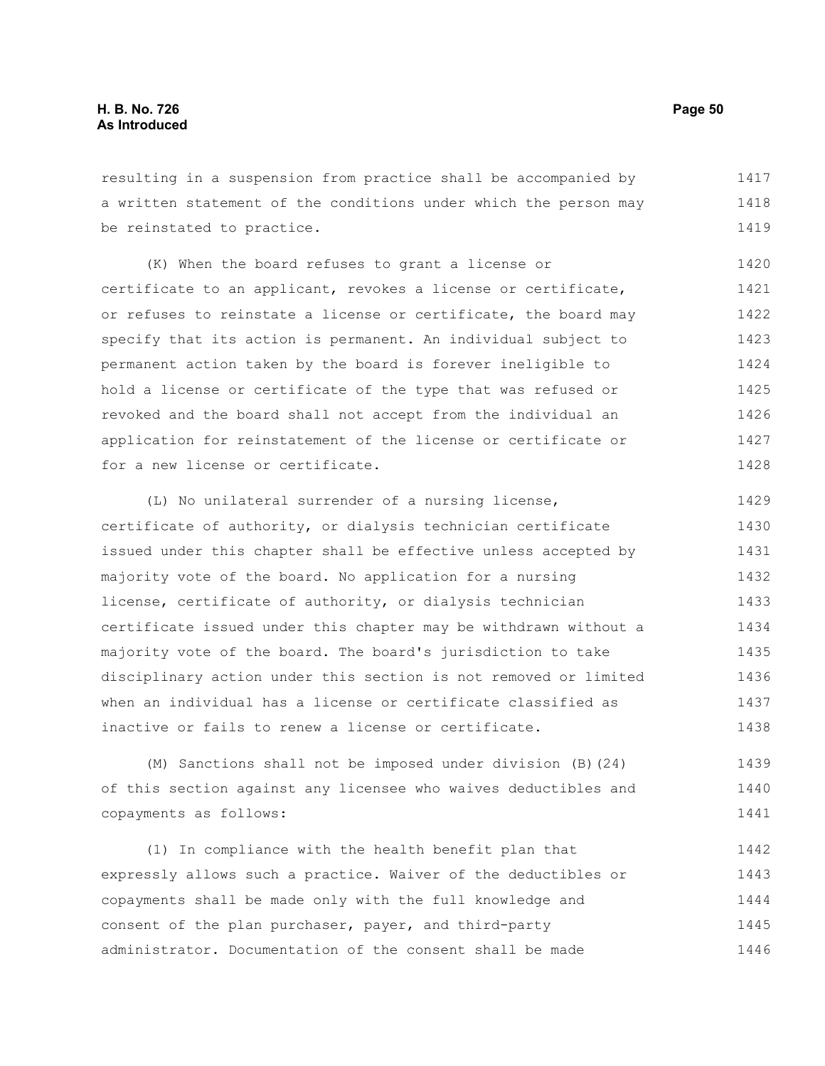resulting in a suspension from practice shall be accompanied by a written statement of the conditions under which the person may be reinstated to practice.

(K) When the board refuses to grant a license or certificate to an applicant, revokes a license or certificate, or refuses to reinstate a license or certificate, the board may specify that its action is permanent. An individual subject to permanent action taken by the board is forever ineligible to hold a license or certificate of the type that was refused or revoked and the board shall not accept from the individual an application for reinstatement of the license or certificate or for a new license or certificate.

(L) No unilateral surrender of a nursing license, certificate of authority, or dialysis technician certificate issued under this chapter shall be effective unless accepted by majority vote of the board. No application for a nursing license, certificate of authority, or dialysis technician certificate issued under this chapter may be withdrawn without a majority vote of the board. The board's jurisdiction to take disciplinary action under this section is not removed or limited when an individual has a license or certificate classified as inactive or fails to renew a license or certificate.

(M) Sanctions shall not be imposed under division (B)(24) of this section against any licensee who waives deductibles and copayments as follows:

(1) In compliance with the health benefit plan that expressly allows such a practice. Waiver of the deductibles or copayments shall be made only with the full knowledge and consent of the plan purchaser, payer, and third-party administrator. Documentation of the consent shall be made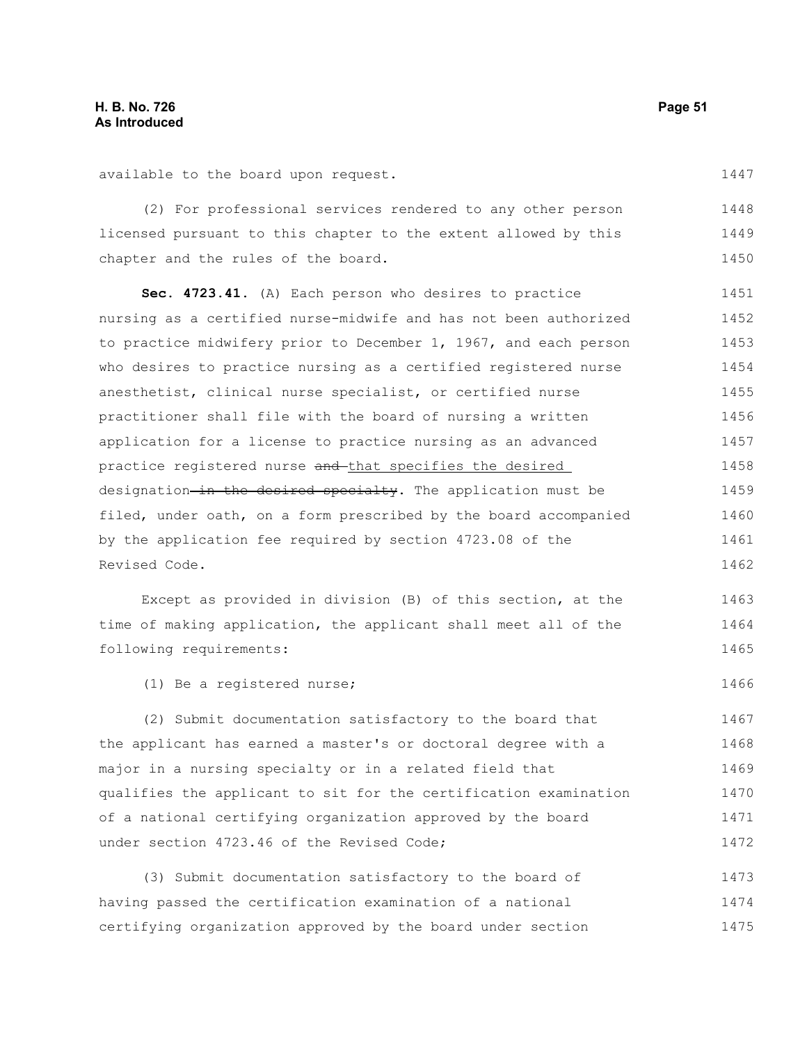available to the board upon request.

(2) For professional services rendered to any other person licensed pursuant to this chapter to the extent allowed by this chapter and the rules of the board.

**Sec. 4723.41.** (A) Each person who desires to practice nursing as a certified nurse-midwife and has not been authorized to practice midwifery prior to December 1, 1967, and each person who desires to practice nursing as a certified registered nurse anesthetist, clinical nurse specialist, or certified nurse practitioner shall file with the board of nursing a written application for a license to practice nursing as an advanced practice registered nurse ~~and~~ <u>that specifies the desired</u> designation ~~in the desired specialty~~. The application must be filed, under oath, on a form prescribed by the board accompanied by the application fee required by section 4723.08 of the Revised Code.

Except as provided in division (B) of this section, at the time of making application, the applicant shall meet all of the following requirements:

(1) Be a registered nurse;

(2) Submit documentation satisfactory to the board that the applicant has earned a master's or doctoral degree with a major in a nursing specialty or in a related field that qualifies the applicant to sit for the certification examination of a national certifying organization approved by the board under section 4723.46 of the Revised Code;

(3) Submit documentation satisfactory to the board of having passed the certification examination of a national certifying organization approved by the board under section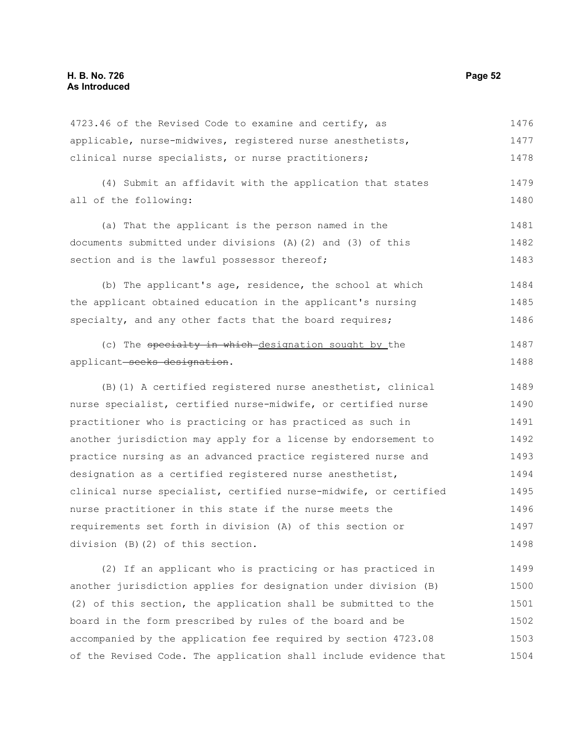4723.46 of the Revised Code to examine and certify, as applicable, nurse-midwives, registered nurse anesthetists, clinical nurse specialists, or nurse practitioners;

(4) Submit an affidavit with the application that states all of the following:

(a) That the applicant is the person named in the documents submitted under divisions (A)(2) and (3) of this section and is the lawful possessor thereof;

(b) The applicant's age, residence, the school at which the applicant obtained education in the applicant's nursing specialty, and any other facts that the board requires;

(c) The ~~specialty in which~~ designation sought by the applicant ~~seeks designation~~.

(B)(1) A certified registered nurse anesthetist, clinical nurse specialist, certified nurse-midwife, or certified nurse practitioner who is practicing or has practiced as such in another jurisdiction may apply for a license by endorsement to practice nursing as an advanced practice registered nurse and designation as a certified registered nurse anesthetist, clinical nurse specialist, certified nurse-midwife, or certified nurse practitioner in this state if the nurse meets the requirements set forth in division (A) of this section or division (B)(2) of this section.

(2) If an applicant who is practicing or has practiced in another jurisdiction applies for designation under division (B)(2) of this section, the application shall be submitted to the board in the form prescribed by rules of the board and be accompanied by the application fee required by section 4723.08 of the Revised Code. The application shall include evidence that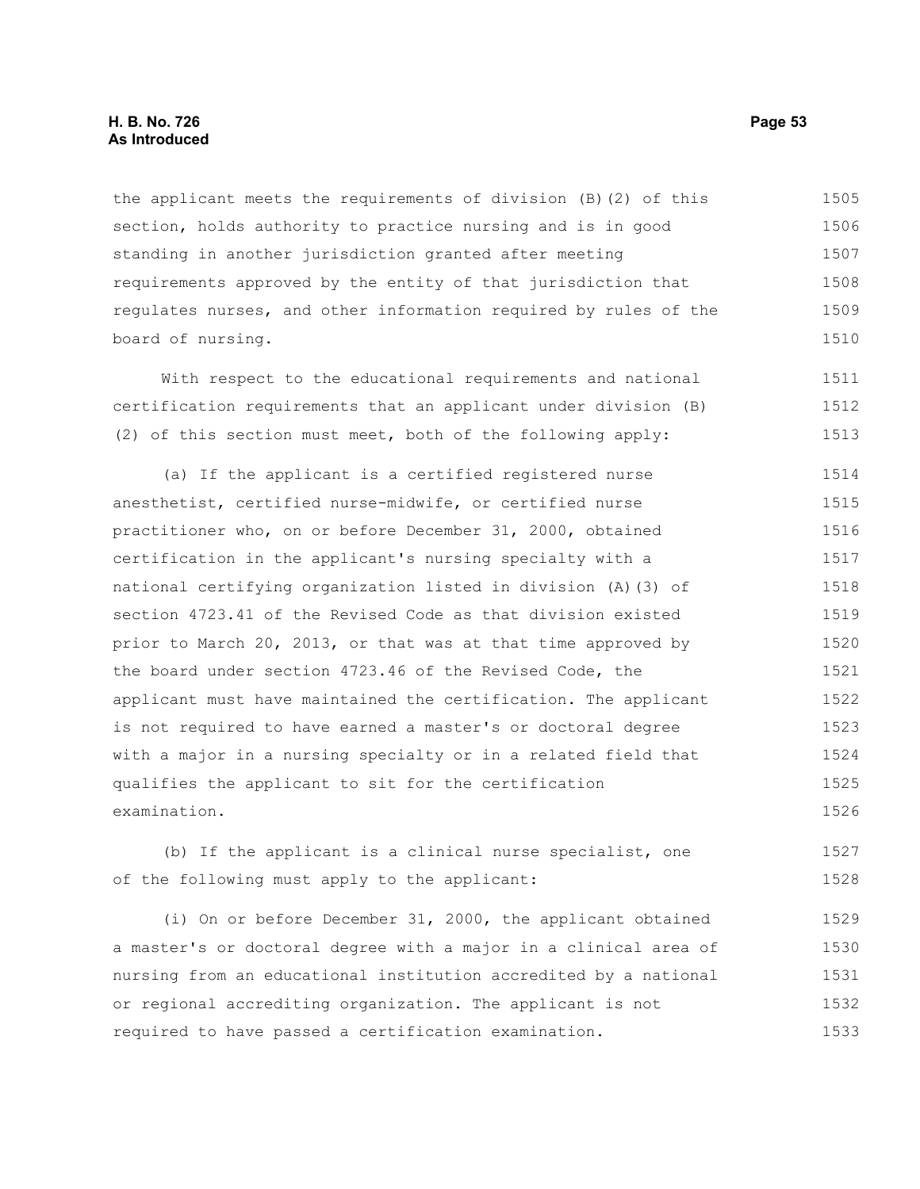the applicant meets the requirements of division (B)(2) of this section, holds authority to practice nursing and is in good standing in another jurisdiction granted after meeting requirements approved by the entity of that jurisdiction that regulates nurses, and other information required by rules of the board of nursing.

With respect to the educational requirements and national certification requirements that an applicant under division (B)(2) of this section must meet, both of the following apply:

(a) If the applicant is a certified registered nurse anesthetist, certified nurse-midwife, or certified nurse practitioner who, on or before December 31, 2000, obtained certification in the applicant's nursing specialty with a national certifying organization listed in division (A)(3) of section 4723.41 of the Revised Code as that division existed prior to March 20, 2013, or that was at that time approved by the board under section 4723.46 of the Revised Code, the applicant must have maintained the certification. The applicant is not required to have earned a master's or doctoral degree with a major in a nursing specialty or in a related field that qualifies the applicant to sit for the certification examination.

(b) If the applicant is a clinical nurse specialist, one of the following must apply to the applicant:

(i) On or before December 31, 2000, the applicant obtained a master's or doctoral degree with a major in a clinical area of nursing from an educational institution accredited by a national or regional accrediting organization. The applicant is not required to have passed a certification examination.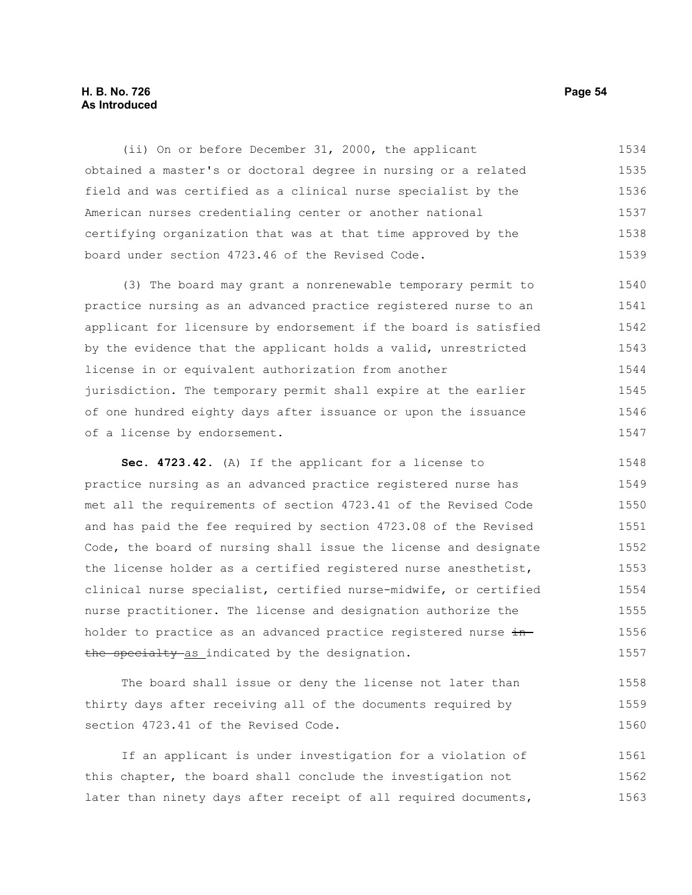(ii) On or before December 31, 2000, the applicant obtained a master's or doctoral degree in nursing or a related field and was certified as a clinical nurse specialist by the American nurses credentialing center or another national certifying organization that was at that time approved by the board under section 4723.46 of the Revised Code.

(3) The board may grant a nonrenewable temporary permit to practice nursing as an advanced practice registered nurse to an applicant for licensure by endorsement if the board is satisfied by the evidence that the applicant holds a valid, unrestricted license in or equivalent authorization from another jurisdiction. The temporary permit shall expire at the earlier of one hundred eighty days after issuance or upon the issuance of a license by endorsement.

**Sec. 4723.42.** (A) If the applicant for a license to practice nursing as an advanced practice registered nurse has met all the requirements of section 4723.41 of the Revised Code and has paid the fee required by section 4723.08 of the Revised Code, the board of nursing shall issue the license and designate the license holder as a certified registered nurse anesthetist, clinical nurse specialist, certified nurse-midwife, or certified nurse practitioner. The license and designation authorize the holder to practice as an advanced practice registered nurse ~~in the specialty~~ as indicated by the designation.

The board shall issue or deny the license not later than thirty days after receiving all of the documents required by section 4723.41 of the Revised Code.

If an applicant is under investigation for a violation of this chapter, the board shall conclude the investigation not later than ninety days after receipt of all required documents,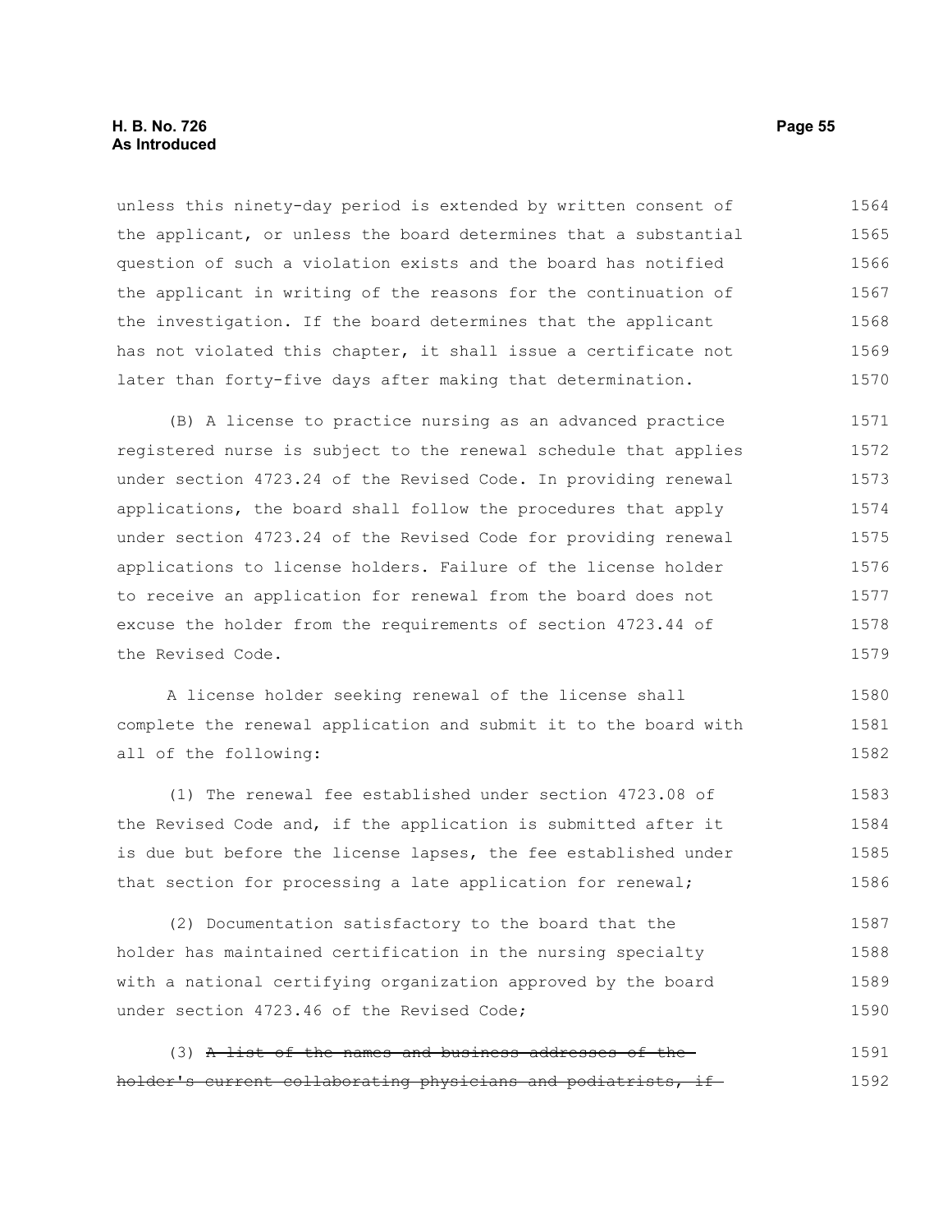unless this ninety-day period is extended by written consent of the applicant, or unless the board determines that a substantial question of such a violation exists and the board has notified the applicant in writing of the reasons for the continuation of the investigation. If the board determines that the applicant has not violated this chapter, it shall issue a certificate not later than forty-five days after making that determination.

(B) A license to practice nursing as an advanced practice registered nurse is subject to the renewal schedule that applies under section 4723.24 of the Revised Code. In providing renewal applications, the board shall follow the procedures that apply under section 4723.24 of the Revised Code for providing renewal applications to license holders. Failure of the license holder to receive an application for renewal from the board does not excuse the holder from the requirements of section 4723.44 of the Revised Code.

A license holder seeking renewal of the license shall complete the renewal application and submit it to the board with all of the following:

(1) The renewal fee established under section 4723.08 of the Revised Code and, if the application is submitted after it is due but before the license lapses, the fee established under that section for processing a late application for renewal;

(2) Documentation satisfactory to the board that the holder has maintained certification in the nursing specialty with a national certifying organization approved by the board under section 4723.46 of the Revised Code;

(3) ~~A list of the names and business addresses of the holder's current collaborating physicians and podiatrists, if~~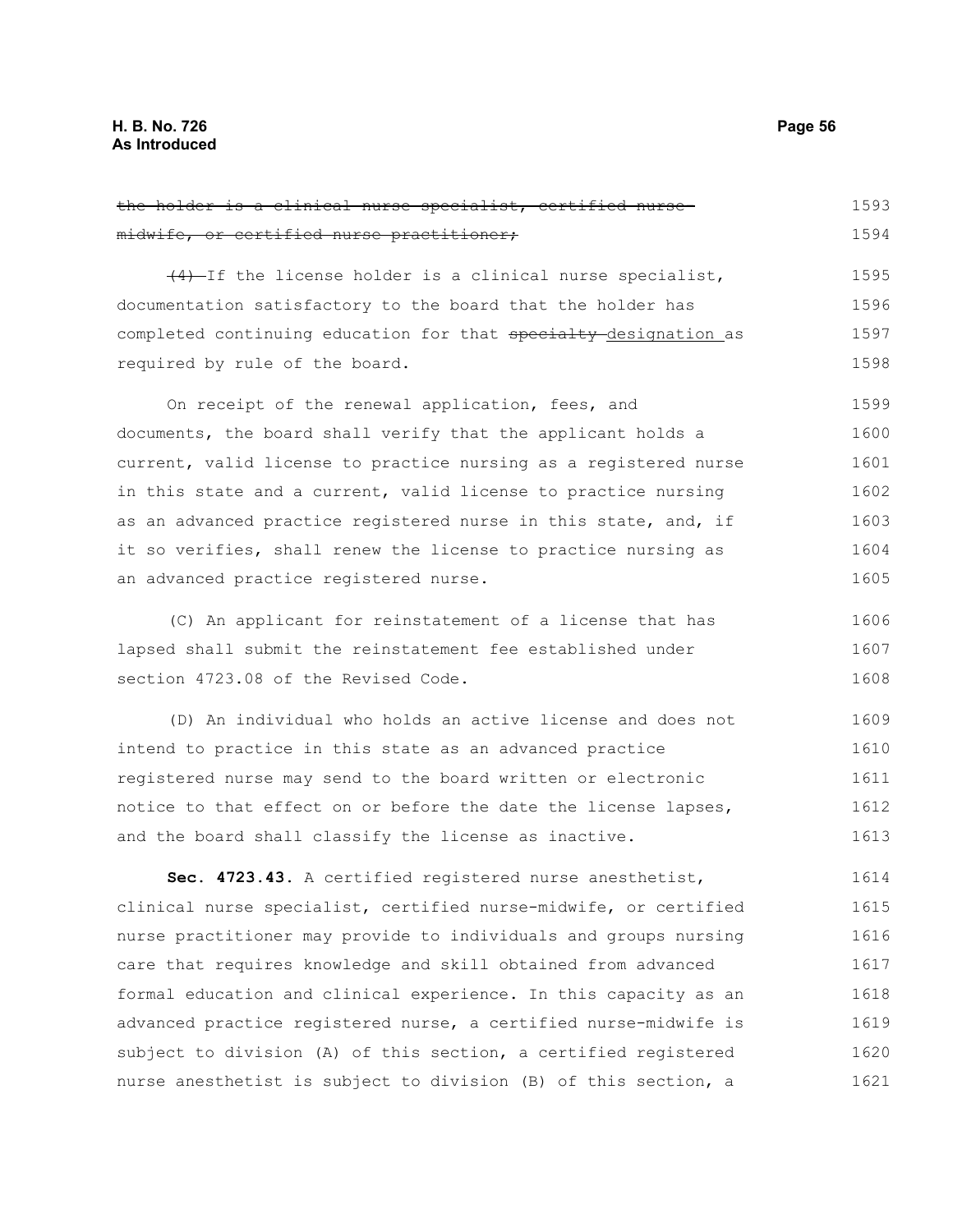~~the holder is a clinical nurse specialist, certified nurse-midwife, or certified nurse practitioner;~~

~~(4)~~ If the license holder is a clinical nurse specialist, documentation satisfactory to the board that the holder has completed continuing education for that ~~specialty~~ designation as required by rule of the board.

On receipt of the renewal application, fees, and documents, the board shall verify that the applicant holds a current, valid license to practice nursing as a registered nurse in this state and a current, valid license to practice nursing as an advanced practice registered nurse in this state, and, if it so verifies, shall renew the license to practice nursing as an advanced practice registered nurse.

(C) An applicant for reinstatement of a license that has lapsed shall submit the reinstatement fee established under section 4723.08 of the Revised Code.

(D) An individual who holds an active license and does not intend to practice in this state as an advanced practice registered nurse may send to the board written or electronic notice to that effect on or before the date the license lapses, and the board shall classify the license as inactive.

**Sec. 4723.43.** A certified registered nurse anesthetist, clinical nurse specialist, certified nurse-midwife, or certified nurse practitioner may provide to individuals and groups nursing care that requires knowledge and skill obtained from advanced formal education and clinical experience. In this capacity as an advanced practice registered nurse, a certified nurse-midwife is subject to division (A) of this section, a certified registered nurse anesthetist is subject to division (B) of this section, a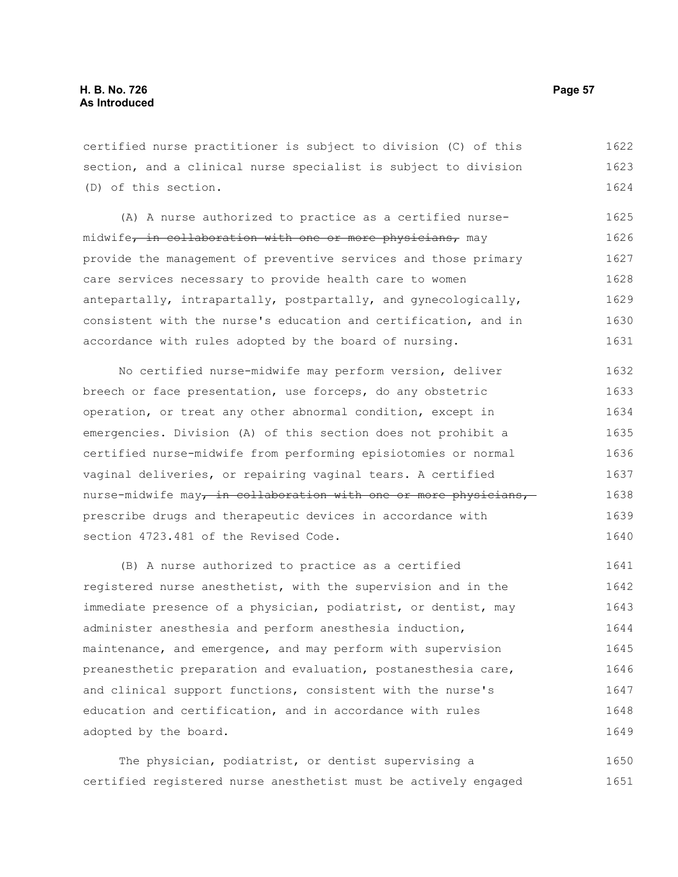certified nurse practitioner is subject to division (C) of this section, and a clinical nurse specialist is subject to division (D) of this section.

(A) A nurse authorized to practice as a certified nurse-midwife~~, in collaboration with one or more physicians,~~ may provide the management of preventive services and those primary care services necessary to provide health care to women antepartally, intrapartally, postpartally, and gynecologically, consistent with the nurse's education and certification, and in accordance with rules adopted by the board of nursing.

No certified nurse-midwife may perform version, deliver breech or face presentation, use forceps, do any obstetric operation, or treat any other abnormal condition, except in emergencies. Division (A) of this section does not prohibit a certified nurse-midwife from performing episiotomies or normal vaginal deliveries, or repairing vaginal tears. A certified nurse-midwife may~~, in collaboration with one or more physicians,~~ prescribe drugs and therapeutic devices in accordance with section 4723.481 of the Revised Code.

(B) A nurse authorized to practice as a certified registered nurse anesthetist, with the supervision and in the immediate presence of a physician, podiatrist, or dentist, may administer anesthesia and perform anesthesia induction, maintenance, and emergence, and may perform with supervision preanesthetic preparation and evaluation, postanesthesia care, and clinical support functions, consistent with the nurse's education and certification, and in accordance with rules adopted by the board.

The physician, podiatrist, or dentist supervising a certified registered nurse anesthetist must be actively engaged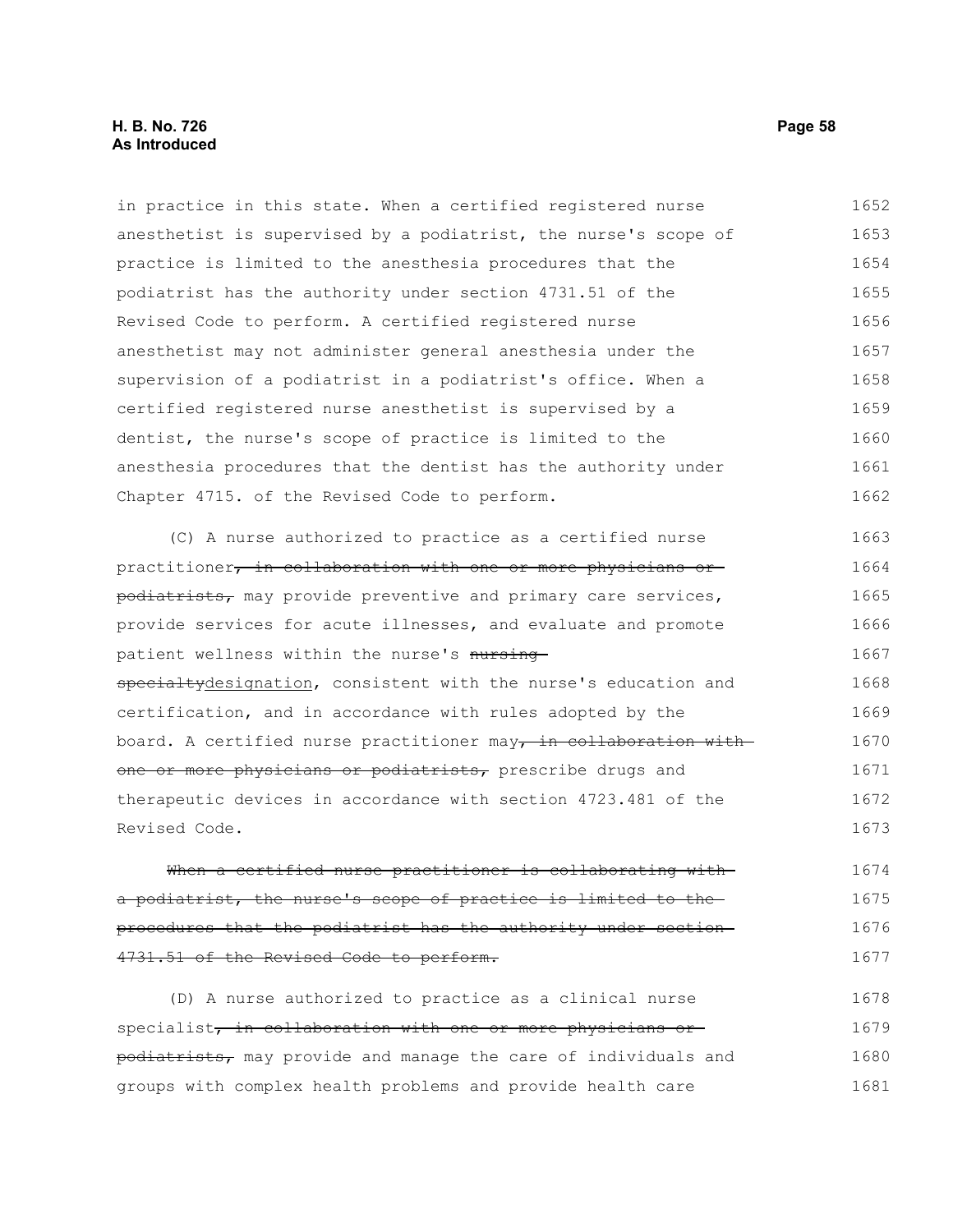in practice in this state. When a certified registered nurse anesthetist is supervised by a podiatrist, the nurse's scope of practice is limited to the anesthesia procedures that the podiatrist has the authority under section 4731.51 of the Revised Code to perform. A certified registered nurse anesthetist may not administer general anesthesia under the supervision of a podiatrist in a podiatrist's office. When a certified registered nurse anesthetist is supervised by a dentist, the nurse's scope of practice is limited to the anesthesia procedures that the dentist has the authority under Chapter 4715. of the Revised Code to perform.

(C) A nurse authorized to practice as a certified nurse practitioner~~, in collaboration with one or more physicians or podiatrists,~~ may provide preventive and primary care services, provide services for acute illnesses, and evaluate and promote patient wellness within the nurse's ~~nursing specialty~~designation, consistent with the nurse's education and certification, and in accordance with rules adopted by the board. A certified nurse practitioner may~~, in collaboration with one or more physicians or podiatrists,~~ prescribe drugs and therapeutic devices in accordance with section 4723.481 of the Revised Code.

~~When a certified nurse practitioner is collaborating with a podiatrist, the nurse's scope of practice is limited to the procedures that the podiatrist has the authority under section 4731.51 of the Revised Code to perform.~~

(D) A nurse authorized to practice as a clinical nurse specialist~~, in collaboration with one or more physicians or podiatrists,~~ may provide and manage the care of individuals and groups with complex health problems and provide health care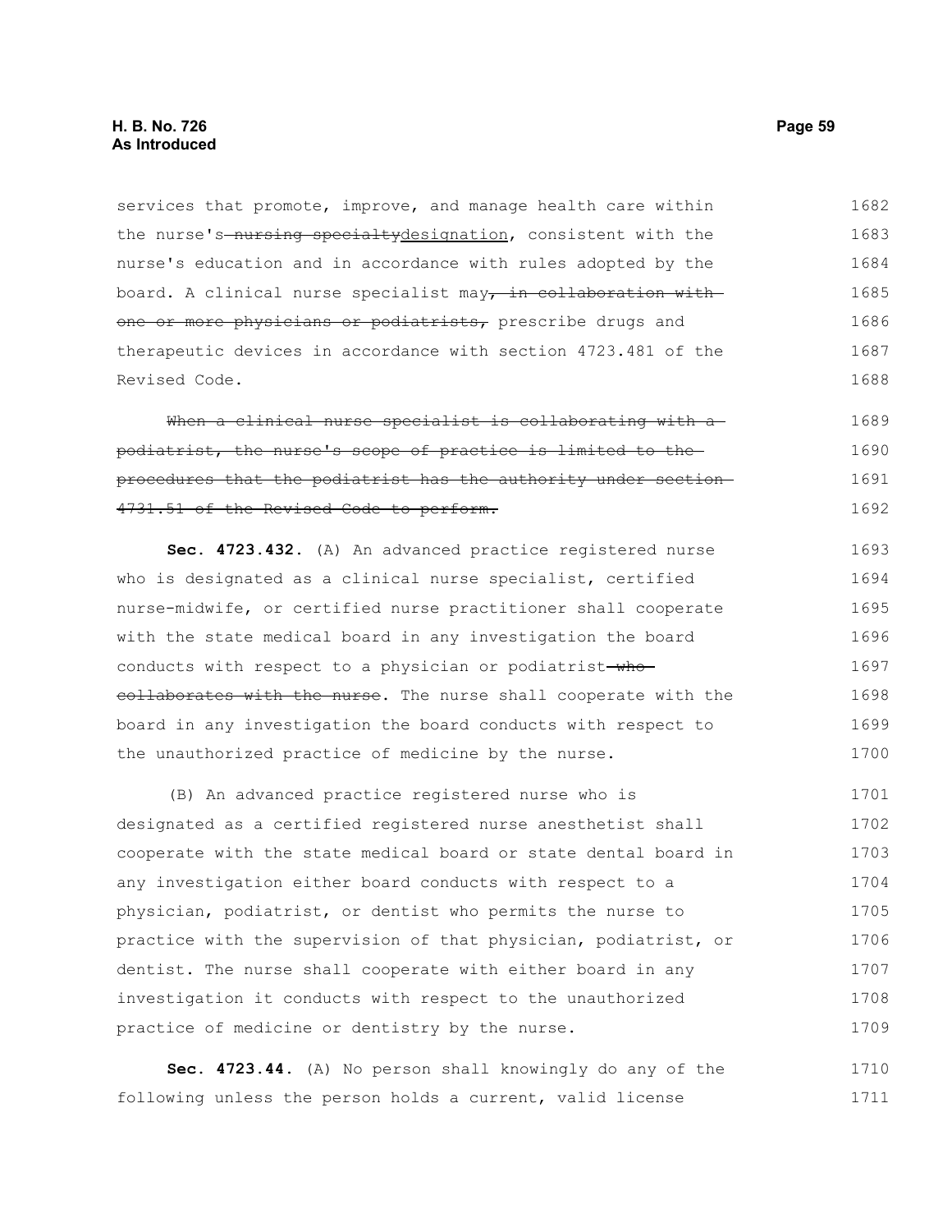services that promote, improve, and manage health care within the nurse's ~~nursing specialty~~designation, consistent with the nurse's education and in accordance with rules adopted by the board. A clinical nurse specialist may~~, in collaboration with one or more physicians or podiatrists,~~ prescribe drugs and therapeutic devices in accordance with section 4723.481 of the Revised Code.

~~When a clinical nurse specialist is collaborating with a podiatrist, the nurse's scope of practice is limited to the procedures that the podiatrist has the authority under section 4731.51 of the Revised Code to perform.~~

**Sec. 4723.432.** (A) An advanced practice registered nurse who is designated as a clinical nurse specialist, certified nurse-midwife, or certified nurse practitioner shall cooperate with the state medical board in any investigation the board conducts with respect to a physician or podiatrist~~ who collaborates with the nurse~~. The nurse shall cooperate with the board in any investigation the board conducts with respect to the unauthorized practice of medicine by the nurse.

(B) An advanced practice registered nurse who is designated as a certified registered nurse anesthetist shall cooperate with the state medical board or state dental board in any investigation either board conducts with respect to a physician, podiatrist, or dentist who permits the nurse to practice with the supervision of that physician, podiatrist, or dentist. The nurse shall cooperate with either board in any investigation it conducts with respect to the unauthorized practice of medicine or dentistry by the nurse.

**Sec. 4723.44.** (A) No person shall knowingly do any of the following unless the person holds a current, valid license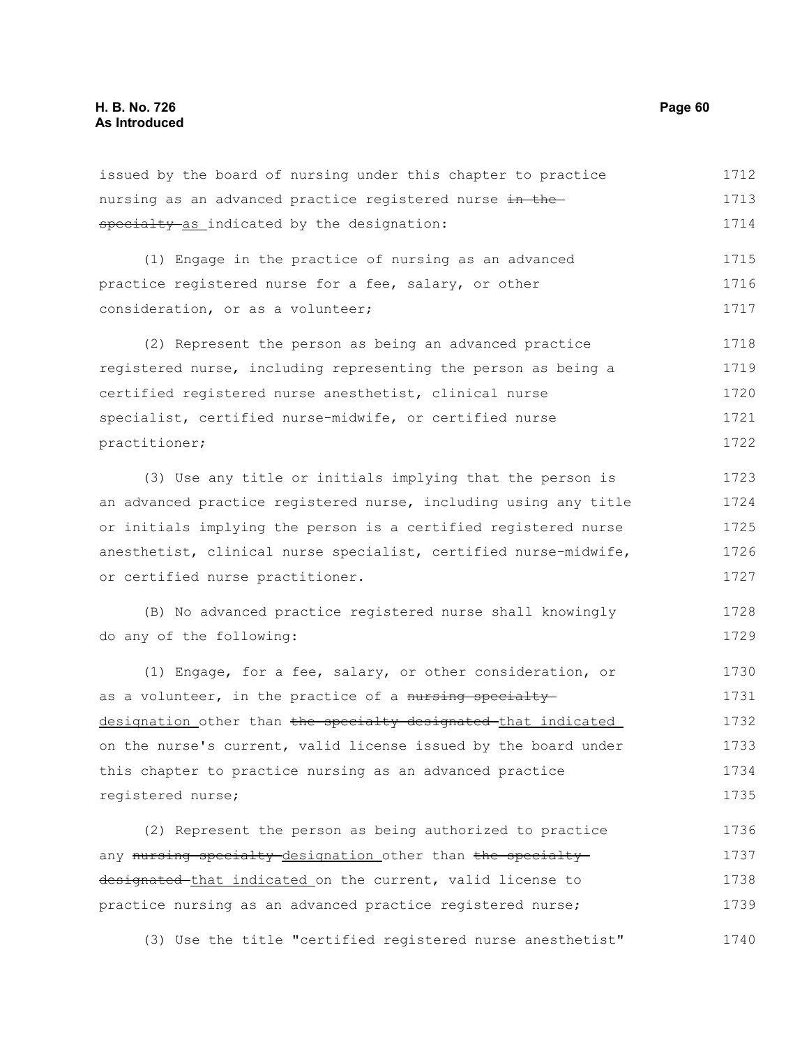issued by the board of nursing under this chapter to practice nursing as an advanced practice registered nurse ~~in the specialty~~ <u>as</u> indicated by the designation:

(1) Engage in the practice of nursing as an advanced practice registered nurse for a fee, salary, or other consideration, or as a volunteer;

(2) Represent the person as being an advanced practice registered nurse, including representing the person as being a certified registered nurse anesthetist, clinical nurse specialist, certified nurse-midwife, or certified nurse practitioner;

(3) Use any title or initials implying that the person is an advanced practice registered nurse, including using any title or initials implying the person is a certified registered nurse anesthetist, clinical nurse specialist, certified nurse-midwife, or certified nurse practitioner.

(B) No advanced practice registered nurse shall knowingly do any of the following:

(1) Engage, for a fee, salary, or other consideration, or as a volunteer, in the practice of a ~~nursing specialty~~ <u>designation</u> other than ~~the specialty designated~~ <u>that indicated</u> on the nurse's current, valid license issued by the board under this chapter to practice nursing as an advanced practice registered nurse;

(2) Represent the person as being authorized to practice any ~~nursing specialty~~ <u>designation</u> other than ~~the specialty designated~~ <u>that indicated</u> on the current, valid license to practice nursing as an advanced practice registered nurse;

(3) Use the title "certified registered nurse anesthetist"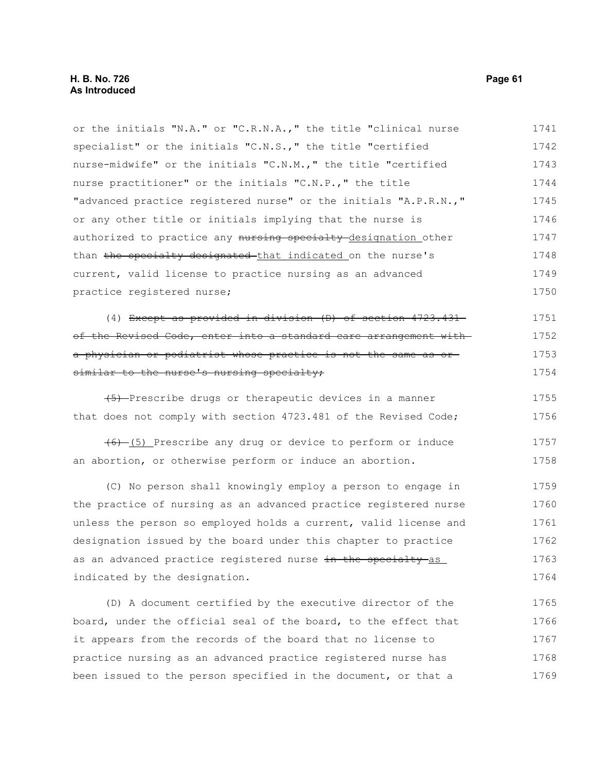or the initials "N.A." or "C.R.N.A.," the title "clinical nurse specialist" or the initials "C.N.S.," the title "certified nurse-midwife" or the initials "C.N.M.," the title "certified nurse practitioner" or the initials "C.N.P.," the title "advanced practice registered nurse" or the initials "A.P.R.N.," or any other title or initials implying that the nurse is authorized to practice any ~~nursing specialty~~ designation other than ~~the specialty designated~~ that indicated on the nurse's current, valid license to practice nursing as an advanced practice registered nurse;

(4) ~~Except as provided in division (D) of section 4723.431 of the Revised Code, enter into a standard care arrangement with a physician or podiatrist whose practice is not the same as or similar to the nurse's nursing specialty;~~

~~(5)~~ Prescribe drugs or therapeutic devices in a manner that does not comply with section 4723.481 of the Revised Code;

~~(6)~~ (5) Prescribe any drug or device to perform or induce an abortion, or otherwise perform or induce an abortion.

(C) No person shall knowingly employ a person to engage in the practice of nursing as an advanced practice registered nurse unless the person so employed holds a current, valid license and designation issued by the board under this chapter to practice as an advanced practice registered nurse ~~in the specialty~~ as indicated by the designation.

(D) A document certified by the executive director of the board, under the official seal of the board, to the effect that it appears from the records of the board that no license to practice nursing as an advanced practice registered nurse has been issued to the person specified in the document, or that a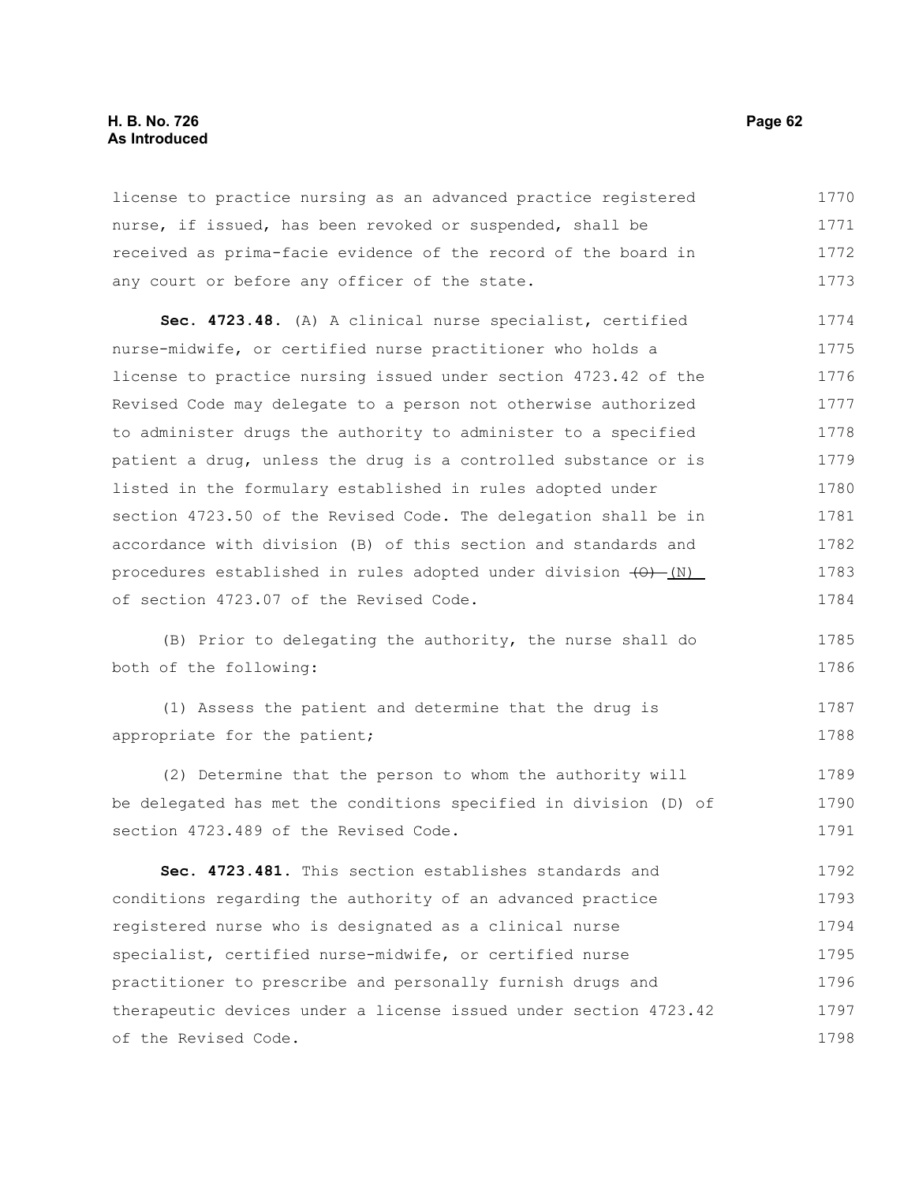license to practice nursing as an advanced practice registered nurse, if issued, has been revoked or suspended, shall be received as prima-facie evidence of the record of the board in any court or before any officer of the state.

**Sec. 4723.48.** (A) A clinical nurse specialist, certified nurse-midwife, or certified nurse practitioner who holds a license to practice nursing issued under section 4723.42 of the Revised Code may delegate to a person not otherwise authorized to administer drugs the authority to administer to a specified patient a drug, unless the drug is a controlled substance or is listed in the formulary established in rules adopted under section 4723.50 of the Revised Code. The delegation shall be in accordance with division (B) of this section and standards and procedures established in rules adopted under division ~~(O)~~ (N) of section 4723.07 of the Revised Code.

(B) Prior to delegating the authority, the nurse shall do both of the following:

(1) Assess the patient and determine that the drug is appropriate for the patient;

(2) Determine that the person to whom the authority will be delegated has met the conditions specified in division (D) of section 4723.489 of the Revised Code.

**Sec. 4723.481.** This section establishes standards and conditions regarding the authority of an advanced practice registered nurse who is designated as a clinical nurse specialist, certified nurse-midwife, or certified nurse practitioner to prescribe and personally furnish drugs and therapeutic devices under a license issued under section 4723.42 of the Revised Code.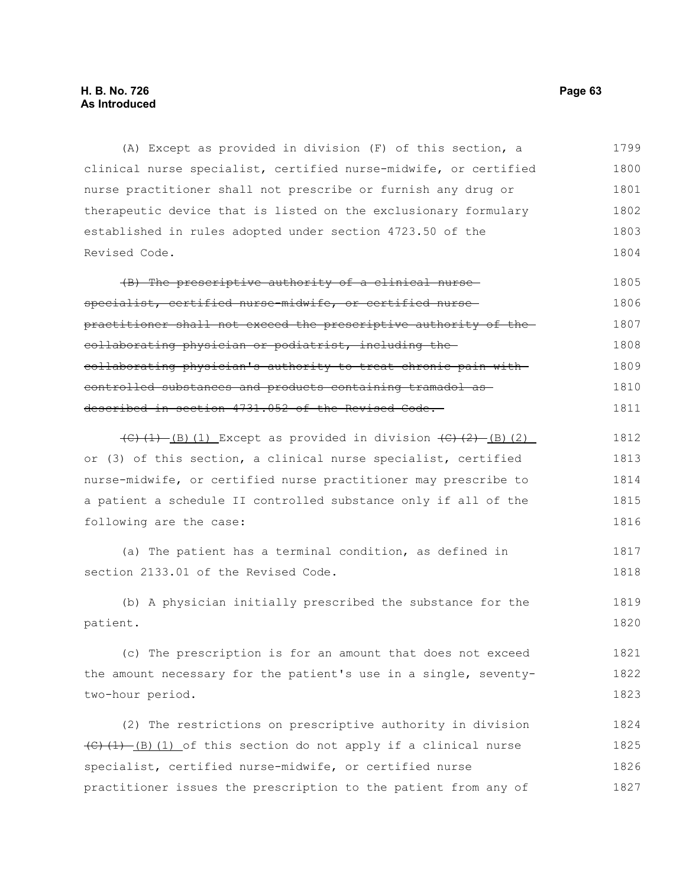(A) Except as provided in division (F) of this section, a clinical nurse specialist, certified nurse-midwife, or certified nurse practitioner shall not prescribe or furnish any drug or therapeutic device that is listed on the exclusionary formulary established in rules adopted under section 4723.50 of the Revised Code.

~~(B) The prescriptive authority of a clinical nurse specialist, certified nurse-midwife, or certified nurse practitioner shall not exceed the prescriptive authority of the collaborating physician or podiatrist, including the collaborating physician's authority to treat chronic pain with controlled substances and products containing tramadol as described in section 4731.052 of the Revised Code.~~

~~(C)(1)~~ (B)(1) Except as provided in division ~~(C)(2)~~ (B)(2) or (3) of this section, a clinical nurse specialist, certified nurse-midwife, or certified nurse practitioner may prescribe to a patient a schedule II controlled substance only if all of the following are the case:

(a) The patient has a terminal condition, as defined in section 2133.01 of the Revised Code.

(b) A physician initially prescribed the substance for the patient.

(c) The prescription is for an amount that does not exceed the amount necessary for the patient's use in a single, seventy-two-hour period.

(2) The restrictions on prescriptive authority in division ~~(C)(1)~~ (B)(1) of this section do not apply if a clinical nurse specialist, certified nurse-midwife, or certified nurse practitioner issues the prescription to the patient from any of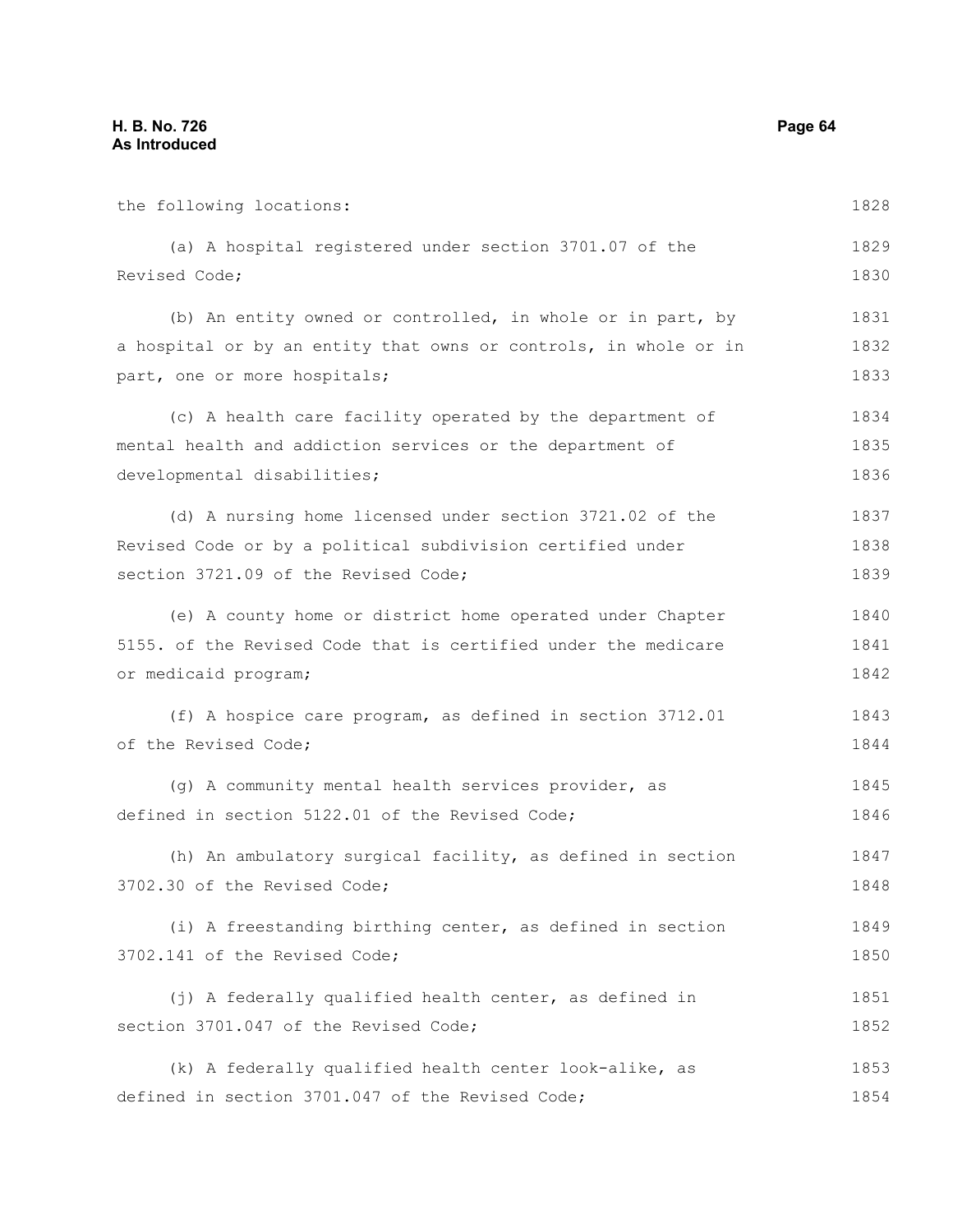the following locations:

(a) A hospital registered under section 3701.07 of the Revised Code;

(b) An entity owned or controlled, in whole or in part, by a hospital or by an entity that owns or controls, in whole or in part, one or more hospitals;

(c) A health care facility operated by the department of mental health and addiction services or the department of developmental disabilities;

(d) A nursing home licensed under section 3721.02 of the Revised Code or by a political subdivision certified under section 3721.09 of the Revised Code;

(e) A county home or district home operated under Chapter 5155. of the Revised Code that is certified under the medicare or medicaid program;

(f) A hospice care program, as defined in section 3712.01 of the Revised Code;

(g) A community mental health services provider, as defined in section 5122.01 of the Revised Code;

(h) An ambulatory surgical facility, as defined in section 3702.30 of the Revised Code;

(i) A freestanding birthing center, as defined in section 3702.141 of the Revised Code;

(j) A federally qualified health center, as defined in section 3701.047 of the Revised Code;

(k) A federally qualified health center look-alike, as defined in section 3701.047 of the Revised Code;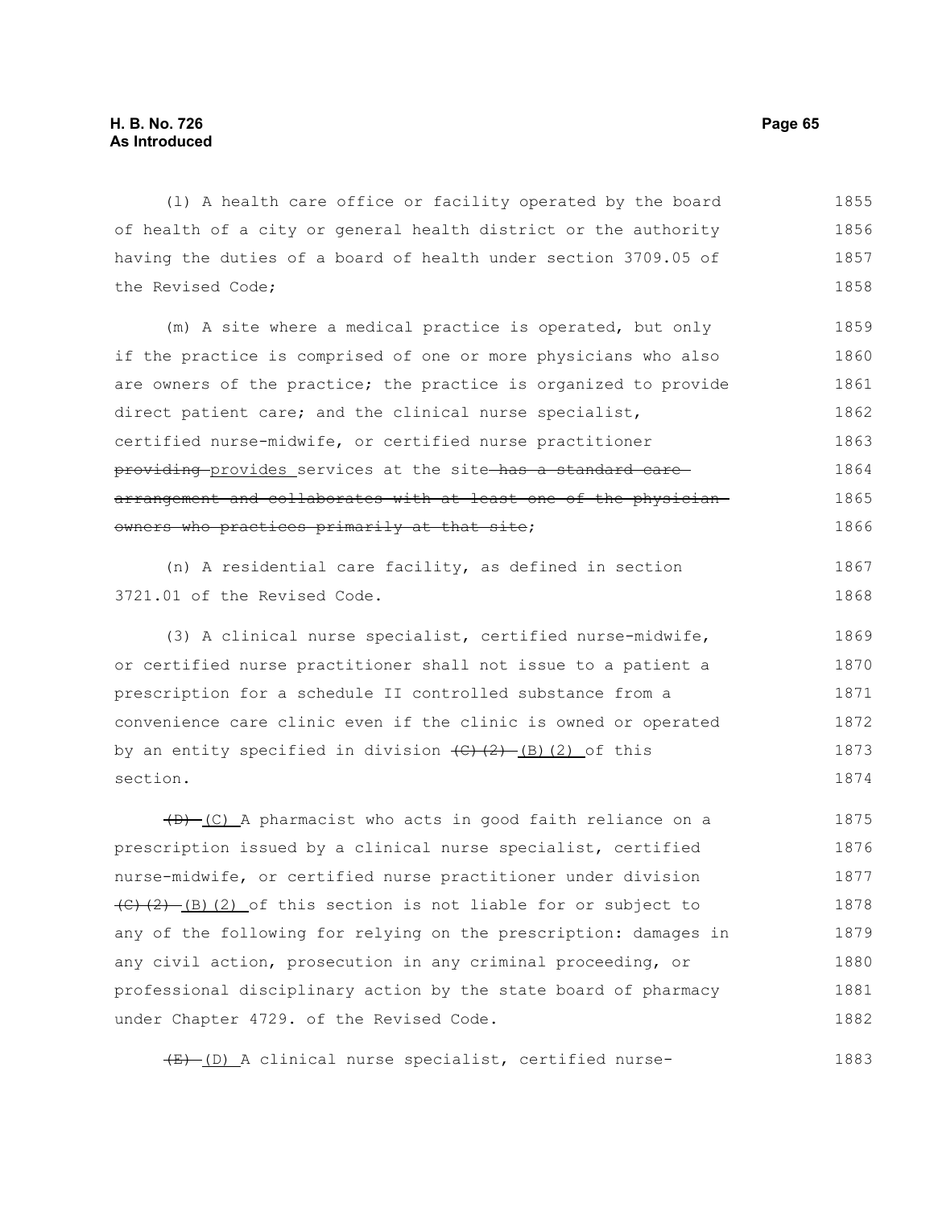(l) A health care office or facility operated by the board of health of a city or general health district or the authority having the duties of a board of health under section 3709.05 of the Revised Code;

(m) A site where a medical practice is operated, but only if the practice is comprised of one or more physicians who also are owners of the practice; the practice is organized to provide direct patient care; and the clinical nurse specialist, certified nurse-midwife, or certified nurse practitioner ~~providing~~ provides services at the site ~~has a standard care arrangement and collaborates with at least one of the physician owners who practices primarily at that site~~;

(n) A residential care facility, as defined in section 3721.01 of the Revised Code.

(3) A clinical nurse specialist, certified nurse-midwife, or certified nurse practitioner shall not issue to a patient a prescription for a schedule II controlled substance from a convenience care clinic even if the clinic is owned or operated by an entity specified in division ~~(C)(2)~~ (B)(2) of this section.

~~(D)~~ (C) A pharmacist who acts in good faith reliance on a prescription issued by a clinical nurse specialist, certified nurse-midwife, or certified nurse practitioner under division ~~(C)(2)~~ (B)(2) of this section is not liable for or subject to any of the following for relying on the prescription: damages in any civil action, prosecution in any criminal proceeding, or professional disciplinary action by the state board of pharmacy under Chapter 4729. of the Revised Code.

~~(E)~~ (D) A clinical nurse specialist, certified nurse-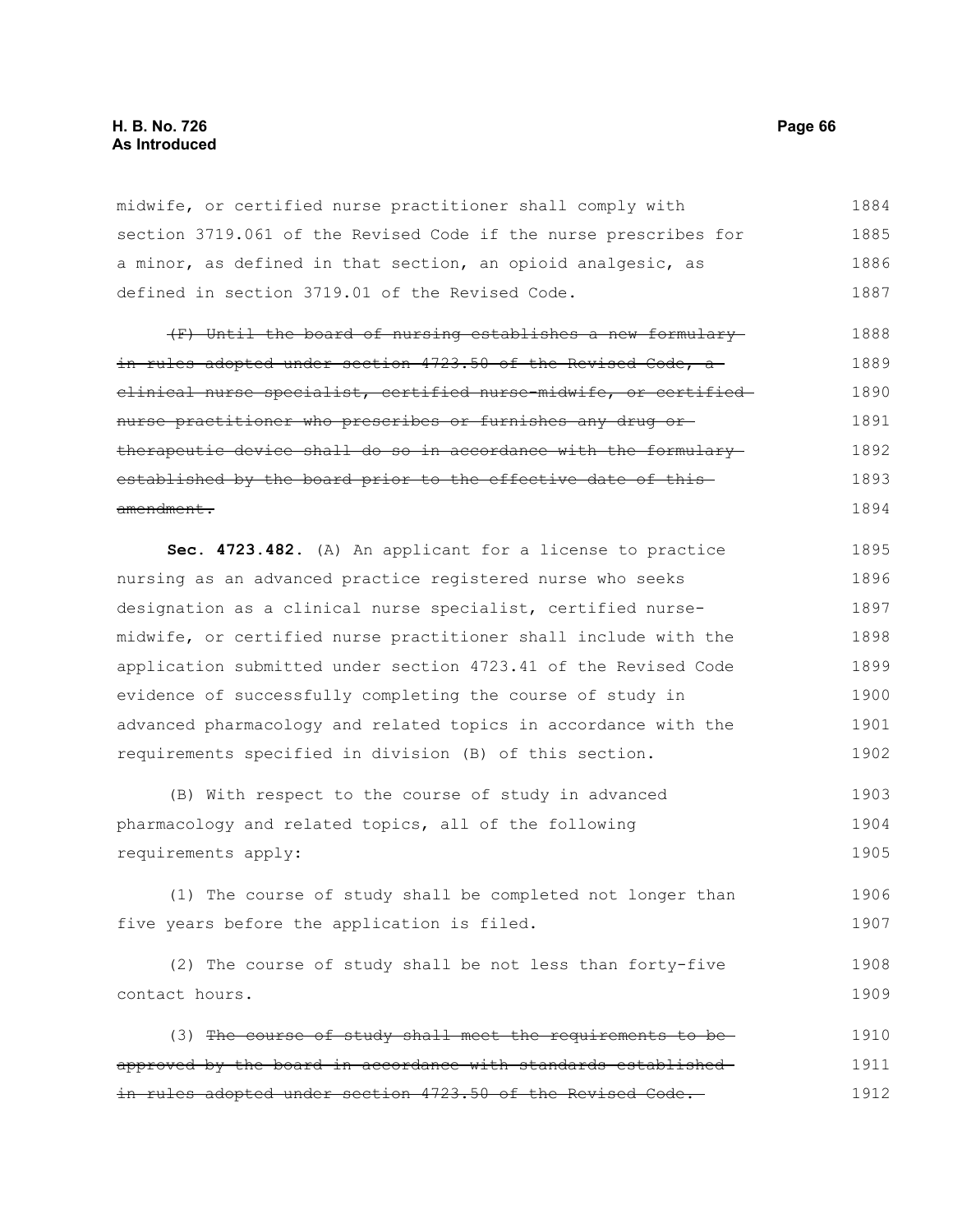midwife, or certified nurse practitioner shall comply with section 3719.061 of the Revised Code if the nurse prescribes for a minor, as defined in that section, an opioid analgesic, as defined in section 3719.01 of the Revised Code.

~~(F) Until the board of nursing establishes a new formulary in rules adopted under section 4723.50 of the Revised Code, a clinical nurse specialist, certified nurse-midwife, or certified nurse practitioner who prescribes or furnishes any drug or therapeutic device shall do so in accordance with the formulary established by the board prior to the effective date of this amendment.~~

**Sec. 4723.482.** (A) An applicant for a license to practice nursing as an advanced practice registered nurse who seeks designation as a clinical nurse specialist, certified nurse-midwife, or certified nurse practitioner shall include with the application submitted under section 4723.41 of the Revised Code evidence of successfully completing the course of study in advanced pharmacology and related topics in accordance with the requirements specified in division (B) of this section.

(B) With respect to the course of study in advanced pharmacology and related topics, all of the following requirements apply:

(1) The course of study shall be completed not longer than five years before the application is filed.

(2) The course of study shall be not less than forty-five contact hours.

(3) ~~The course of study shall meet the requirements to be approved by the board in accordance with standards established in rules adopted under section 4723.50 of the Revised Code.~~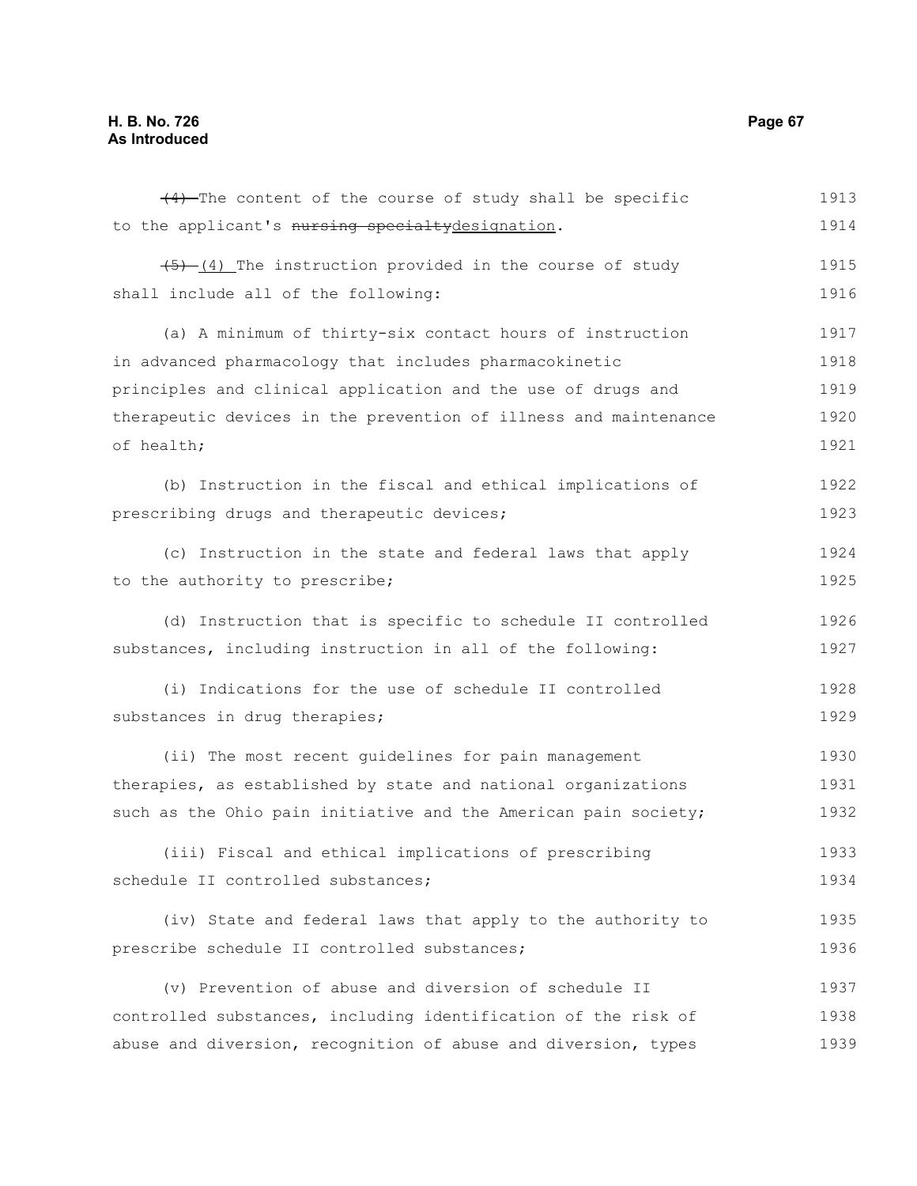~~(4)~~ The content of the course of study shall be specific to the applicant's ~~nursing specialty~~designation.

~~(5)~~ (4) The instruction provided in the course of study shall include all of the following:

(a) A minimum of thirty-six contact hours of instruction in advanced pharmacology that includes pharmacokinetic principles and clinical application and the use of drugs and therapeutic devices in the prevention of illness and maintenance of health;

(b) Instruction in the fiscal and ethical implications of prescribing drugs and therapeutic devices;

(c) Instruction in the state and federal laws that apply to the authority to prescribe;

(d) Instruction that is specific to schedule II controlled substances, including instruction in all of the following:

(i) Indications for the use of schedule II controlled substances in drug therapies;

(ii) The most recent guidelines for pain management therapies, as established by state and national organizations such as the Ohio pain initiative and the American pain society;

(iii) Fiscal and ethical implications of prescribing schedule II controlled substances;

(iv) State and federal laws that apply to the authority to prescribe schedule II controlled substances;

(v) Prevention of abuse and diversion of schedule II controlled substances, including identification of the risk of abuse and diversion, recognition of abuse and diversion, types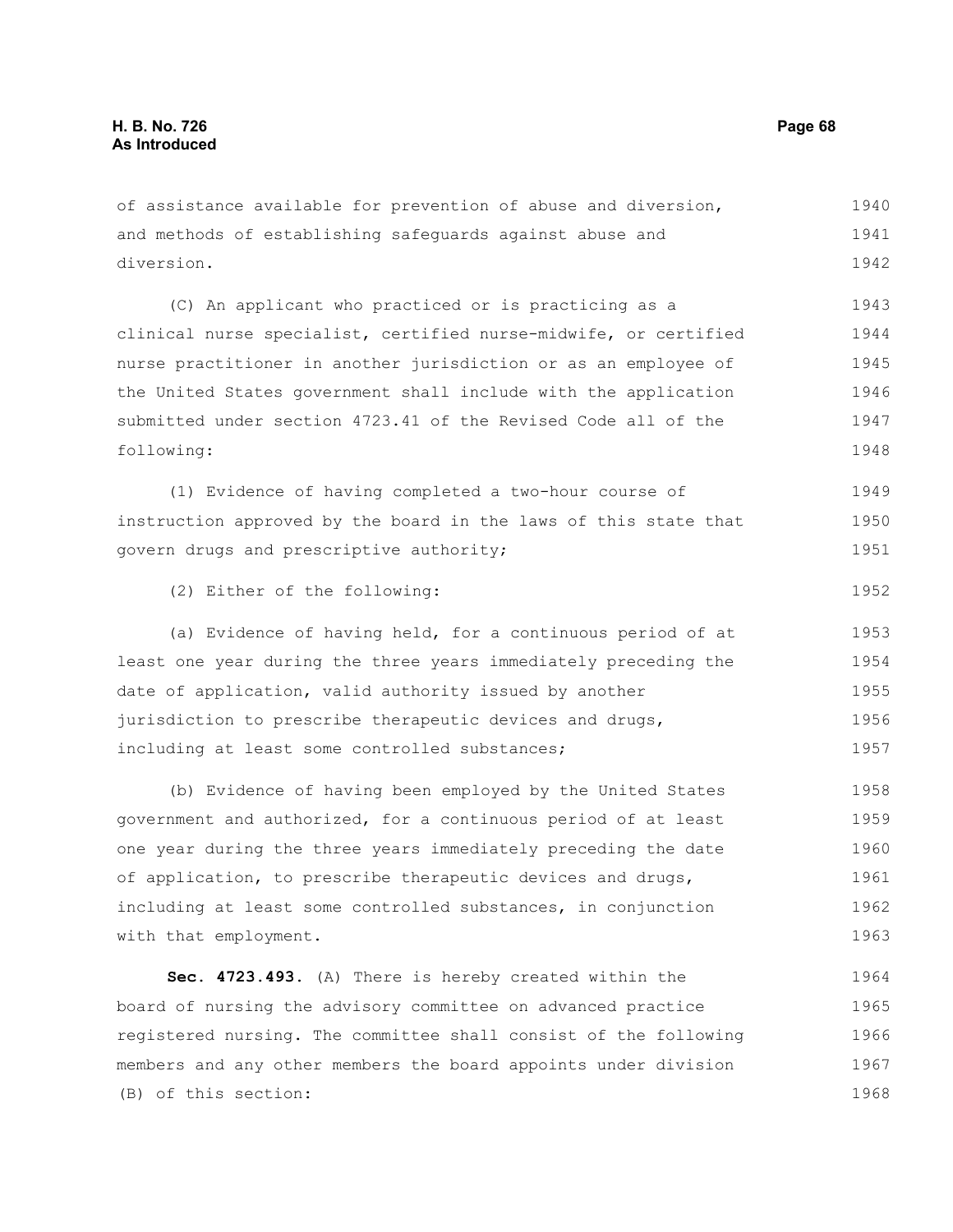of assistance available for prevention of abuse and diversion, and methods of establishing safeguards against abuse and diversion.

(C) An applicant who practiced or is practicing as a clinical nurse specialist, certified nurse-midwife, or certified nurse practitioner in another jurisdiction or as an employee of the United States government shall include with the application submitted under section 4723.41 of the Revised Code all of the following:

(1) Evidence of having completed a two-hour course of instruction approved by the board in the laws of this state that govern drugs and prescriptive authority;

(2) Either of the following:

(a) Evidence of having held, for a continuous period of at least one year during the three years immediately preceding the date of application, valid authority issued by another jurisdiction to prescribe therapeutic devices and drugs, including at least some controlled substances;

(b) Evidence of having been employed by the United States government and authorized, for a continuous period of at least one year during the three years immediately preceding the date of application, to prescribe therapeutic devices and drugs, including at least some controlled substances, in conjunction with that employment.

**Sec. 4723.493.** (A) There is hereby created within the board of nursing the advisory committee on advanced practice registered nursing. The committee shall consist of the following members and any other members the board appoints under division (B) of this section: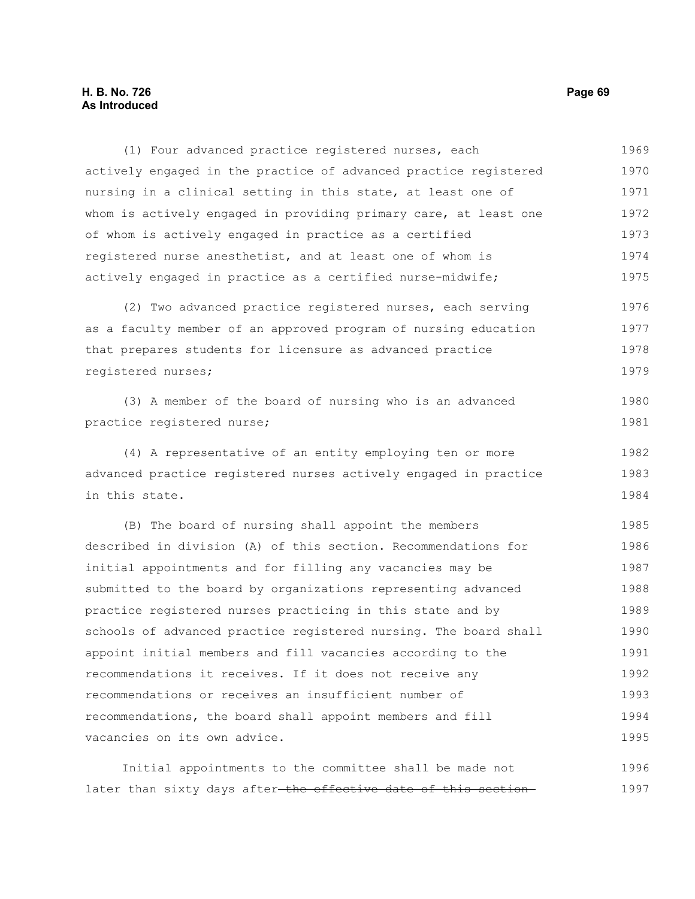(1) Four advanced practice registered nurses, each actively engaged in the practice of advanced practice registered nursing in a clinical setting in this state, at least one of whom is actively engaged in providing primary care, at least one of whom is actively engaged in practice as a certified registered nurse anesthetist, and at least one of whom is actively engaged in practice as a certified nurse-midwife;

(2) Two advanced practice registered nurses, each serving as a faculty member of an approved program of nursing education that prepares students for licensure as advanced practice registered nurses;

(3) A member of the board of nursing who is an advanced practice registered nurse;

(4) A representative of an entity employing ten or more advanced practice registered nurses actively engaged in practice in this state.

(B) The board of nursing shall appoint the members described in division (A) of this section. Recommendations for initial appointments and for filling any vacancies may be submitted to the board by organizations representing advanced practice registered nurses practicing in this state and by schools of advanced practice registered nursing. The board shall appoint initial members and fill vacancies according to the recommendations it receives. If it does not receive any recommendations or receives an insufficient number of recommendations, the board shall appoint members and fill vacancies on its own advice.

Initial appointments to the committee shall be made not later than sixty days after ~~the effective date of this section~~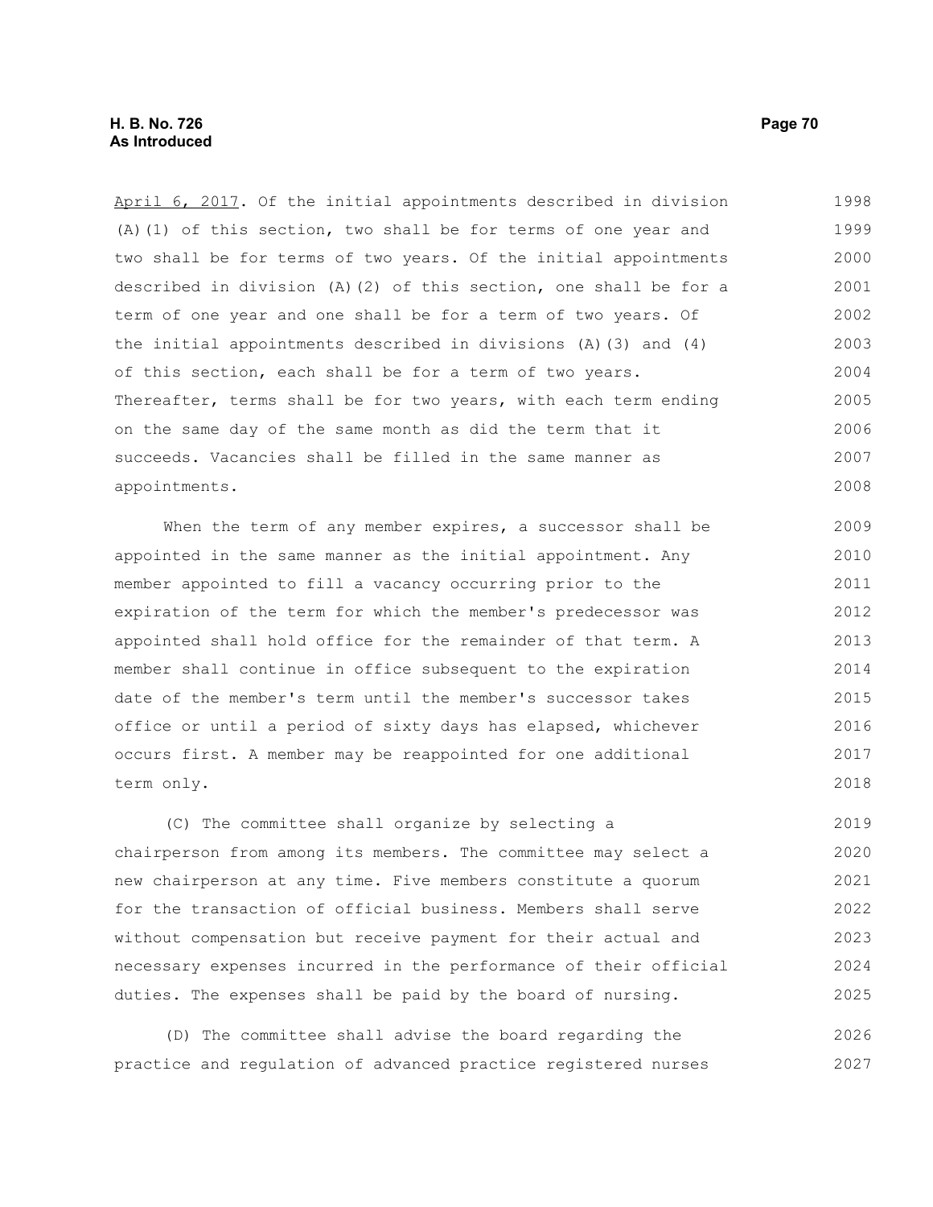<u>April 6, 2017</u>. Of the initial appointments described in division (A)(1) of this section, two shall be for terms of one year and two shall be for terms of two years. Of the initial appointments described in division (A)(2) of this section, one shall be for a term of one year and one shall be for a term of two years. Of the initial appointments described in divisions (A)(3) and (4) of this section, each shall be for a term of two years. Thereafter, terms shall be for two years, with each term ending on the same day of the same month as did the term that it succeeds. Vacancies shall be filled in the same manner as appointments.

When the term of any member expires, a successor shall be appointed in the same manner as the initial appointment. Any member appointed to fill a vacancy occurring prior to the expiration of the term for which the member's predecessor was appointed shall hold office for the remainder of that term. A member shall continue in office subsequent to the expiration date of the member's term until the member's successor takes office or until a period of sixty days has elapsed, whichever occurs first. A member may be reappointed for one additional term only.

(C) The committee shall organize by selecting a chairperson from among its members. The committee may select a new chairperson at any time. Five members constitute a quorum for the transaction of official business. Members shall serve without compensation but receive payment for their actual and necessary expenses incurred in the performance of their official duties. The expenses shall be paid by the board of nursing.

(D) The committee shall advise the board regarding the practice and regulation of advanced practice registered nurses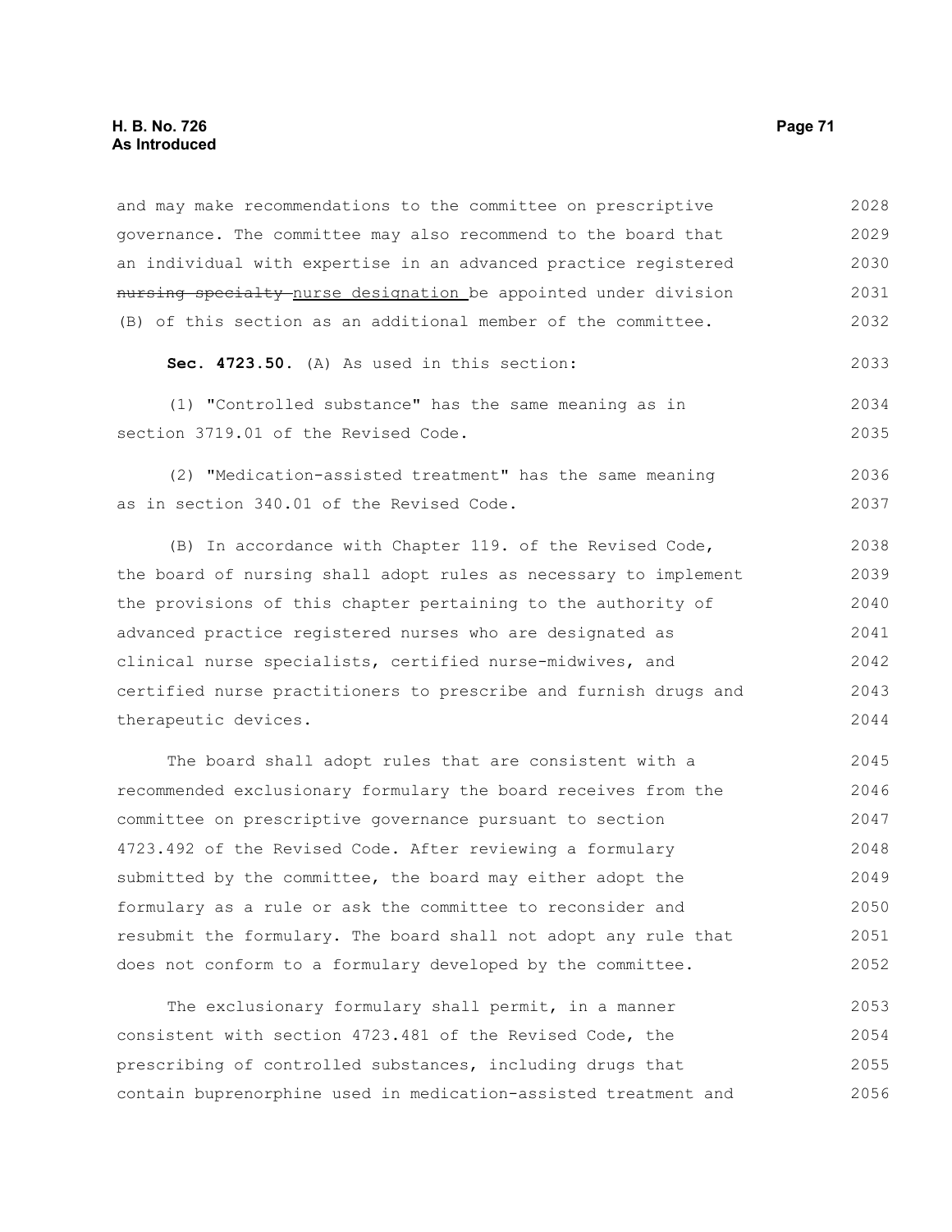and may make recommendations to the committee on prescriptive governance. The committee may also recommend to the board that an individual with expertise in an advanced practice registered ~~nursing specialty~~ nurse designation be appointed under division (B) of this section as an additional member of the committee.

**Sec. 4723.50.** (A) As used in this section:

(1) "Controlled substance" has the same meaning as in section 3719.01 of the Revised Code.

(2) "Medication-assisted treatment" has the same meaning as in section 340.01 of the Revised Code.

(B) In accordance with Chapter 119. of the Revised Code, the board of nursing shall adopt rules as necessary to implement the provisions of this chapter pertaining to the authority of advanced practice registered nurses who are designated as clinical nurse specialists, certified nurse-midwives, and certified nurse practitioners to prescribe and furnish drugs and therapeutic devices.

The board shall adopt rules that are consistent with a recommended exclusionary formulary the board receives from the committee on prescriptive governance pursuant to section 4723.492 of the Revised Code. After reviewing a formulary submitted by the committee, the board may either adopt the formulary as a rule or ask the committee to reconsider and resubmit the formulary. The board shall not adopt any rule that does not conform to a formulary developed by the committee.

The exclusionary formulary shall permit, in a manner consistent with section 4723.481 of the Revised Code, the prescribing of controlled substances, including drugs that contain buprenorphine used in medication-assisted treatment and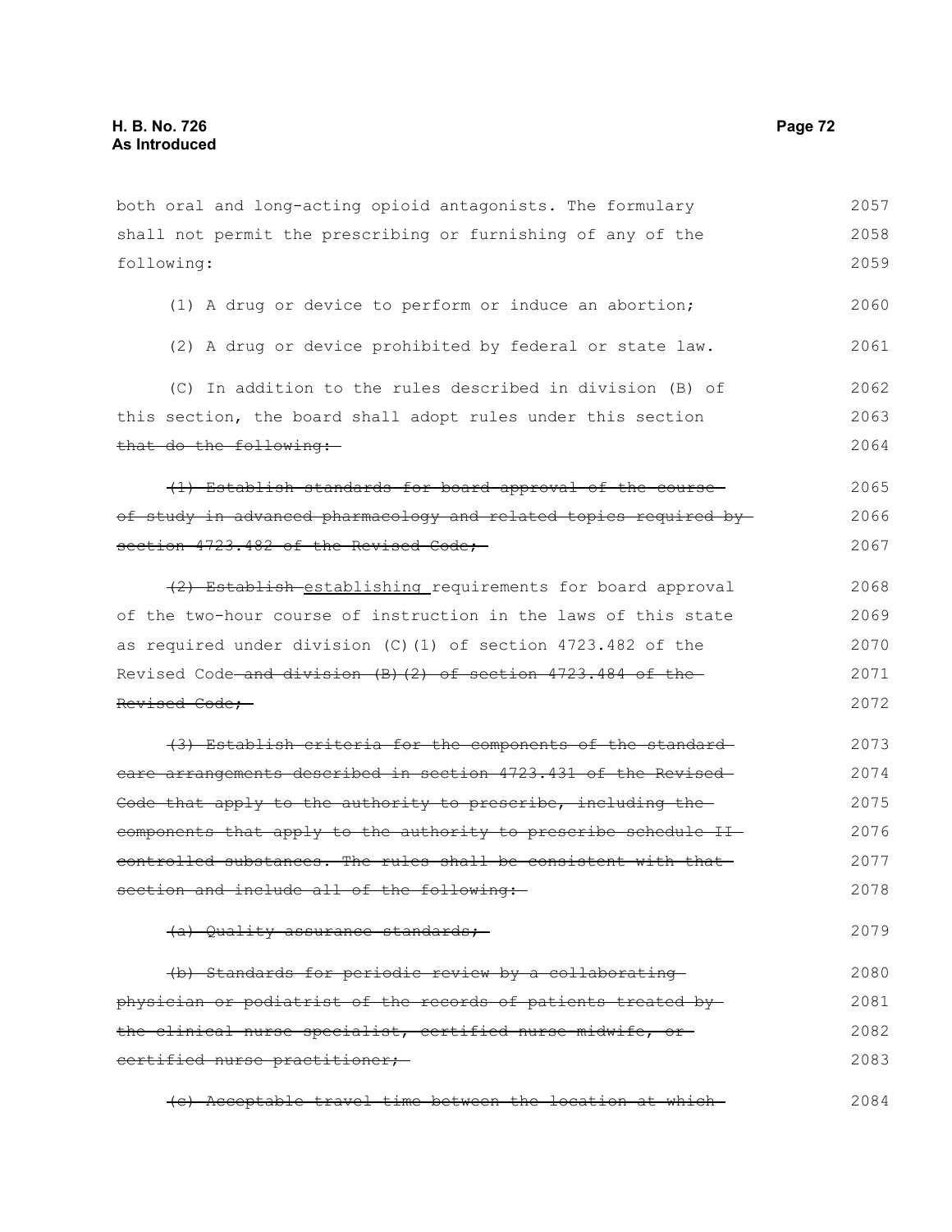both oral and long-acting opioid antagonists. The formulary shall not permit the prescribing or furnishing of any of the following:

(1) A drug or device to perform or induce an abortion;

(2) A drug or device prohibited by federal or state law.

(C) In addition to the rules described in division (B) of this section, the board shall adopt rules under this section ~~that do the following:~~

~~(1) Establish standards for board approval of the course of study in advanced pharmacology and related topics required by section 4723.482 of the Revised Code;~~

~~(2) Establish~~ establishing requirements for board approval of the two-hour course of instruction in the laws of this state as required under division (C)(1) of section 4723.482 of the Revised Code ~~and division (B)(2) of section 4723.484 of the Revised Code;~~

~~(3) Establish criteria for the components of the standard care arrangements described in section 4723.431 of the Revised Code that apply to the authority to prescribe, including the components that apply to the authority to prescribe schedule II controlled substances. The rules shall be consistent with that section and include all of the following:~~

~~(a) Quality assurance standards;~~

~~(b) Standards for periodic review by a collaborating physician or podiatrist of the records of patients treated by the clinical nurse specialist, certified nurse-midwife, or certified nurse practitioner;~~

~~(c) Acceptable travel time between the location at which~~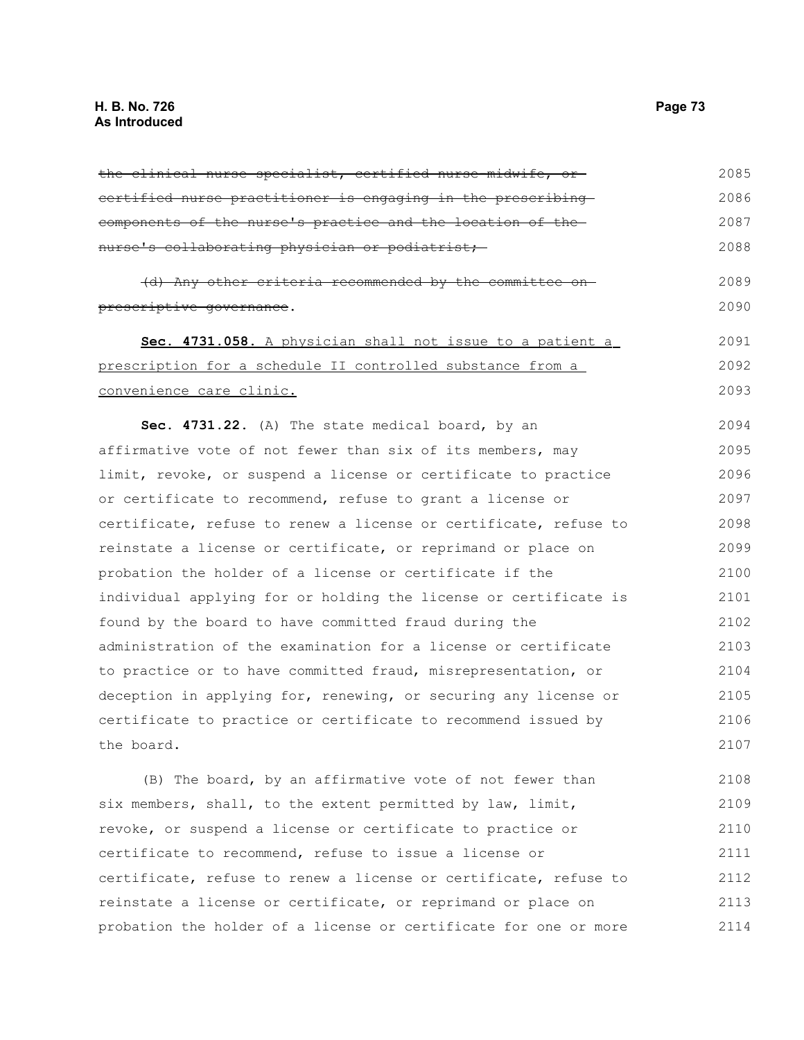~~the clinical nurse specialist, certified nurse-midwife, or certified nurse practitioner is engaging in the prescribing components of the nurse's practice and the location of the nurse's collaborating physician or podiatrist;~~

~~(d) Any other criteria recommended by the committee on prescriptive governance~~.

**Sec. 4731.058.** <u>A physician shall not issue to a patient a prescription for a schedule II controlled substance from a convenience care clinic.</u>

**Sec. 4731.22.** (A) The state medical board, by an affirmative vote of not fewer than six of its members, may limit, revoke, or suspend a license or certificate to practice or certificate to recommend, refuse to grant a license or certificate, refuse to renew a license or certificate, refuse to reinstate a license or certificate, or reprimand or place on probation the holder of a license or certificate if the individual applying for or holding the license or certificate is found by the board to have committed fraud during the administration of the examination for a license or certificate to practice or to have committed fraud, misrepresentation, or deception in applying for, renewing, or securing any license or certificate to practice or certificate to recommend issued by the board.

(B) The board, by an affirmative vote of not fewer than six members, shall, to the extent permitted by law, limit, revoke, or suspend a license or certificate to practice or certificate to recommend, refuse to issue a license or certificate, refuse to renew a license or certificate, refuse to reinstate a license or certificate, or reprimand or place on probation the holder of a license or certificate for one or more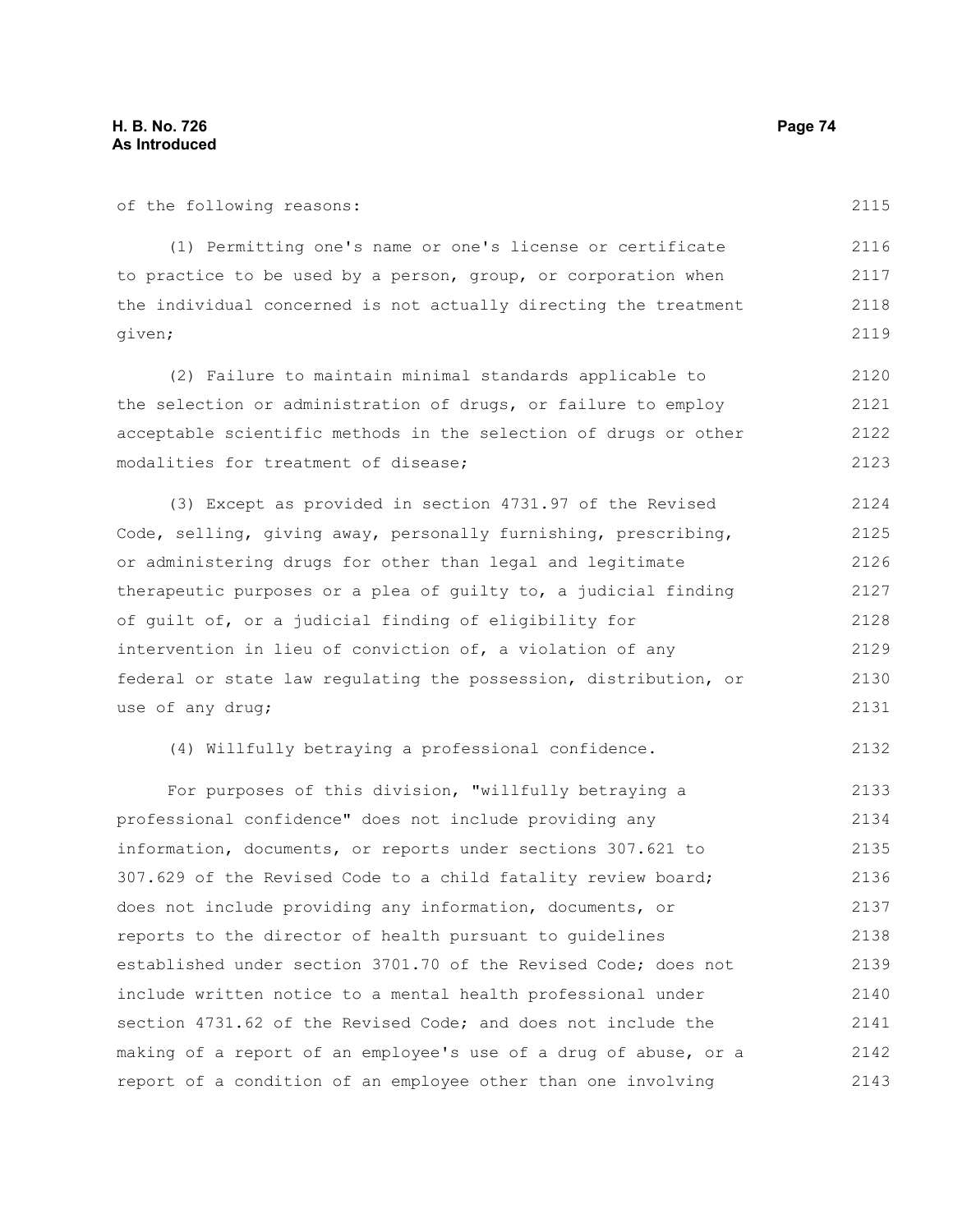of the following reasons:

(1) Permitting one's name or one's license or certificate to practice to be used by a person, group, or corporation when the individual concerned is not actually directing the treatment given;

(2) Failure to maintain minimal standards applicable to the selection or administration of drugs, or failure to employ acceptable scientific methods in the selection of drugs or other modalities for treatment of disease;

(3) Except as provided in section 4731.97 of the Revised Code, selling, giving away, personally furnishing, prescribing, or administering drugs for other than legal and legitimate therapeutic purposes or a plea of guilty to, a judicial finding of guilt of, or a judicial finding of eligibility for intervention in lieu of conviction of, a violation of any federal or state law regulating the possession, distribution, or use of any drug;

(4) Willfully betraying a professional confidence.

For purposes of this division, "willfully betraying a professional confidence" does not include providing any information, documents, or reports under sections 307.621 to 307.629 of the Revised Code to a child fatality review board; does not include providing any information, documents, or reports to the director of health pursuant to guidelines established under section 3701.70 of the Revised Code; does not include written notice to a mental health professional under section 4731.62 of the Revised Code; and does not include the making of a report of an employee's use of a drug of abuse, or a report of a condition of an employee other than one involving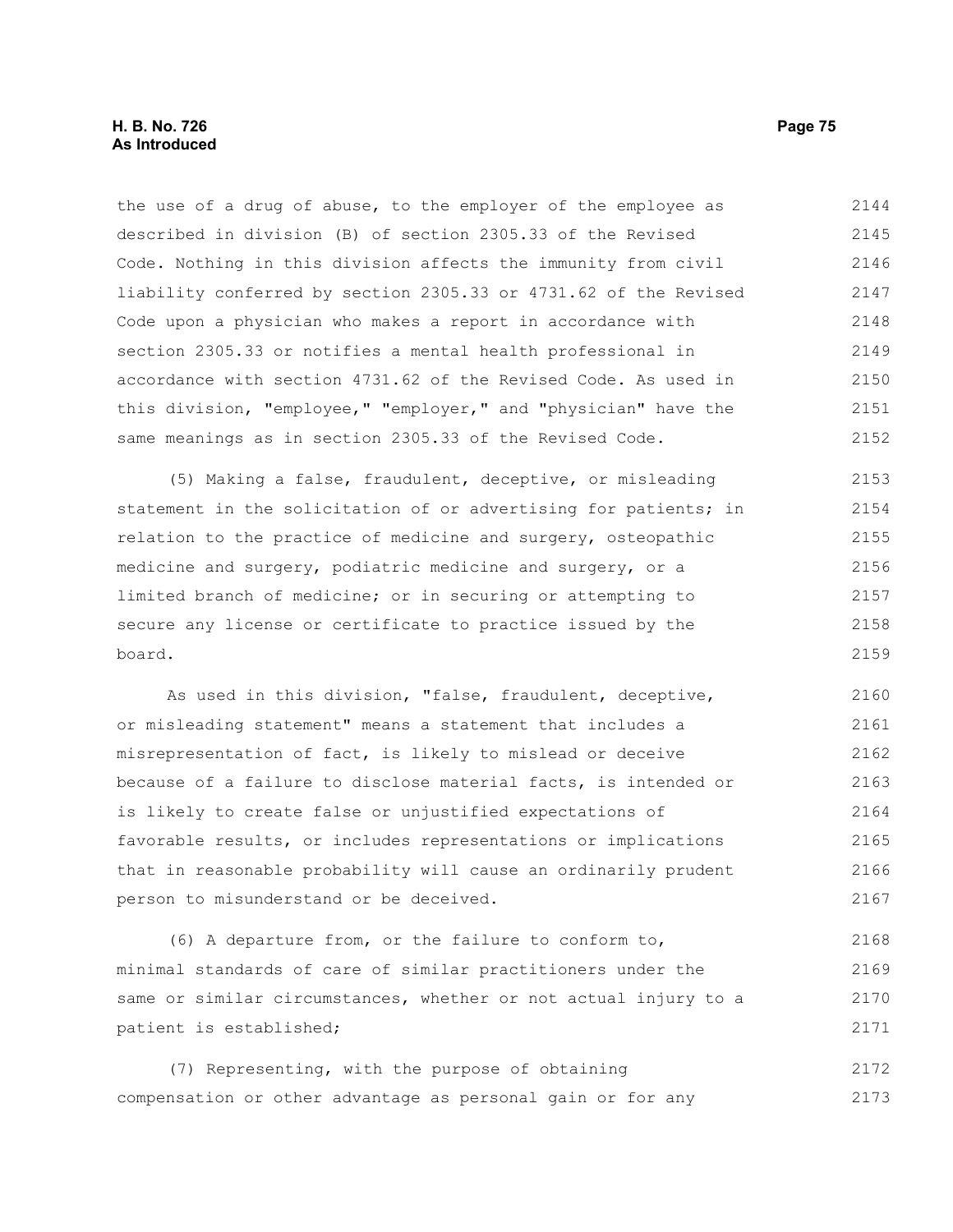the use of a drug of abuse, to the employer of the employee as described in division (B) of section 2305.33 of the Revised Code. Nothing in this division affects the immunity from civil liability conferred by section 2305.33 or 4731.62 of the Revised Code upon a physician who makes a report in accordance with section 2305.33 or notifies a mental health professional in accordance with section 4731.62 of the Revised Code. As used in this division, "employee," "employer," and "physician" have the same meanings as in section 2305.33 of the Revised Code.

(5) Making a false, fraudulent, deceptive, or misleading statement in the solicitation of or advertising for patients; in relation to the practice of medicine and surgery, osteopathic medicine and surgery, podiatric medicine and surgery, or a limited branch of medicine; or in securing or attempting to secure any license or certificate to practice issued by the board.

As used in this division, "false, fraudulent, deceptive, or misleading statement" means a statement that includes a misrepresentation of fact, is likely to mislead or deceive because of a failure to disclose material facts, is intended or is likely to create false or unjustified expectations of favorable results, or includes representations or implications that in reasonable probability will cause an ordinarily prudent person to misunderstand or be deceived.

(6) A departure from, or the failure to conform to, minimal standards of care of similar practitioners under the same or similar circumstances, whether or not actual injury to a patient is established;

(7) Representing, with the purpose of obtaining compensation or other advantage as personal gain or for any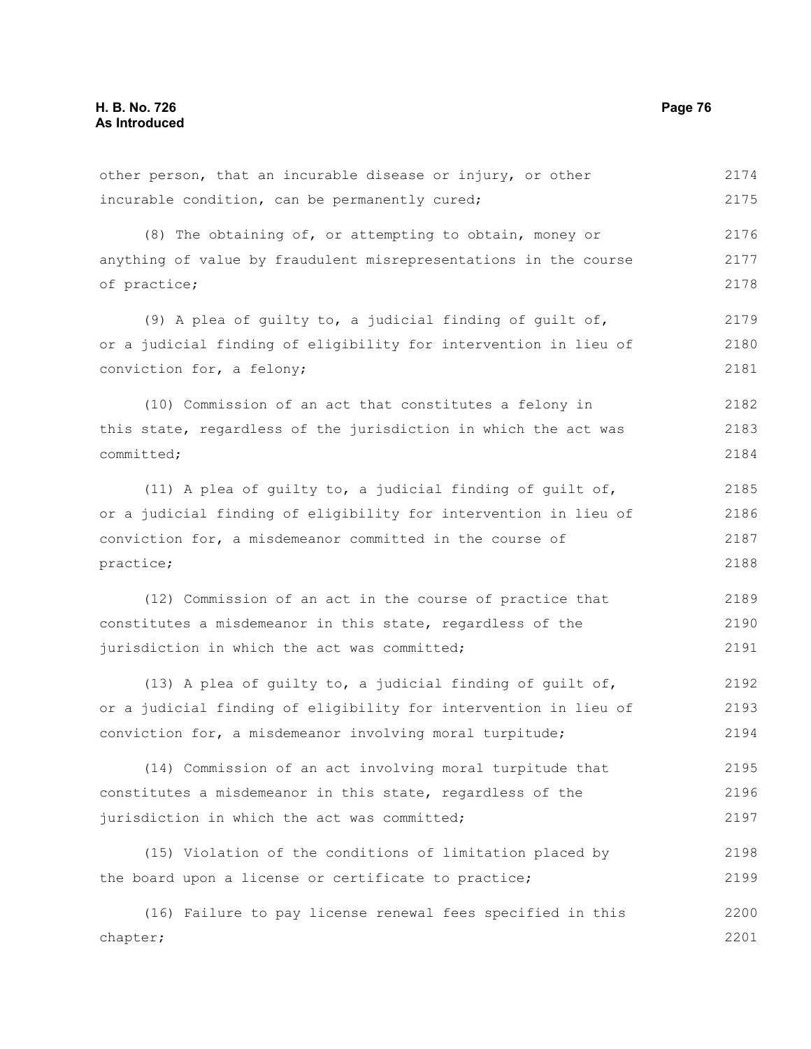other person, that an incurable disease or injury, or other incurable condition, can be permanently cured;

(8) The obtaining of, or attempting to obtain, money or anything of value by fraudulent misrepresentations in the course of practice;

(9) A plea of guilty to, a judicial finding of guilt of, or a judicial finding of eligibility for intervention in lieu of conviction for, a felony;

(10) Commission of an act that constitutes a felony in this state, regardless of the jurisdiction in which the act was committed;

(11) A plea of guilty to, a judicial finding of guilt of, or a judicial finding of eligibility for intervention in lieu of conviction for, a misdemeanor committed in the course of practice;

(12) Commission of an act in the course of practice that constitutes a misdemeanor in this state, regardless of the jurisdiction in which the act was committed;

(13) A plea of guilty to, a judicial finding of guilt of, or a judicial finding of eligibility for intervention in lieu of conviction for, a misdemeanor involving moral turpitude;

(14) Commission of an act involving moral turpitude that constitutes a misdemeanor in this state, regardless of the jurisdiction in which the act was committed;

(15) Violation of the conditions of limitation placed by the board upon a license or certificate to practice;

(16) Failure to pay license renewal fees specified in this chapter;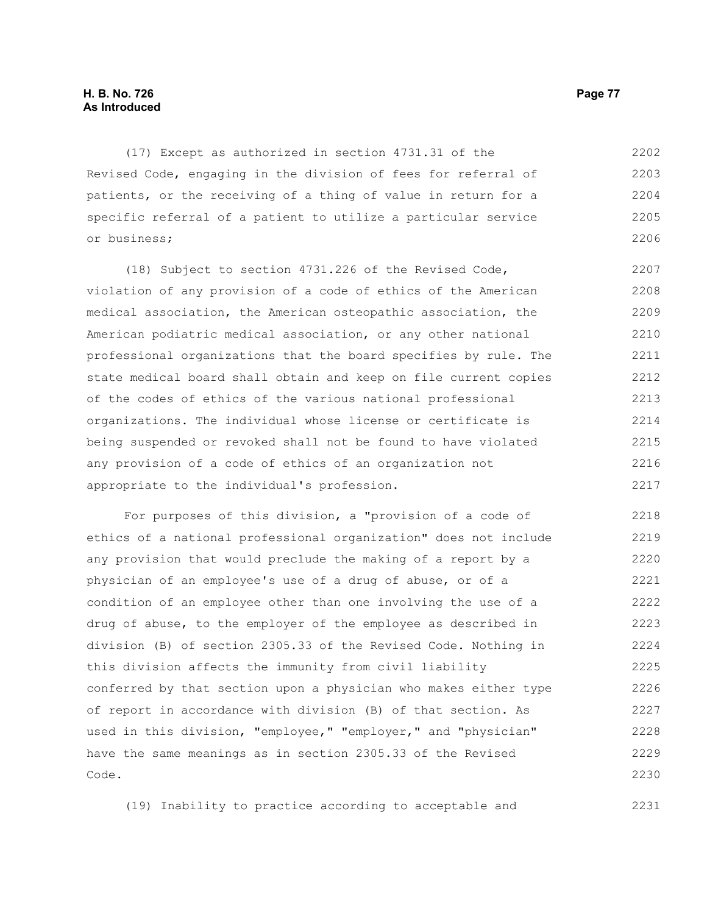(17) Except as authorized in section 4731.31 of the Revised Code, engaging in the division of fees for referral of patients, or the receiving of a thing of value in return for a specific referral of a patient to utilize a particular service or business;

(18) Subject to section 4731.226 of the Revised Code, violation of any provision of a code of ethics of the American medical association, the American osteopathic association, the American podiatric medical association, or any other national professional organizations that the board specifies by rule. The state medical board shall obtain and keep on file current copies of the codes of ethics of the various national professional organizations. The individual whose license or certificate is being suspended or revoked shall not be found to have violated any provision of a code of ethics of an organization not appropriate to the individual's profession.

For purposes of this division, a "provision of a code of ethics of a national professional organization" does not include any provision that would preclude the making of a report by a physician of an employee's use of a drug of abuse, or of a condition of an employee other than one involving the use of a drug of abuse, to the employer of the employee as described in division (B) of section 2305.33 of the Revised Code. Nothing in this division affects the immunity from civil liability conferred by that section upon a physician who makes either type of report in accordance with division (B) of that section. As used in this division, "employee," "employer," and "physician" have the same meanings as in section 2305.33 of the Revised Code.

(19) Inability to practice according to acceptable and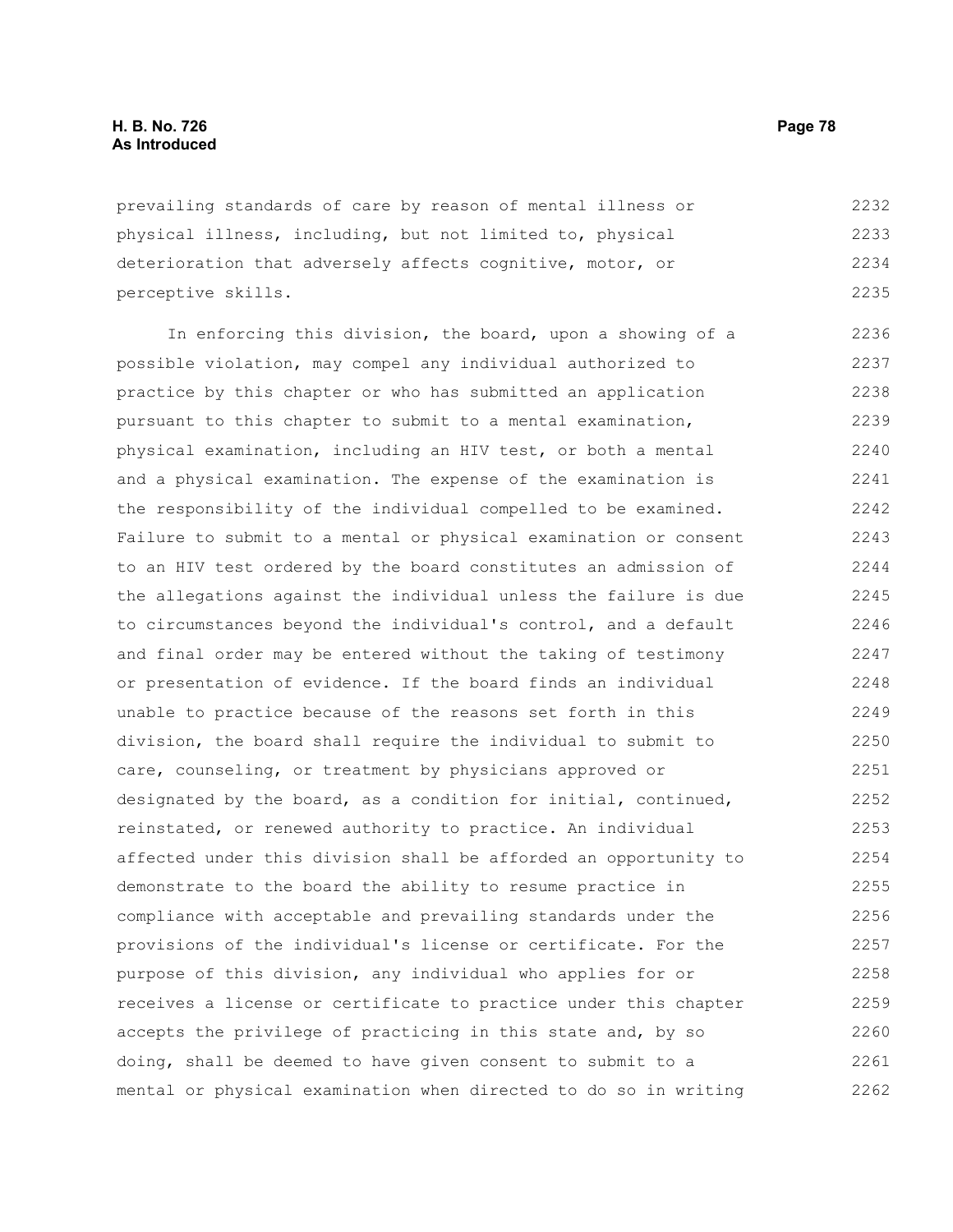prevailing standards of care by reason of mental illness or physical illness, including, but not limited to, physical deterioration that adversely affects cognitive, motor, or perceptive skills.

In enforcing this division, the board, upon a showing of a possible violation, may compel any individual authorized to practice by this chapter or who has submitted an application pursuant to this chapter to submit to a mental examination, physical examination, including an HIV test, or both a mental and a physical examination. The expense of the examination is the responsibility of the individual compelled to be examined. Failure to submit to a mental or physical examination or consent to an HIV test ordered by the board constitutes an admission of the allegations against the individual unless the failure is due to circumstances beyond the individual's control, and a default and final order may be entered without the taking of testimony or presentation of evidence. If the board finds an individual unable to practice because of the reasons set forth in this division, the board shall require the individual to submit to care, counseling, or treatment by physicians approved or designated by the board, as a condition for initial, continued, reinstated, or renewed authority to practice. An individual affected under this division shall be afforded an opportunity to demonstrate to the board the ability to resume practice in compliance with acceptable and prevailing standards under the provisions of the individual's license or certificate. For the purpose of this division, any individual who applies for or receives a license or certificate to practice under this chapter accepts the privilege of practicing in this state and, by so doing, shall be deemed to have given consent to submit to a mental or physical examination when directed to do so in writing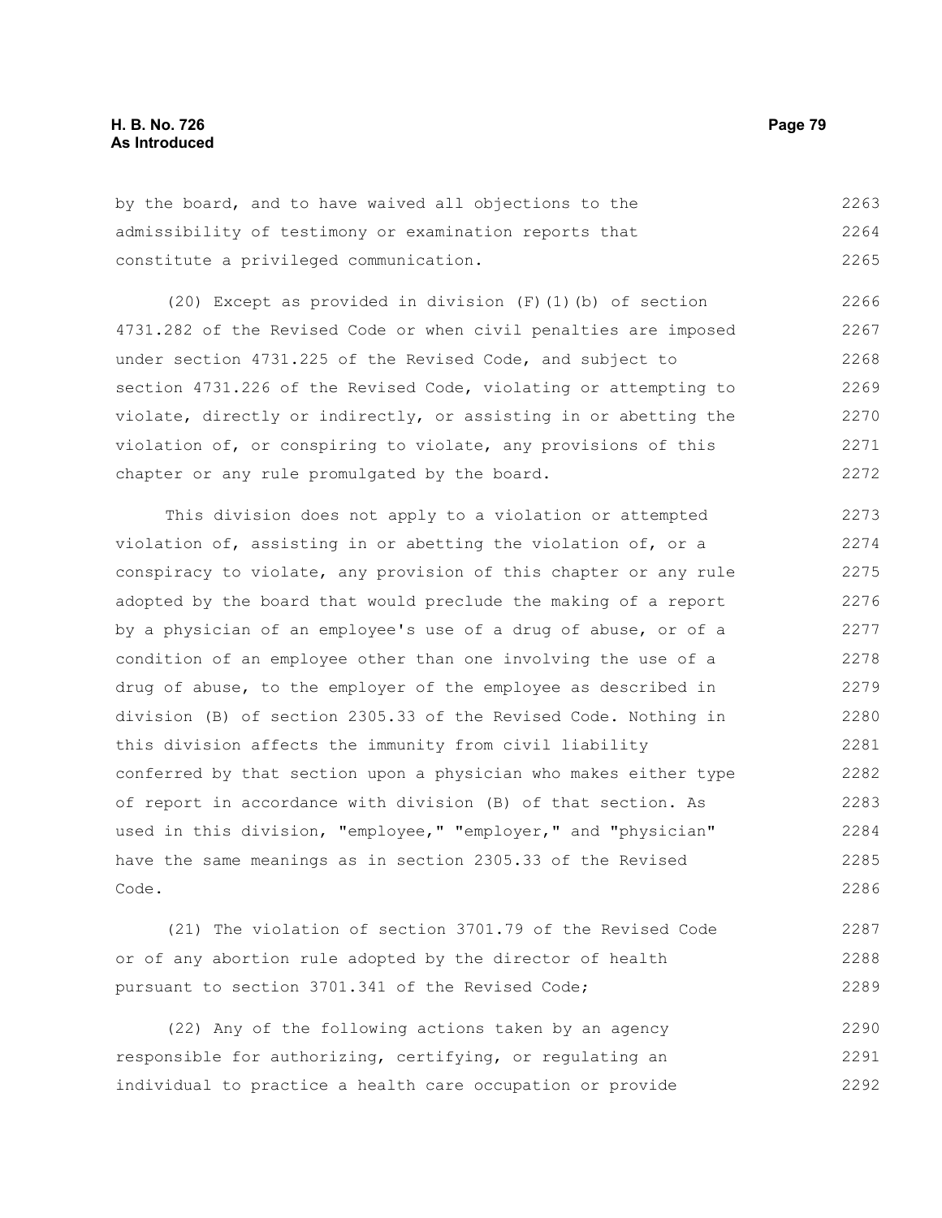by the board, and to have waived all objections to the admissibility of testimony or examination reports that constitute a privileged communication.

(20) Except as provided in division (F)(1)(b) of section 4731.282 of the Revised Code or when civil penalties are imposed under section 4731.225 of the Revised Code, and subject to section 4731.226 of the Revised Code, violating or attempting to violate, directly or indirectly, or assisting in or abetting the violation of, or conspiring to violate, any provisions of this chapter or any rule promulgated by the board.

This division does not apply to a violation or attempted violation of, assisting in or abetting the violation of, or a conspiracy to violate, any provision of this chapter or any rule adopted by the board that would preclude the making of a report by a physician of an employee's use of a drug of abuse, or of a condition of an employee other than one involving the use of a drug of abuse, to the employer of the employee as described in division (B) of section 2305.33 of the Revised Code. Nothing in this division affects the immunity from civil liability conferred by that section upon a physician who makes either type of report in accordance with division (B) of that section. As used in this division, "employee," "employer," and "physician" have the same meanings as in section 2305.33 of the Revised Code.

(21) The violation of section 3701.79 of the Revised Code or of any abortion rule adopted by the director of health pursuant to section 3701.341 of the Revised Code;

(22) Any of the following actions taken by an agency responsible for authorizing, certifying, or regulating an individual to practice a health care occupation or provide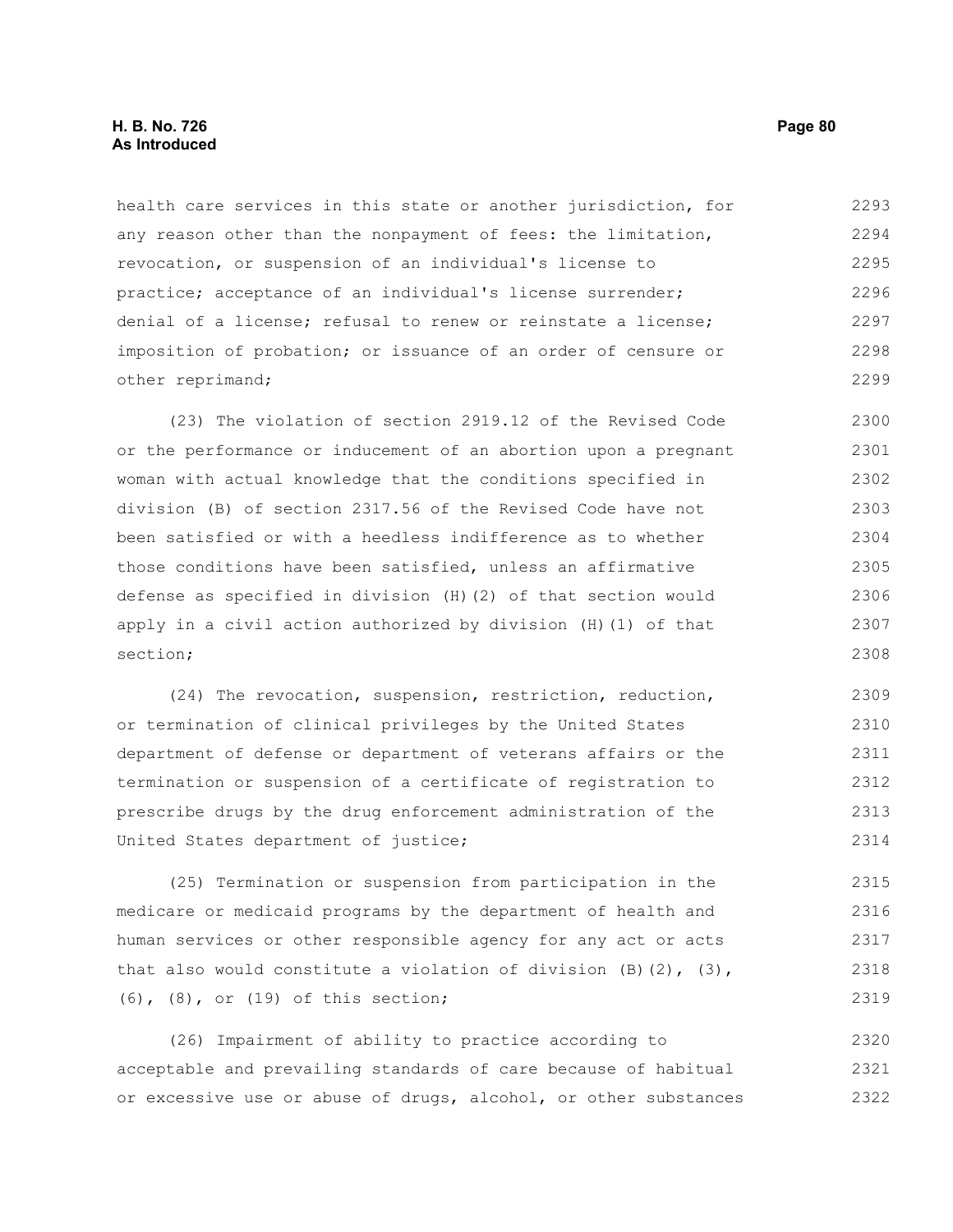health care services in this state or another jurisdiction, for any reason other than the nonpayment of fees: the limitation, revocation, or suspension of an individual's license to practice; acceptance of an individual's license surrender; denial of a license; refusal to renew or reinstate a license; imposition of probation; or issuance of an order of censure or other reprimand;

(23) The violation of section 2919.12 of the Revised Code or the performance or inducement of an abortion upon a pregnant woman with actual knowledge that the conditions specified in division (B) of section 2317.56 of the Revised Code have not been satisfied or with a heedless indifference as to whether those conditions have been satisfied, unless an affirmative defense as specified in division (H)(2) of that section would apply in a civil action authorized by division (H)(1) of that section;

(24) The revocation, suspension, restriction, reduction, or termination of clinical privileges by the United States department of defense or department of veterans affairs or the termination or suspension of a certificate of registration to prescribe drugs by the drug enforcement administration of the United States department of justice;

(25) Termination or suspension from participation in the medicare or medicaid programs by the department of health and human services or other responsible agency for any act or acts that also would constitute a violation of division (B)(2), (3), (6), (8), or (19) of this section;

(26) Impairment of ability to practice according to acceptable and prevailing standards of care because of habitual or excessive use or abuse of drugs, alcohol, or other substances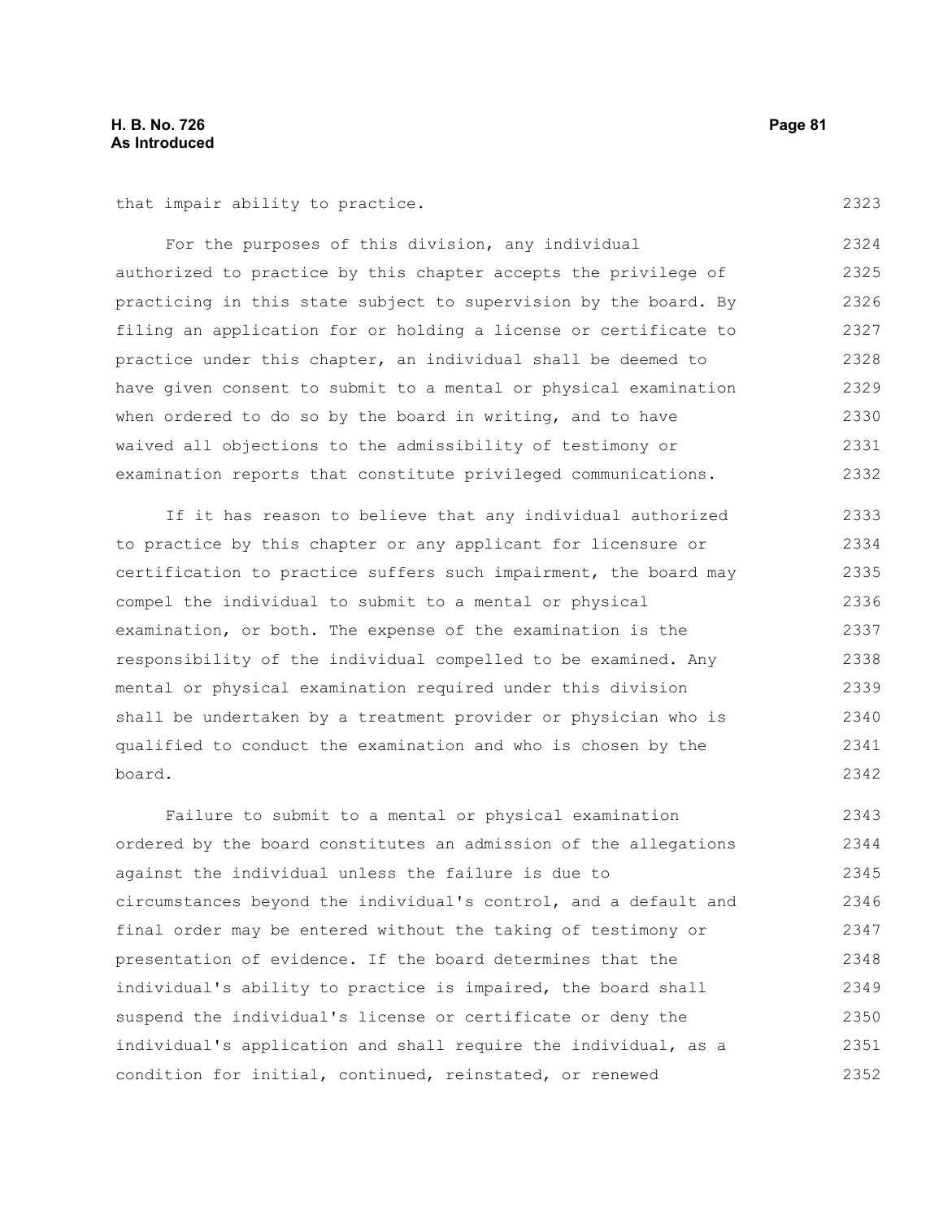that impair ability to practice.

For the purposes of this division, any individual authorized to practice by this chapter accepts the privilege of practicing in this state subject to supervision by the board. By filing an application for or holding a license or certificate to practice under this chapter, an individual shall be deemed to have given consent to submit to a mental or physical examination when ordered to do so by the board in writing, and to have waived all objections to the admissibility of testimony or examination reports that constitute privileged communications.

If it has reason to believe that any individual authorized to practice by this chapter or any applicant for licensure or certification to practice suffers such impairment, the board may compel the individual to submit to a mental or physical examination, or both. The expense of the examination is the responsibility of the individual compelled to be examined. Any mental or physical examination required under this division shall be undertaken by a treatment provider or physician who is qualified to conduct the examination and who is chosen by the board.

Failure to submit to a mental or physical examination ordered by the board constitutes an admission of the allegations against the individual unless the failure is due to circumstances beyond the individual's control, and a default and final order may be entered without the taking of testimony or presentation of evidence. If the board determines that the individual's ability to practice is impaired, the board shall suspend the individual's license or certificate or deny the individual's application and shall require the individual, as a condition for initial, continued, reinstated, or renewed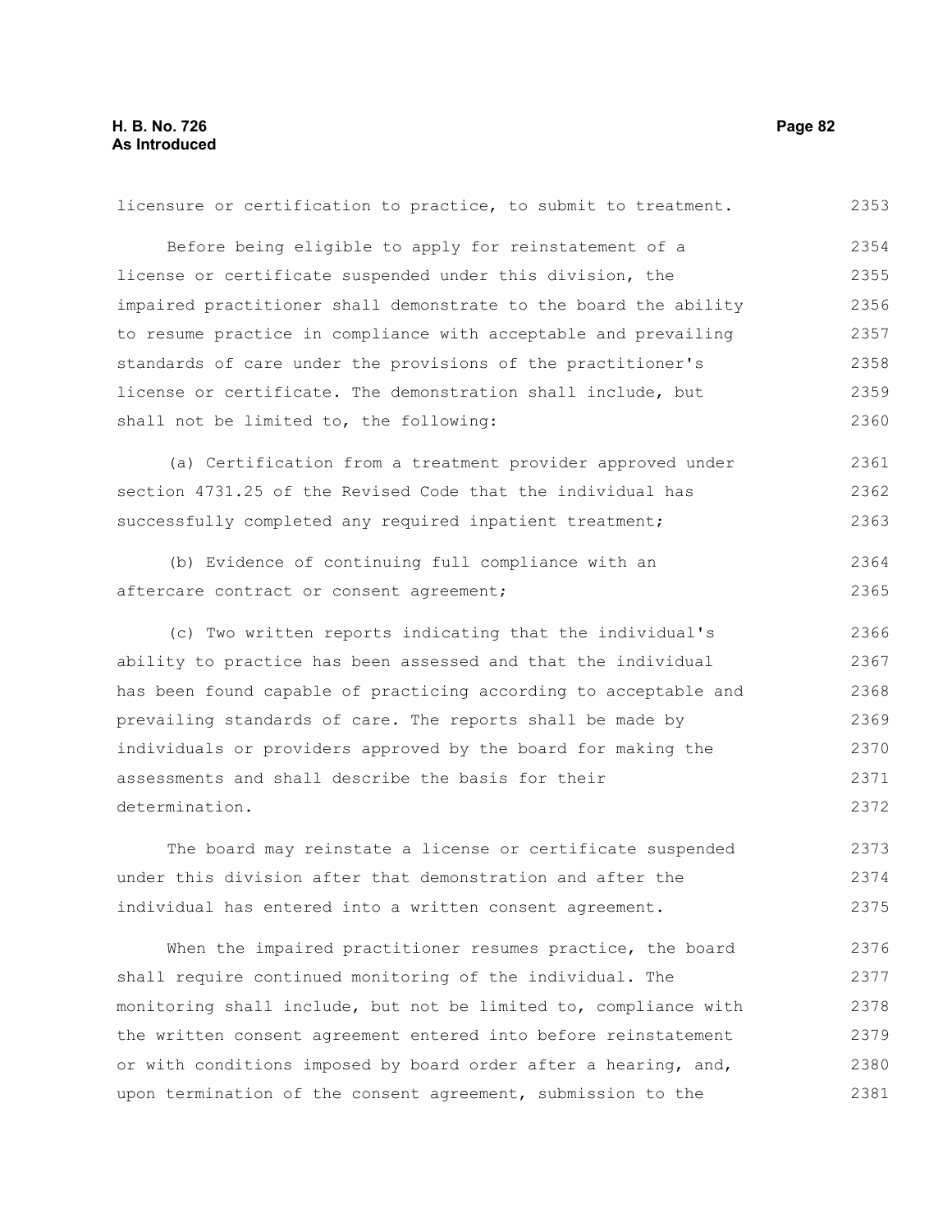licensure or certification to practice, to submit to treatment.

Before being eligible to apply for reinstatement of a license or certificate suspended under this division, the impaired practitioner shall demonstrate to the board the ability to resume practice in compliance with acceptable and prevailing standards of care under the provisions of the practitioner's license or certificate. The demonstration shall include, but shall not be limited to, the following:

(a) Certification from a treatment provider approved under section 4731.25 of the Revised Code that the individual has successfully completed any required inpatient treatment;

(b) Evidence of continuing full compliance with an aftercare contract or consent agreement;

(c) Two written reports indicating that the individual's ability to practice has been assessed and that the individual has been found capable of practicing according to acceptable and prevailing standards of care. The reports shall be made by individuals or providers approved by the board for making the assessments and shall describe the basis for their determination.

The board may reinstate a license or certificate suspended under this division after that demonstration and after the individual has entered into a written consent agreement.

When the impaired practitioner resumes practice, the board shall require continued monitoring of the individual. The monitoring shall include, but not be limited to, compliance with the written consent agreement entered into before reinstatement or with conditions imposed by board order after a hearing, and, upon termination of the consent agreement, submission to the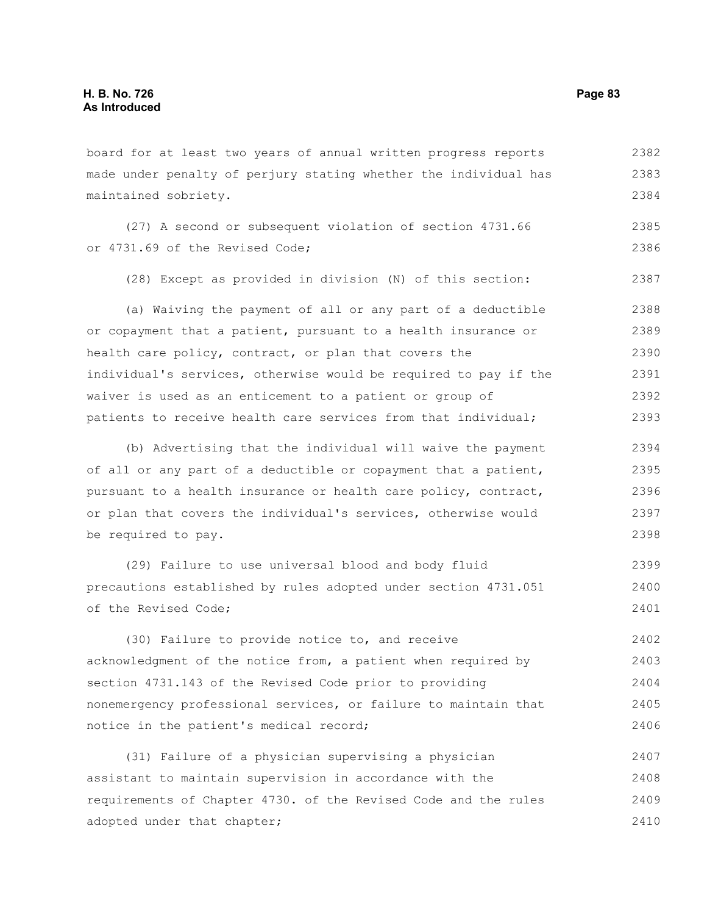board for at least two years of annual written progress reports made under penalty of perjury stating whether the individual has maintained sobriety.

(27) A second or subsequent violation of section 4731.66 or 4731.69 of the Revised Code;

(28) Except as provided in division (N) of this section:

(a) Waiving the payment of all or any part of a deductible or copayment that a patient, pursuant to a health insurance or health care policy, contract, or plan that covers the individual's services, otherwise would be required to pay if the waiver is used as an enticement to a patient or group of patients to receive health care services from that individual;

(b) Advertising that the individual will waive the payment of all or any part of a deductible or copayment that a patient, pursuant to a health insurance or health care policy, contract, or plan that covers the individual's services, otherwise would be required to pay.

(29) Failure to use universal blood and body fluid precautions established by rules adopted under section 4731.051 of the Revised Code;

(30) Failure to provide notice to, and receive acknowledgment of the notice from, a patient when required by section 4731.143 of the Revised Code prior to providing nonemergency professional services, or failure to maintain that notice in the patient's medical record;

(31) Failure of a physician supervising a physician assistant to maintain supervision in accordance with the requirements of Chapter 4730. of the Revised Code and the rules adopted under that chapter;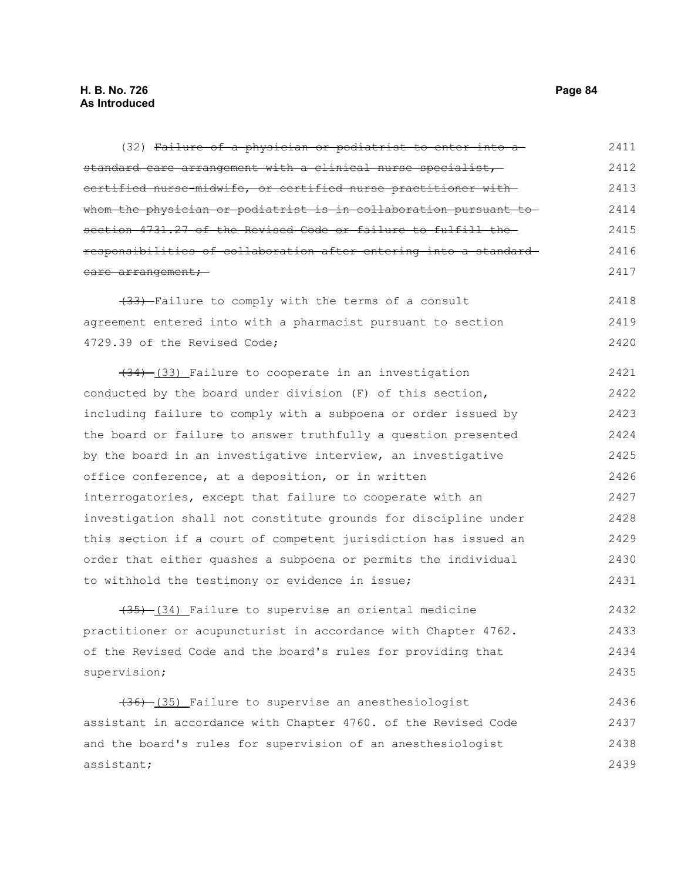(32) ~~Failure of a physician or podiatrist to enter into a standard care arrangement with a clinical nurse specialist, certified nurse-midwife, or certified nurse practitioner with whom the physician or podiatrist is in collaboration pursuant to section 4731.27 of the Revised Code or failure to fulfill the responsibilities of collaboration after entering into a standard care arrangement;~~

~~(33)~~ Failure to comply with the terms of a consult agreement entered into with a pharmacist pursuant to section 4729.39 of the Revised Code;

~~(34)~~ (33) Failure to cooperate in an investigation conducted by the board under division (F) of this section, including failure to comply with a subpoena or order issued by the board or failure to answer truthfully a question presented by the board in an investigative interview, an investigative office conference, at a deposition, or in written interrogatories, except that failure to cooperate with an investigation shall not constitute grounds for discipline under this section if a court of competent jurisdiction has issued an order that either quashes a subpoena or permits the individual to withhold the testimony or evidence in issue;

~~(35)~~ (34) Failure to supervise an oriental medicine practitioner or acupuncturist in accordance with Chapter 4762. of the Revised Code and the board's rules for providing that supervision;

~~(36)~~ (35) Failure to supervise an anesthesiologist assistant in accordance with Chapter 4760. of the Revised Code and the board's rules for supervision of an anesthesiologist assistant;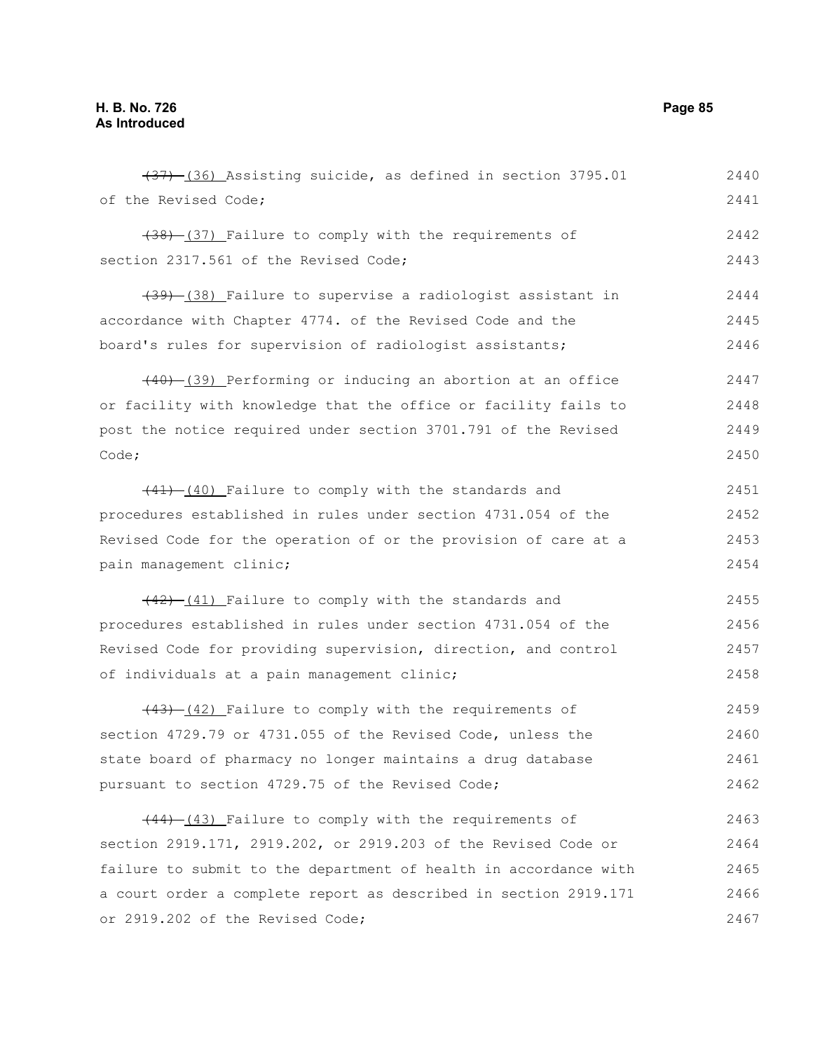~~(37)~~ (36) Assisting suicide, as defined in section 3795.01 of the Revised Code;

~~(38)~~ (37) Failure to comply with the requirements of section 2317.561 of the Revised Code;

~~(39)~~ (38) Failure to supervise a radiologist assistant in accordance with Chapter 4774. of the Revised Code and the board's rules for supervision of radiologist assistants;

~~(40)~~ (39) Performing or inducing an abortion at an office or facility with knowledge that the office or facility fails to post the notice required under section 3701.791 of the Revised Code;

~~(41)~~ (40) Failure to comply with the standards and procedures established in rules under section 4731.054 of the Revised Code for the operation of or the provision of care at a pain management clinic;

~~(42)~~ (41) Failure to comply with the standards and procedures established in rules under section 4731.054 of the Revised Code for providing supervision, direction, and control of individuals at a pain management clinic;

~~(43)~~ (42) Failure to comply with the requirements of section 4729.79 or 4731.055 of the Revised Code, unless the state board of pharmacy no longer maintains a drug database pursuant to section 4729.75 of the Revised Code;

~~(44)~~ (43) Failure to comply with the requirements of section 2919.171, 2919.202, or 2919.203 of the Revised Code or failure to submit to the department of health in accordance with a court order a complete report as described in section 2919.171 or 2919.202 of the Revised Code;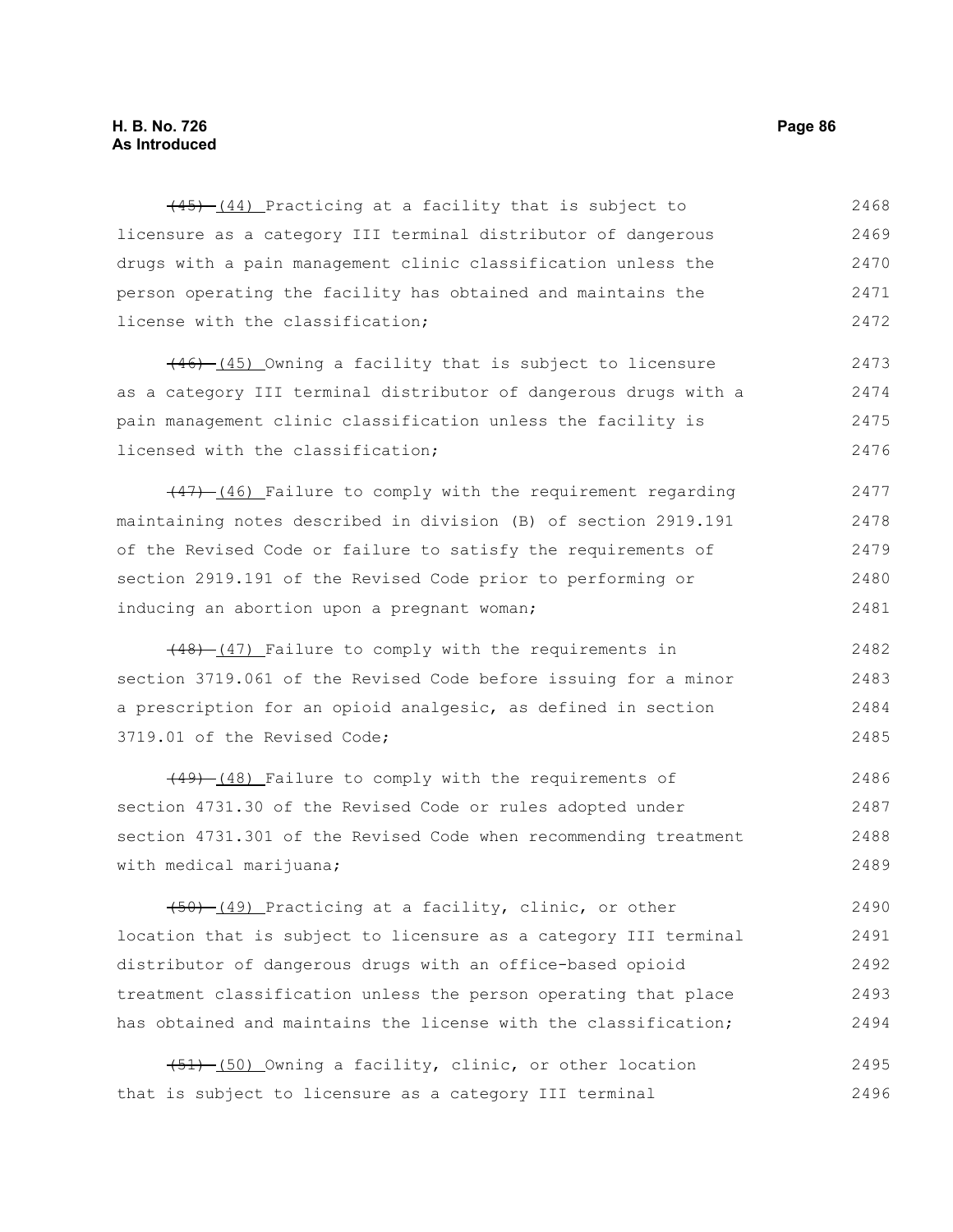~~(45)~~ (44) Practicing at a facility that is subject to licensure as a category III terminal distributor of dangerous drugs with a pain management clinic classification unless the person operating the facility has obtained and maintains the license with the classification;

~~(46)~~ (45) Owning a facility that is subject to licensure as a category III terminal distributor of dangerous drugs with a pain management clinic classification unless the facility is licensed with the classification;

~~(47)~~ (46) Failure to comply with the requirement regarding maintaining notes described in division (B) of section 2919.191 of the Revised Code or failure to satisfy the requirements of section 2919.191 of the Revised Code prior to performing or inducing an abortion upon a pregnant woman;

~~(48)~~ (47) Failure to comply with the requirements in section 3719.061 of the Revised Code before issuing for a minor a prescription for an opioid analgesic, as defined in section 3719.01 of the Revised Code;

~~(49)~~ (48) Failure to comply with the requirements of section 4731.30 of the Revised Code or rules adopted under section 4731.301 of the Revised Code when recommending treatment with medical marijuana;

~~(50)~~ (49) Practicing at a facility, clinic, or other location that is subject to licensure as a category III terminal distributor of dangerous drugs with an office-based opioid treatment classification unless the person operating that place has obtained and maintains the license with the classification;

~~(51)~~ (50) Owning a facility, clinic, or other location that is subject to licensure as a category III terminal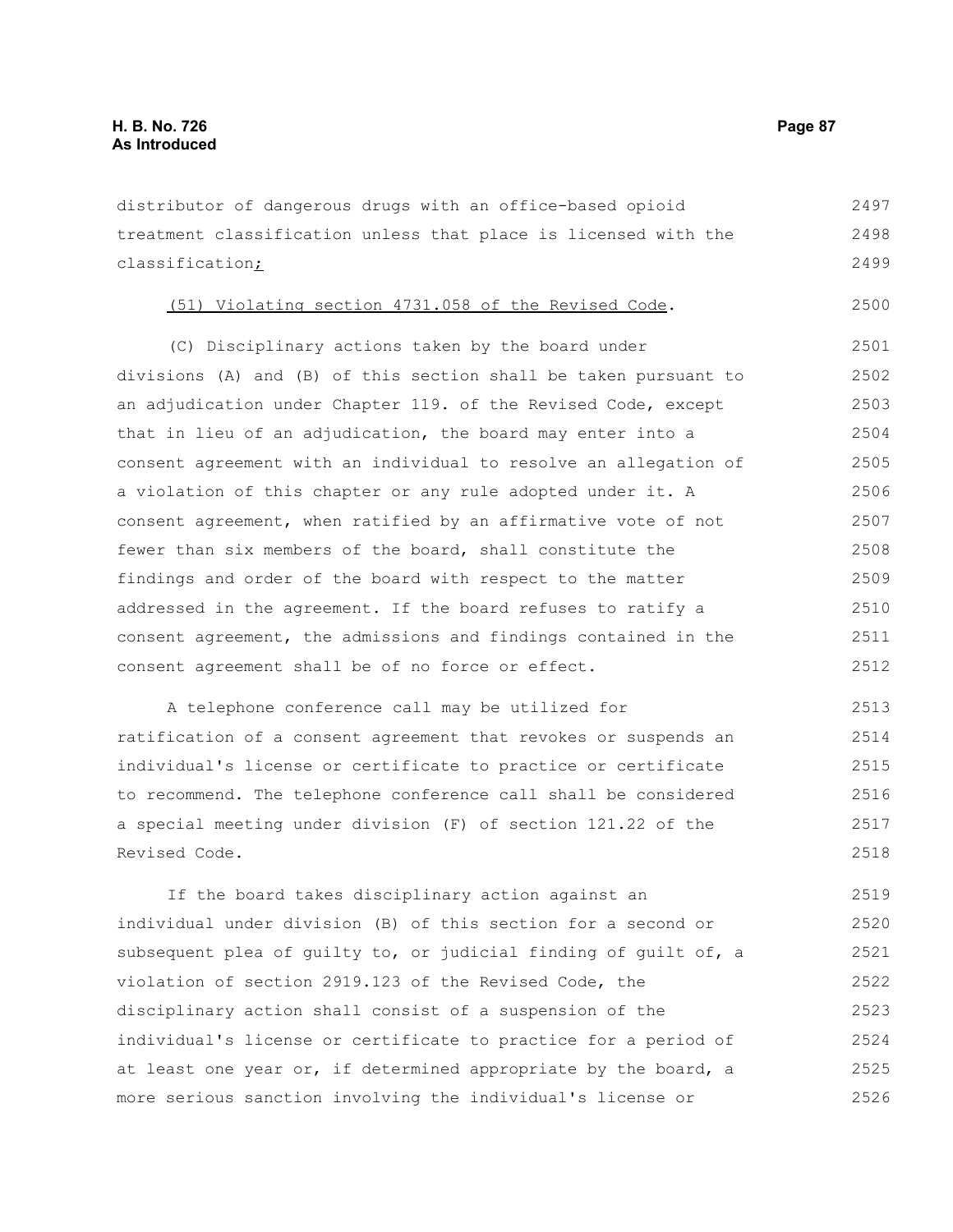distributor of dangerous drugs with an office-based opioid treatment classification unless that place is licensed with the classification;

(51) Violating section 4731.058 of the Revised Code.

(C) Disciplinary actions taken by the board under divisions (A) and (B) of this section shall be taken pursuant to an adjudication under Chapter 119. of the Revised Code, except that in lieu of an adjudication, the board may enter into a consent agreement with an individual to resolve an allegation of a violation of this chapter or any rule adopted under it. A consent agreement, when ratified by an affirmative vote of not fewer than six members of the board, shall constitute the findings and order of the board with respect to the matter addressed in the agreement. If the board refuses to ratify a consent agreement, the admissions and findings contained in the consent agreement shall be of no force or effect.

A telephone conference call may be utilized for ratification of a consent agreement that revokes or suspends an individual's license or certificate to practice or certificate to recommend. The telephone conference call shall be considered a special meeting under division (F) of section 121.22 of the Revised Code.

If the board takes disciplinary action against an individual under division (B) of this section for a second or subsequent plea of guilty to, or judicial finding of guilt of, a violation of section 2919.123 of the Revised Code, the disciplinary action shall consist of a suspension of the individual's license or certificate to practice for a period of at least one year or, if determined appropriate by the board, a more serious sanction involving the individual's license or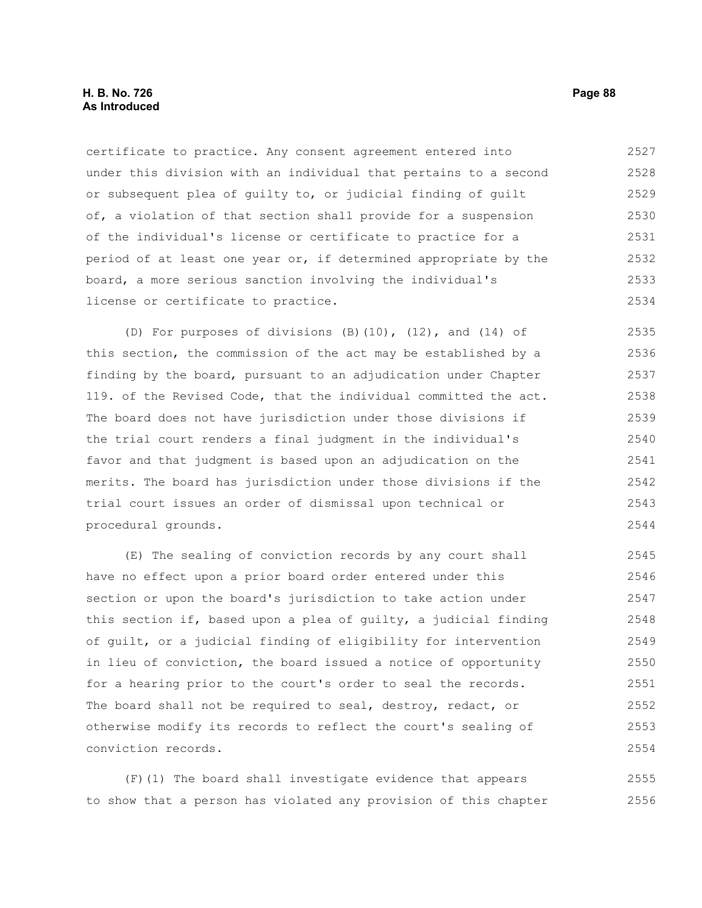certificate to practice. Any consent agreement entered into under this division with an individual that pertains to a second or subsequent plea of guilty to, or judicial finding of guilt of, a violation of that section shall provide for a suspension of the individual's license or certificate to practice for a period of at least one year or, if determined appropriate by the board, a more serious sanction involving the individual's license or certificate to practice.

(D) For purposes of divisions (B)(10), (12), and (14) of this section, the commission of the act may be established by a finding by the board, pursuant to an adjudication under Chapter 119. of the Revised Code, that the individual committed the act. The board does not have jurisdiction under those divisions if the trial court renders a final judgment in the individual's favor and that judgment is based upon an adjudication on the merits. The board has jurisdiction under those divisions if the trial court issues an order of dismissal upon technical or procedural grounds.

(E) The sealing of conviction records by any court shall have no effect upon a prior board order entered under this section or upon the board's jurisdiction to take action under this section if, based upon a plea of guilty, a judicial finding of guilt, or a judicial finding of eligibility for intervention in lieu of conviction, the board issued a notice of opportunity for a hearing prior to the court's order to seal the records. The board shall not be required to seal, destroy, redact, or otherwise modify its records to reflect the court's sealing of conviction records.

(F)(1) The board shall investigate evidence that appears to show that a person has violated any provision of this chapter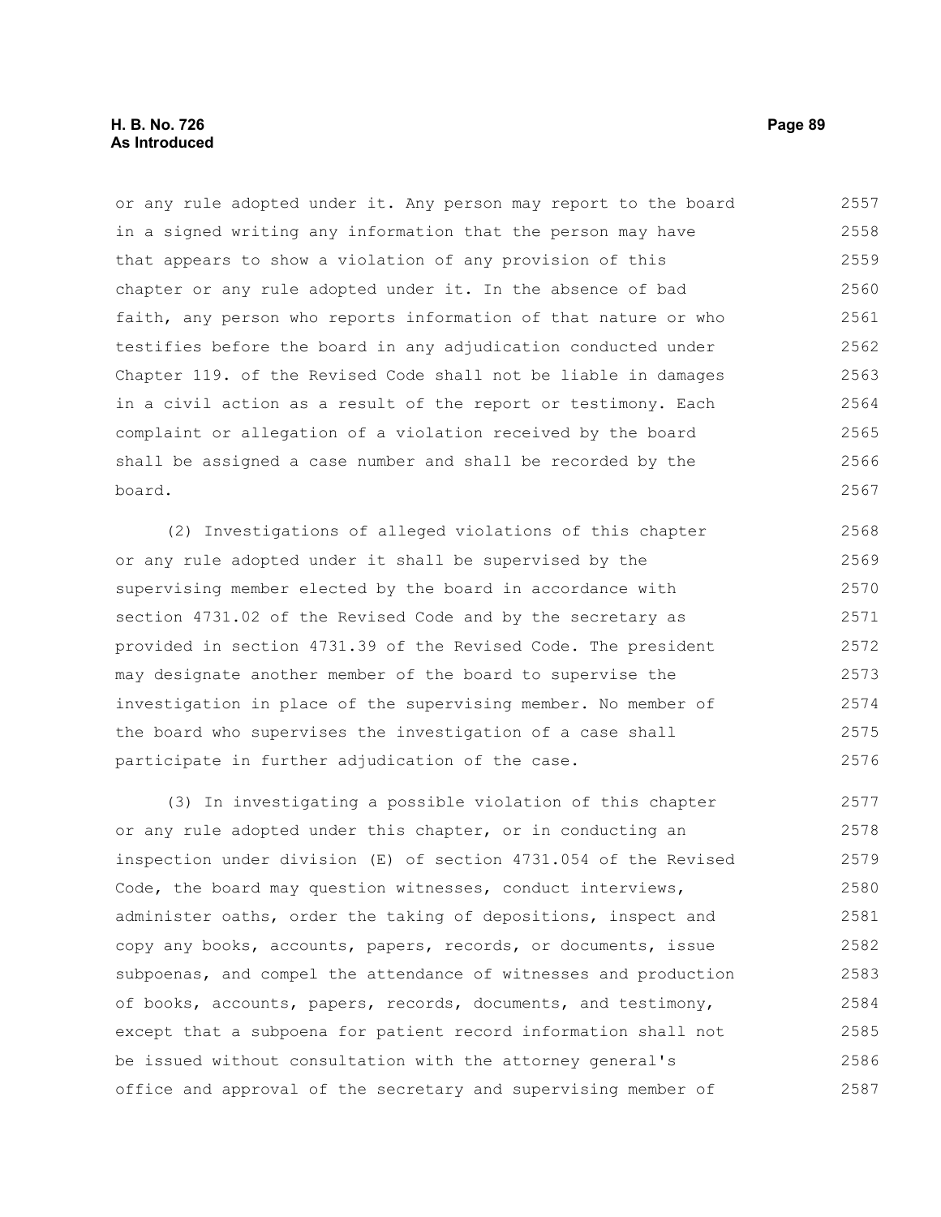or any rule adopted under it. Any person may report to the board in a signed writing any information that the person may have that appears to show a violation of any provision of this chapter or any rule adopted under it. In the absence of bad faith, any person who reports information of that nature or who testifies before the board in any adjudication conducted under Chapter 119. of the Revised Code shall not be liable in damages in a civil action as a result of the report or testimony. Each complaint or allegation of a violation received by the board shall be assigned a case number and shall be recorded by the board.

(2) Investigations of alleged violations of this chapter or any rule adopted under it shall be supervised by the supervising member elected by the board in accordance with section 4731.02 of the Revised Code and by the secretary as provided in section 4731.39 of the Revised Code. The president may designate another member of the board to supervise the investigation in place of the supervising member. No member of the board who supervises the investigation of a case shall participate in further adjudication of the case.

(3) In investigating a possible violation of this chapter or any rule adopted under this chapter, or in conducting an inspection under division (E) of section 4731.054 of the Revised Code, the board may question witnesses, conduct interviews, administer oaths, order the taking of depositions, inspect and copy any books, accounts, papers, records, or documents, issue subpoenas, and compel the attendance of witnesses and production of books, accounts, papers, records, documents, and testimony, except that a subpoena for patient record information shall not be issued without consultation with the attorney general's office and approval of the secretary and supervising member of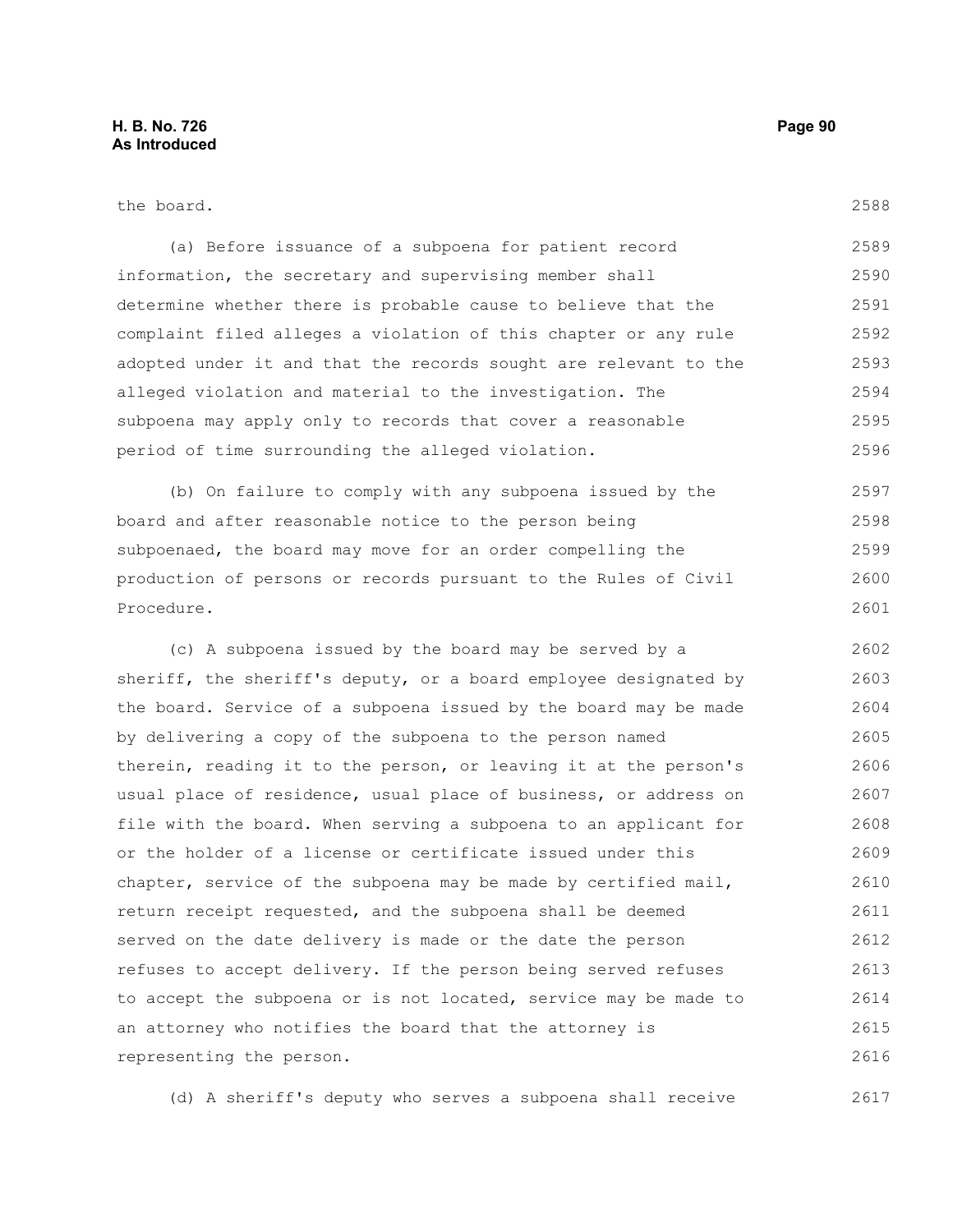the board.

(a) Before issuance of a subpoena for patient record information, the secretary and supervising member shall determine whether there is probable cause to believe that the complaint filed alleges a violation of this chapter or any rule adopted under it and that the records sought are relevant to the alleged violation and material to the investigation. The subpoena may apply only to records that cover a reasonable period of time surrounding the alleged violation.

(b) On failure to comply with any subpoena issued by the board and after reasonable notice to the person being subpoenaed, the board may move for an order compelling the production of persons or records pursuant to the Rules of Civil Procedure.

(c) A subpoena issued by the board may be served by a sheriff, the sheriff's deputy, or a board employee designated by the board. Service of a subpoena issued by the board may be made by delivering a copy of the subpoena to the person named therein, reading it to the person, or leaving it at the person's usual place of residence, usual place of business, or address on file with the board. When serving a subpoena to an applicant for or the holder of a license or certificate issued under this chapter, service of the subpoena may be made by certified mail, return receipt requested, and the subpoena shall be deemed served on the date delivery is made or the date the person refuses to accept delivery. If the person being served refuses to accept the subpoena or is not located, service may be made to an attorney who notifies the board that the attorney is representing the person.

(d) A sheriff's deputy who serves a subpoena shall receive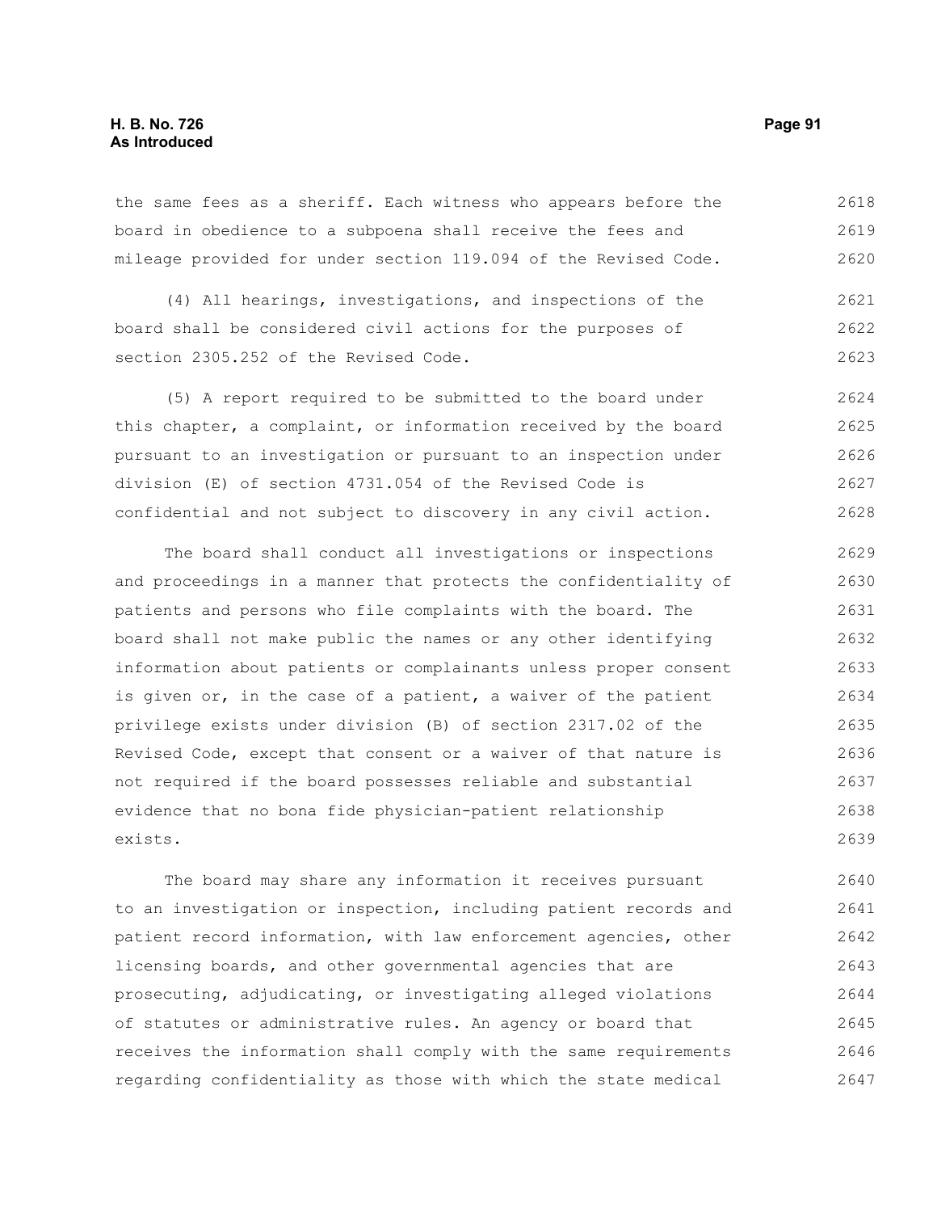the same fees as a sheriff. Each witness who appears before the board in obedience to a subpoena shall receive the fees and mileage provided for under section 119.094 of the Revised Code.

(4) All hearings, investigations, and inspections of the board shall be considered civil actions for the purposes of section 2305.252 of the Revised Code.

(5) A report required to be submitted to the board under this chapter, a complaint, or information received by the board pursuant to an investigation or pursuant to an inspection under division (E) of section 4731.054 of the Revised Code is confidential and not subject to discovery in any civil action.

The board shall conduct all investigations or inspections and proceedings in a manner that protects the confidentiality of patients and persons who file complaints with the board. The board shall not make public the names or any other identifying information about patients or complainants unless proper consent is given or, in the case of a patient, a waiver of the patient privilege exists under division (B) of section 2317.02 of the Revised Code, except that consent or a waiver of that nature is not required if the board possesses reliable and substantial evidence that no bona fide physician-patient relationship exists.

The board may share any information it receives pursuant to an investigation or inspection, including patient records and patient record information, with law enforcement agencies, other licensing boards, and other governmental agencies that are prosecuting, adjudicating, or investigating alleged violations of statutes or administrative rules. An agency or board that receives the information shall comply with the same requirements regarding confidentiality as those with which the state medical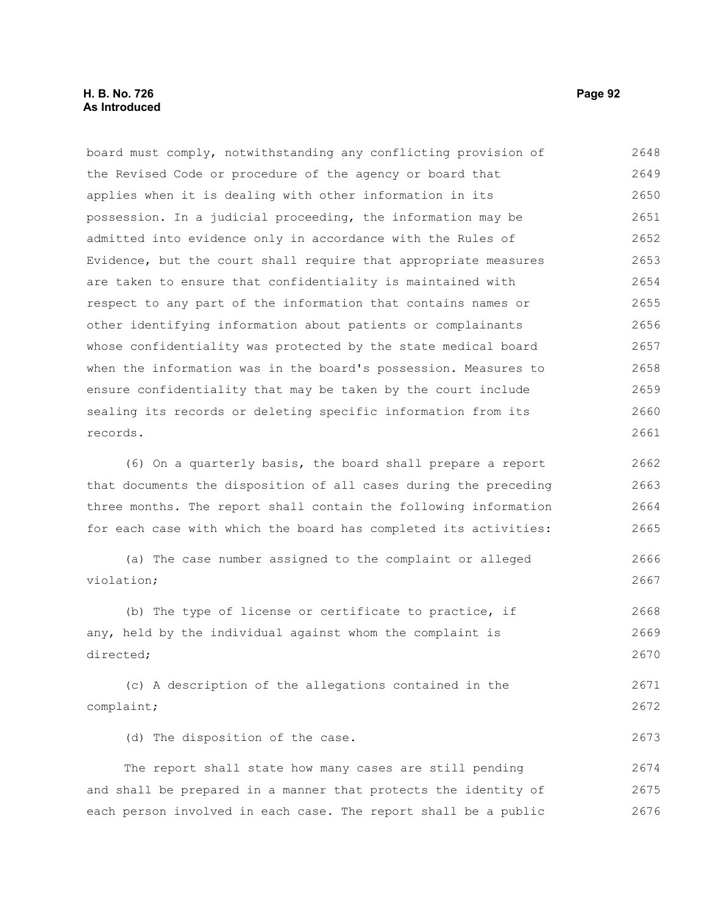board must comply, notwithstanding any conflicting provision of the Revised Code or procedure of the agency or board that applies when it is dealing with other information in its possession. In a judicial proceeding, the information may be admitted into evidence only in accordance with the Rules of Evidence, but the court shall require that appropriate measures are taken to ensure that confidentiality is maintained with respect to any part of the information that contains names or other identifying information about patients or complainants whose confidentiality was protected by the state medical board when the information was in the board's possession. Measures to ensure confidentiality that may be taken by the court include sealing its records or deleting specific information from its records.

(6) On a quarterly basis, the board shall prepare a report that documents the disposition of all cases during the preceding three months. The report shall contain the following information for each case with which the board has completed its activities:

(a) The case number assigned to the complaint or alleged violation;

(b) The type of license or certificate to practice, if any, held by the individual against whom the complaint is directed;

(c) A description of the allegations contained in the complaint;

(d) The disposition of the case.

The report shall state how many cases are still pending and shall be prepared in a manner that protects the identity of each person involved in each case. The report shall be a public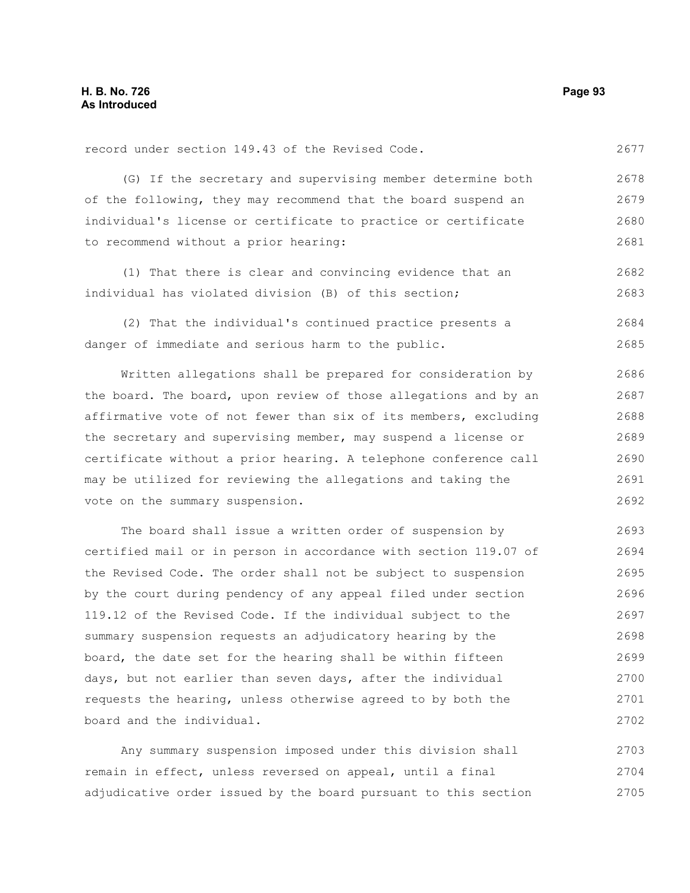record under section 149.43 of the Revised Code.

(G) If the secretary and supervising member determine both of the following, they may recommend that the board suspend an individual's license or certificate to practice or certificate to recommend without a prior hearing:

(1) That there is clear and convincing evidence that an individual has violated division (B) of this section;

(2) That the individual's continued practice presents a danger of immediate and serious harm to the public.

Written allegations shall be prepared for consideration by the board. The board, upon review of those allegations and by an affirmative vote of not fewer than six of its members, excluding the secretary and supervising member, may suspend a license or certificate without a prior hearing. A telephone conference call may be utilized for reviewing the allegations and taking the vote on the summary suspension.

The board shall issue a written order of suspension by certified mail or in person in accordance with section 119.07 of the Revised Code. The order shall not be subject to suspension by the court during pendency of any appeal filed under section 119.12 of the Revised Code. If the individual subject to the summary suspension requests an adjudicatory hearing by the board, the date set for the hearing shall be within fifteen days, but not earlier than seven days, after the individual requests the hearing, unless otherwise agreed to by both the board and the individual.

Any summary suspension imposed under this division shall remain in effect, unless reversed on appeal, until a final adjudicative order issued by the board pursuant to this section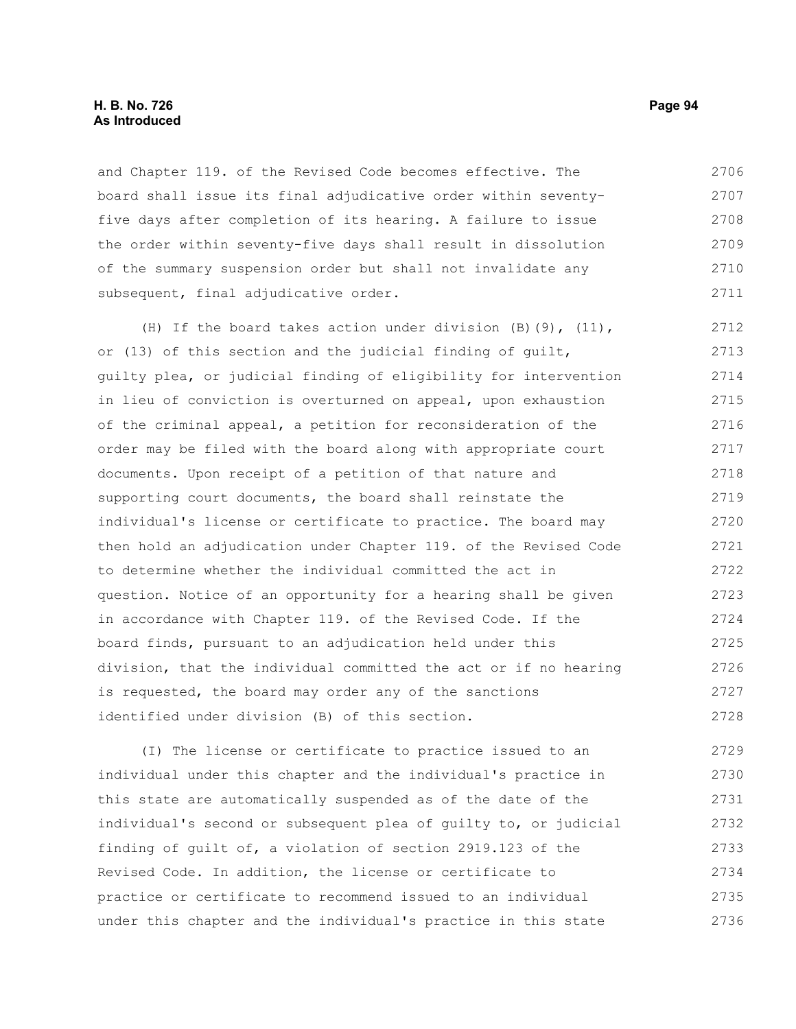and Chapter 119. of the Revised Code becomes effective. The board shall issue its final adjudicative order within seventy-five days after completion of its hearing. A failure to issue the order within seventy-five days shall result in dissolution of the summary suspension order but shall not invalidate any subsequent, final adjudicative order.

(H) If the board takes action under division (B)(9), (11), or (13) of this section and the judicial finding of guilt, guilty plea, or judicial finding of eligibility for intervention in lieu of conviction is overturned on appeal, upon exhaustion of the criminal appeal, a petition for reconsideration of the order may be filed with the board along with appropriate court documents. Upon receipt of a petition of that nature and supporting court documents, the board shall reinstate the individual's license or certificate to practice. The board may then hold an adjudication under Chapter 119. of the Revised Code to determine whether the individual committed the act in question. Notice of an opportunity for a hearing shall be given in accordance with Chapter 119. of the Revised Code. If the board finds, pursuant to an adjudication held under this division, that the individual committed the act or if no hearing is requested, the board may order any of the sanctions identified under division (B) of this section.

(I) The license or certificate to practice issued to an individual under this chapter and the individual's practice in this state are automatically suspended as of the date of the individual's second or subsequent plea of guilty to, or judicial finding of guilt of, a violation of section 2919.123 of the Revised Code. In addition, the license or certificate to practice or certificate to recommend issued to an individual under this chapter and the individual's practice in this state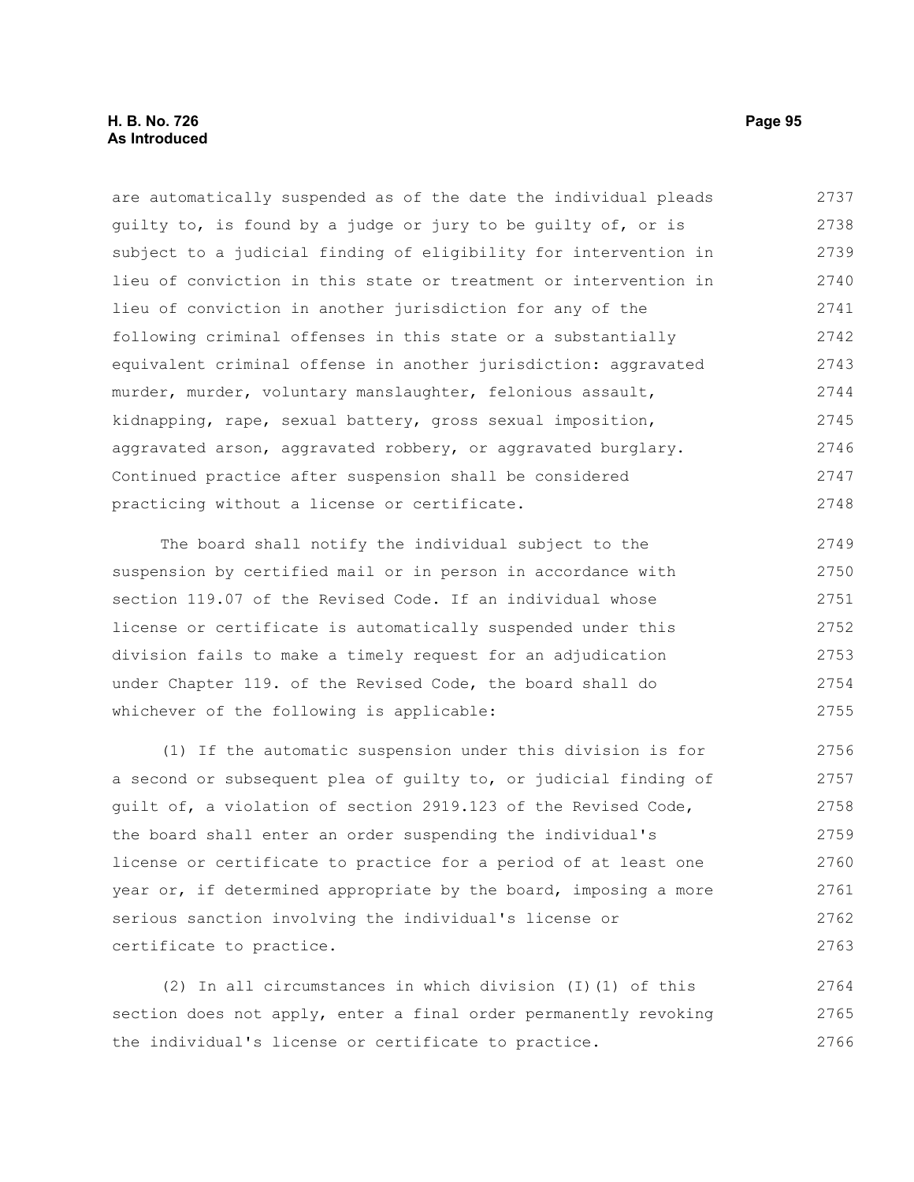are automatically suspended as of the date the individual pleads guilty to, is found by a judge or jury to be guilty of, or is subject to a judicial finding of eligibility for intervention in lieu of conviction in this state or treatment or intervention in lieu of conviction in another jurisdiction for any of the following criminal offenses in this state or a substantially equivalent criminal offense in another jurisdiction: aggravated murder, murder, voluntary manslaughter, felonious assault, kidnapping, rape, sexual battery, gross sexual imposition, aggravated arson, aggravated robbery, or aggravated burglary. Continued practice after suspension shall be considered practicing without a license or certificate.

The board shall notify the individual subject to the suspension by certified mail or in person in accordance with section 119.07 of the Revised Code. If an individual whose license or certificate is automatically suspended under this division fails to make a timely request for an adjudication under Chapter 119. of the Revised Code, the board shall do whichever of the following is applicable:

(1) If the automatic suspension under this division is for a second or subsequent plea of guilty to, or judicial finding of guilt of, a violation of section 2919.123 of the Revised Code, the board shall enter an order suspending the individual's license or certificate to practice for a period of at least one year or, if determined appropriate by the board, imposing a more serious sanction involving the individual's license or certificate to practice.

(2) In all circumstances in which division (I)(1) of this section does not apply, enter a final order permanently revoking the individual's license or certificate to practice.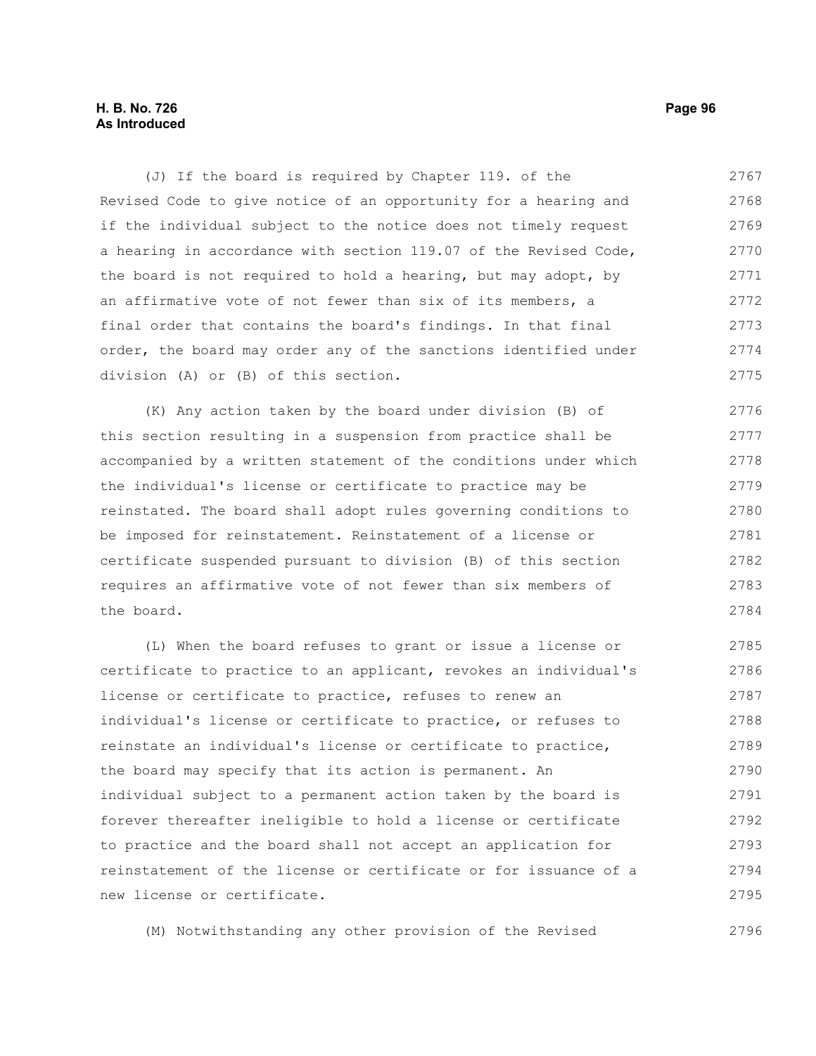(J) If the board is required by Chapter 119. of the Revised Code to give notice of an opportunity for a hearing and if the individual subject to the notice does not timely request a hearing in accordance with section 119.07 of the Revised Code, the board is not required to hold a hearing, but may adopt, by an affirmative vote of not fewer than six of its members, a final order that contains the board's findings. In that final order, the board may order any of the sanctions identified under division (A) or (B) of this section.

(K) Any action taken by the board under division (B) of this section resulting in a suspension from practice shall be accompanied by a written statement of the conditions under which the individual's license or certificate to practice may be reinstated. The board shall adopt rules governing conditions to be imposed for reinstatement. Reinstatement of a license or certificate suspended pursuant to division (B) of this section requires an affirmative vote of not fewer than six members of the board.

(L) When the board refuses to grant or issue a license or certificate to practice to an applicant, revokes an individual's license or certificate to practice, refuses to renew an individual's license or certificate to practice, or refuses to reinstate an individual's license or certificate to practice, the board may specify that its action is permanent. An individual subject to a permanent action taken by the board is forever thereafter ineligible to hold a license or certificate to practice and the board shall not accept an application for reinstatement of the license or certificate or for issuance of a new license or certificate.

(M) Notwithstanding any other provision of the Revised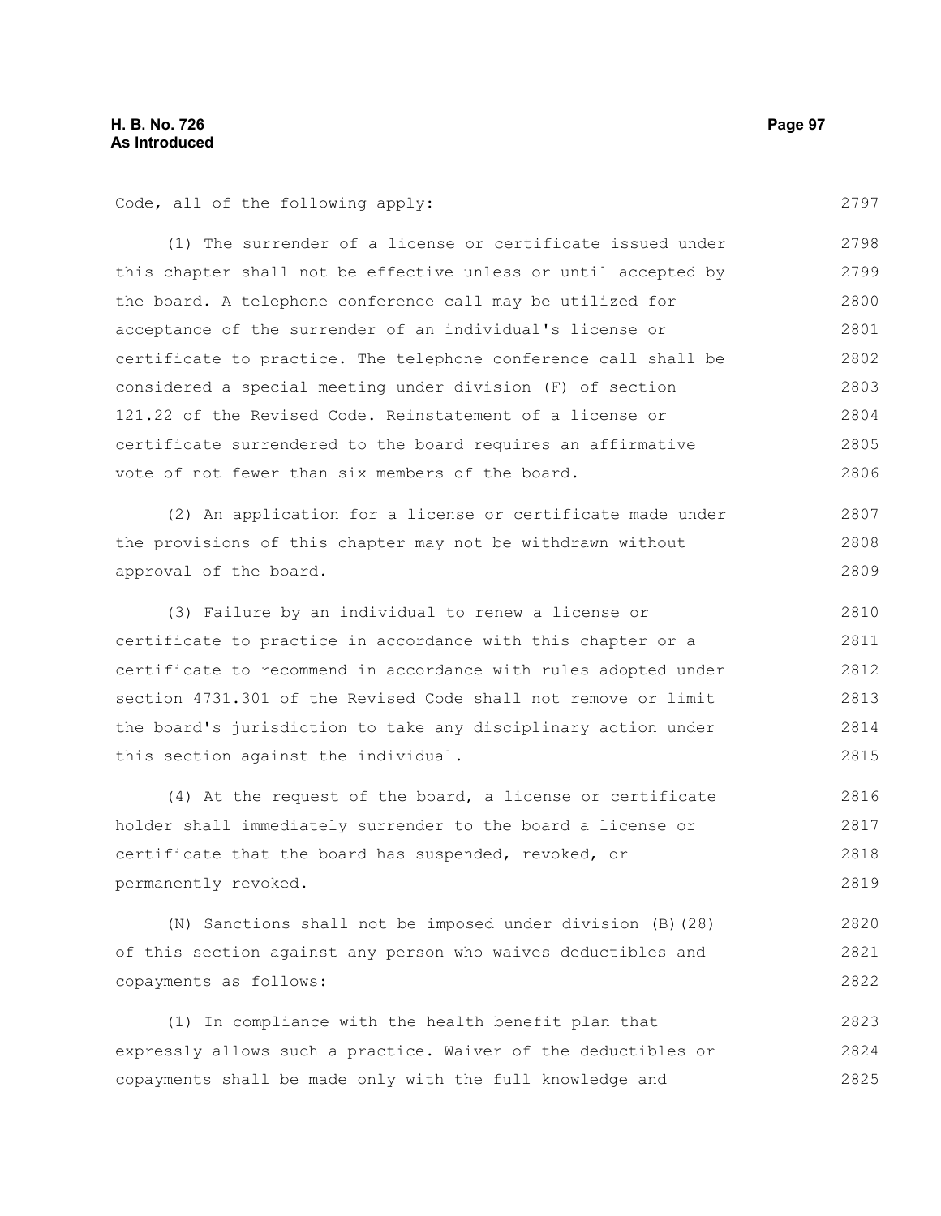Code, all of the following apply:

(1) The surrender of a license or certificate issued under this chapter shall not be effective unless or until accepted by the board. A telephone conference call may be utilized for acceptance of the surrender of an individual's license or certificate to practice. The telephone conference call shall be considered a special meeting under division (F) of section 121.22 of the Revised Code. Reinstatement of a license or certificate surrendered to the board requires an affirmative vote of not fewer than six members of the board.

(2) An application for a license or certificate made under the provisions of this chapter may not be withdrawn without approval of the board.

(3) Failure by an individual to renew a license or certificate to practice in accordance with this chapter or a certificate to recommend in accordance with rules adopted under section 4731.301 of the Revised Code shall not remove or limit the board's jurisdiction to take any disciplinary action under this section against the individual.

(4) At the request of the board, a license or certificate holder shall immediately surrender to the board a license or certificate that the board has suspended, revoked, or permanently revoked.

(N) Sanctions shall not be imposed under division (B)(28) of this section against any person who waives deductibles and copayments as follows:

(1) In compliance with the health benefit plan that expressly allows such a practice. Waiver of the deductibles or copayments shall be made only with the full knowledge and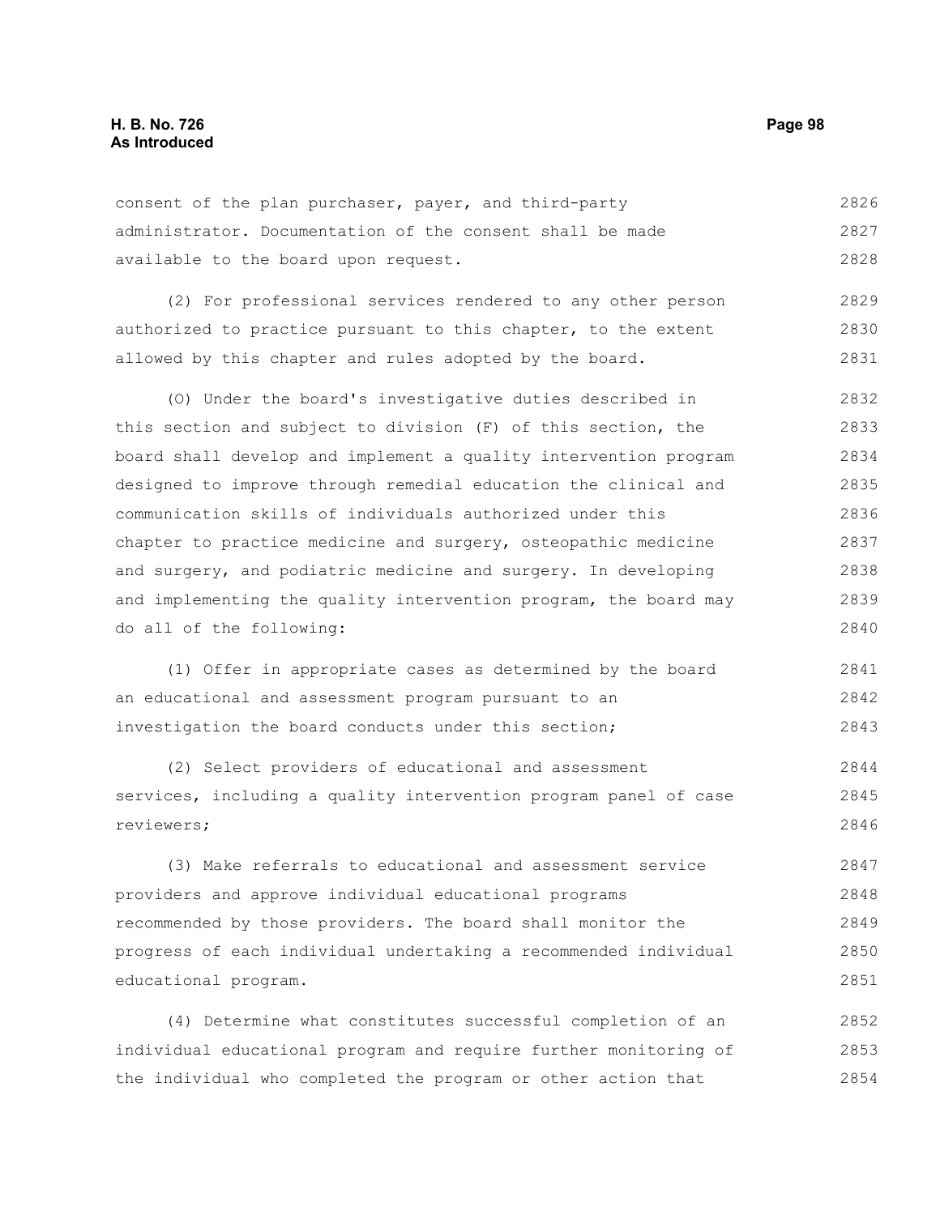consent of the plan purchaser, payer, and third-party administrator. Documentation of the consent shall be made available to the board upon request.

(2) For professional services rendered to any other person authorized to practice pursuant to this chapter, to the extent allowed by this chapter and rules adopted by the board.

(O) Under the board's investigative duties described in this section and subject to division (F) of this section, the board shall develop and implement a quality intervention program designed to improve through remedial education the clinical and communication skills of individuals authorized under this chapter to practice medicine and surgery, osteopathic medicine and surgery, and podiatric medicine and surgery. In developing and implementing the quality intervention program, the board may do all of the following:

(1) Offer in appropriate cases as determined by the board an educational and assessment program pursuant to an investigation the board conducts under this section;

(2) Select providers of educational and assessment services, including a quality intervention program panel of case reviewers;

(3) Make referrals to educational and assessment service providers and approve individual educational programs recommended by those providers. The board shall monitor the progress of each individual undertaking a recommended individual educational program.

(4) Determine what constitutes successful completion of an individual educational program and require further monitoring of the individual who completed the program or other action that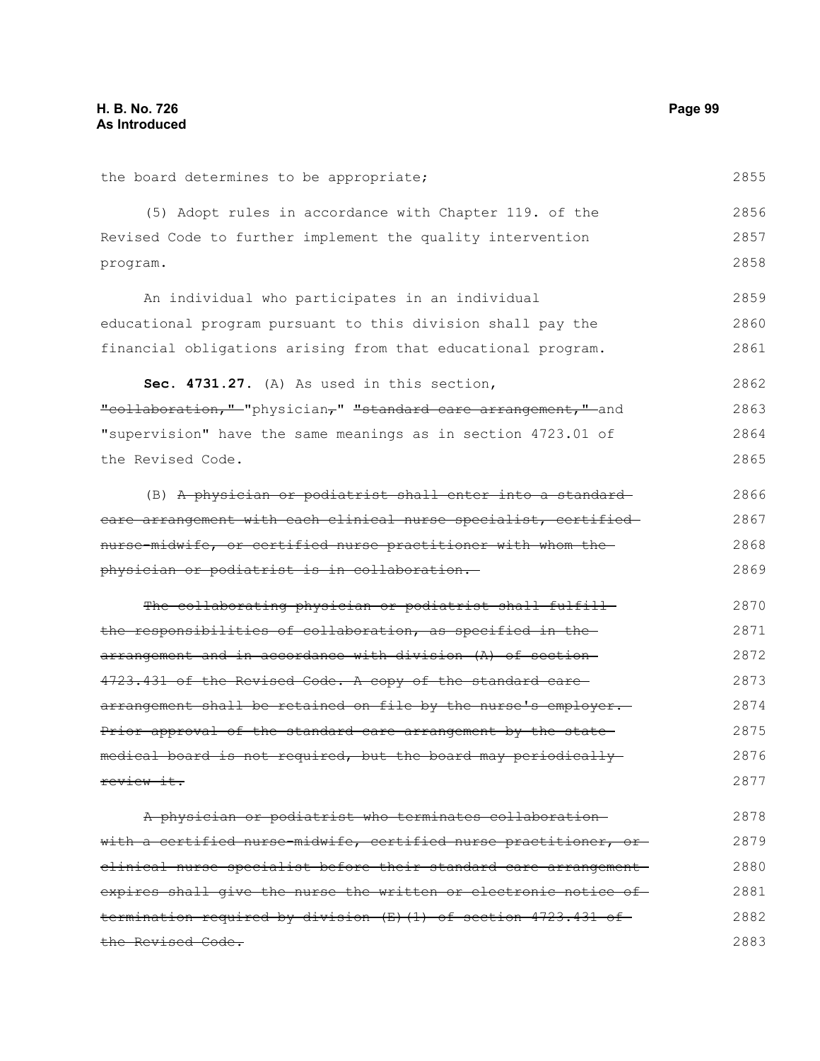the board determines to be appropriate;

(5) Adopt rules in accordance with Chapter 119. of the Revised Code to further implement the quality intervention program.

An individual who participates in an individual educational program pursuant to this division shall pay the financial obligations arising from that educational program.

**Sec. 4731.27.** (A) As used in this section, ~~"collaboration,"~~ "physician~~,~~" ~~"standard care arrangement,"~~ and "supervision" have the same meanings as in section 4723.01 of the Revised Code.

(B) ~~A physician or podiatrist shall enter into a standard care arrangement with each clinical nurse specialist, certified nurse-midwife, or certified nurse practitioner with whom the physician or podiatrist is in collaboration.~~

~~The collaborating physician or podiatrist shall fulfill the responsibilities of collaboration, as specified in the arrangement and in accordance with division (A) of section 4723.431 of the Revised Code. A copy of the standard care arrangement shall be retained on file by the nurse's employer. Prior approval of the standard care arrangement by the state medical board is not required, but the board may periodically review it.~~

~~A physician or podiatrist who terminates collaboration with a certified nurse-midwife, certified nurse practitioner, or clinical nurse specialist before their standard care arrangement expires shall give the nurse the written or electronic notice of termination required by division (E)(1) of section 4723.431 of the Revised Code.~~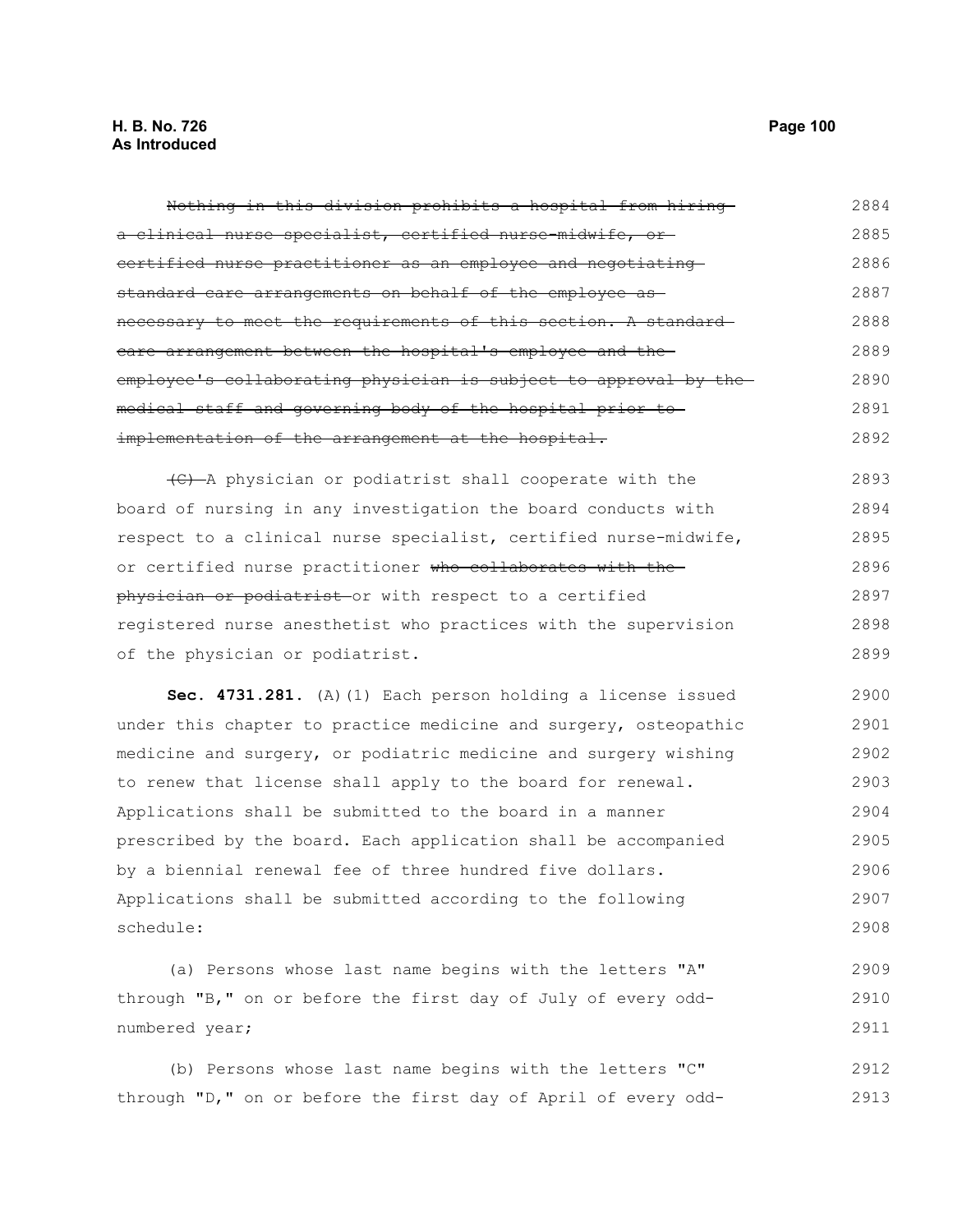~~Nothing in this division prohibits a hospital from hiring a clinical nurse specialist, certified nurse-midwife, or certified nurse practitioner as an employee and negotiating standard care arrangements on behalf of the employee as necessary to meet the requirements of this section. A standard care arrangement between the hospital's employee and the employee's collaborating physician is subject to approval by the medical staff and governing body of the hospital prior to implementation of the arrangement at the hospital.~~

~~(C)~~ A physician or podiatrist shall cooperate with the board of nursing in any investigation the board conducts with respect to a clinical nurse specialist, certified nurse-midwife, or certified nurse practitioner ~~who collaborates with the physician or podiatrist~~ or with respect to a certified registered nurse anesthetist who practices with the supervision of the physician or podiatrist.

**Sec. 4731.281.** (A)(1) Each person holding a license issued under this chapter to practice medicine and surgery, osteopathic medicine and surgery, or podiatric medicine and surgery wishing to renew that license shall apply to the board for renewal. Applications shall be submitted to the board in a manner prescribed by the board. Each application shall be accompanied by a biennial renewal fee of three hundred five dollars. Applications shall be submitted according to the following schedule:

(a) Persons whose last name begins with the letters "A" through "B," on or before the first day of July of every odd-numbered year;

(b) Persons whose last name begins with the letters "C" through "D," on or before the first day of April of every odd-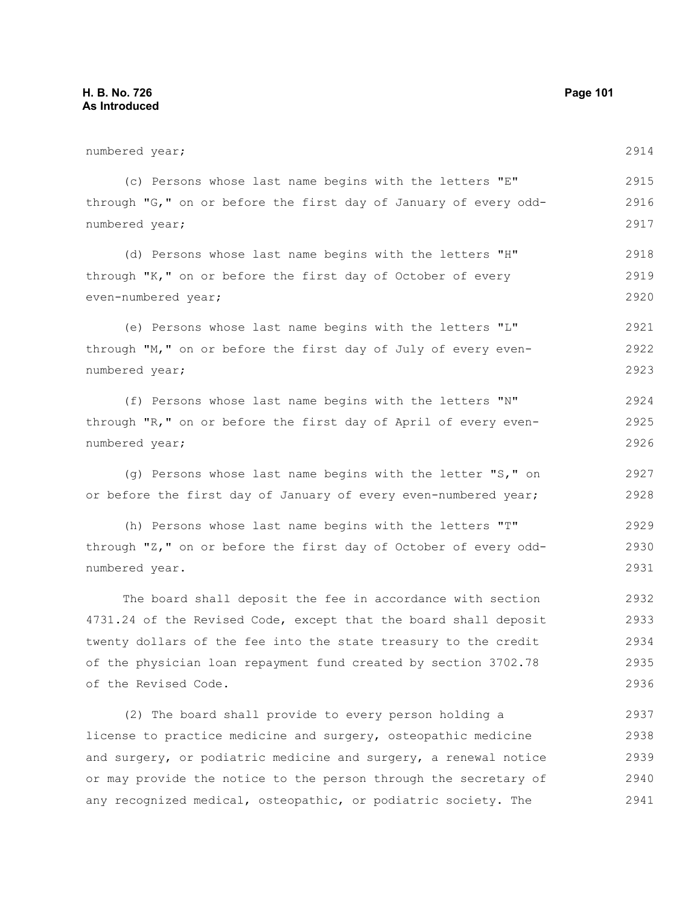numbered year;

(c) Persons whose last name begins with the letters "E" through "G," on or before the first day of January of every odd-numbered year;

(d) Persons whose last name begins with the letters "H" through "K," on or before the first day of October of every even-numbered year;

(e) Persons whose last name begins with the letters "L" through "M," on or before the first day of July of every even-numbered year;

(f) Persons whose last name begins with the letters "N" through "R," on or before the first day of April of every even-numbered year;

(g) Persons whose last name begins with the letter "S," on or before the first day of January of every even-numbered year;

(h) Persons whose last name begins with the letters "T" through "Z," on or before the first day of October of every odd-numbered year.

The board shall deposit the fee in accordance with section 4731.24 of the Revised Code, except that the board shall deposit twenty dollars of the fee into the state treasury to the credit of the physician loan repayment fund created by section 3702.78 of the Revised Code.

(2) The board shall provide to every person holding a license to practice medicine and surgery, osteopathic medicine and surgery, or podiatric medicine and surgery, a renewal notice or may provide the notice to the person through the secretary of any recognized medical, osteopathic, or podiatric society. The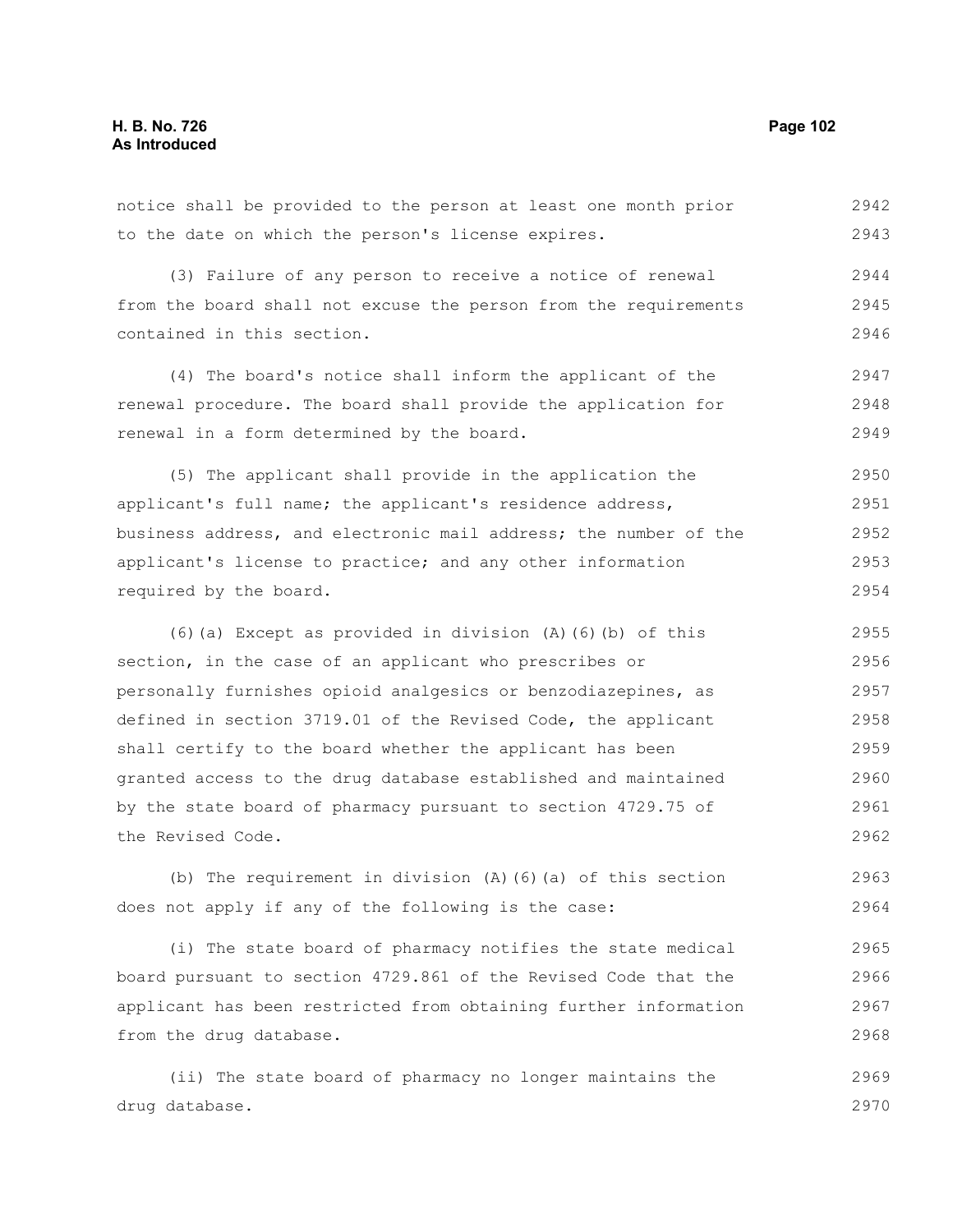notice shall be provided to the person at least one month prior to the date on which the person's license expires.

(3) Failure of any person to receive a notice of renewal from the board shall not excuse the person from the requirements contained in this section.

(4) The board's notice shall inform the applicant of the renewal procedure. The board shall provide the application for renewal in a form determined by the board.

(5) The applicant shall provide in the application the applicant's full name; the applicant's residence address, business address, and electronic mail address; the number of the applicant's license to practice; and any other information required by the board.

(6)(a) Except as provided in division (A)(6)(b) of this section, in the case of an applicant who prescribes or personally furnishes opioid analgesics or benzodiazepines, as defined in section 3719.01 of the Revised Code, the applicant shall certify to the board whether the applicant has been granted access to the drug database established and maintained by the state board of pharmacy pursuant to section 4729.75 of the Revised Code.

(b) The requirement in division (A)(6)(a) of this section does not apply if any of the following is the case:

(i) The state board of pharmacy notifies the state medical board pursuant to section 4729.861 of the Revised Code that the applicant has been restricted from obtaining further information from the drug database.

(ii) The state board of pharmacy no longer maintains the drug database.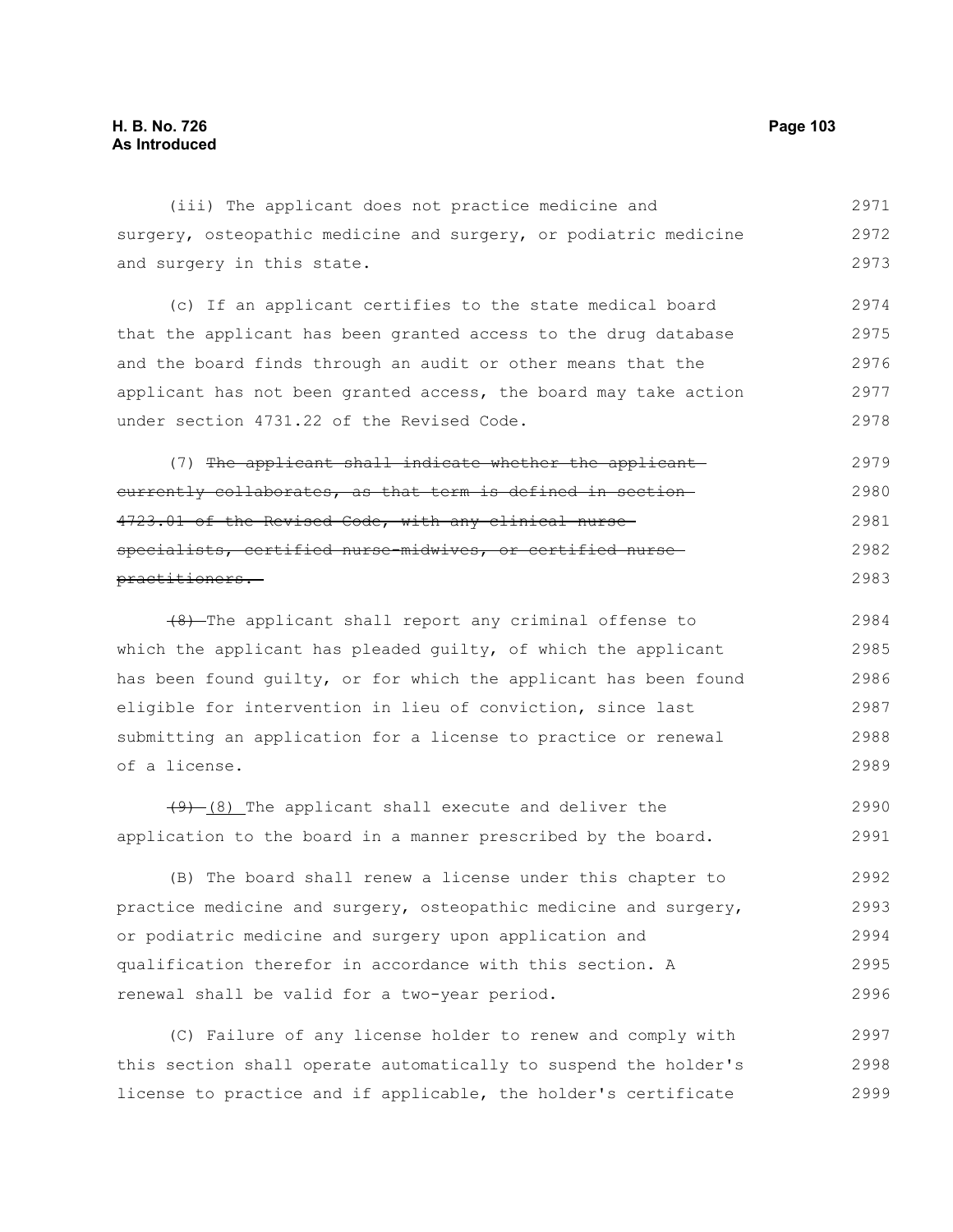(iii) The applicant does not practice medicine and surgery, osteopathic medicine and surgery, or podiatric medicine and surgery in this state.

(c) If an applicant certifies to the state medical board that the applicant has been granted access to the drug database and the board finds through an audit or other means that the applicant has not been granted access, the board may take action under section 4731.22 of the Revised Code.

(7) ~~The applicant shall indicate whether the applicant currently collaborates, as that term is defined in section 4723.01 of the Revised Code, with any clinical nurse specialists, certified nurse-midwives, or certified nurse practitioners.~~

~~(8)~~ The applicant shall report any criminal offense to which the applicant has pleaded guilty, of which the applicant has been found guilty, or for which the applicant has been found eligible for intervention in lieu of conviction, since last submitting an application for a license to practice or renewal of a license.

~~(9)~~ (8) The applicant shall execute and deliver the application to the board in a manner prescribed by the board.

(B) The board shall renew a license under this chapter to practice medicine and surgery, osteopathic medicine and surgery, or podiatric medicine and surgery upon application and qualification therefor in accordance with this section. A renewal shall be valid for a two-year period.

(C) Failure of any license holder to renew and comply with this section shall operate automatically to suspend the holder's license to practice and if applicable, the holder's certificate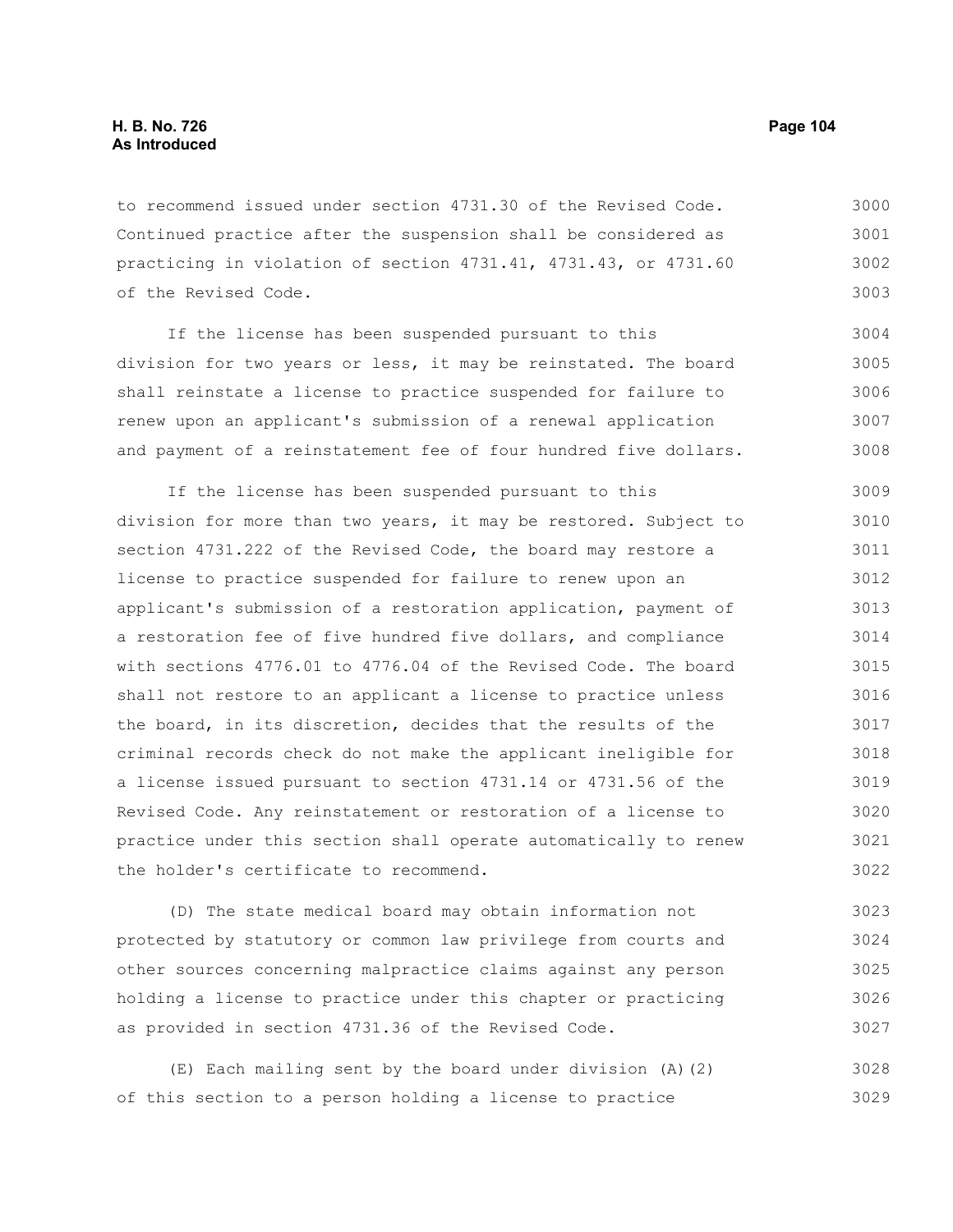to recommend issued under section 4731.30 of the Revised Code. Continued practice after the suspension shall be considered as practicing in violation of section 4731.41, 4731.43, or 4731.60 of the Revised Code.

If the license has been suspended pursuant to this division for two years or less, it may be reinstated. The board shall reinstate a license to practice suspended for failure to renew upon an applicant's submission of a renewal application and payment of a reinstatement fee of four hundred five dollars.

If the license has been suspended pursuant to this division for more than two years, it may be restored. Subject to section 4731.222 of the Revised Code, the board may restore a license to practice suspended for failure to renew upon an applicant's submission of a restoration application, payment of a restoration fee of five hundred five dollars, and compliance with sections 4776.01 to 4776.04 of the Revised Code. The board shall not restore to an applicant a license to practice unless the board, in its discretion, decides that the results of the criminal records check do not make the applicant ineligible for a license issued pursuant to section 4731.14 or 4731.56 of the Revised Code. Any reinstatement or restoration of a license to practice under this section shall operate automatically to renew the holder's certificate to recommend.

(D) The state medical board may obtain information not protected by statutory or common law privilege from courts and other sources concerning malpractice claims against any person holding a license to practice under this chapter or practicing as provided in section 4731.36 of the Revised Code.

(E) Each mailing sent by the board under division (A)(2) of this section to a person holding a license to practice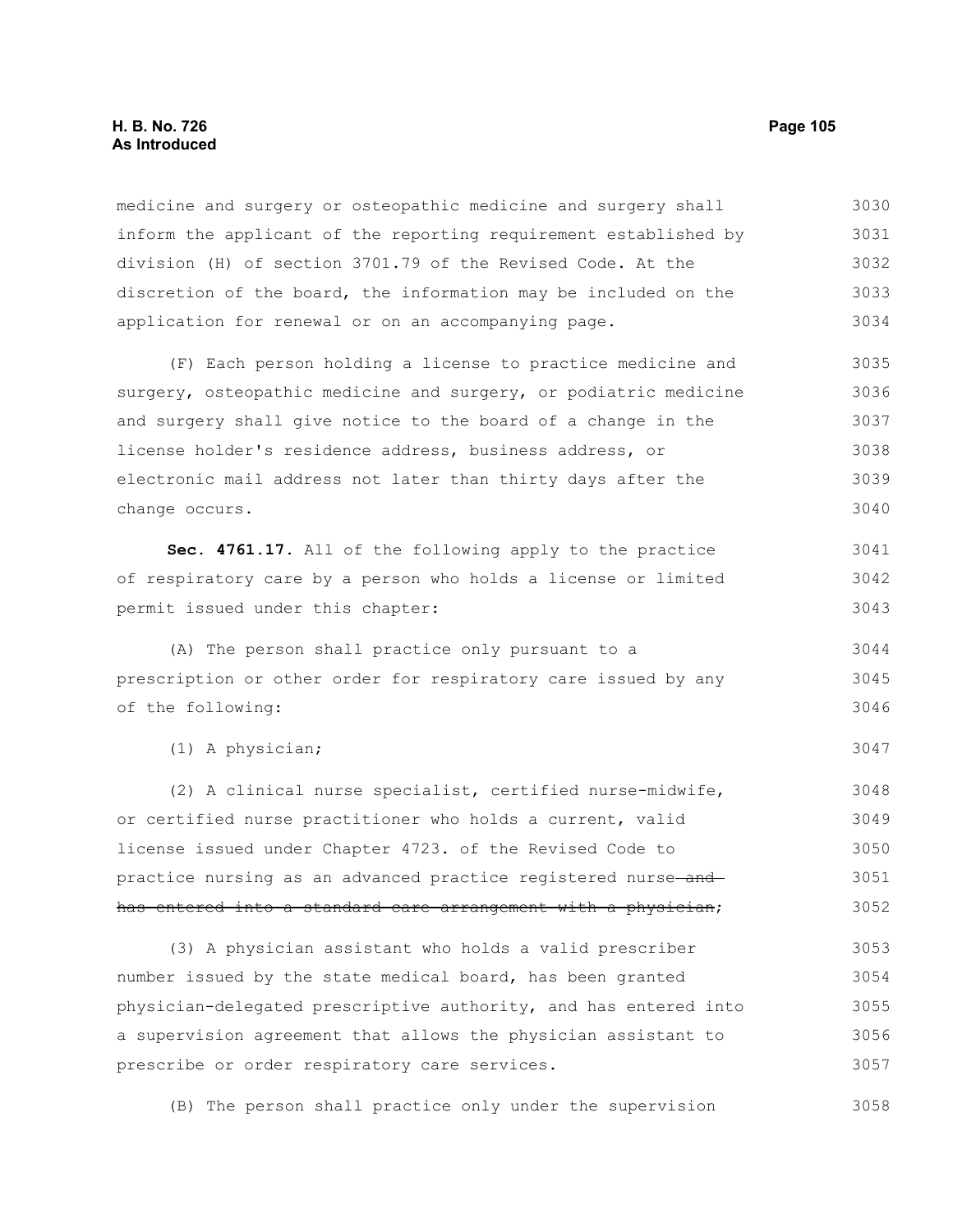medicine and surgery or osteopathic medicine and surgery shall inform the applicant of the reporting requirement established by division (H) of section 3701.79 of the Revised Code. At the discretion of the board, the information may be included on the application for renewal or on an accompanying page.

(F) Each person holding a license to practice medicine and surgery, osteopathic medicine and surgery, or podiatric medicine and surgery shall give notice to the board of a change in the license holder's residence address, business address, or electronic mail address not later than thirty days after the change occurs.

**Sec. 4761.17.** All of the following apply to the practice of respiratory care by a person who holds a license or limited permit issued under this chapter:

(A) The person shall practice only pursuant to a prescription or other order for respiratory care issued by any of the following:

(1) A physician;

(2) A clinical nurse specialist, certified nurse-midwife, or certified nurse practitioner who holds a current, valid license issued under Chapter 4723. of the Revised Code to practice nursing as an advanced practice registered nurse ~~and has entered into a standard care arrangement with a physician~~;

(3) A physician assistant who holds a valid prescriber number issued by the state medical board, has been granted physician-delegated prescriptive authority, and has entered into a supervision agreement that allows the physician assistant to prescribe or order respiratory care services.

(B) The person shall practice only under the supervision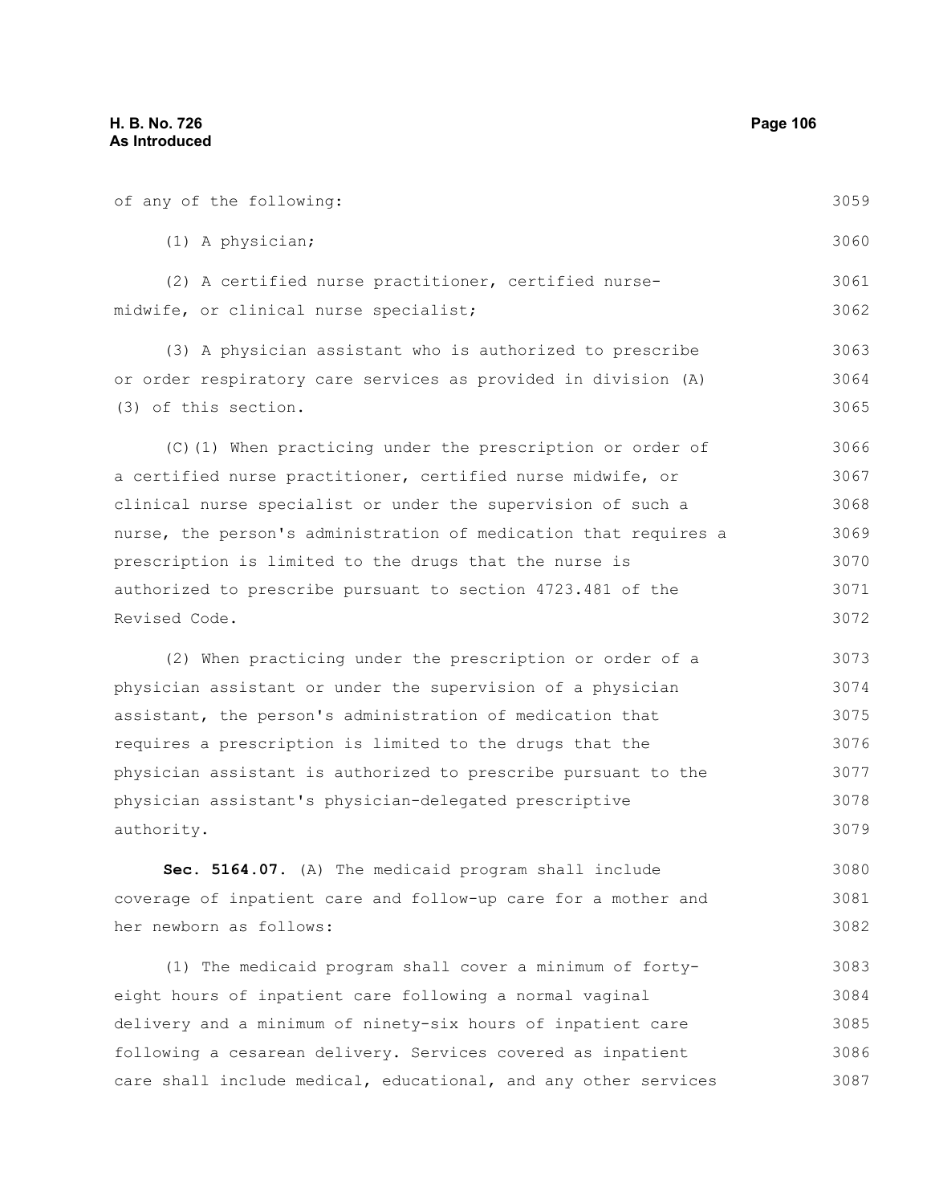of any of the following:

(1) A physician;

(2) A certified nurse practitioner, certified nurse-midwife, or clinical nurse specialist;

(3) A physician assistant who is authorized to prescribe or order respiratory care services as provided in division (A)(3) of this section.

(C)(1) When practicing under the prescription or order of a certified nurse practitioner, certified nurse midwife, or clinical nurse specialist or under the supervision of such a nurse, the person's administration of medication that requires a prescription is limited to the drugs that the nurse is authorized to prescribe pursuant to section 4723.481 of the Revised Code.

(2) When practicing under the prescription or order of a physician assistant or under the supervision of a physician assistant, the person's administration of medication that requires a prescription is limited to the drugs that the physician assistant is authorized to prescribe pursuant to the physician assistant's physician-delegated prescriptive authority.

**Sec. 5164.07.** (A) The medicaid program shall include coverage of inpatient care and follow-up care for a mother and her newborn as follows:

(1) The medicaid program shall cover a minimum of forty-eight hours of inpatient care following a normal vaginal delivery and a minimum of ninety-six hours of inpatient care following a cesarean delivery. Services covered as inpatient care shall include medical, educational, and any other services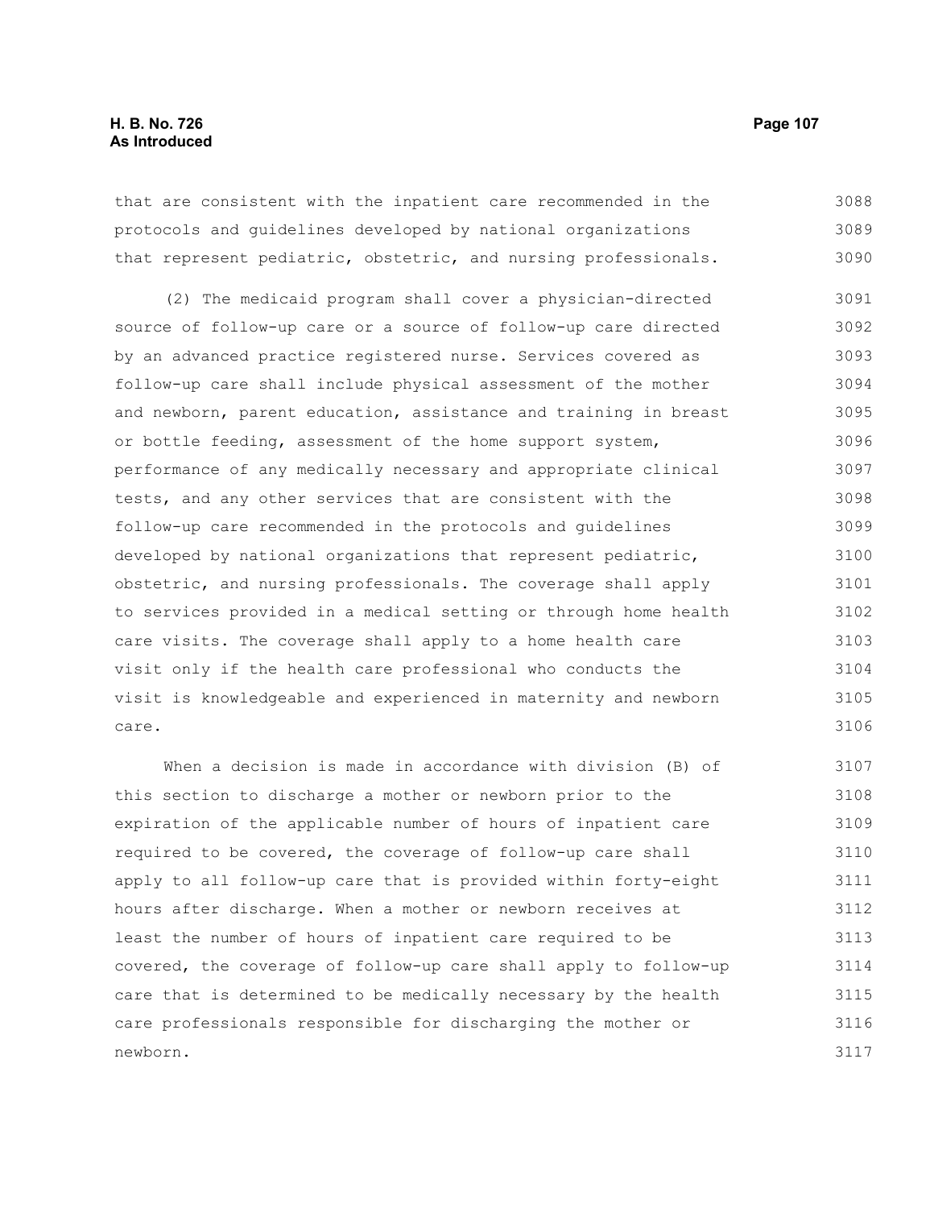that are consistent with the inpatient care recommended in the protocols and guidelines developed by national organizations that represent pediatric, obstetric, and nursing professionals.

(2) The medicaid program shall cover a physician-directed source of follow-up care or a source of follow-up care directed by an advanced practice registered nurse. Services covered as follow-up care shall include physical assessment of the mother and newborn, parent education, assistance and training in breast or bottle feeding, assessment of the home support system, performance of any medically necessary and appropriate clinical tests, and any other services that are consistent with the follow-up care recommended in the protocols and guidelines developed by national organizations that represent pediatric, obstetric, and nursing professionals. The coverage shall apply to services provided in a medical setting or through home health care visits. The coverage shall apply to a home health care visit only if the health care professional who conducts the visit is knowledgeable and experienced in maternity and newborn care.

When a decision is made in accordance with division (B) of this section to discharge a mother or newborn prior to the expiration of the applicable number of hours of inpatient care required to be covered, the coverage of follow-up care shall apply to all follow-up care that is provided within forty-eight hours after discharge. When a mother or newborn receives at least the number of hours of inpatient care required to be covered, the coverage of follow-up care shall apply to follow-up care that is determined to be medically necessary by the health care professionals responsible for discharging the mother or newborn.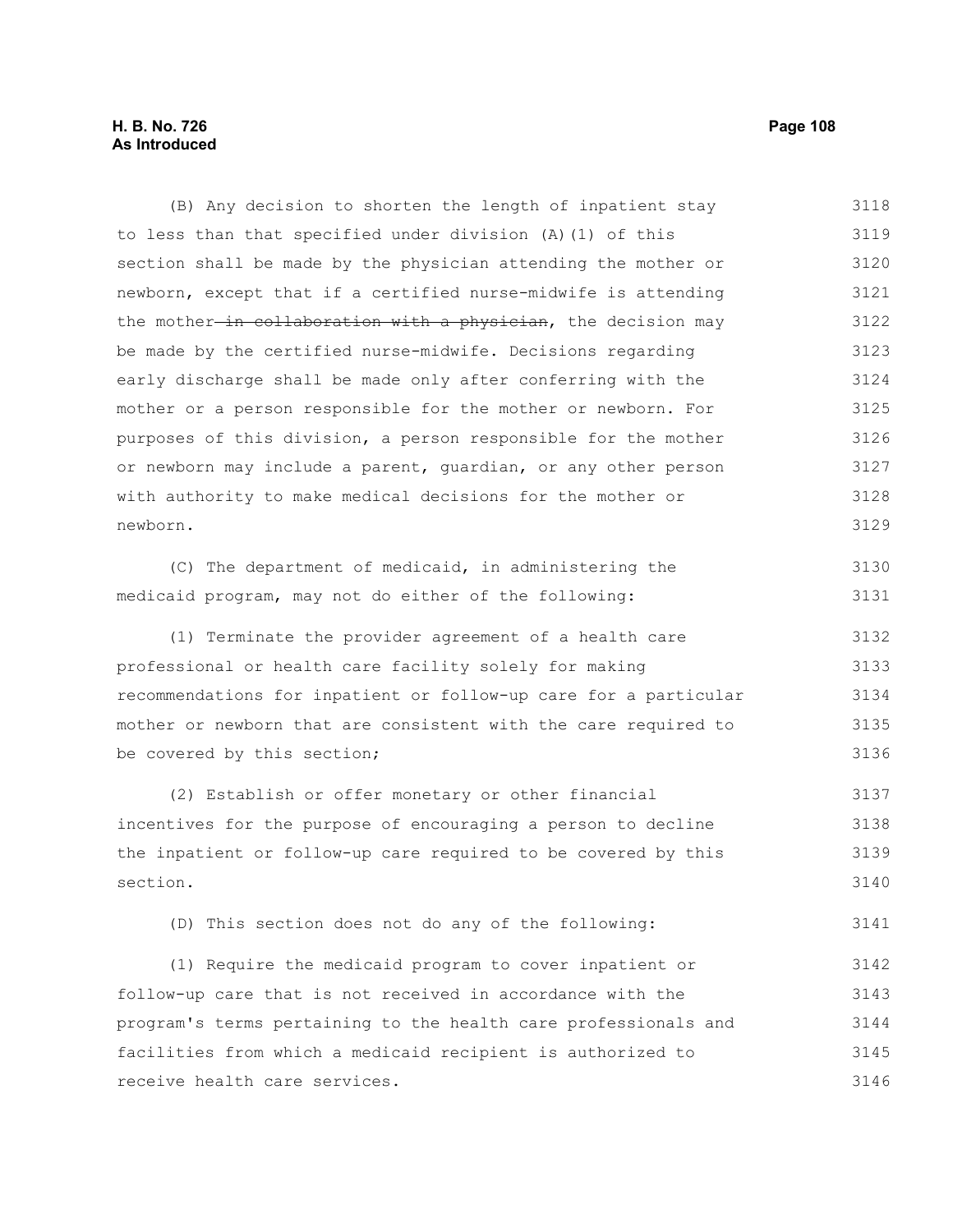(B) Any decision to shorten the length of inpatient stay to less than that specified under division (A)(1) of this section shall be made by the physician attending the mother or newborn, except that if a certified nurse-midwife is attending the mother ~~in collaboration with a physician~~, the decision may be made by the certified nurse-midwife. Decisions regarding early discharge shall be made only after conferring with the mother or a person responsible for the mother or newborn. For purposes of this division, a person responsible for the mother or newborn may include a parent, guardian, or any other person with authority to make medical decisions for the mother or newborn.

(C) The department of medicaid, in administering the medicaid program, may not do either of the following:

(1) Terminate the provider agreement of a health care professional or health care facility solely for making recommendations for inpatient or follow-up care for a particular mother or newborn that are consistent with the care required to be covered by this section;

(2) Establish or offer monetary or other financial incentives for the purpose of encouraging a person to decline the inpatient or follow-up care required to be covered by this section.

(D) This section does not do any of the following:

(1) Require the medicaid program to cover inpatient or follow-up care that is not received in accordance with the program's terms pertaining to the health care professionals and facilities from which a medicaid recipient is authorized to receive health care services.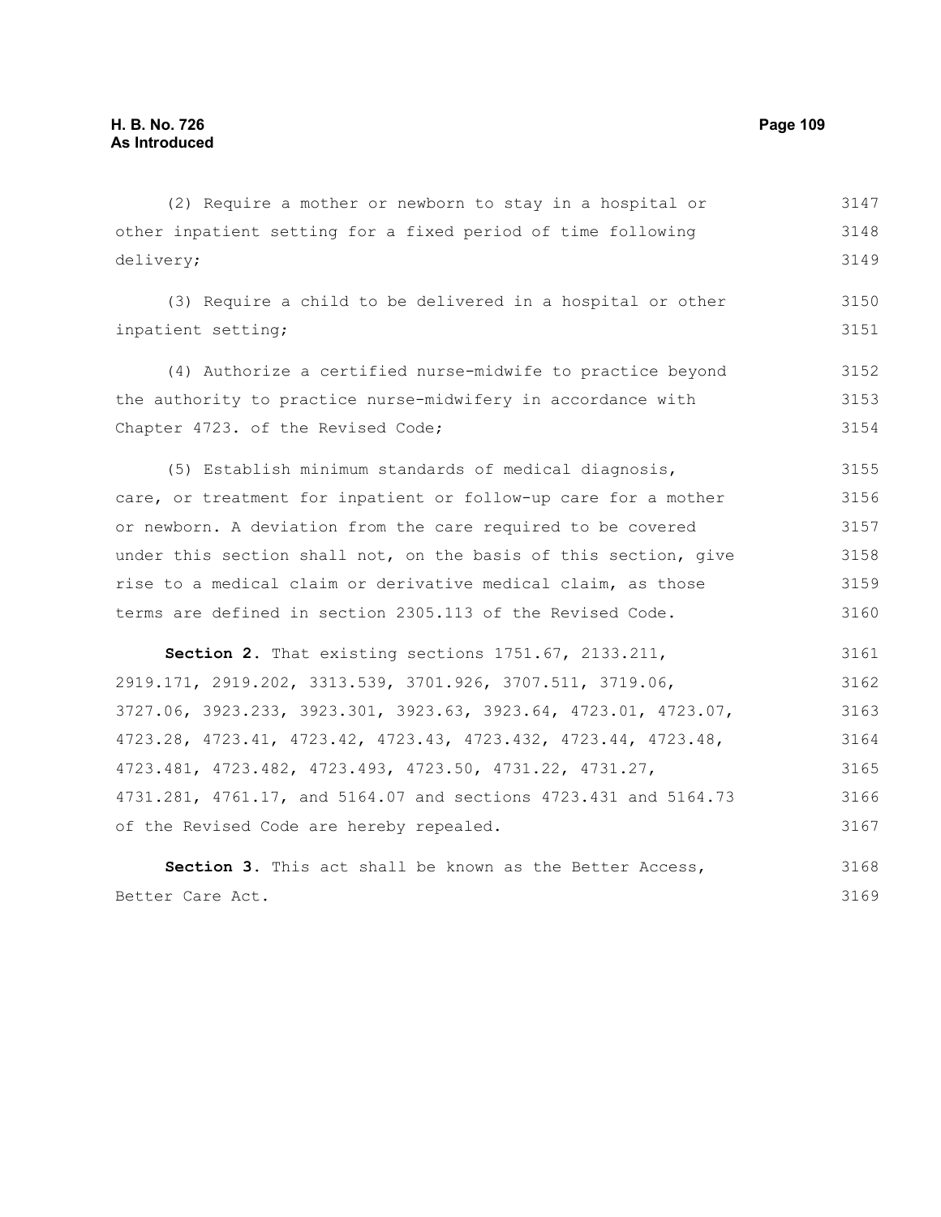(2) Require a mother or newborn to stay in a hospital or other inpatient setting for a fixed period of time following delivery;

(3) Require a child to be delivered in a hospital or other inpatient setting;

(4) Authorize a certified nurse-midwife to practice beyond the authority to practice nurse-midwifery in accordance with Chapter 4723. of the Revised Code;

(5) Establish minimum standards of medical diagnosis, care, or treatment for inpatient or follow-up care for a mother or newborn. A deviation from the care required to be covered under this section shall not, on the basis of this section, give rise to a medical claim or derivative medical claim, as those terms are defined in section 2305.113 of the Revised Code.

**Section 2.** That existing sections 1751.67, 2133.211, 2919.171, 2919.202, 3313.539, 3701.926, 3707.511, 3719.06, 3727.06, 3923.233, 3923.301, 3923.63, 3923.64, 4723.01, 4723.07, 4723.28, 4723.41, 4723.42, 4723.43, 4723.432, 4723.44, 4723.48, 4723.481, 4723.482, 4723.493, 4723.50, 4731.22, 4731.27, 4731.281, 4761.17, and 5164.07 and sections 4723.431 and 5164.73 of the Revised Code are hereby repealed.

**Section 3.** This act shall be known as the Better Access, Better Care Act.